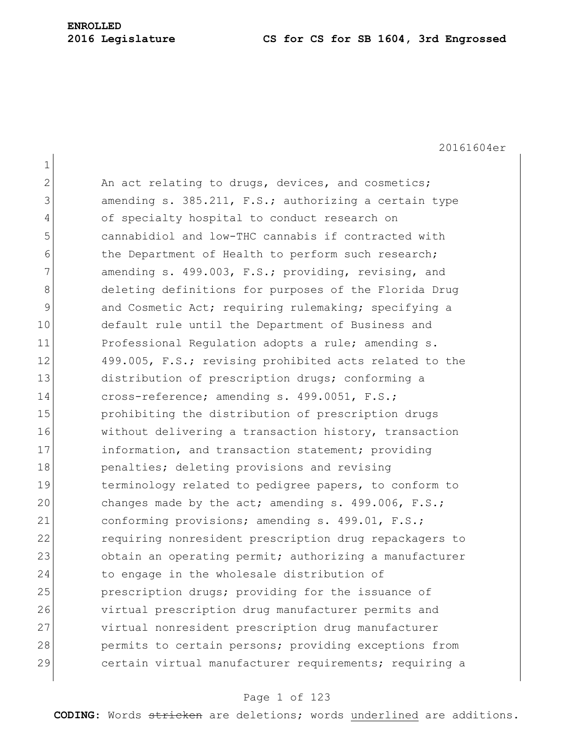**ENROLLED**

**2016 Legislature** **CS for CS for SB 1604, 3rd Engrossed**

20161604er

An act relating to drugs, devices, and cosmetics; amending s. 385.211, F.S.; authorizing a certain type of specialty hospital to conduct research on cannabidiol and low-THC cannabis if contracted with the Department of Health to perform such research; amending s. 499.003, F.S.; providing, revising, and deleting definitions for purposes of the Florida Drug and Cosmetic Act; requiring rulemaking; specifying a default rule until the Department of Business and Professional Regulation adopts a rule; amending s. 499.005, F.S.; revising prohibited acts related to the distribution of prescription drugs; conforming a cross-reference; amending s. 499.0051, F.S.; prohibiting the distribution of prescription drugs without delivering a transaction history, transaction information, and transaction statement; providing penalties; deleting provisions and revising terminology related to pedigree papers, to conform to changes made by the act; amending s. 499.006, F.S.; conforming provisions; amending s. 499.01, F.S.; requiring nonresident prescription drug repackagers to obtain an operating permit; authorizing a manufacturer to engage in the wholesale distribution of prescription drugs; providing for the issuance of virtual prescription drug manufacturer permits and virtual nonresident prescription drug manufacturer permits to certain persons; providing exceptions from certain virtual manufacturer requirements; requiring a

**CODING:** Words ~~stricken~~ are deletions; words underlined are additions.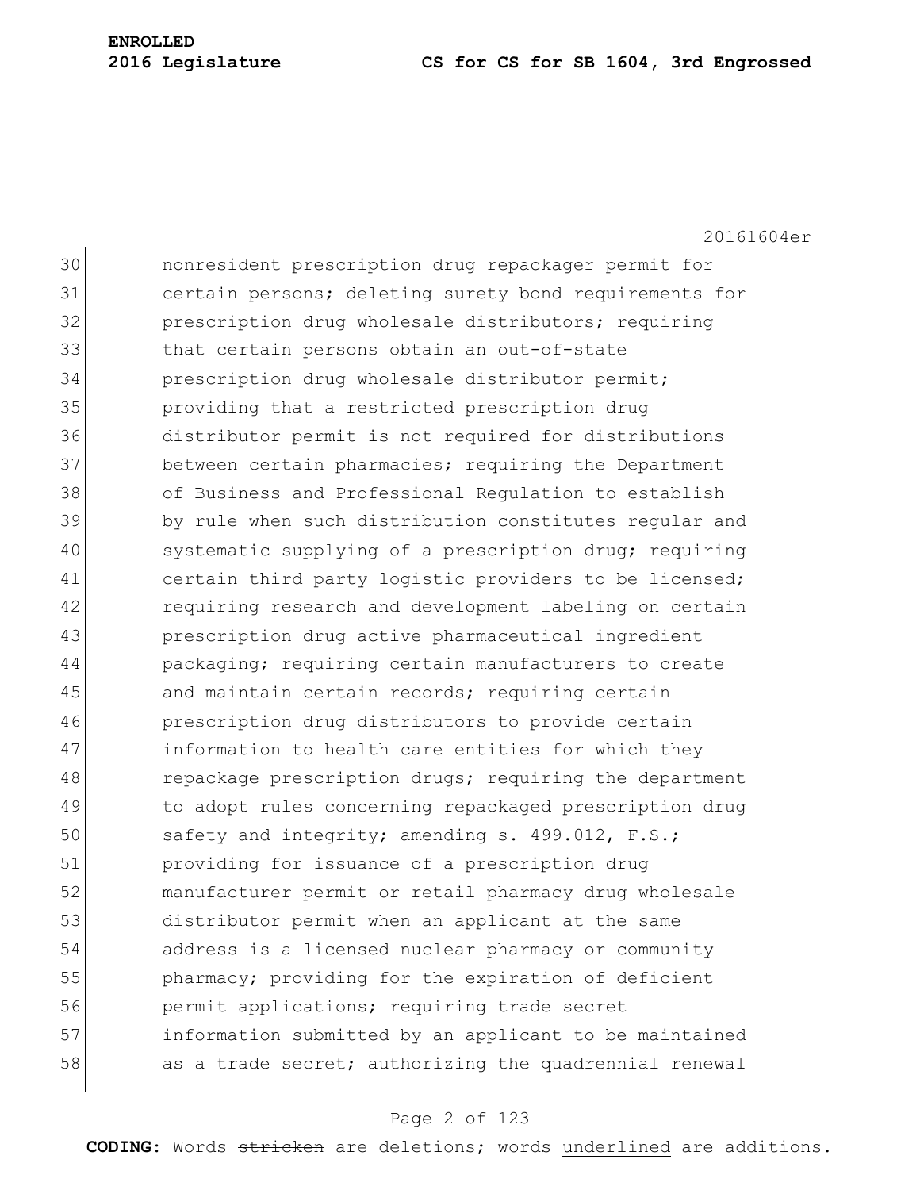nonresident prescription drug repackager permit for certain persons; deleting surety bond requirements for prescription drug wholesale distributors; requiring that certain persons obtain an out-of-state prescription drug wholesale distributor permit; providing that a restricted prescription drug distributor permit is not required for distributions between certain pharmacies; requiring the Department of Business and Professional Regulation to establish by rule when such distribution constitutes regular and systematic supplying of a prescription drug; requiring certain third party logistic providers to be licensed; requiring research and development labeling on certain prescription drug active pharmaceutical ingredient packaging; requiring certain manufacturers to create and maintain certain records; requiring certain prescription drug distributors to provide certain information to health care entities for which they repackage prescription drugs; requiring the department to adopt rules concerning repackaged prescription drug safety and integrity; amending s. 499.012, F.S.; providing for issuance of a prescription drug manufacturer permit or retail pharmacy drug wholesale distributor permit when an applicant at the same address is a licensed nuclear pharmacy or community pharmacy; providing for the expiration of deficient permit applications; requiring trade secret information submitted by an applicant to be maintained as a trade secret; authorizing the quadrennial renewal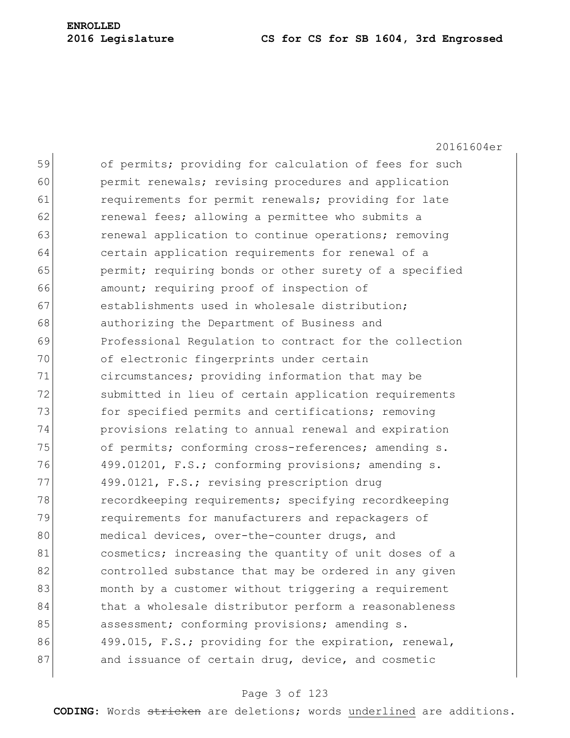of permits; providing for calculation of fees for such permit renewals; revising procedures and application requirements for permit renewals; providing for late renewal fees; allowing a permittee who submits a renewal application to continue operations; removing certain application requirements for renewal of a permit; requiring bonds or other surety of a specified amount; requiring proof of inspection of establishments used in wholesale distribution; authorizing the Department of Business and Professional Regulation to contract for the collection of electronic fingerprints under certain circumstances; providing information that may be submitted in lieu of certain application requirements for specified permits and certifications; removing provisions relating to annual renewal and expiration of permits; conforming cross-references; amending s. 499.01201, F.S.; conforming provisions; amending s. 499.0121, F.S.; revising prescription drug recordkeeping requirements; specifying recordkeeping requirements for manufacturers and repackagers of medical devices, over-the-counter drugs, and cosmetics; increasing the quantity of unit doses of a controlled substance that may be ordered in any given month by a customer without triggering a requirement that a wholesale distributor perform a reasonableness assessment; conforming provisions; amending s. 499.015, F.S.; providing for the expiration, renewal, and issuance of certain drug, device, and cosmetic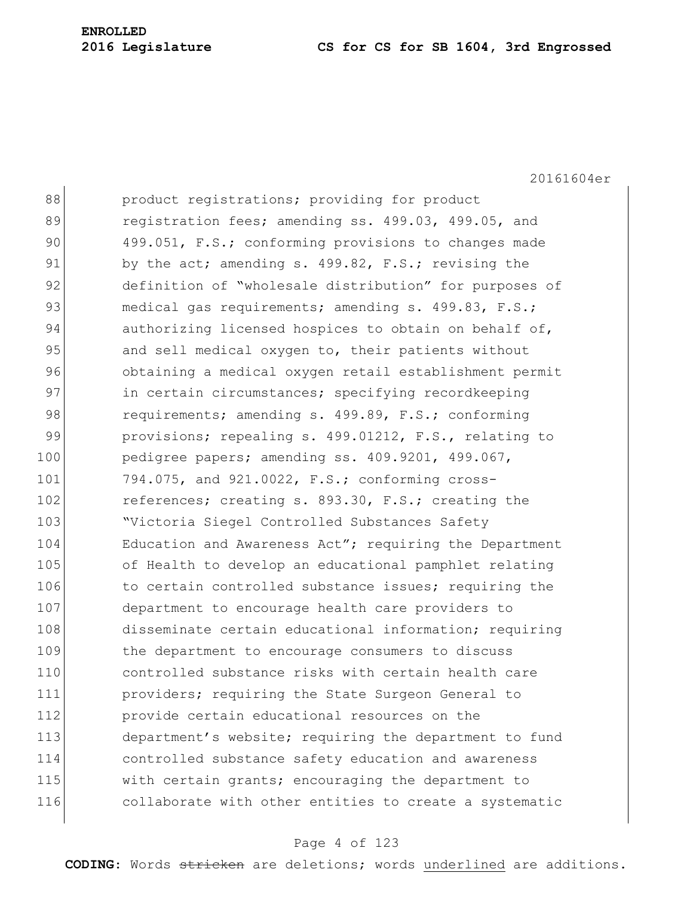88 product registrations; providing for product
89 registration fees; amending ss. 499.03, 499.05, and
90 499.051, F.S.; conforming provisions to changes made
91 by the act; amending s. 499.82, F.S.; revising the
92 definition of "wholesale distribution" for purposes of
93 medical gas requirements; amending s. 499.83, F.S.;
94 authorizing licensed hospices to obtain on behalf of,
95 and sell medical oxygen to, their patients without
96 obtaining a medical oxygen retail establishment permit
97 in certain circumstances; specifying recordkeeping
98 requirements; amending s. 499.89, F.S.; conforming
99 provisions; repealing s. 499.01212, F.S., relating to
100 pedigree papers; amending ss. 409.9201, 499.067,
101 794.075, and 921.0022, F.S.; conforming cross-
102 references; creating s. 893.30, F.S.; creating the
103 "Victoria Siegel Controlled Substances Safety
104 Education and Awareness Act"; requiring the Department
105 of Health to develop an educational pamphlet relating
106 to certain controlled substance issues; requiring the
107 department to encourage health care providers to
108 disseminate certain educational information; requiring
109 the department to encourage consumers to discuss
110 controlled substance risks with certain health care
111 providers; requiring the State Surgeon General to
112 provide certain educational resources on the
113 department's website; requiring the department to fund
114 controlled substance safety education and awareness
115 with certain grants; encouraging the department to
116 collaborate with other entities to create a systematic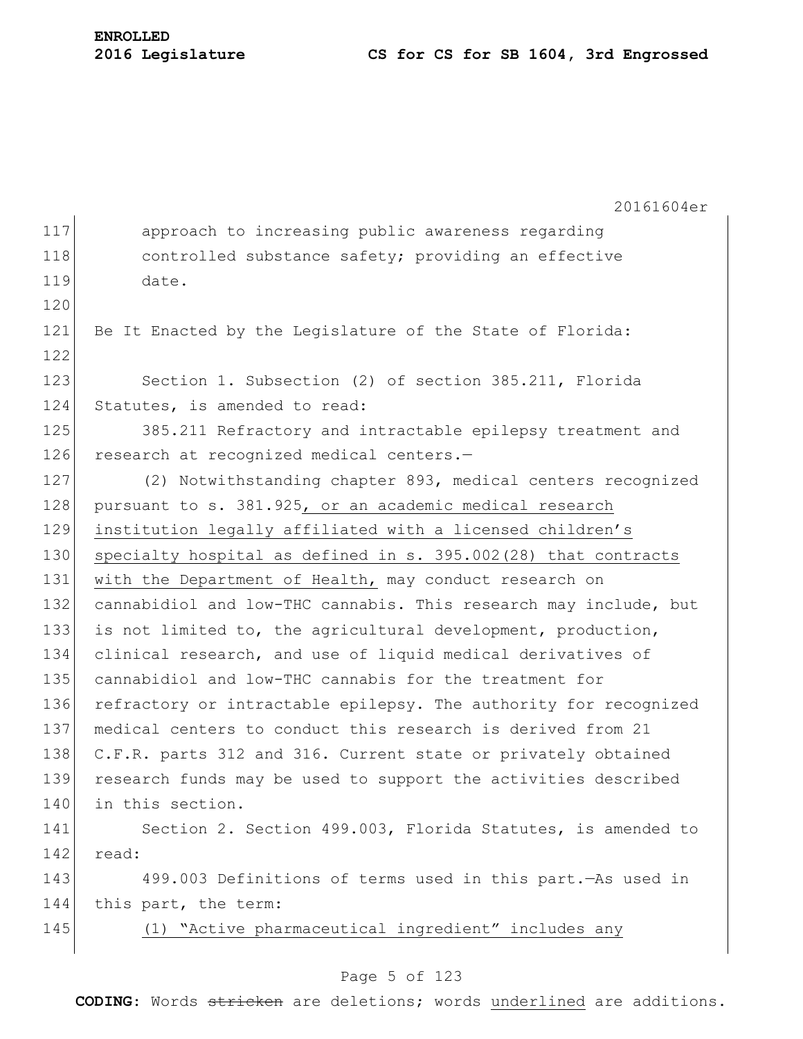approach to increasing public awareness regarding controlled substance safety; providing an effective date.

Be It Enacted by the Legislature of the State of Florida:

Section 1. Subsection (2) of section 385.211, Florida Statutes, is amended to read:

385.211 Refractory and intractable epilepsy treatment and research at recognized medical centers.—

(2) Notwithstanding chapter 893, medical centers recognized pursuant to s. 381.925, <u>or an academic medical research institution legally affiliated with a licensed children's specialty hospital as defined in s. 395.002(28) that contracts with the Department of Health,</u> may conduct research on cannabidiol and low-THC cannabis. This research may include, but is not limited to, the agricultural development, production, clinical research, and use of liquid medical derivatives of cannabidiol and low-THC cannabis for the treatment for refractory or intractable epilepsy. The authority for recognized medical centers to conduct this research is derived from 21 C.F.R. parts 312 and 316. Current state or privately obtained research funds may be used to support the activities described in this section.

Section 2. Section 499.003, Florida Statutes, is amended to read:

499.003 Definitions of terms used in this part.—As used in this part, the term:

<u>(1) "Active pharmaceutical ingredient" includes any</u>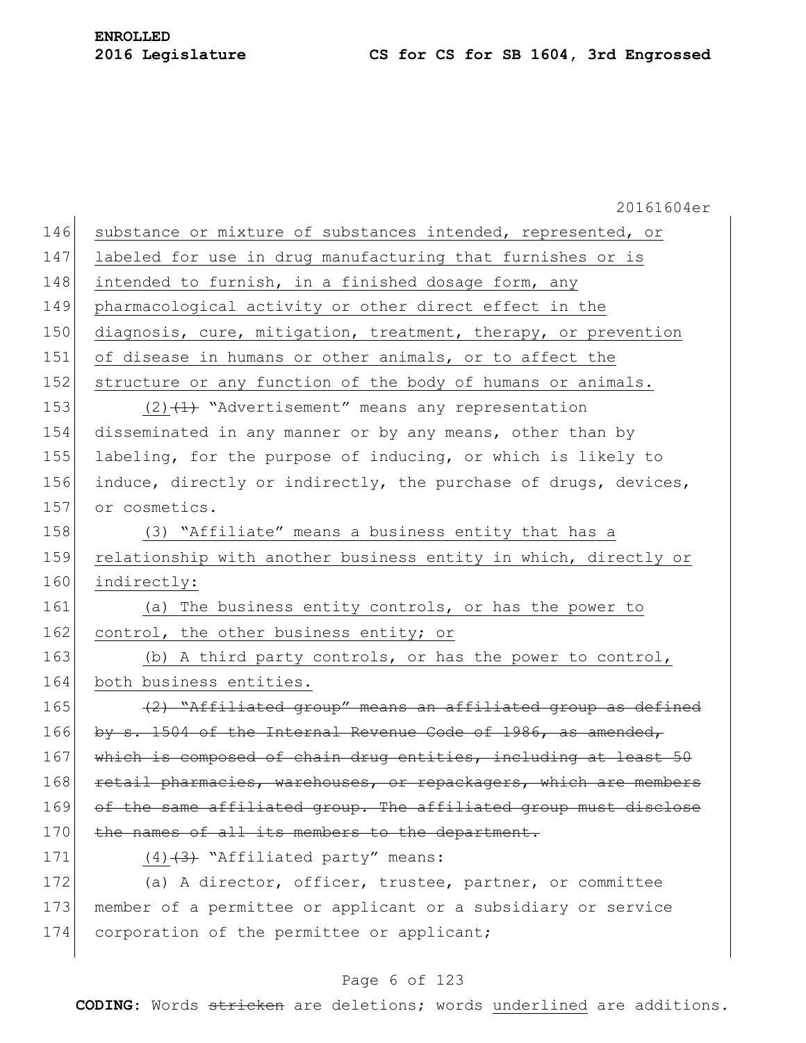146 substance or mixture of substances intended, represented, or
147 labeled for use in drug manufacturing that furnishes or is
148 intended to furnish, in a finished dosage form, any
149 pharmacological activity or other direct effect in the
150 diagnosis, cure, mitigation, treatment, therapy, or prevention
151 of disease in humans or other animals, or to affect the
152 structure or any function of the body of humans or animals.

153 (2) ~~(1)~~ "Advertisement" means any representation
154 disseminated in any manner or by any means, other than by
155 labeling, for the purpose of inducing, or which is likely to
156 induce, directly or indirectly, the purchase of drugs, devices,
157 or cosmetics.

158 (3) "Affiliate" means a business entity that has a
159 relationship with another business entity in which, directly or
160 indirectly:

161 (a) The business entity controls, or has the power to
162 control, the other business entity; or

163 (b) A third party controls, or has the power to control,
164 both business entities.

165 ~~(2) "Affiliated group" means an affiliated group as defined~~
166 ~~by s. 1504 of the Internal Revenue Code of 1986, as amended,~~
167 ~~which is composed of chain drug entities, including at least 50~~
168 ~~retail pharmacies, warehouses, or repackagers, which are members~~
169 ~~of the same affiliated group. The affiliated group must disclose~~
170 ~~the names of all its members to the department.~~

171 (4) ~~(3)~~ "Affiliated party" means:

172 (a) A director, officer, trustee, partner, or committee
173 member of a permittee or applicant or a subsidiary or service
174 corporation of the permittee or applicant;

**CODING:** Words ~~stricken~~ are deletions; words underlined are additions.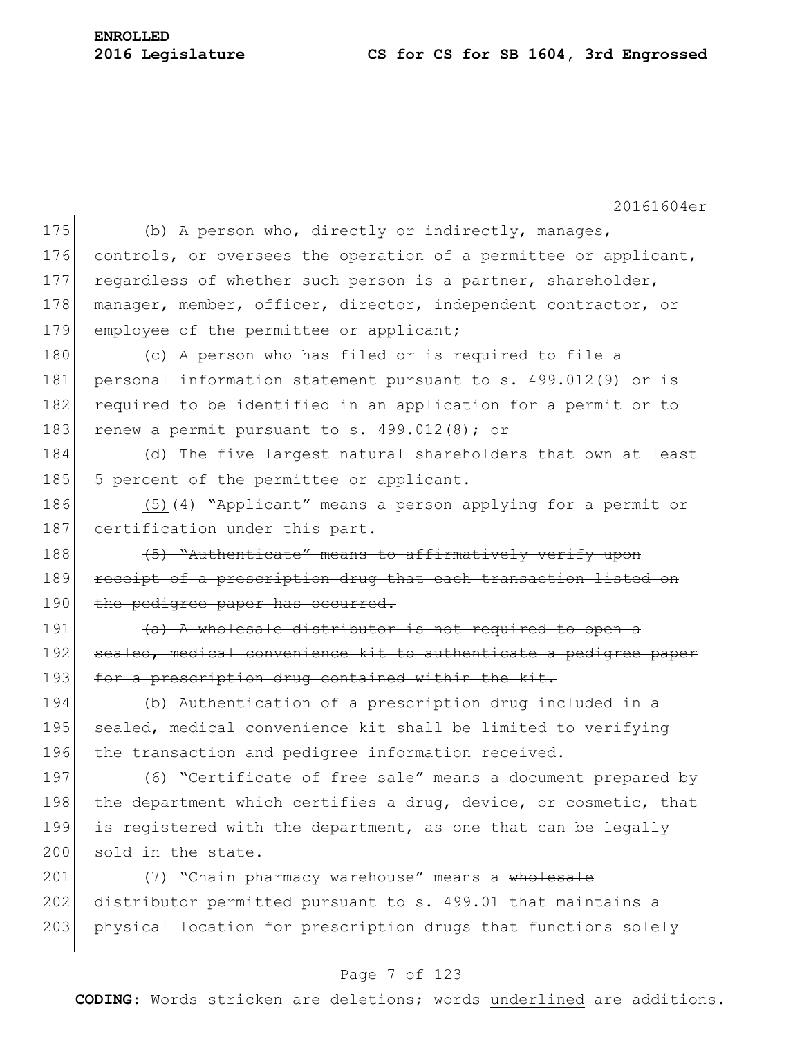(b) A person who, directly or indirectly, manages, controls, or oversees the operation of a permittee or applicant, regardless of whether such person is a partner, shareholder, manager, member, officer, director, independent contractor, or employee of the permittee or applicant;

(c) A person who has filed or is required to file a personal information statement pursuant to s. 499.012(9) or is required to be identified in an application for a permit or to renew a permit pursuant to s. 499.012(8); or

(d) The five largest natural shareholders that own at least 5 percent of the permittee or applicant.

<u>(5)</u>~~(4)~~ "Applicant" means a person applying for a permit or certification under this part.

~~(5) "Authenticate" means to affirmatively verify upon receipt of a prescription drug that each transaction listed on the pedigree paper has occurred.~~

~~(a) A wholesale distributor is not required to open a sealed, medical convenience kit to authenticate a pedigree paper for a prescription drug contained within the kit.~~

~~(b) Authentication of a prescription drug included in a sealed, medical convenience kit shall be limited to verifying the transaction and pedigree information received.~~

(6) "Certificate of free sale" means a document prepared by the department which certifies a drug, device, or cosmetic, that is registered with the department, as one that can be legally sold in the state.

(7) "Chain pharmacy warehouse" means a ~~wholesale~~ distributor permitted pursuant to s. 499.01 that maintains a physical location for prescription drugs that functions solely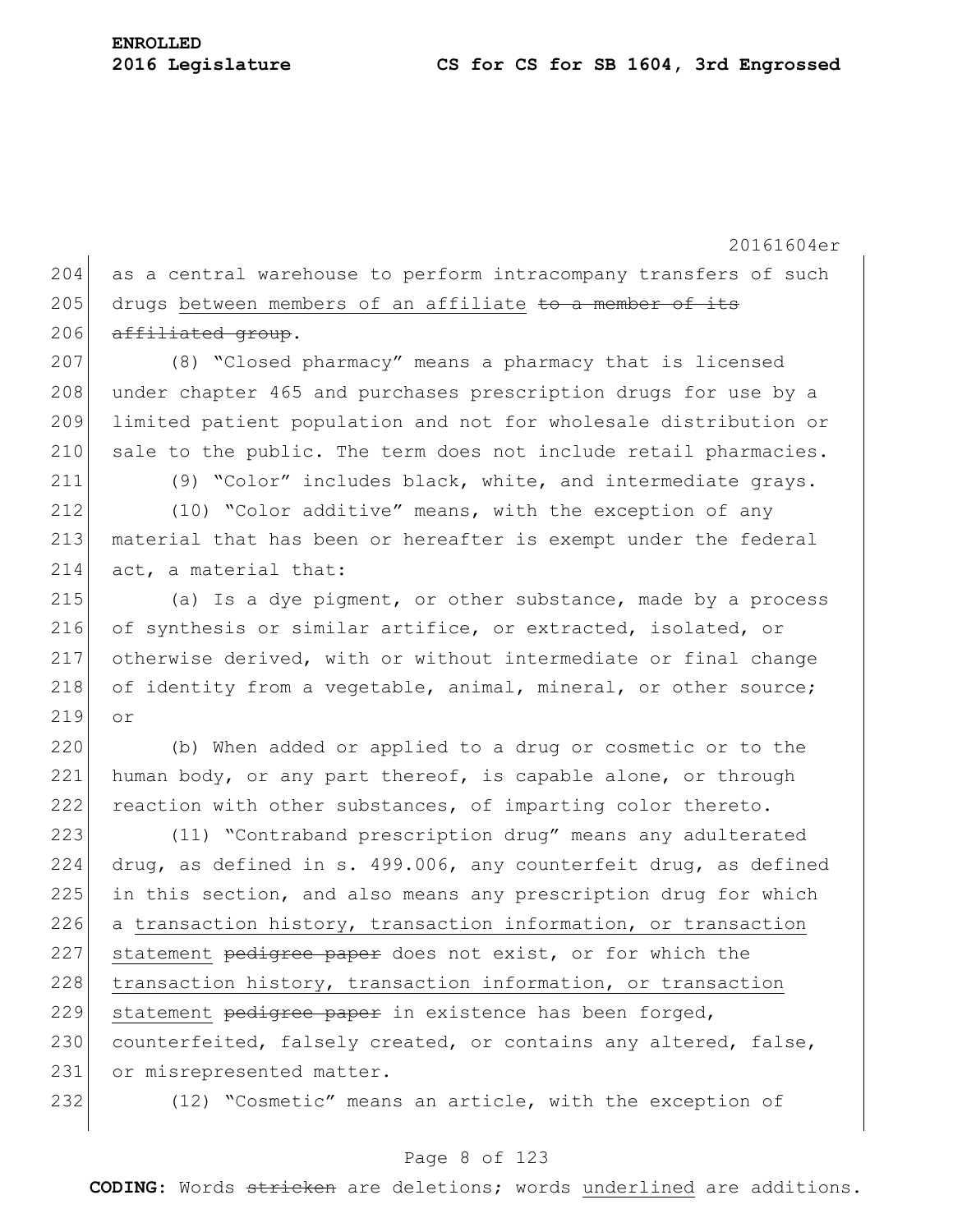as a central warehouse to perform intracompany transfers of such drugs <u>between members of an affiliate</u> ~~to a member of its affiliated group~~.

(8) "Closed pharmacy" means a pharmacy that is licensed under chapter 465 and purchases prescription drugs for use by a limited patient population and not for wholesale distribution or sale to the public. The term does not include retail pharmacies.

(9) "Color" includes black, white, and intermediate grays.

(10) "Color additive" means, with the exception of any material that has been or hereafter is exempt under the federal act, a material that:

(a) Is a dye pigment, or other substance, made by a process of synthesis or similar artifice, or extracted, isolated, or otherwise derived, with or without intermediate or final change of identity from a vegetable, animal, mineral, or other source; or

(b) When added or applied to a drug or cosmetic or to the human body, or any part thereof, is capable alone, or through reaction with other substances, of imparting color thereto.

(11) "Contraband prescription drug" means any adulterated drug, as defined in s. 499.006, any counterfeit drug, as defined in this section, and also means any prescription drug for which a <u>transaction history, transaction information, or transaction statement</u> ~~pedigree paper~~ does not exist, or for which the <u>transaction history, transaction information, or transaction statement</u> ~~pedigree paper~~ in existence has been forged, counterfeited, falsely created, or contains any altered, false, or misrepresented matter.

(12) "Cosmetic" means an article, with the exception of

**CODING:** Words ~~stricken~~ are deletions; words <u>underlined</u> are additions.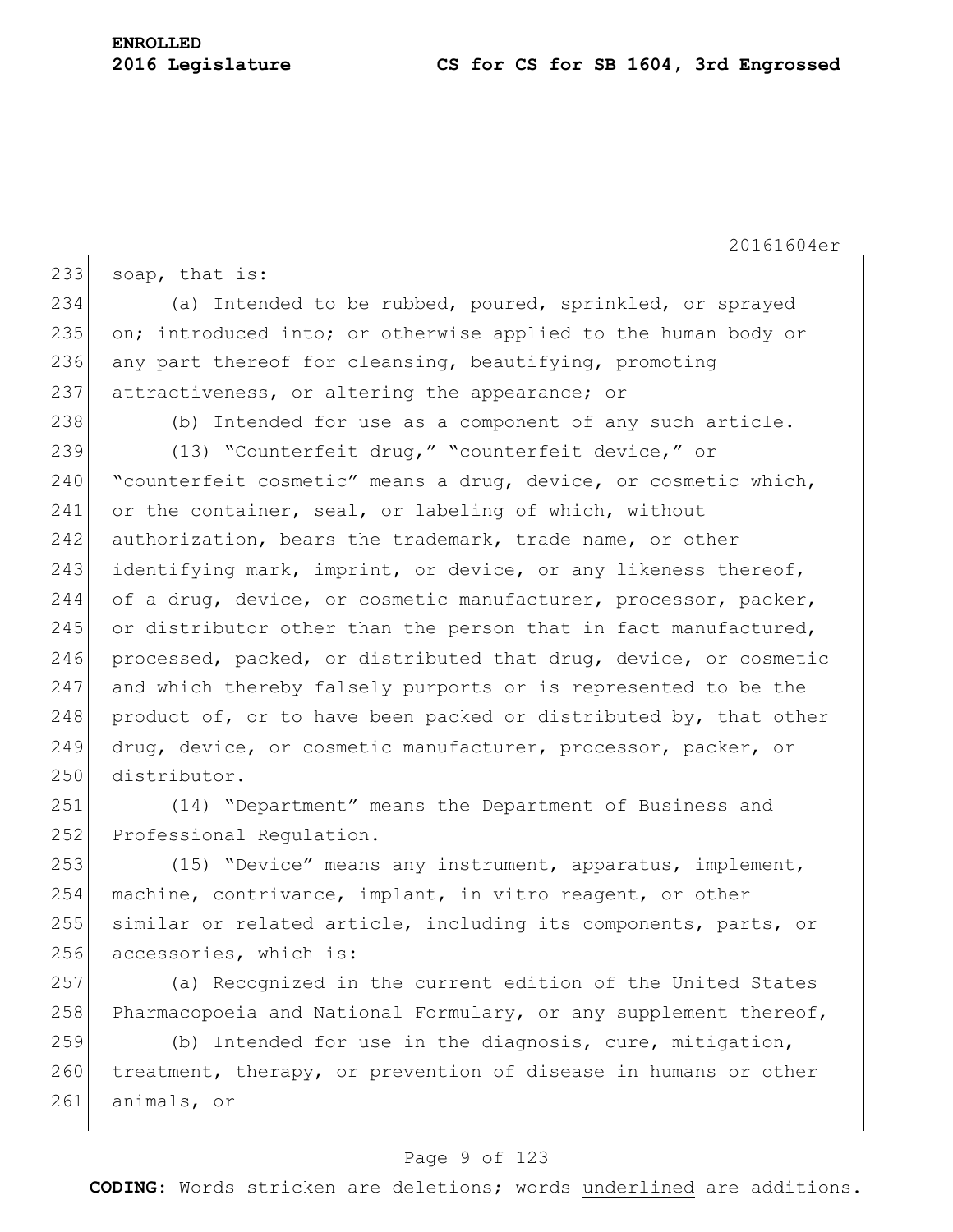soap, that is:

(a) Intended to be rubbed, poured, sprinkled, or sprayed on; introduced into; or otherwise applied to the human body or any part thereof for cleansing, beautifying, promoting attractiveness, or altering the appearance; or

(b) Intended for use as a component of any such article.

(13) "Counterfeit drug," "counterfeit device," or "counterfeit cosmetic" means a drug, device, or cosmetic which, or the container, seal, or labeling of which, without authorization, bears the trademark, trade name, or other identifying mark, imprint, or device, or any likeness thereof, of a drug, device, or cosmetic manufacturer, processor, packer, or distributor other than the person that in fact manufactured, processed, packed, or distributed that drug, device, or cosmetic and which thereby falsely purports or is represented to be the product of, or to have been packed or distributed by, that other drug, device, or cosmetic manufacturer, processor, packer, or distributor.

(14) "Department" means the Department of Business and Professional Regulation.

(15) "Device" means any instrument, apparatus, implement, machine, contrivance, implant, in vitro reagent, or other similar or related article, including its components, parts, or accessories, which is:

(a) Recognized in the current edition of the United States Pharmacopoeia and National Formulary, or any supplement thereof,

(b) Intended for use in the diagnosis, cure, mitigation, treatment, therapy, or prevention of disease in humans or other animals, or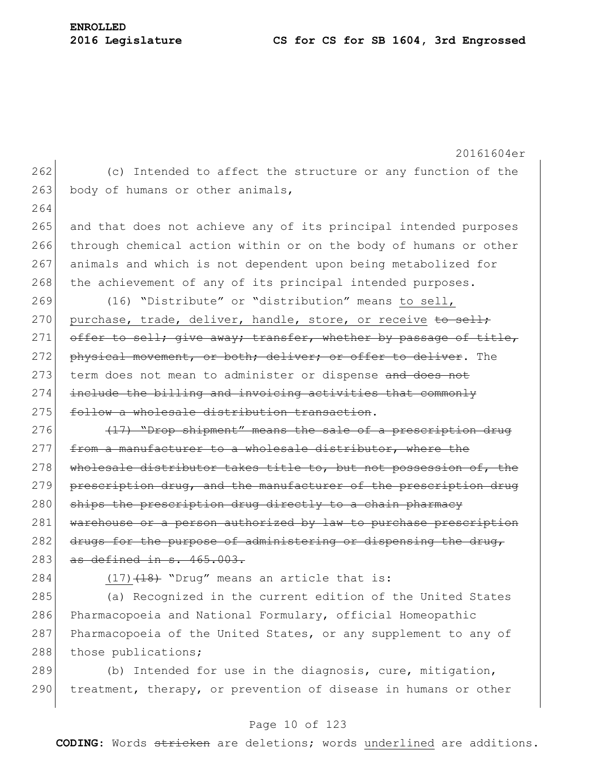(c) Intended to affect the structure or any function of the body of humans or other animals,

and that does not achieve any of its principal intended purposes through chemical action within or on the body of humans or other animals and which is not dependent upon being metabolized for the achievement of any of its principal intended purposes.

(16) "Distribute" or "distribution" means <u>to sell, purchase, trade, deliver, handle, store, or receive</u> ~~to sell; offer to sell; give away; transfer, whether by passage of title, physical movement, or both; deliver; or offer to deliver~~. The term does not mean to administer or dispense ~~and does not include the billing and invoicing activities that commonly follow a wholesale distribution transaction~~.

~~(17) "Drop shipment" means the sale of a prescription drug from a manufacturer to a wholesale distributor, where the wholesale distributor takes title to, but not possession of, the prescription drug, and the manufacturer of the prescription drug ships the prescription drug directly to a chain pharmacy warehouse or a person authorized by law to purchase prescription drugs for the purpose of administering or dispensing the drug, as defined in s. 465.003.~~

<u>(17)</u>~~(18)~~ "Drug" means an article that is:

(a) Recognized in the current edition of the United States Pharmacopoeia and National Formulary, official Homeopathic Pharmacopoeia of the United States, or any supplement to any of those publications;

(b) Intended for use in the diagnosis, cure, mitigation, treatment, therapy, or prevention of disease in humans or other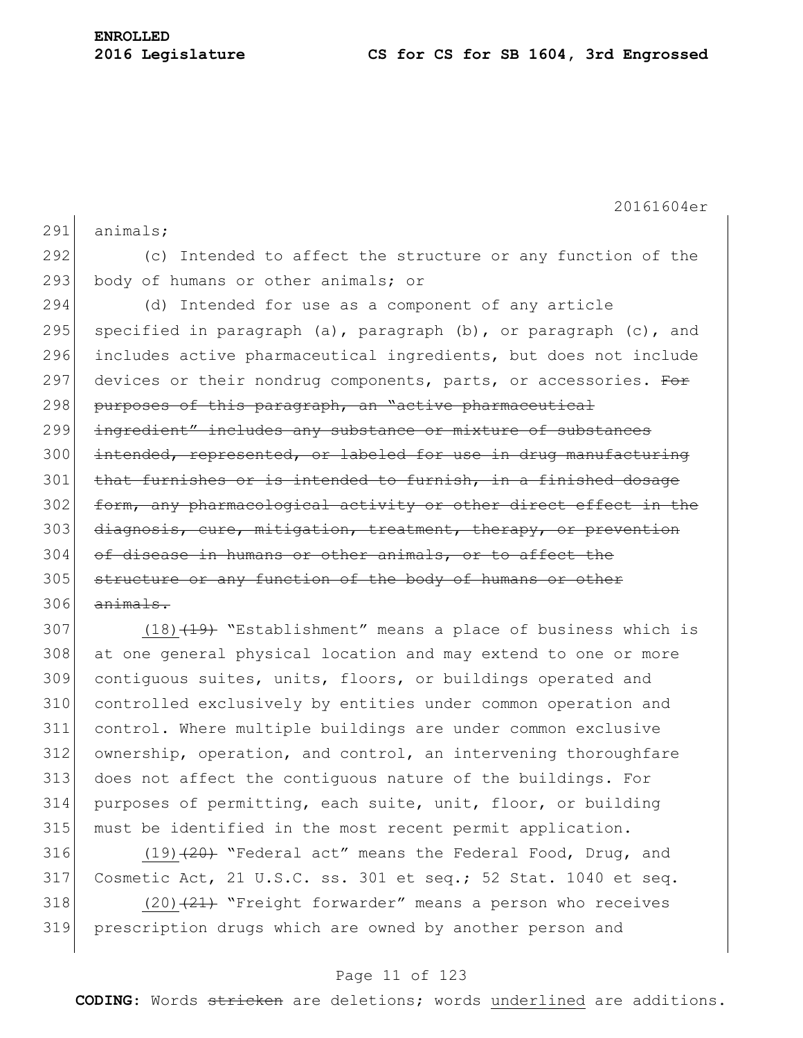291 animals;

292 (c) Intended to affect the structure or any function of the
293 body of humans or other animals; or

294 (d) Intended for use as a component of any article
295 specified in paragraph (a), paragraph (b), or paragraph (c), and
296 includes active pharmaceutical ingredients, but does not include
297 devices or their nondrug components, parts, or accessories. ~~For~~
298 ~~purposes of this paragraph, an "active pharmaceutical~~
299 ~~ingredient" includes any substance or mixture of substances~~
300 ~~intended, represented, or labeled for use in drug manufacturing~~
301 ~~that furnishes or is intended to furnish, in a finished dosage~~
302 ~~form, any pharmacological activity or other direct effect in the~~
303 ~~diagnosis, cure, mitigation, treatment, therapy, or prevention~~
304 ~~of disease in humans or other animals, or to affect the~~
305 ~~structure or any function of the body of humans or other~~
306 ~~animals.~~

307 <u>(18)</u>~~(19)~~ "Establishment" means a place of business which is
308 at one general physical location and may extend to one or more
309 contiguous suites, units, floors, or buildings operated and
310 controlled exclusively by entities under common operation and
311 control. Where multiple buildings are under common exclusive
312 ownership, operation, and control, an intervening thoroughfare
313 does not affect the contiguous nature of the buildings. For
314 purposes of permitting, each suite, unit, floor, or building
315 must be identified in the most recent permit application.

316 <u>(19)</u>~~(20)~~ "Federal act" means the Federal Food, Drug, and
317 Cosmetic Act, 21 U.S.C. ss. 301 et seq.; 52 Stat. 1040 et seq.

318 <u>(20)</u>~~(21)~~ "Freight forwarder" means a person who receives
319 prescription drugs which are owned by another person and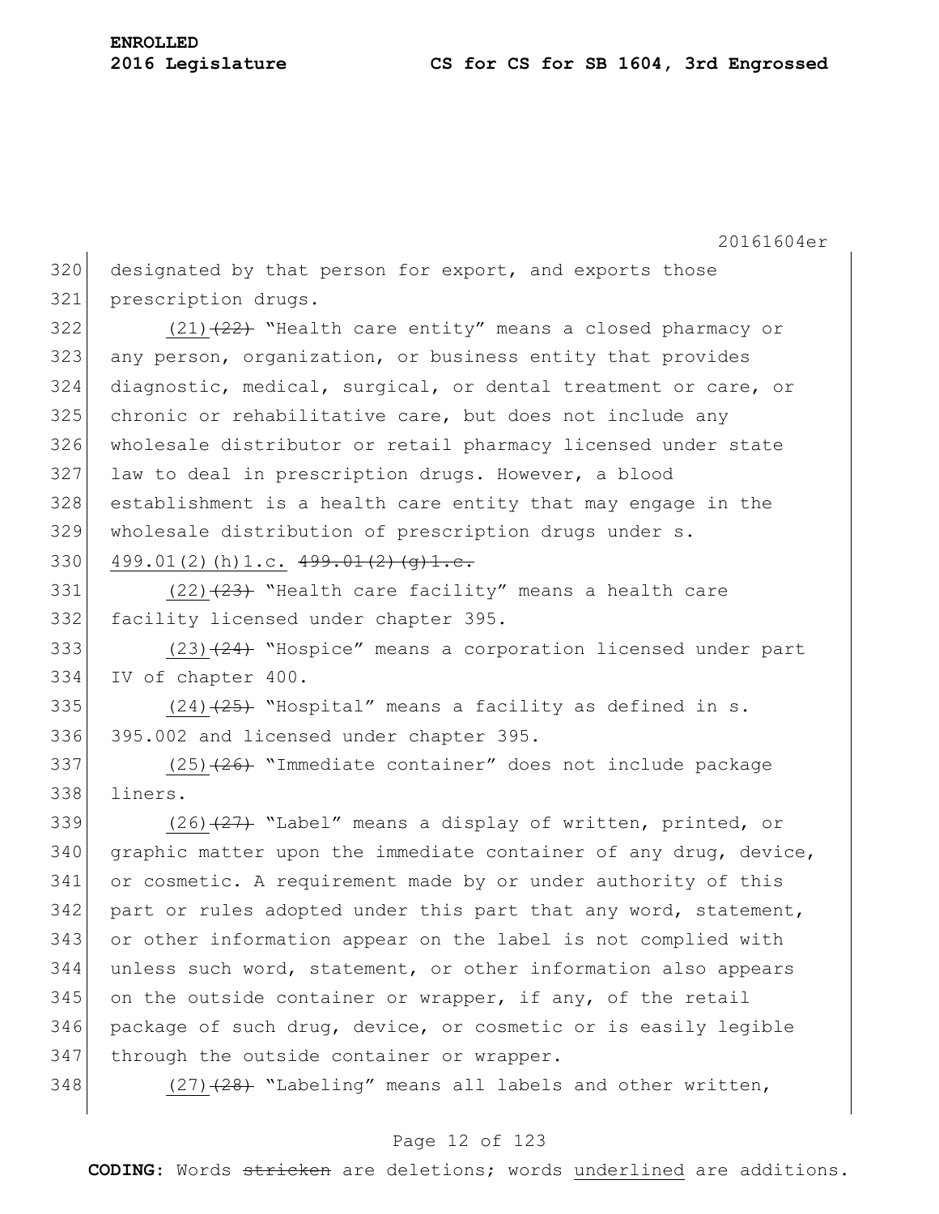designated by that person for export, and exports those prescription drugs.

(21)~~(22)~~ "Health care entity" means a closed pharmacy or any person, organization, or business entity that provides diagnostic, medical, surgical, or dental treatment or care, or chronic or rehabilitative care, but does not include any wholesale distributor or retail pharmacy licensed under state law to deal in prescription drugs. However, a blood establishment is a health care entity that may engage in the wholesale distribution of prescription drugs under s. 499.01(2)(h)1.c. ~~499.01(2)(g)1.c.~~

(22)~~(23)~~ "Health care facility" means a health care facility licensed under chapter 395.

(23)~~(24)~~ "Hospice" means a corporation licensed under part IV of chapter 400.

(24)~~(25)~~ "Hospital" means a facility as defined in s. 395.002 and licensed under chapter 395.

(25)~~(26)~~ "Immediate container" does not include package liners.

(26)~~(27)~~ "Label" means a display of written, printed, or graphic matter upon the immediate container of any drug, device, or cosmetic. A requirement made by or under authority of this part or rules adopted under this part that any word, statement, or other information appear on the label is not complied with unless such word, statement, or other information also appears on the outside container or wrapper, if any, of the retail package of such drug, device, or cosmetic or is easily legible through the outside container or wrapper.

(27)~~(28)~~ "Labeling" means all labels and other written,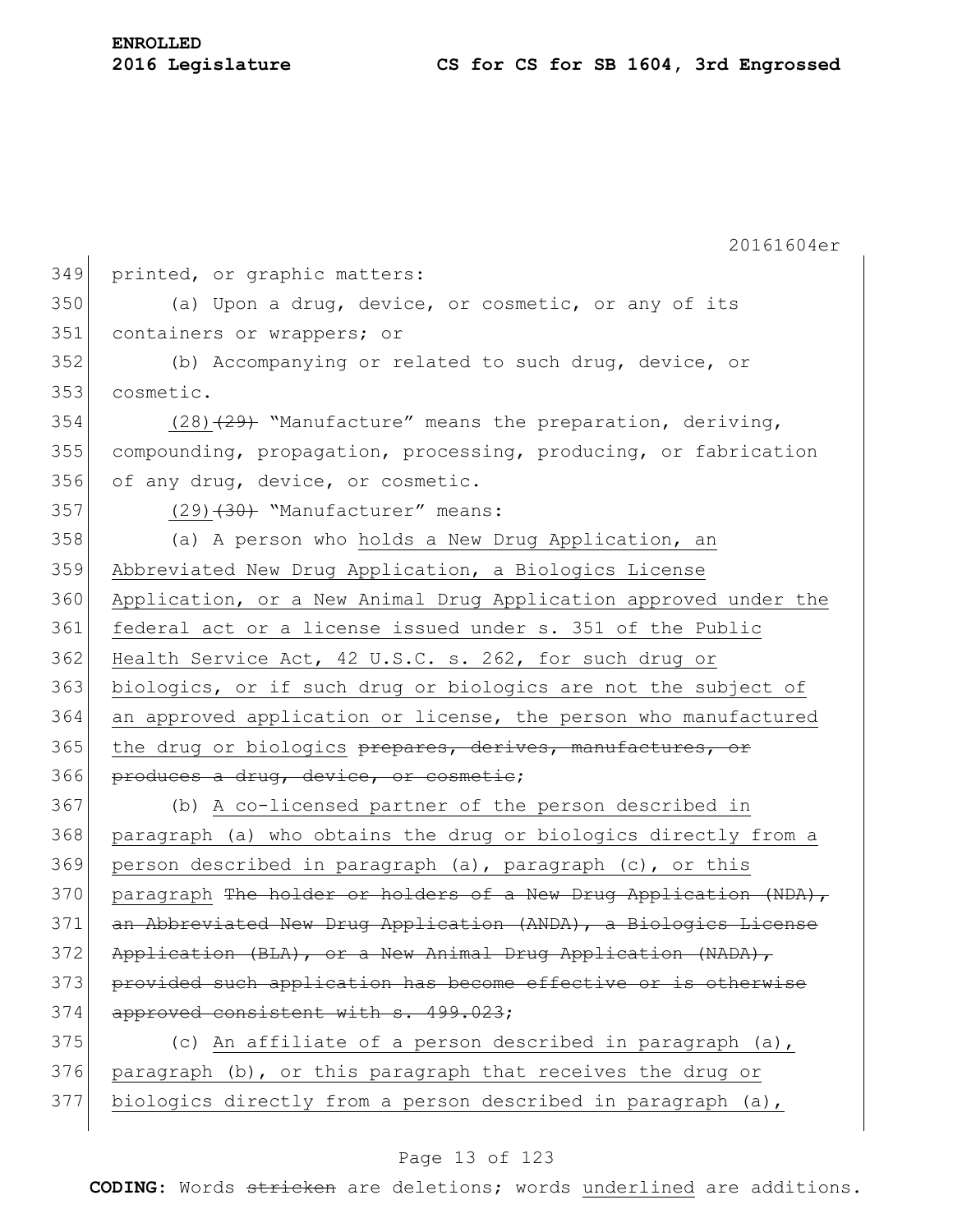printed, or graphic matters:

(a) Upon a drug, device, or cosmetic, or any of its containers or wrappers; or

(b) Accompanying or related to such drug, device, or cosmetic.

<u>(28)</u>~~(29)~~ "Manufacture" means the preparation, deriving, compounding, propagation, processing, producing, or fabrication of any drug, device, or cosmetic.

<u>(29)</u>~~(30)~~ "Manufacturer" means:

(a) A person who <u>holds a New Drug Application, an Abbreviated New Drug Application, a Biologics License Application, or a New Animal Drug Application approved under the federal act or a license issued under s. 351 of the Public Health Service Act, 42 U.S.C. s. 262, for such drug or biologics, or if such drug or biologics are not the subject of an approved application or license, the person who manufactured the drug or biologics</u> ~~prepares, derives, manufactures, or produces a drug, device, or cosmetic~~;

(b) <u>A co-licensed partner of the person described in paragraph (a) who obtains the drug or biologics directly from a person described in paragraph (a), paragraph (c), or this paragraph</u> ~~The holder or holders of a New Drug Application (NDA), an Abbreviated New Drug Application (ANDA), a Biologics License Application (BLA), or a New Animal Drug Application (NADA), provided such application has become effective or is otherwise approved consistent with s. 499.023~~;

(c) <u>An affiliate of a person described in paragraph (a), paragraph (b), or this paragraph that receives the drug or biologics directly from a person described in paragraph (a),</u>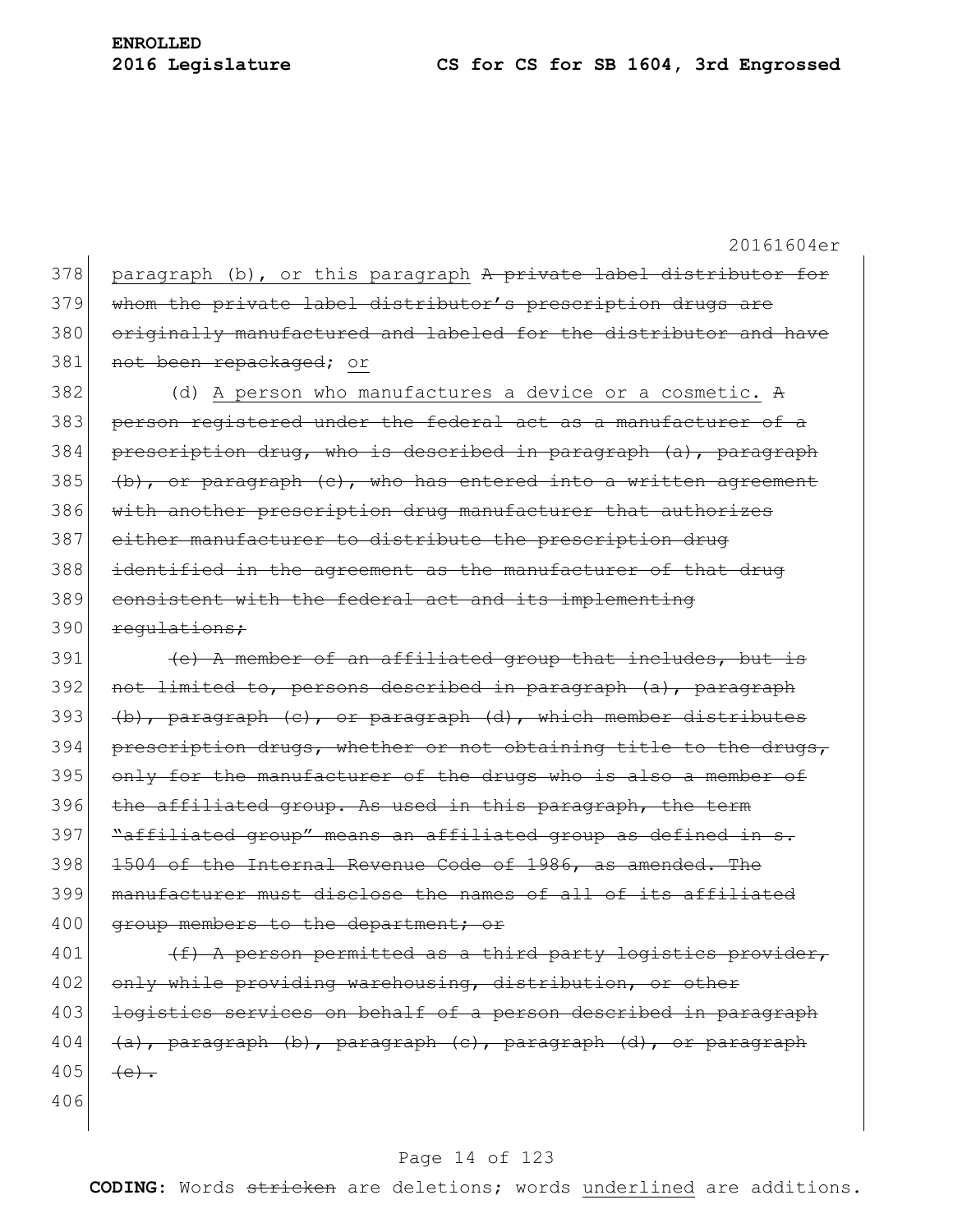<u>paragraph (b), or this paragraph</u> ~~A private label distributor for whom the private label distributor's prescription drugs are originally manufactured and labeled for the distributor and have not been repackaged~~; <u>or</u>

(d) <u>A person who manufactures a device or a cosmetic.</u> ~~A person registered under the federal act as a manufacturer of a prescription drug, who is described in paragraph (a), paragraph (b), or paragraph (c), who has entered into a written agreement with another prescription drug manufacturer that authorizes either manufacturer to distribute the prescription drug identified in the agreement as the manufacturer of that drug consistent with the federal act and its implementing regulations;~~

~~(e) A member of an affiliated group that includes, but is not limited to, persons described in paragraph (a), paragraph (b), paragraph (c), or paragraph (d), which member distributes prescription drugs, whether or not obtaining title to the drugs, only for the manufacturer of the drugs who is also a member of the affiliated group. As used in this paragraph, the term "affiliated group" means an affiliated group as defined in s. 1504 of the Internal Revenue Code of 1986, as amended. The manufacturer must disclose the names of all of its affiliated group members to the department; or~~

~~(f) A person permitted as a third party logistics provider, only while providing warehousing, distribution, or other logistics services on behalf of a person described in paragraph (a), paragraph (b), paragraph (c), paragraph (d), or paragraph (e).~~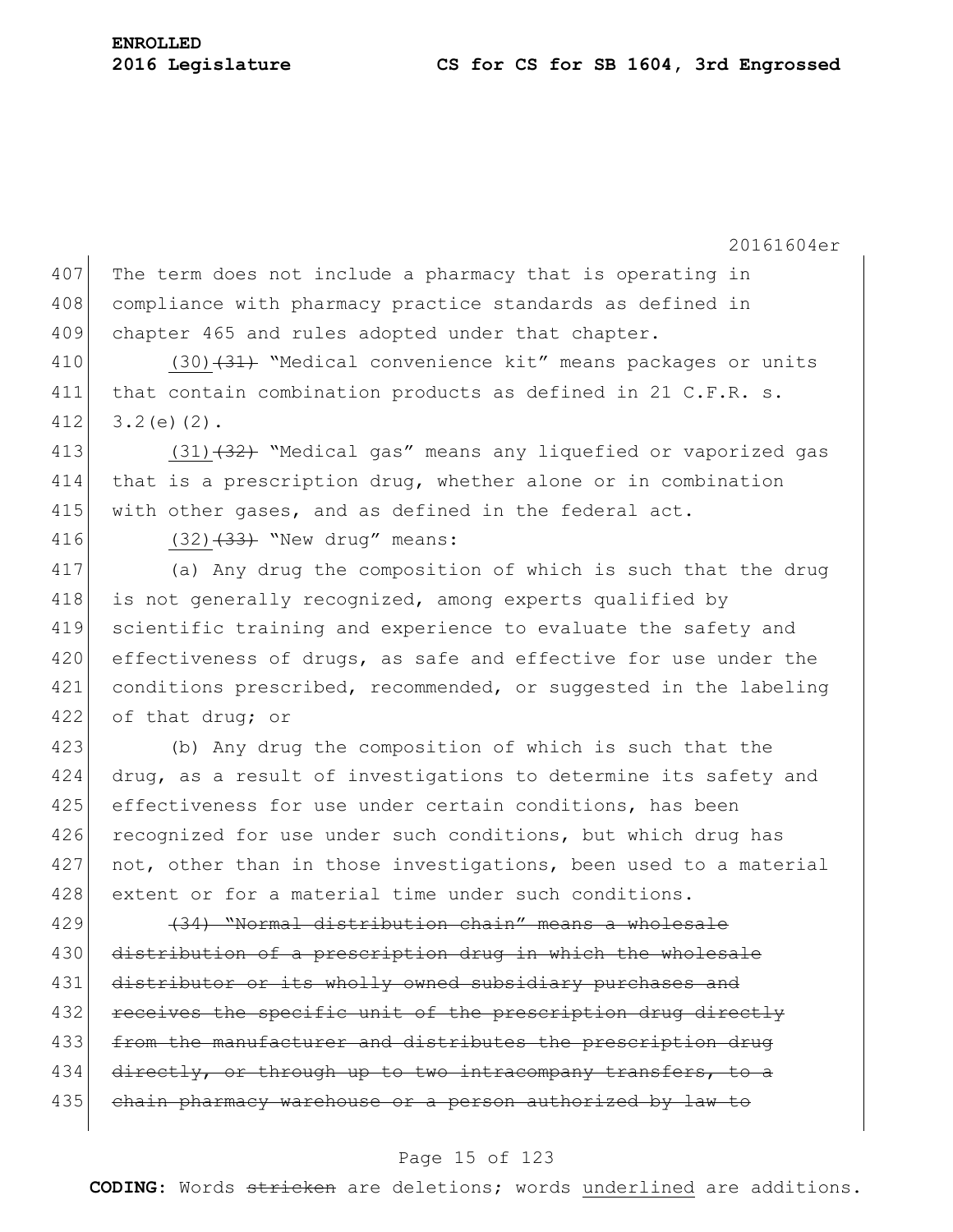The term does not include a pharmacy that is operating in compliance with pharmacy practice standards as defined in chapter 465 and rules adopted under that chapter.

<u>(30)</u>~~(31)~~ "Medical convenience kit" means packages or units that contain combination products as defined in 21 C.F.R. s. 3.2(e)(2).

<u>(31)</u>~~(32)~~ "Medical gas" means any liquefied or vaporized gas that is a prescription drug, whether alone or in combination with other gases, and as defined in the federal act.

<u>(32)</u>~~(33)~~ "New drug" means:

(a) Any drug the composition of which is such that the drug is not generally recognized, among experts qualified by scientific training and experience to evaluate the safety and effectiveness of drugs, as safe and effective for use under the conditions prescribed, recommended, or suggested in the labeling of that drug; or

(b) Any drug the composition of which is such that the drug, as a result of investigations to determine its safety and effectiveness for use under certain conditions, has been recognized for use under such conditions, but which drug has not, other than in those investigations, been used to a material extent or for a material time under such conditions.

~~(34) "Normal distribution chain" means a wholesale distribution of a prescription drug in which the wholesale distributor or its wholly owned subsidiary purchases and receives the specific unit of the prescription drug directly from the manufacturer and distributes the prescription drug directly, or through up to two intracompany transfers, to a chain pharmacy warehouse or a person authorized by law to~~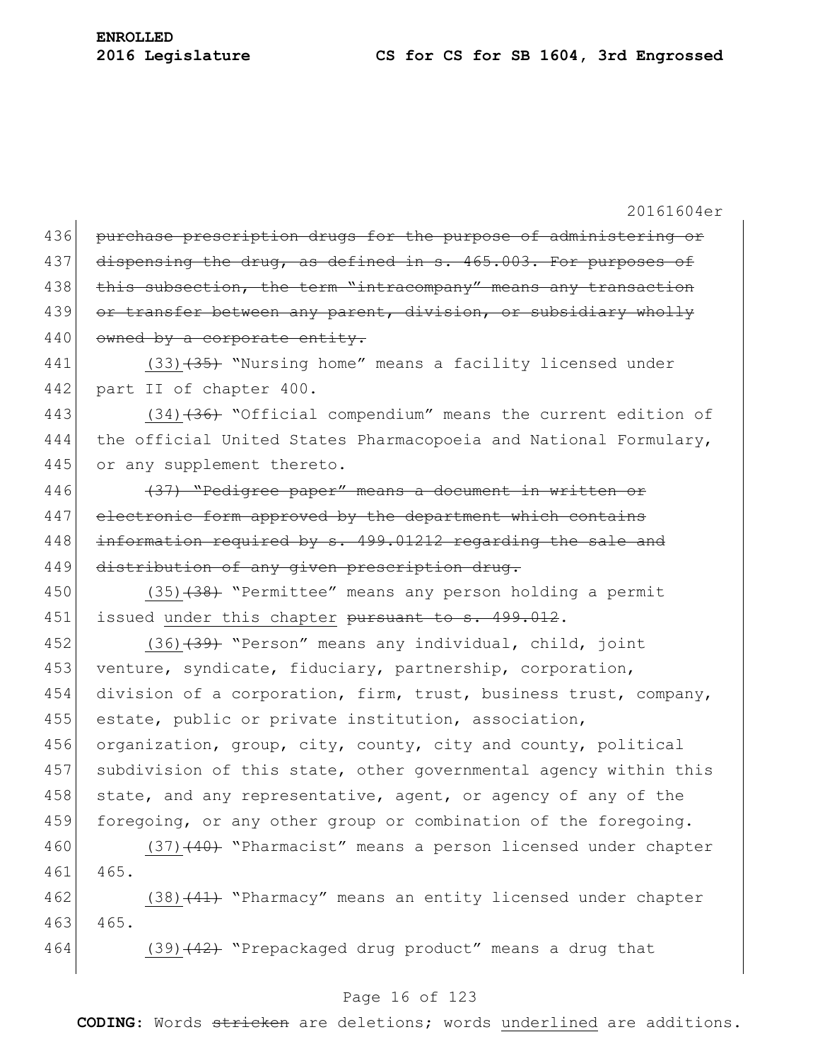purchase prescription drugs for the purpose of administering or dispensing the drug, as defined in s. 465.003. For purposes of this subsection, the term "intracompany" means any transaction or transfer between any parent, division, or subsidiary wholly owned by a corporate entity.

(33)(35) "Nursing home" means a facility licensed under part II of chapter 400.

(34)(36) "Official compendium" means the current edition of the official United States Pharmacopoeia and National Formulary, or any supplement thereto.

(37) "Pedigree paper" means a document in written or electronic form approved by the department which contains information required by s. 499.01212 regarding the sale and distribution of any given prescription drug.

(35)(38) "Permittee" means any person holding a permit issued under this chapter pursuant to s. 499.012.

(36)(39) "Person" means any individual, child, joint venture, syndicate, fiduciary, partnership, corporation, division of a corporation, firm, trust, business trust, company, estate, public or private institution, association, organization, group, city, county, city and county, political subdivision of this state, other governmental agency within this state, and any representative, agent, or agency of any of the foregoing, or any other group or combination of the foregoing.

(37)(40) "Pharmacist" means a person licensed under chapter 465.

(38)(41) "Pharmacy" means an entity licensed under chapter 465.

(39)(42) "Prepackaged drug product" means a drug that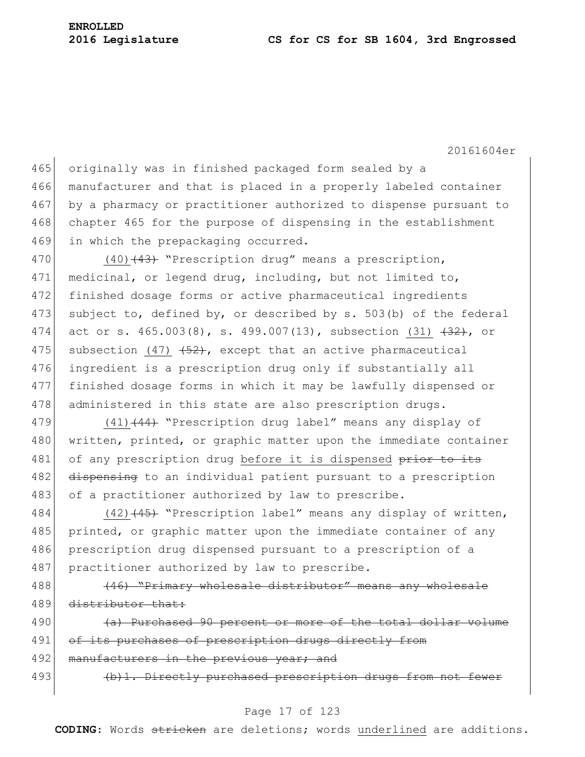originally was in finished packaged form sealed by a manufacturer and that is placed in a properly labeled container by a pharmacy or practitioner authorized to dispense pursuant to chapter 465 for the purpose of dispensing in the establishment in which the prepackaging occurred.

(40)~~(43)~~ "Prescription drug" means a prescription, medicinal, or legend drug, including, but not limited to, finished dosage forms or active pharmaceutical ingredients subject to, defined by, or described by s. 503(b) of the federal act or s. 465.003(8), s. 499.007(13), subsection (31) ~~(32)~~, or subsection (47) ~~(52)~~, except that an active pharmaceutical ingredient is a prescription drug only if substantially all finished dosage forms in which it may be lawfully dispensed or administered in this state are also prescription drugs.

(41)~~(44)~~ "Prescription drug label" means any display of written, printed, or graphic matter upon the immediate container of any prescription drug before it is dispensed ~~prior to its dispensing~~ to an individual patient pursuant to a prescription of a practitioner authorized by law to prescribe.

(42)~~(45)~~ "Prescription label" means any display of written, printed, or graphic matter upon the immediate container of any prescription drug dispensed pursuant to a prescription of a practitioner authorized by law to prescribe.

~~(46) "Primary wholesale distributor" means any wholesale distributor that:~~

~~(a) Purchased 90 percent or more of the total dollar volume of its purchases of prescription drugs directly from manufacturers in the previous year; and~~

~~(b)1. Directly purchased prescription drugs from not fewer~~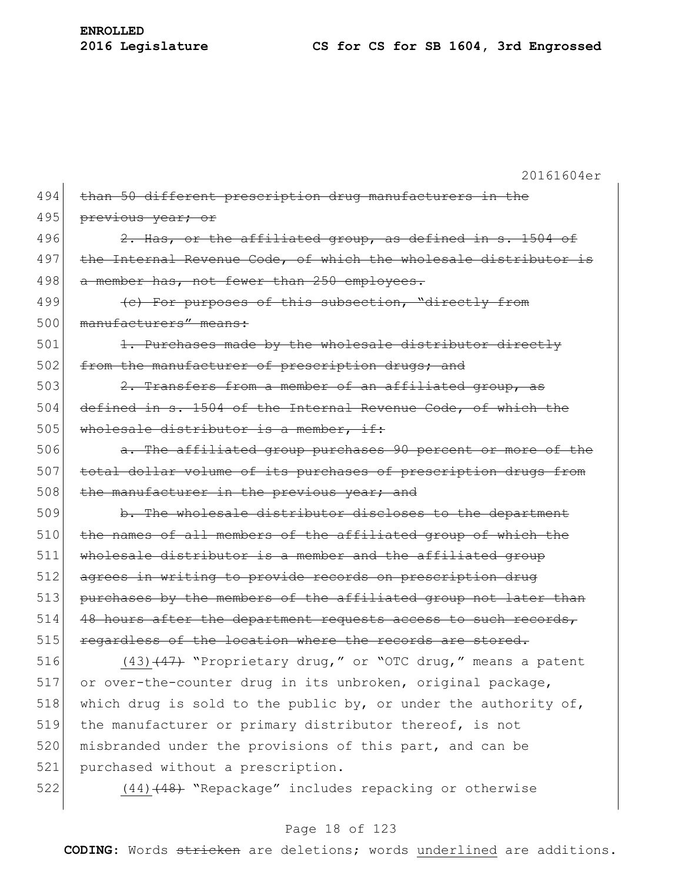~~than 50 different prescription drug manufacturers in the previous year; or~~

~~2. Has, or the affiliated group, as defined in s. 1504 of the Internal Revenue Code, of which the wholesale distributor is a member has, not fewer than 250 employees.~~

~~(c) For purposes of this subsection, "directly from manufacturers" means:~~

~~1. Purchases made by the wholesale distributor directly from the manufacturer of prescription drugs; and~~

~~2. Transfers from a member of an affiliated group, as defined in s. 1504 of the Internal Revenue Code, of which the wholesale distributor is a member, if:~~

~~a. The affiliated group purchases 90 percent or more of the total dollar volume of its purchases of prescription drugs from the manufacturer in the previous year; and~~

~~b. The wholesale distributor discloses to the department the names of all members of the affiliated group of which the wholesale distributor is a member and the affiliated group agrees in writing to provide records on prescription drug purchases by the members of the affiliated group not later than 48 hours after the department requests access to such records, regardless of the location where the records are stored.~~

<u>(43)</u>~~(47)~~ "Proprietary drug," or "OTC drug," means a patent or over-the-counter drug in its unbroken, original package, which drug is sold to the public by, or under the authority of, the manufacturer or primary distributor thereof, is not misbranded under the provisions of this part, and can be purchased without a prescription.

<u>(44)</u>~~(48)~~ "Repackage" includes repacking or otherwise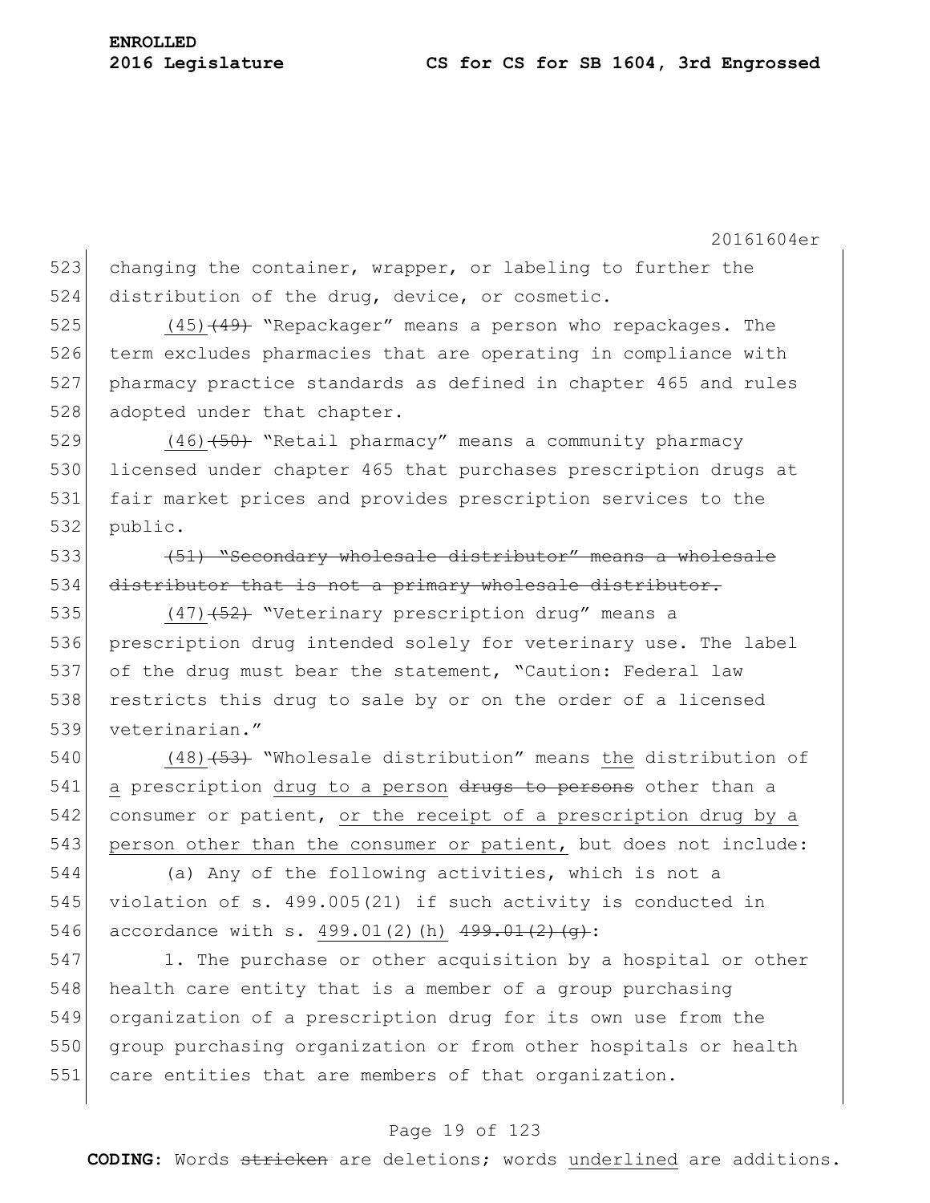changing the container, wrapper, or labeling to further the distribution of the drug, device, or cosmetic.

<u>(45)</u>~~(49)~~ "Repackager" means a person who repackages. The term excludes pharmacies that are operating in compliance with pharmacy practice standards as defined in chapter 465 and rules adopted under that chapter.

<u>(46)</u>~~(50)~~ "Retail pharmacy" means a community pharmacy licensed under chapter 465 that purchases prescription drugs at fair market prices and provides prescription services to the public.

~~(51) "Secondary wholesale distributor" means a wholesale distributor that is not a primary wholesale distributor.~~

<u>(47)</u>~~(52)~~ "Veterinary prescription drug" means a prescription drug intended solely for veterinary use. The label of the drug must bear the statement, "Caution: Federal law restricts this drug to sale by or on the order of a licensed veterinarian."

<u>(48)</u>~~(53)~~ "Wholesale distribution" means <u>the</u> distribution of <u>a</u> prescription <u>drug to a person</u> ~~drugs to persons~~ other than a consumer or patient, <u>or the receipt of a prescription drug by a person other than the consumer or patient,</u> but does not include:

(a) Any of the following activities, which is not a violation of s. 499.005(21) if such activity is conducted in accordance with s. <u>499.01(2)(h)</u> ~~499.01(2)(g)~~:

1. The purchase or other acquisition by a hospital or other health care entity that is a member of a group purchasing organization of a prescription drug for its own use from the group purchasing organization or from other hospitals or health care entities that are members of that organization.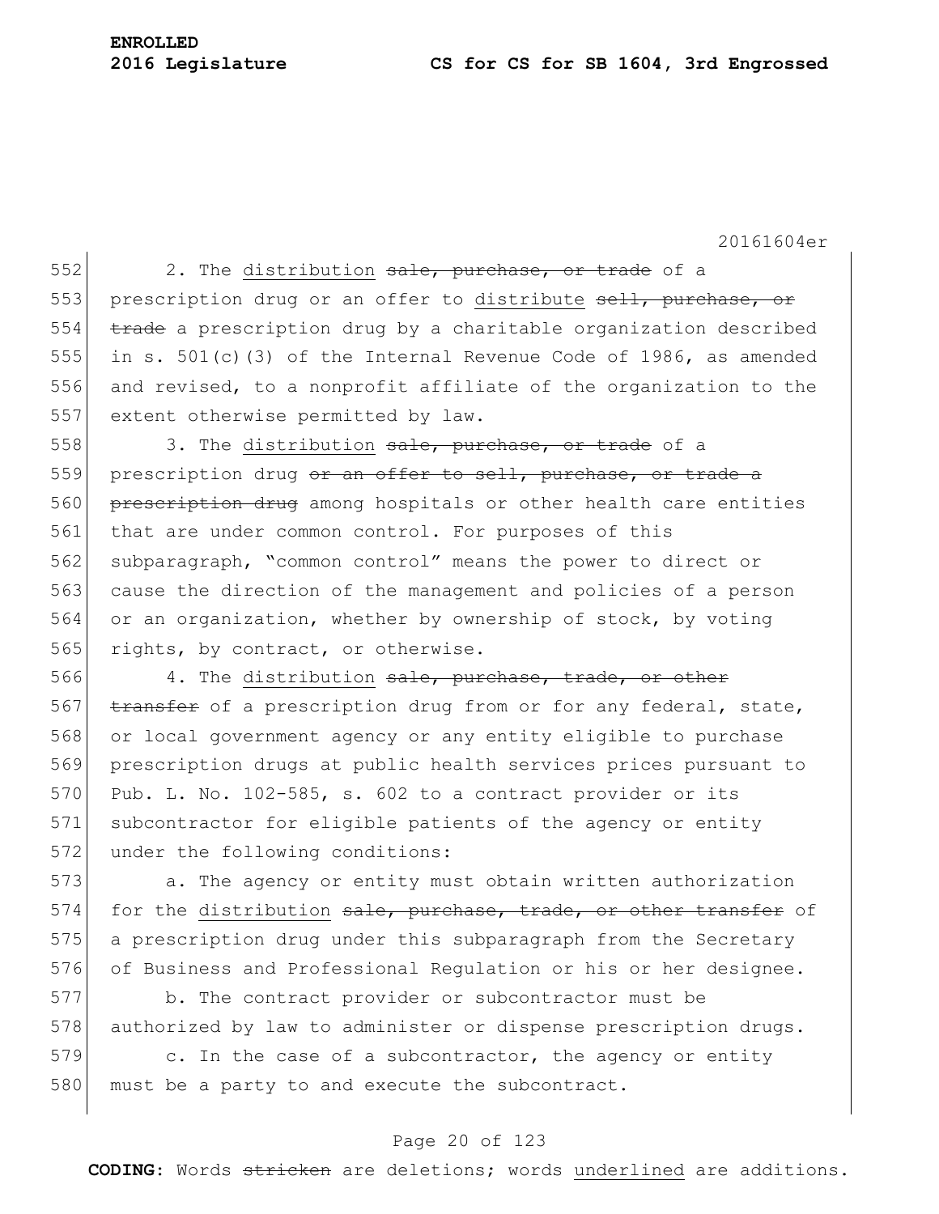2. The <u>distribution</u> ~~sale, purchase, or trade~~ of a prescription drug or an offer to <u>distribute</u> ~~sell, purchase, or trade~~ a prescription drug by a charitable organization described in s. 501(c)(3) of the Internal Revenue Code of 1986, as amended and revised, to a nonprofit affiliate of the organization to the extent otherwise permitted by law.

3. The <u>distribution</u> ~~sale, purchase, or trade~~ of a prescription drug ~~or an offer to sell, purchase, or trade a prescription drug~~ among hospitals or other health care entities that are under common control. For purposes of this subparagraph, "common control" means the power to direct or cause the direction of the management and policies of a person or an organization, whether by ownership of stock, by voting rights, by contract, or otherwise.

4. The <u>distribution</u> ~~sale, purchase, trade, or other transfer~~ of a prescription drug from or for any federal, state, or local government agency or any entity eligible to purchase prescription drugs at public health services prices pursuant to Pub. L. No. 102-585, s. 602 to a contract provider or its subcontractor for eligible patients of the agency or entity under the following conditions:

a. The agency or entity must obtain written authorization for the <u>distribution</u> ~~sale, purchase, trade, or other transfer~~ of a prescription drug under this subparagraph from the Secretary of Business and Professional Regulation or his or her designee.

b. The contract provider or subcontractor must be authorized by law to administer or dispense prescription drugs.

c. In the case of a subcontractor, the agency or entity must be a party to and execute the subcontract.

**CODING:** Words ~~stricken~~ are deletions; words <u>underlined</u> are additions.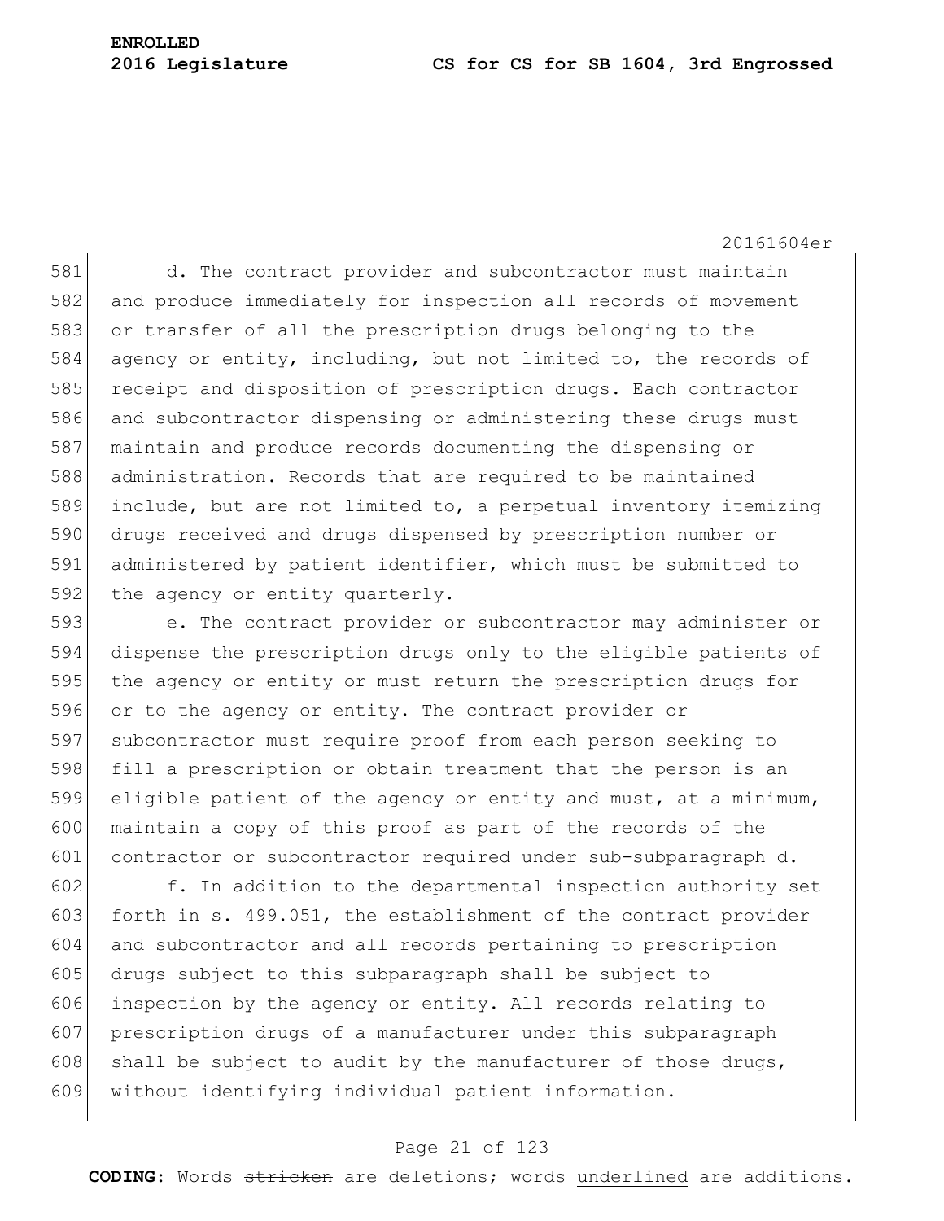d. The contract provider and subcontractor must maintain and produce immediately for inspection all records of movement or transfer of all the prescription drugs belonging to the agency or entity, including, but not limited to, the records of receipt and disposition of prescription drugs. Each contractor and subcontractor dispensing or administering these drugs must maintain and produce records documenting the dispensing or administration. Records that are required to be maintained include, but are not limited to, a perpetual inventory itemizing drugs received and drugs dispensed by prescription number or administered by patient identifier, which must be submitted to the agency or entity quarterly.

e. The contract provider or subcontractor may administer or dispense the prescription drugs only to the eligible patients of the agency or entity or must return the prescription drugs for or to the agency or entity. The contract provider or subcontractor must require proof from each person seeking to fill a prescription or obtain treatment that the person is an eligible patient of the agency or entity and must, at a minimum, maintain a copy of this proof as part of the records of the contractor or subcontractor required under sub-subparagraph d.

f. In addition to the departmental inspection authority set forth in s. 499.051, the establishment of the contract provider and subcontractor and all records pertaining to prescription drugs subject to this subparagraph shall be subject to inspection by the agency or entity. All records relating to prescription drugs of a manufacturer under this subparagraph shall be subject to audit by the manufacturer of those drugs, without identifying individual patient information.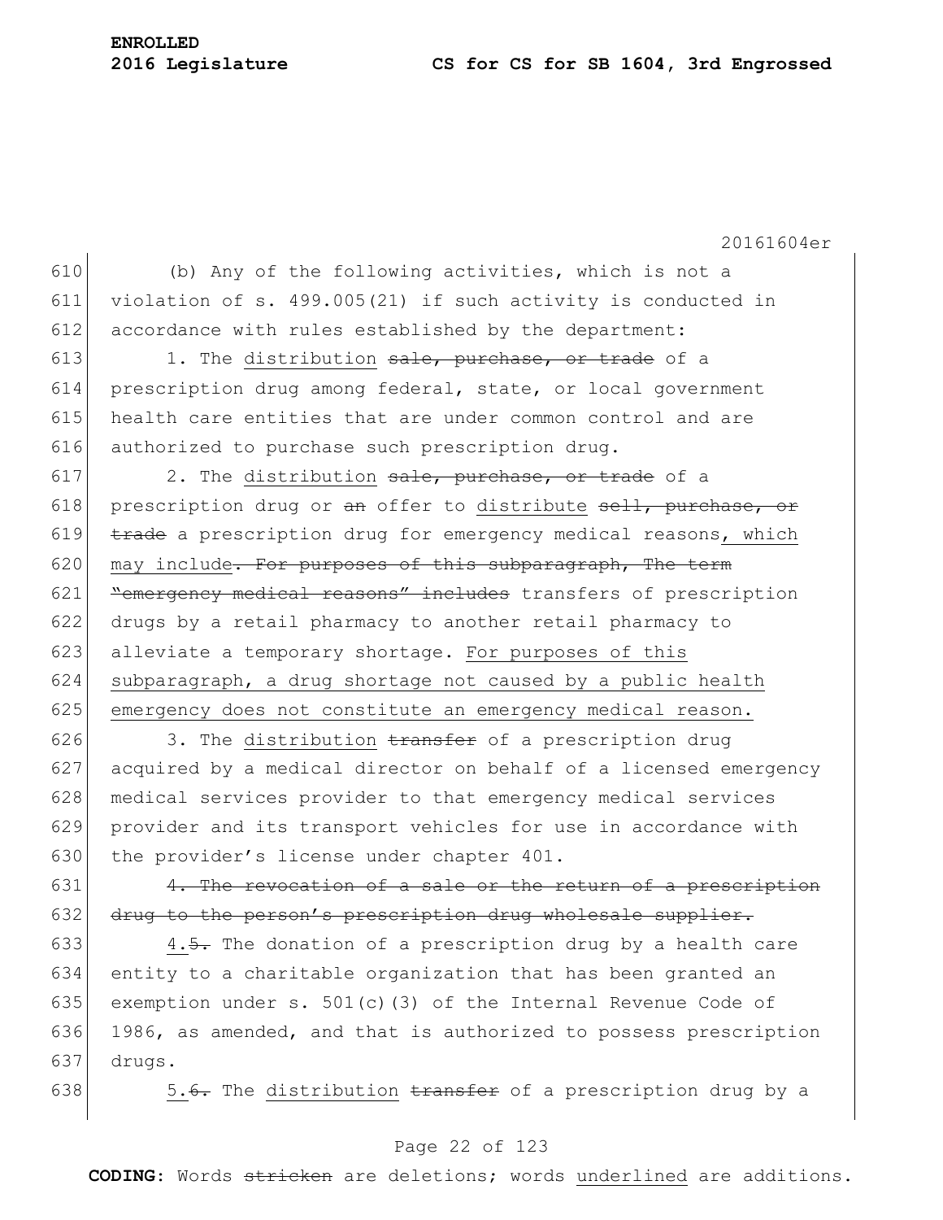(b) Any of the following activities, which is not a violation of s. 499.005(21) if such activity is conducted in accordance with rules established by the department:

1. The <u>distribution</u> ~~sale, purchase, or trade~~ of a prescription drug among federal, state, or local government health care entities that are under common control and are authorized to purchase such prescription drug.

2. The <u>distribution</u> ~~sale, purchase, or trade~~ of a prescription drug or ~~an~~ offer to <u>distribute</u> ~~sell, purchase, or trade~~ a prescription drug for emergency medical reasons<u>, which may include</u>~~. For purposes of this subparagraph, The term "emergency medical reasons" includes~~ transfers of prescription drugs by a retail pharmacy to another retail pharmacy to alleviate a temporary shortage. <u>For purposes of this subparagraph, a drug shortage not caused by a public health emergency does not constitute an emergency medical reason.</u>

3. The <u>distribution</u> ~~transfer~~ of a prescription drug acquired by a medical director on behalf of a licensed emergency medical services provider to that emergency medical services provider and its transport vehicles for use in accordance with the provider's license under chapter 401.

~~4. The revocation of a sale or the return of a prescription drug to the person's prescription drug wholesale supplier.~~

<u>4.</u>~~5.~~ The donation of a prescription drug by a health care entity to a charitable organization that has been granted an exemption under s. 501(c)(3) of the Internal Revenue Code of 1986, as amended, and that is authorized to possess prescription drugs.

<u>5.</u>~~6.~~ The <u>distribution</u> ~~transfer~~ of a prescription drug by a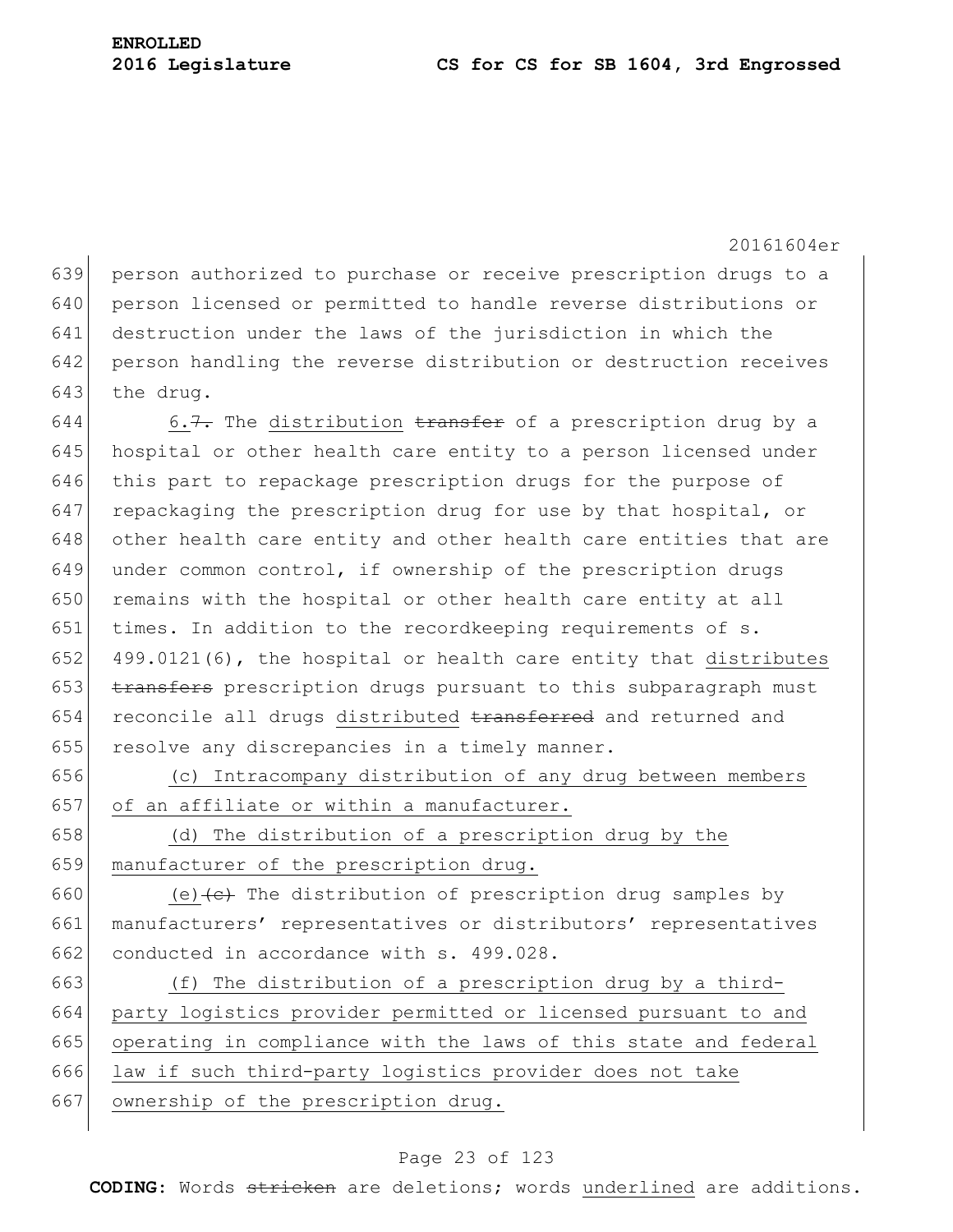person authorized to purchase or receive prescription drugs to a person licensed or permitted to handle reverse distributions or destruction under the laws of the jurisdiction in which the person handling the reverse distribution or destruction receives the drug.

6.~~7.~~ The distribution ~~transfer~~ of a prescription drug by a hospital or other health care entity to a person licensed under this part to repackage prescription drugs for the purpose of repackaging the prescription drug for use by that hospital, or other health care entity and other health care entities that are under common control, if ownership of the prescription drugs remains with the hospital or other health care entity at all times. In addition to the recordkeeping requirements of s. 499.0121(6), the hospital or health care entity that distributes ~~transfers~~ prescription drugs pursuant to this subparagraph must reconcile all drugs distributed ~~transferred~~ and returned and resolve any discrepancies in a timely manner.

(c) Intracompany distribution of any drug between members of an affiliate or within a manufacturer.

(d) The distribution of a prescription drug by the manufacturer of the prescription drug.

(e)~~(c)~~ The distribution of prescription drug samples by manufacturers' representatives or distributors' representatives conducted in accordance with s. 499.028.

(f) The distribution of a prescription drug by a third-party logistics provider permitted or licensed pursuant to and operating in compliance with the laws of this state and federal law if such third-party logistics provider does not take ownership of the prescription drug.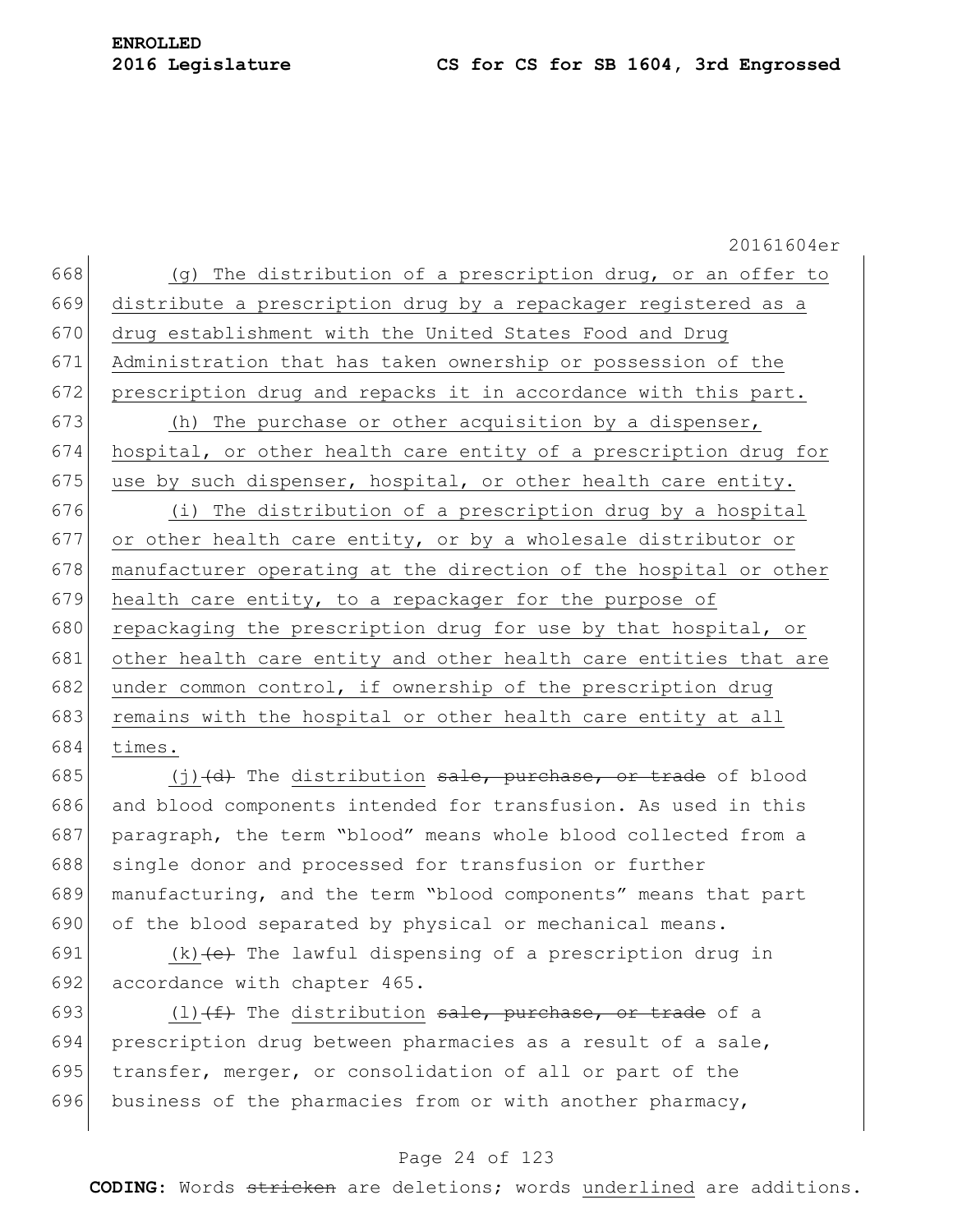(g) The distribution of a prescription drug, or an offer to distribute a prescription drug by a repackager registered as a drug establishment with the United States Food and Drug Administration that has taken ownership or possession of the prescription drug and repacks it in accordance with this part.

(h) The purchase or other acquisition by a dispenser, hospital, or other health care entity of a prescription drug for use by such dispenser, hospital, or other health care entity.

(i) The distribution of a prescription drug by a hospital or other health care entity, or by a wholesale distributor or manufacturer operating at the direction of the hospital or other health care entity, to a repackager for the purpose of repackaging the prescription drug for use by that hospital, or other health care entity and other health care entities that are under common control, if ownership of the prescription drug remains with the hospital or other health care entity at all times.

(j)~~(d)~~ The distribution ~~sale, purchase, or trade~~ of blood and blood components intended for transfusion. As used in this paragraph, the term "blood" means whole blood collected from a single donor and processed for transfusion or further manufacturing, and the term "blood components" means that part of the blood separated by physical or mechanical means.

(k)~~(e)~~ The lawful dispensing of a prescription drug in accordance with chapter 465.

(l)~~(f)~~ The distribution ~~sale, purchase, or trade~~ of a prescription drug between pharmacies as a result of a sale, transfer, merger, or consolidation of all or part of the business of the pharmacies from or with another pharmacy,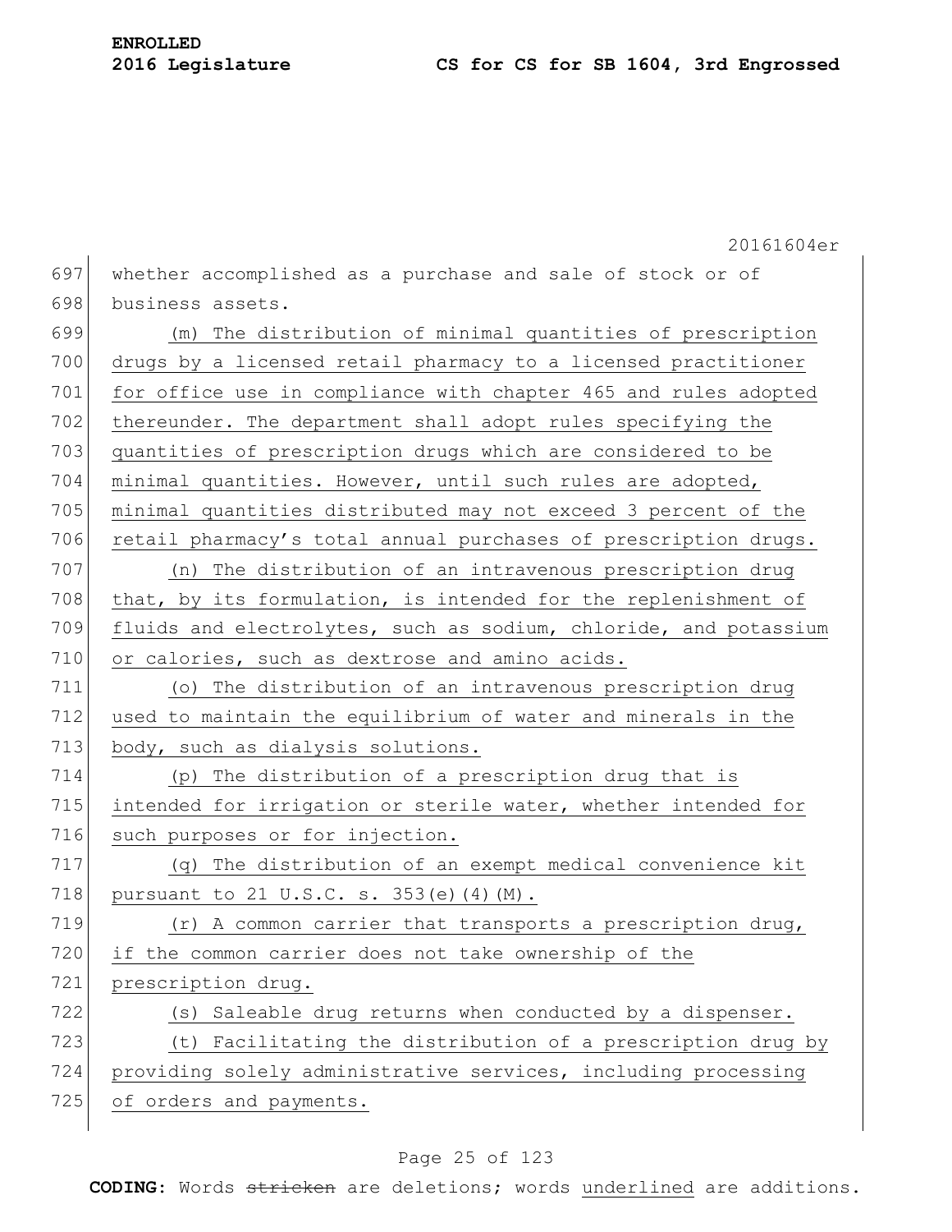whether accomplished as a purchase and sale of stock or of business assets.

(m) The distribution of minimal quantities of prescription drugs by a licensed retail pharmacy to a licensed practitioner for office use in compliance with chapter 465 and rules adopted thereunder. The department shall adopt rules specifying the quantities of prescription drugs which are considered to be minimal quantities. However, until such rules are adopted, minimal quantities distributed may not exceed 3 percent of the retail pharmacy's total annual purchases of prescription drugs.

(n) The distribution of an intravenous prescription drug that, by its formulation, is intended for the replenishment of fluids and electrolytes, such as sodium, chloride, and potassium or calories, such as dextrose and amino acids.

(o) The distribution of an intravenous prescription drug used to maintain the equilibrium of water and minerals in the body, such as dialysis solutions.

(p) The distribution of a prescription drug that is intended for irrigation or sterile water, whether intended for such purposes or for injection.

(q) The distribution of an exempt medical convenience kit pursuant to 21 U.S.C. s. 353(e)(4)(M).

(r) A common carrier that transports a prescription drug, if the common carrier does not take ownership of the prescription drug.

(s) Saleable drug returns when conducted by a dispenser.

(t) Facilitating the distribution of a prescription drug by providing solely administrative services, including processing of orders and payments.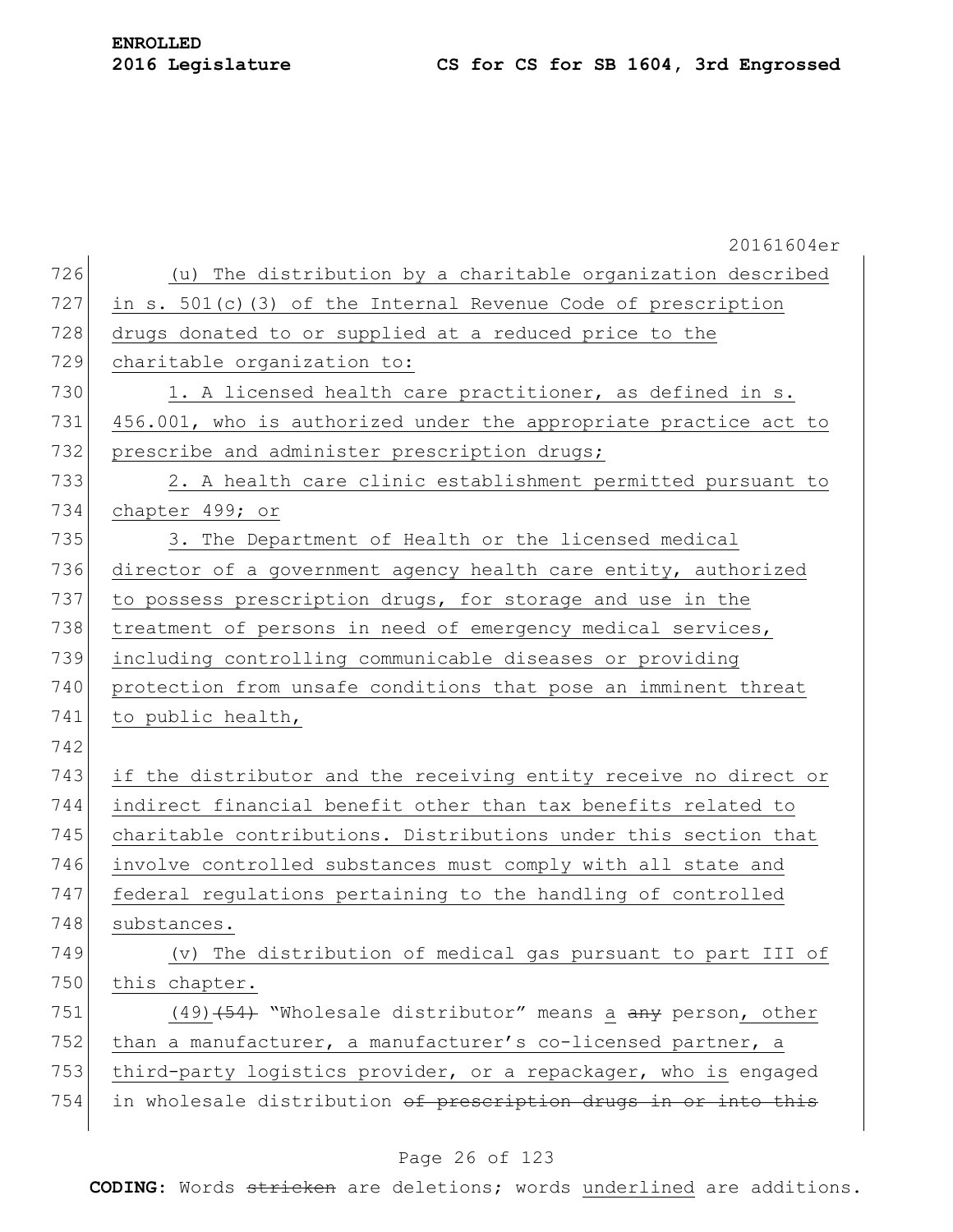(u) The distribution by a charitable organization described in s. 501(c)(3) of the Internal Revenue Code of prescription drugs donated to or supplied at a reduced price to the charitable organization to:

1. A licensed health care practitioner, as defined in s. 456.001, who is authorized under the appropriate practice act to prescribe and administer prescription drugs;

2. A health care clinic establishment permitted pursuant to chapter 499; or

3. The Department of Health or the licensed medical director of a government agency health care entity, authorized to possess prescription drugs, for storage and use in the treatment of persons in need of emergency medical services, including controlling communicable diseases or providing protection from unsafe conditions that pose an imminent threat to public health,

if the distributor and the receiving entity receive no direct or indirect financial benefit other than tax benefits related to charitable contributions. Distributions under this section that involve controlled substances must comply with all state and federal regulations pertaining to the handling of controlled substances.

(v) The distribution of medical gas pursuant to part III of this chapter.

(49) ~~(54)~~ "Wholesale distributor" means a ~~any~~ person, other than a manufacturer, a manufacturer's co-licensed partner, a third-party logistics provider, or a repackager, who is engaged in wholesale distribution ~~of prescription drugs in or into this~~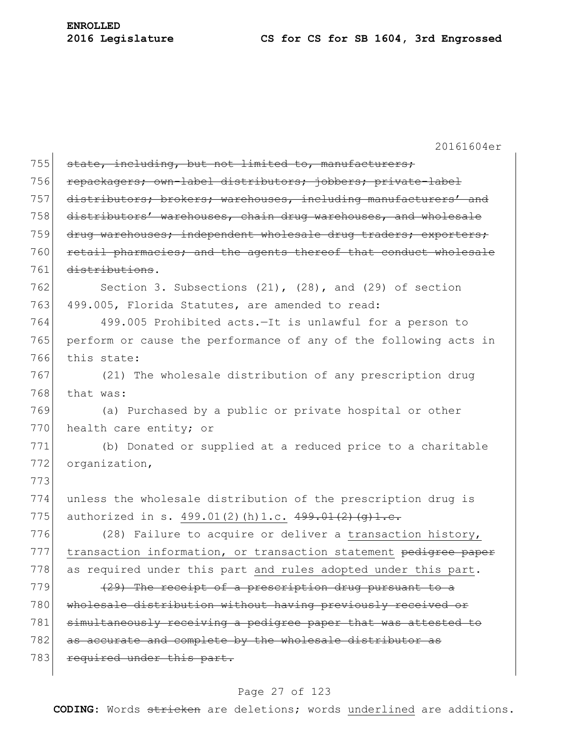~~state, including, but not limited to, manufacturers; repackagers; own-label distributors; jobbers; private-label distributors; brokers; warehouses, including manufacturers' and distributors' warehouses, chain drug warehouses, and wholesale drug warehouses; independent wholesale drug traders; exporters; retail pharmacies; and the agents thereof that conduct wholesale distributions~~.

Section 3. Subsections (21), (28), and (29) of section 499.005, Florida Statutes, are amended to read:

499.005 Prohibited acts.—It is unlawful for a person to perform or cause the performance of any of the following acts in this state:

(21) The wholesale distribution of any prescription drug that was:

(a) Purchased by a public or private hospital or other health care entity; or

(b) Donated or supplied at a reduced price to a charitable organization,

unless the wholesale distribution of the prescription drug is authorized in s. <u>499.01(2)(h)1.c.</u> ~~499.01(2)(g)1.c.~~

(28) Failure to acquire or deliver a <u>transaction history, transaction information, or transaction statement</u> ~~pedigree paper~~ as required under this part <u>and rules adopted under this part</u>.

~~(29) The receipt of a prescription drug pursuant to a wholesale distribution without having previously received or simultaneously receiving a pedigree paper that was attested to as accurate and complete by the wholesale distributor as required under this part.~~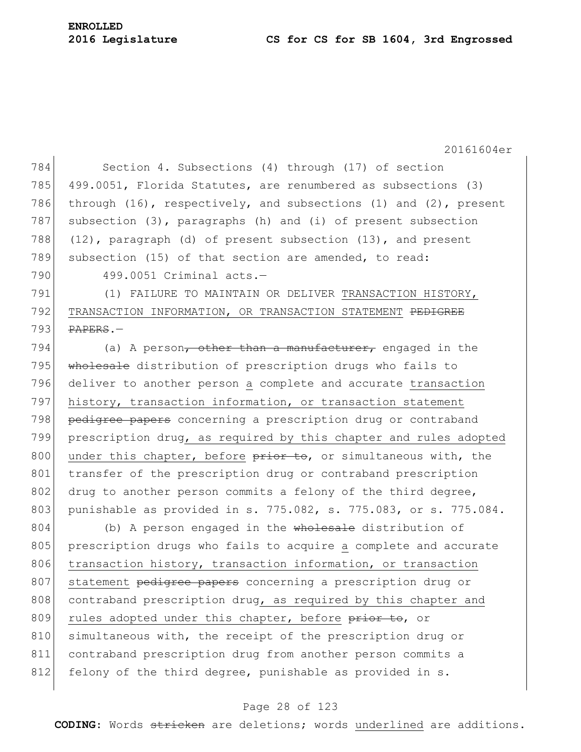Section 4. Subsections (4) through (17) of section 499.0051, Florida Statutes, are renumbered as subsections (3) through (16), respectively, and subsections (1) and (2), present subsection (3), paragraphs (h) and (i) of present subsection (12), paragraph (d) of present subsection (13), and present subsection (15) of that section are amended, to read:

499.0051 Criminal acts.—

(1) FAILURE TO MAINTAIN OR DELIVER <u>TRANSACTION HISTORY, TRANSACTION INFORMATION, OR TRANSACTION STATEMENT</u> ~~PEDIGREE PAPERS~~.—

(a) A person~~, other than a manufacturer,~~ engaged in the ~~wholesale~~ distribution of prescription drugs who fails to deliver to another person <u>a</u> complete and accurate <u>transaction history, transaction information, or transaction statement</u> ~~pedigree papers~~ concerning a prescription drug or contraband prescription drug<u>, as required by this chapter and rules adopted under this chapter, before</u> ~~prior to~~, or simultaneous with, the transfer of the prescription drug or contraband prescription drug to another person commits a felony of the third degree, punishable as provided in s. 775.082, s. 775.083, or s. 775.084.

(b) A person engaged in the ~~wholesale~~ distribution of prescription drugs who fails to acquire <u>a</u> complete and accurate <u>transaction history, transaction information, or transaction statement</u> ~~pedigree papers~~ concerning a prescription drug or contraband prescription drug<u>, as required by this chapter and rules adopted under this chapter, before</u> ~~prior to~~, or simultaneous with, the receipt of the prescription drug or contraband prescription drug from another person commits a felony of the third degree, punishable as provided in s.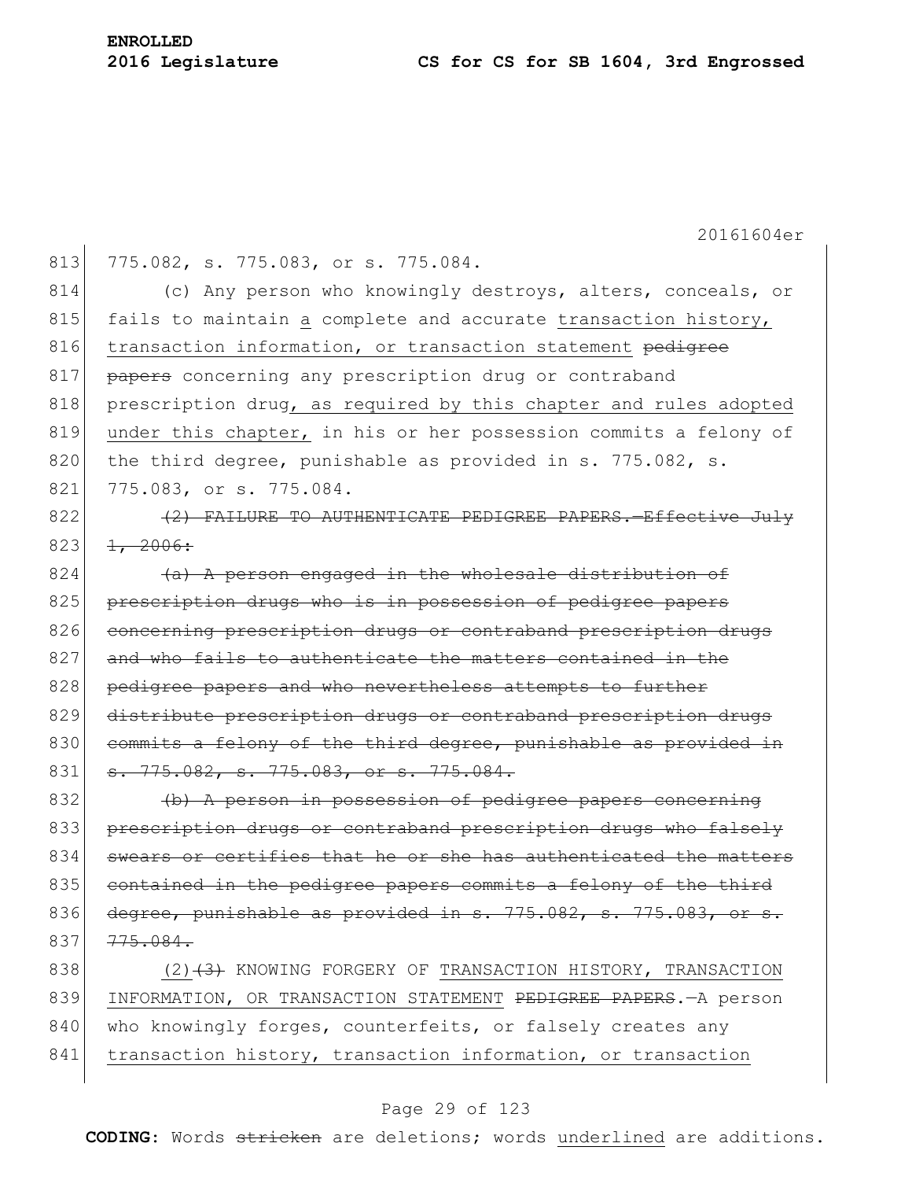775.082, s. 775.083, or s. 775.084.

(c) Any person who knowingly destroys, alters, conceals, or fails to maintain a complete and accurate transaction history, transaction information, or transaction statement ~~pedigree papers~~ concerning any prescription drug or contraband prescription drug, as required by this chapter and rules adopted under this chapter, in his or her possession commits a felony of the third degree, punishable as provided in s. 775.082, s. 775.083, or s. 775.084.

~~(2) FAILURE TO AUTHENTICATE PEDIGREE PAPERS.—Effective July 1, 2006:~~

~~(a) A person engaged in the wholesale distribution of prescription drugs who is in possession of pedigree papers concerning prescription drugs or contraband prescription drugs and who fails to authenticate the matters contained in the pedigree papers and who nevertheless attempts to further distribute prescription drugs or contraband prescription drugs commits a felony of the third degree, punishable as provided in s. 775.082, s. 775.083, or s. 775.084.~~

~~(b) A person in possession of pedigree papers concerning prescription drugs or contraband prescription drugs who falsely swears or certifies that he or she has authenticated the matters contained in the pedigree papers commits a felony of the third degree, punishable as provided in s. 775.082, s. 775.083, or s. 775.084.~~

(2)~~(3)~~ KNOWING FORGERY OF TRANSACTION HISTORY, TRANSACTION INFORMATION, OR TRANSACTION STATEMENT ~~PEDIGREE PAPERS~~.—A person who knowingly forges, counterfeits, or falsely creates any transaction history, transaction information, or transaction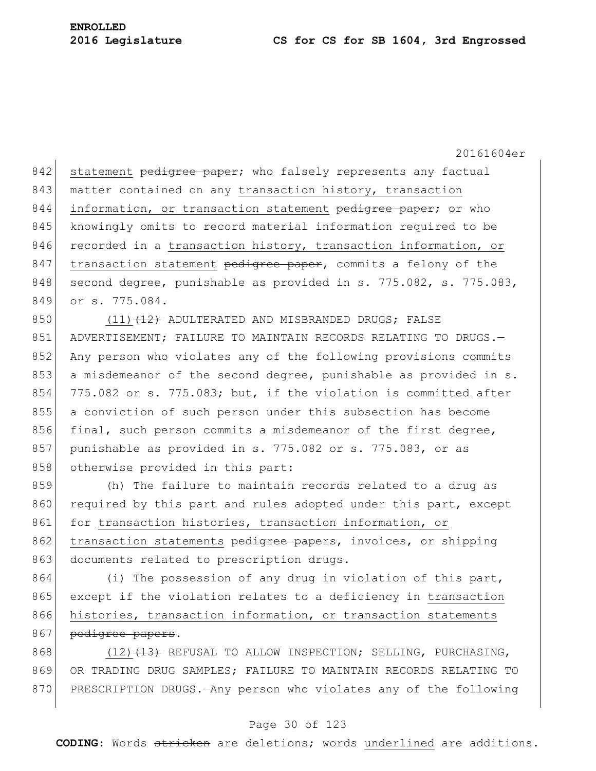statement ~~pedigree paper~~; who falsely represents any factual matter contained on any transaction history, transaction information, or transaction statement ~~pedigree paper~~; or who knowingly omits to record material information required to be recorded in a transaction history, transaction information, or transaction statement ~~pedigree paper~~, commits a felony of the second degree, punishable as provided in s. 775.082, s. 775.083, or s. 775.084.

(11)~~(12)~~ ADULTERATED AND MISBRANDED DRUGS; FALSE ADVERTISEMENT; FAILURE TO MAINTAIN RECORDS RELATING TO DRUGS.—Any person who violates any of the following provisions commits a misdemeanor of the second degree, punishable as provided in s. 775.082 or s. 775.083; but, if the violation is committed after a conviction of such person under this subsection has become final, such person commits a misdemeanor of the first degree, punishable as provided in s. 775.082 or s. 775.083, or as otherwise provided in this part:

(h) The failure to maintain records related to a drug as required by this part and rules adopted under this part, except for transaction histories, transaction information, or transaction statements ~~pedigree papers~~, invoices, or shipping documents related to prescription drugs.

(i) The possession of any drug in violation of this part, except if the violation relates to a deficiency in transaction histories, transaction information, or transaction statements ~~pedigree papers~~.

(12)~~(13)~~ REFUSAL TO ALLOW INSPECTION; SELLING, PURCHASING, OR TRADING DRUG SAMPLES; FAILURE TO MAINTAIN RECORDS RELATING TO PRESCRIPTION DRUGS.—Any person who violates any of the following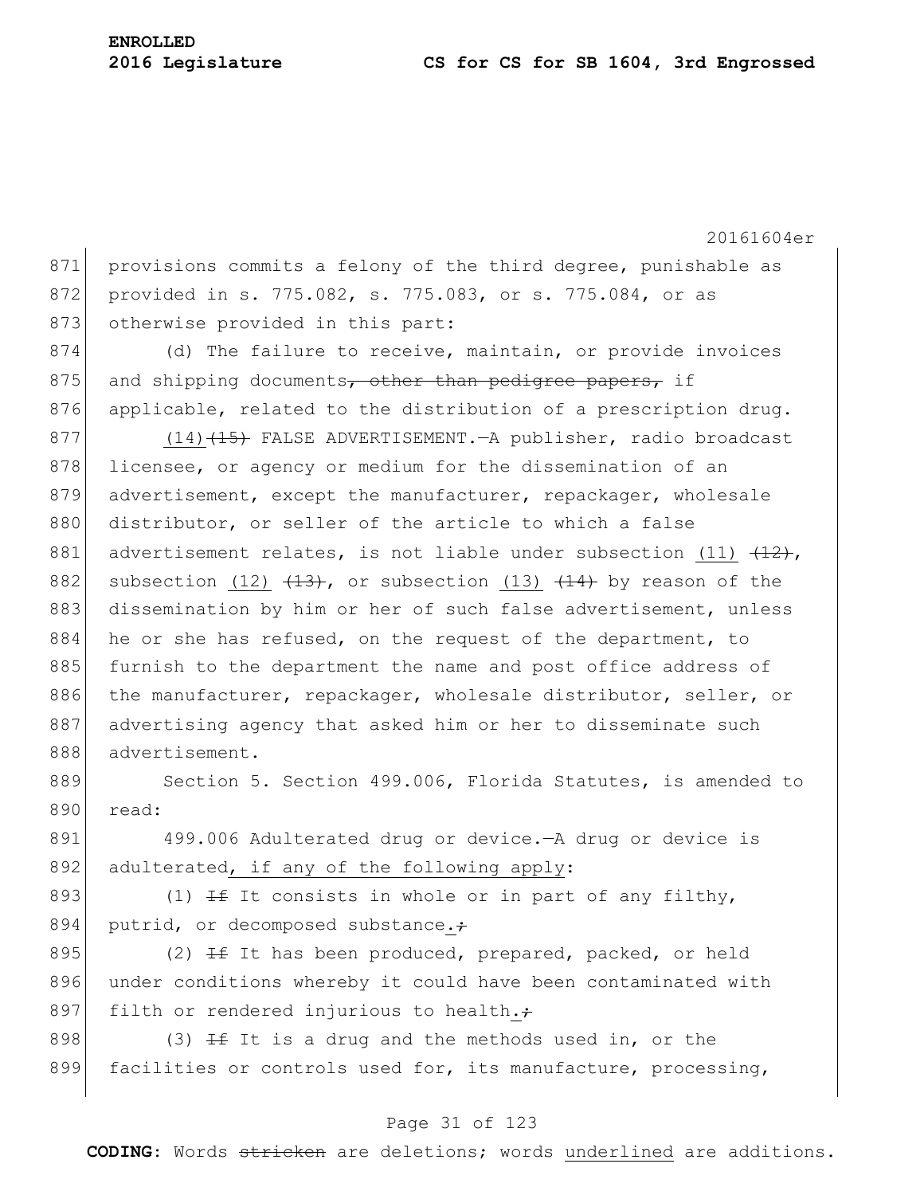provisions commits a felony of the third degree, punishable as provided in s. 775.082, s. 775.083, or s. 775.084, or as otherwise provided in this part:

(d) The failure to receive, maintain, or provide invoices and shipping documents~~, other than pedigree papers,~~ if applicable, related to the distribution of a prescription drug.

<u>(14)</u>~~(15)~~ FALSE ADVERTISEMENT.—A publisher, radio broadcast licensee, or agency or medium for the dissemination of an advertisement, except the manufacturer, repackager, wholesale distributor, or seller of the article to which a false advertisement relates, is not liable under subsection <u>(11)</u> ~~(12)~~, subsection <u>(12)</u> ~~(13)~~, or subsection <u>(13)</u> ~~(14)~~ by reason of the dissemination by him or her of such false advertisement, unless he or she has refused, on the request of the department, to furnish to the department the name and post office address of the manufacturer, repackager, wholesale distributor, seller, or advertising agency that asked him or her to disseminate such advertisement.

Section 5. Section 499.006, Florida Statutes, is amended to read:

499.006 Adulterated drug or device.—A drug or device is adulterated<u>, if any of the following apply</u>:

(1) ~~If~~ It consists in whole or in part of any filthy, putrid, or decomposed substance<u>.</u>~~;~~

(2) ~~If~~ It has been produced, prepared, packed, or held under conditions whereby it could have been contaminated with filth or rendered injurious to health<u>.</u>~~;~~

(3) ~~If~~ It is a drug and the methods used in, or the facilities or controls used for, its manufacture, processing,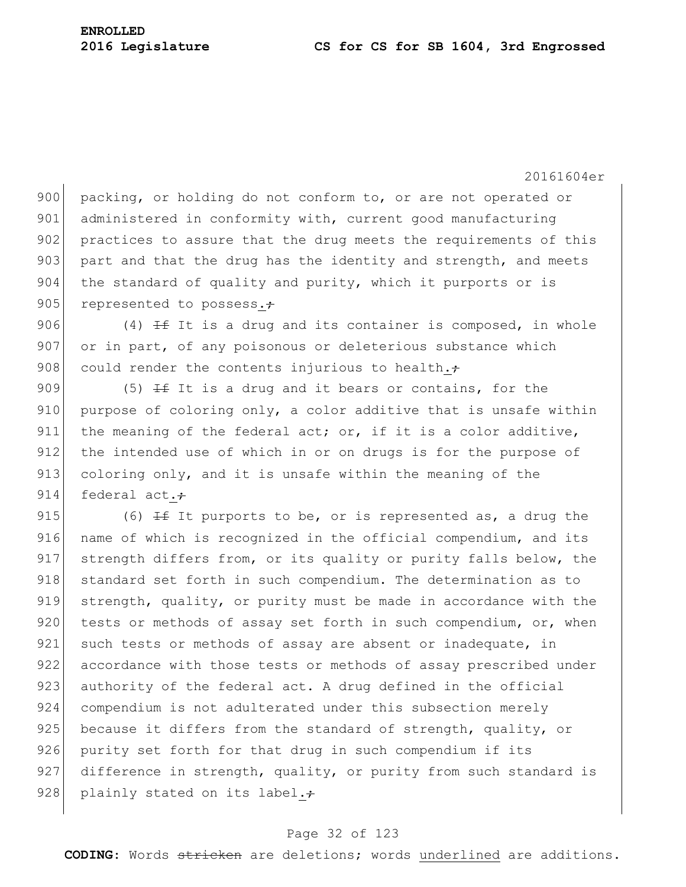packing, or holding do not conform to, or are not operated or administered in conformity with, current good manufacturing practices to assure that the drug meets the requirements of this part and that the drug has the identity and strength, and meets the standard of quality and purity, which it purports or is represented to possess.~~;~~

(4) ~~If~~ It is a drug and its container is composed, in whole or in part, of any poisonous or deleterious substance which could render the contents injurious to health.~~;~~

(5) ~~If~~ It is a drug and it bears or contains, for the purpose of coloring only, a color additive that is unsafe within the meaning of the federal act; or, if it is a color additive, the intended use of which in or on drugs is for the purpose of coloring only, and it is unsafe within the meaning of the federal act.~~;~~

(6) ~~If~~ It purports to be, or is represented as, a drug the name of which is recognized in the official compendium, and its strength differs from, or its quality or purity falls below, the standard set forth in such compendium. The determination as to strength, quality, or purity must be made in accordance with the tests or methods of assay set forth in such compendium, or, when such tests or methods of assay are absent or inadequate, in accordance with those tests or methods of assay prescribed under authority of the federal act. A drug defined in the official compendium is not adulterated under this subsection merely because it differs from the standard of strength, quality, or purity set forth for that drug in such compendium if its difference in strength, quality, or purity from such standard is plainly stated on its label.~~;~~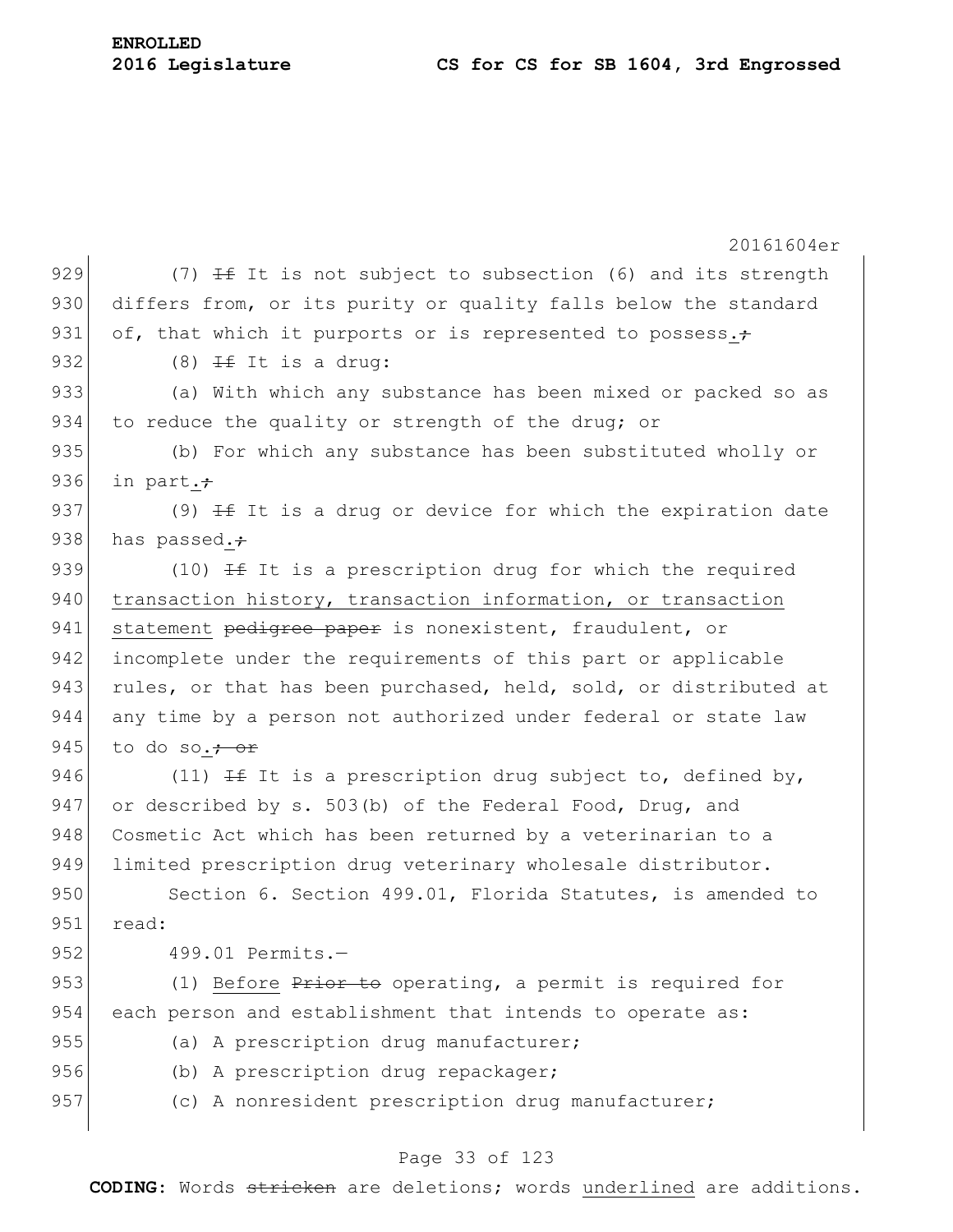(7) ~~If~~ It is not subject to subsection (6) and its strength differs from, or its purity or quality falls below the standard of, that which it purports or is represented to possess.~~;~~

(8) ~~If~~ It is a drug:

(a) With which any substance has been mixed or packed so as to reduce the quality or strength of the drug; or

(b) For which any substance has been substituted wholly or in part.~~;~~

(9) ~~If~~ It is a drug or device for which the expiration date has passed.~~;~~

(10) ~~If~~ It is a prescription drug for which the required transaction history, transaction information, or transaction statement ~~pedigree paper~~ is nonexistent, fraudulent, or incomplete under the requirements of this part or applicable rules, or that has been purchased, held, sold, or distributed at any time by a person not authorized under federal or state law to do so.~~; or~~

(11) ~~If~~ It is a prescription drug subject to, defined by, or described by s. 503(b) of the Federal Food, Drug, and Cosmetic Act which has been returned by a veterinarian to a limited prescription drug veterinary wholesale distributor.

Section 6. Section 499.01, Florida Statutes, is amended to read:

499.01 Permits.—

(1) Before ~~Prior to~~ operating, a permit is required for each person and establishment that intends to operate as:

(a) A prescription drug manufacturer;

(b) A prescription drug repackager;

(c) A nonresident prescription drug manufacturer;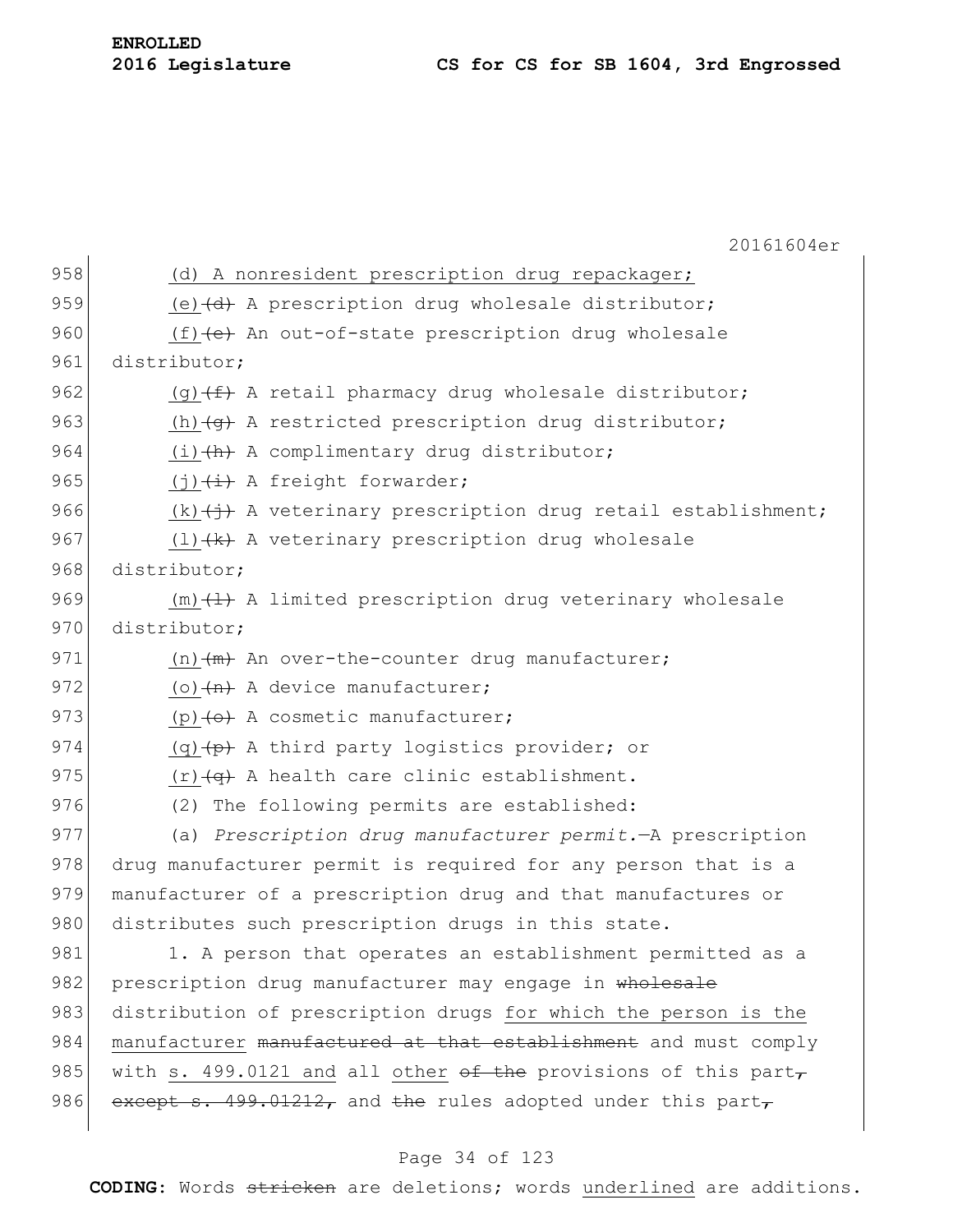(d) A nonresident prescription drug repackager;

(e)~~(d)~~ A prescription drug wholesale distributor;

(f)~~(e)~~ An out-of-state prescription drug wholesale distributor;

(g)~~(f)~~ A retail pharmacy drug wholesale distributor;

(h)~~(g)~~ A restricted prescription drug distributor;

(i)~~(h)~~ A complimentary drug distributor;

(j)~~(i)~~ A freight forwarder;

(k)~~(j)~~ A veterinary prescription drug retail establishment;

(l)~~(k)~~ A veterinary prescription drug wholesale distributor;

(m)~~(l)~~ A limited prescription drug veterinary wholesale distributor;

(n)~~(m)~~ An over-the-counter drug manufacturer;

(o)~~(n)~~ A device manufacturer;

(p)~~(o)~~ A cosmetic manufacturer;

(q)~~(p)~~ A third party logistics provider; or

(r)~~(q)~~ A health care clinic establishment.

(2) The following permits are established:

(a) *Prescription drug manufacturer permit.*—A prescription drug manufacturer permit is required for any person that is a manufacturer of a prescription drug and that manufactures or distributes such prescription drugs in this state.

1. A person that operates an establishment permitted as a prescription drug manufacturer may engage in ~~wholesale~~ distribution of prescription drugs for which the person is the manufacturer ~~manufactured at that establishment~~ and must comply with s. 499.0121 and all other ~~of the~~ provisions of this part~~,~~ ~~except s. 499.01212,~~ and ~~the~~ rules adopted under this part~~,~~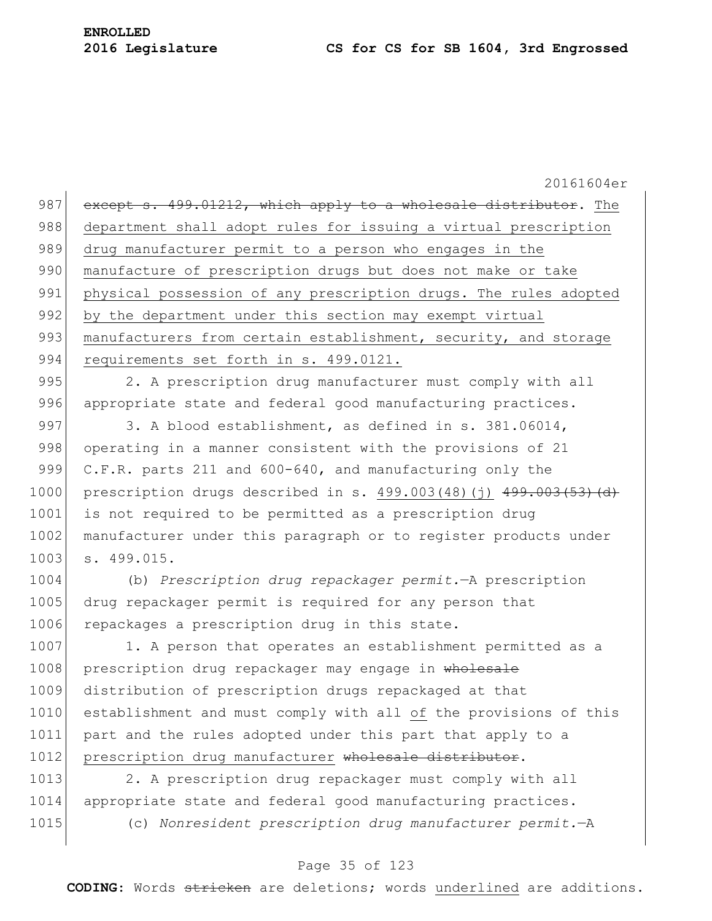~~except s. 499.01212, which apply to a wholesale distributor~~. The department shall adopt rules for issuing a virtual prescription drug manufacturer permit to a person who engages in the manufacture of prescription drugs but does not make or take physical possession of any prescription drugs. The rules adopted by the department under this section may exempt virtual manufacturers from certain establishment, security, and storage requirements set forth in s. 499.0121.

2. A prescription drug manufacturer must comply with all appropriate state and federal good manufacturing practices.

3. A blood establishment, as defined in s. 381.06014, operating in a manner consistent with the provisions of 21 C.F.R. parts 211 and 600-640, and manufacturing only the prescription drugs described in s. 499.003(48)(j) ~~499.003(53)(d)~~ is not required to be permitted as a prescription drug manufacturer under this paragraph or to register products under s. 499.015.

(b) *Prescription drug repackager permit.*—A prescription drug repackager permit is required for any person that repackages a prescription drug in this state.

1. A person that operates an establishment permitted as a prescription drug repackager may engage in ~~wholesale~~ distribution of prescription drugs repackaged at that establishment and must comply with all of the provisions of this part and the rules adopted under this part that apply to a prescription drug manufacturer ~~wholesale distributor~~.

2. A prescription drug repackager must comply with all appropriate state and federal good manufacturing practices.

(c) *Nonresident prescription drug manufacturer permit.*—A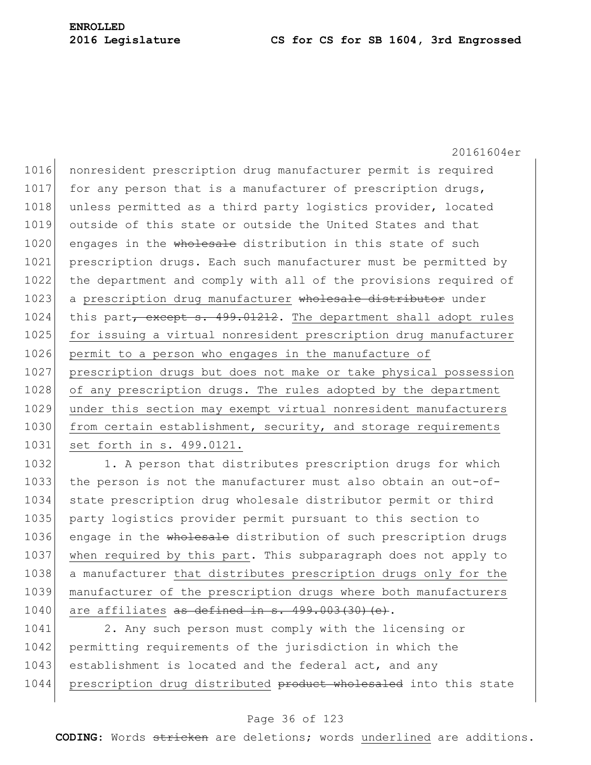nonresident prescription drug manufacturer permit is required for any person that is a manufacturer of prescription drugs, unless permitted as a third party logistics provider, located outside of this state or outside the United States and that engages in the ~~wholesale~~ distribution in this state of such prescription drugs. Each such manufacturer must be permitted by the department and comply with all of the provisions required of a <u>prescription drug manufacturer</u> ~~wholesale distributor~~ under this part~~, except s. 499.01212~~. <u>The department shall adopt rules for issuing a virtual nonresident prescription drug manufacturer permit to a person who engages in the manufacture of prescription drugs but does not make or take physical possession of any prescription drugs. The rules adopted by the department under this section may exempt virtual nonresident manufacturers from certain establishment, security, and storage requirements set forth in s. 499.0121.</u>

1. A person that distributes prescription drugs for which the person is not the manufacturer must also obtain an out-of-state prescription drug wholesale distributor permit or third party logistics provider permit pursuant to this section to engage in the ~~wholesale~~ distribution of such prescription drugs <u>when required by this part</u>. This subparagraph does not apply to a manufacturer <u>that distributes prescription drugs only for the manufacturer of the prescription drugs where both manufacturers are affiliates</u> ~~as defined in s. 499.003(30)(e)~~.

2. Any such person must comply with the licensing or permitting requirements of the jurisdiction in which the establishment is located and the federal act, and any <u>prescription drug distributed</u> ~~product wholesaled~~ into this state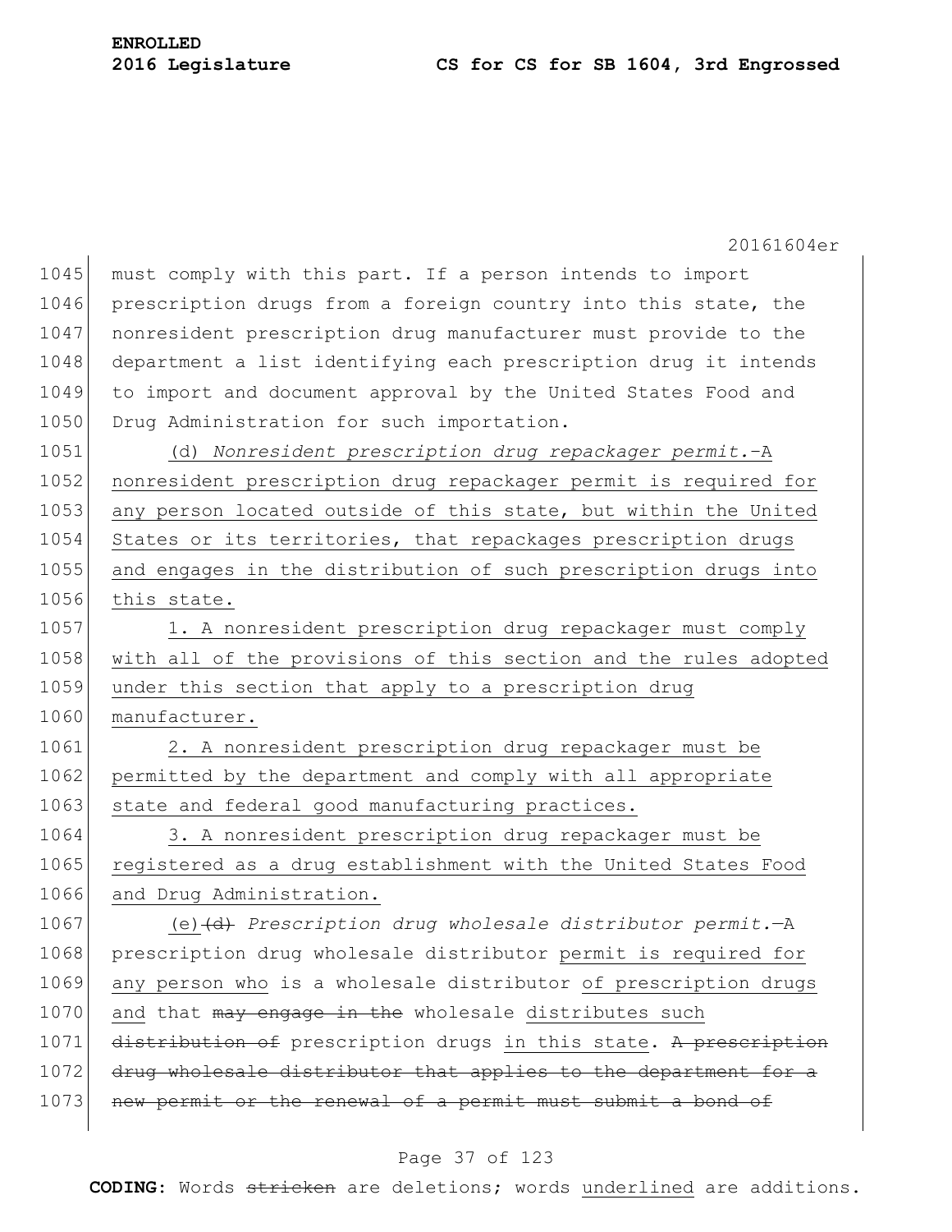must comply with this part. If a person intends to import prescription drugs from a foreign country into this state, the nonresident prescription drug manufacturer must provide to the department a list identifying each prescription drug it intends to import and document approval by the United States Food and Drug Administration for such importation.

<u>(d) *Nonresident prescription drug repackager permit.*—A nonresident prescription drug repackager permit is required for any person located outside of this state, but within the United States or its territories, that repackages prescription drugs and engages in the distribution of such prescription drugs into this state.</u>

<u>1. A nonresident prescription drug repackager must comply with all of the provisions of this section and the rules adopted under this section that apply to a prescription drug manufacturer.</u>

<u>2. A nonresident prescription drug repackager must be permitted by the department and comply with all appropriate state and federal good manufacturing practices.</u>

<u>3. A nonresident prescription drug repackager must be registered as a drug establishment with the United States Food and Drug Administration.</u>

<u>(e)</u>~~(d)~~ *Prescription drug wholesale distributor permit.*—A prescription drug wholesale distributor <u>permit is required for any person who</u> is a wholesale distributor <u>of prescription drugs and</u> that ~~may engage in the~~ wholesale <u>distributes such</u> ~~distribution of~~ prescription drugs <u>in this state</u>. ~~A prescription drug wholesale distributor that applies to the department for a new permit or the renewal of a permit must submit a bond of~~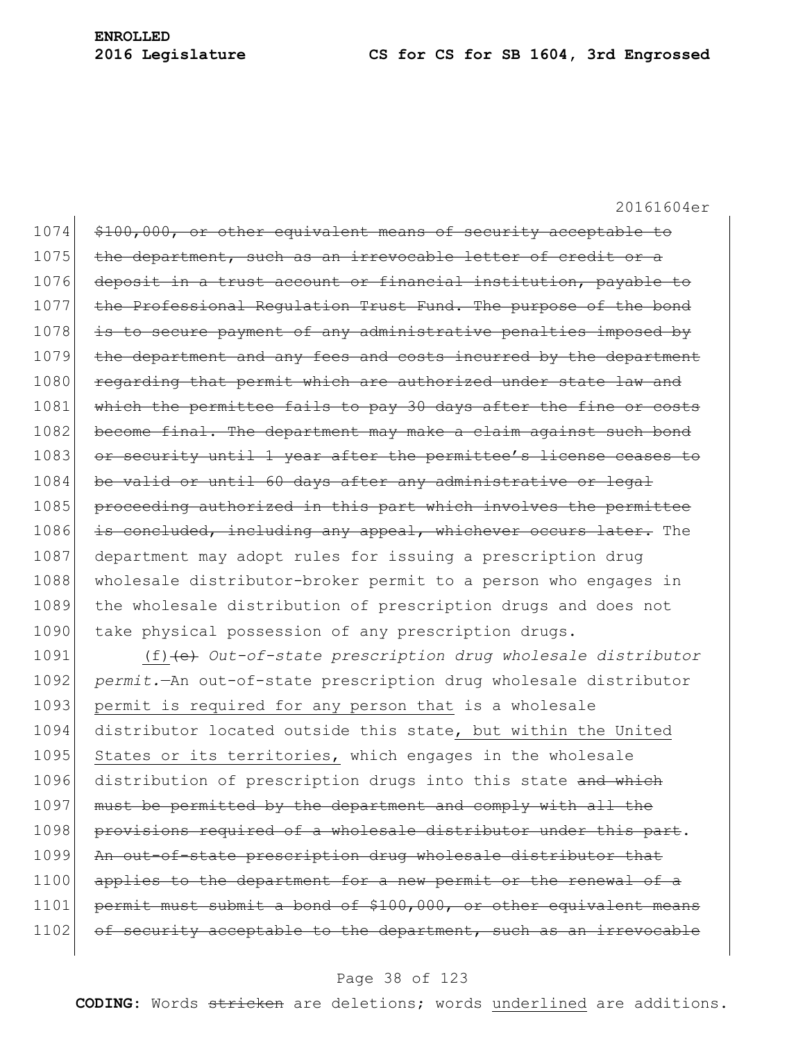1074 ~~$100,000, or other equivalent means of security acceptable to~~
1075 ~~the department, such as an irrevocable letter of credit or a~~
1076 ~~deposit in a trust account or financial institution, payable to~~
1077 ~~the Professional Regulation Trust Fund. The purpose of the bond~~
1078 ~~is to secure payment of any administrative penalties imposed by~~
1079 ~~the department and any fees and costs incurred by the department~~
1080 ~~regarding that permit which are authorized under state law and~~
1081 ~~which the permittee fails to pay 30 days after the fine or costs~~
1082 ~~become final. The department may make a claim against such bond~~
1083 ~~or security until 1 year after the permittee's license ceases to~~
1084 ~~be valid or until 60 days after any administrative or legal~~
1085 ~~proceeding authorized in this part which involves the permittee~~
1086 ~~is concluded, including any appeal, whichever occurs later.~~ The
1087 department may adopt rules for issuing a prescription drug
1088 wholesale distributor-broker permit to a person who engages in
1089 the wholesale distribution of prescription drugs and does not
1090 take physical possession of any prescription drugs.

1091 <u>(f)</u>~~(e)~~ *Out-of-state prescription drug wholesale distributor*
1092 *permit.*—An out-of-state prescription drug wholesale distributor
1093 <u>permit is required for any person that</u> is a wholesale
1094 distributor located outside this state<u>, but within the United</u>
1095 <u>States or its territories,</u> which engages in the wholesale
1096 distribution of prescription drugs into this state ~~and which~~
1097 ~~must be permitted by the department and comply with all the~~
1098 ~~provisions required of a wholesale distributor under this part~~.
1099 ~~An out-of-state prescription drug wholesale distributor that~~
1100 ~~applies to the department for a new permit or the renewal of a~~
1101 ~~permit must submit a bond of $100,000, or other equivalent means~~
1102 ~~of security acceptable to the department, such as an irrevocable~~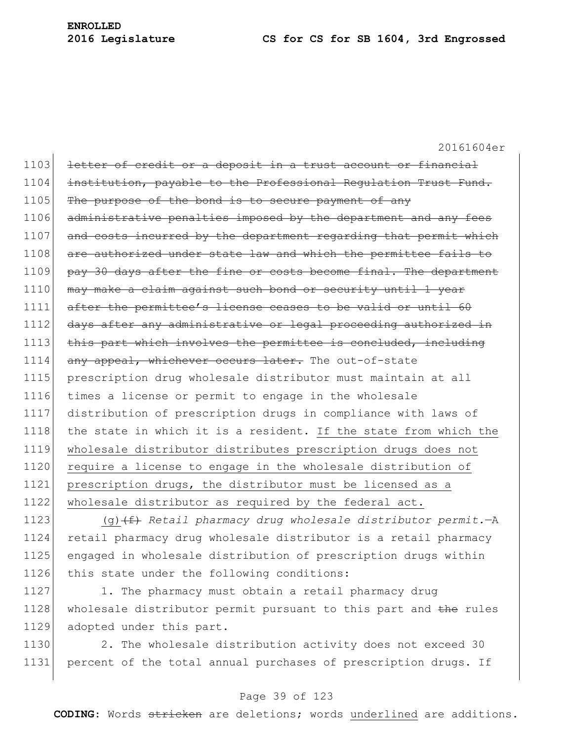~~letter of credit or a deposit in a trust account or financial institution, payable to the Professional Regulation Trust Fund. The purpose of the bond is to secure payment of any administrative penalties imposed by the department and any fees and costs incurred by the department regarding that permit which are authorized under state law and which the permittee fails to pay 30 days after the fine or costs become final. The department may make a claim against such bond or security until 1 year after the permittee's license ceases to be valid or until 60 days after any administrative or legal proceeding authorized in this part which involves the permittee is concluded, including any appeal, whichever occurs later.~~ The out-of-state prescription drug wholesale distributor must maintain at all times a license or permit to engage in the wholesale distribution of prescription drugs in compliance with laws of the state in which it is a resident. <u>If the state from which the wholesale distributor distributes prescription drugs does not require a license to engage in the wholesale distribution of prescription drugs, the distributor must be licensed as a wholesale distributor as required by the federal act.</u>

<u>(g)</u>~~(f)~~ *Retail pharmacy drug wholesale distributor permit.*—A retail pharmacy drug wholesale distributor is a retail pharmacy engaged in wholesale distribution of prescription drugs within this state under the following conditions:

1. The pharmacy must obtain a retail pharmacy drug wholesale distributor permit pursuant to this part and ~~the~~ rules adopted under this part.

2. The wholesale distribution activity does not exceed 30 percent of the total annual purchases of prescription drugs. If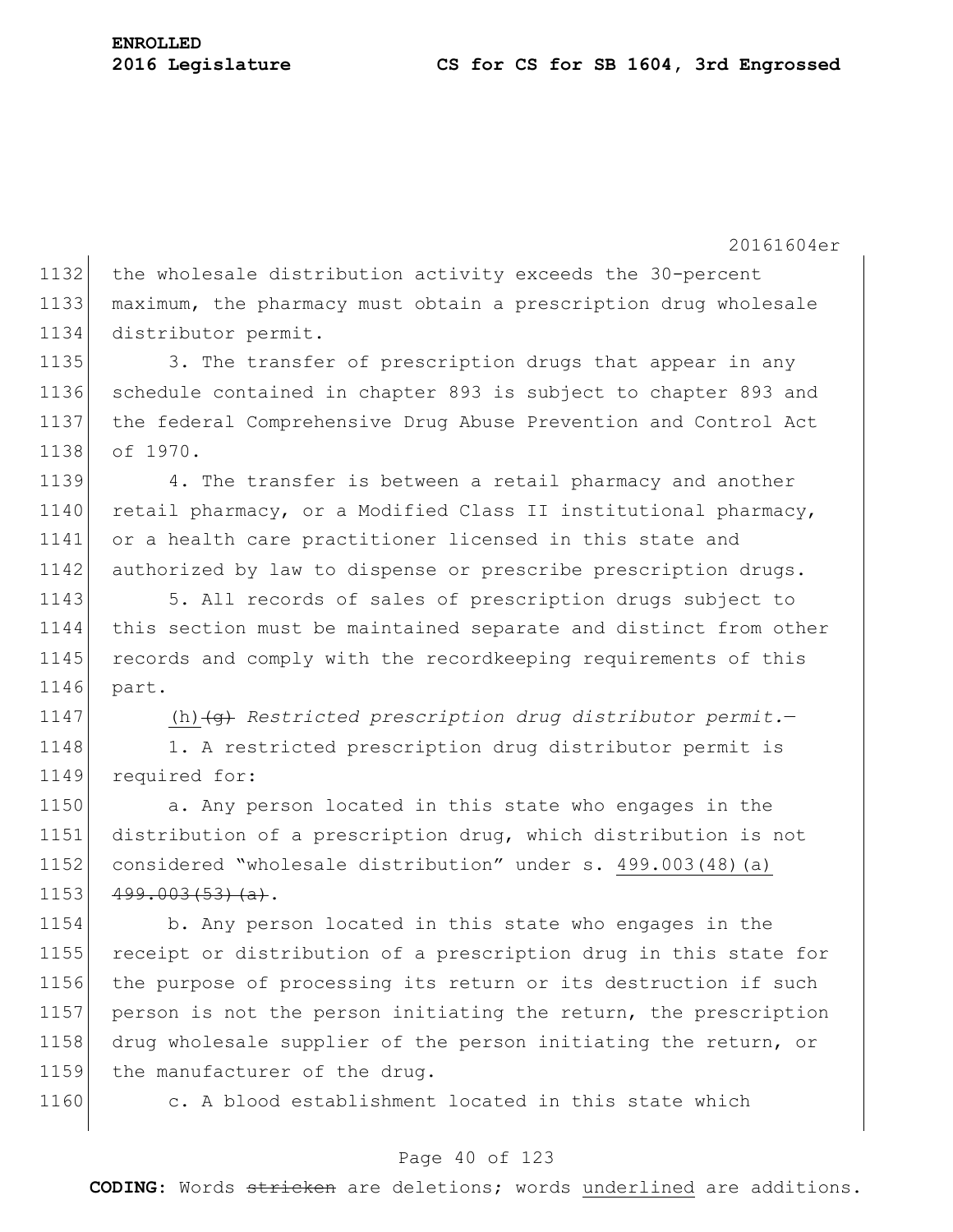the wholesale distribution activity exceeds the 30-percent maximum, the pharmacy must obtain a prescription drug wholesale distributor permit.

3. The transfer of prescription drugs that appear in any schedule contained in chapter 893 is subject to chapter 893 and the federal Comprehensive Drug Abuse Prevention and Control Act of 1970.

4. The transfer is between a retail pharmacy and another retail pharmacy, or a Modified Class II institutional pharmacy, or a health care practitioner licensed in this state and authorized by law to dispense or prescribe prescription drugs.

5. All records of sales of prescription drugs subject to this section must be maintained separate and distinct from other records and comply with the recordkeeping requirements of this part.

<u>(h)</u> ~~(g)~~ *Restricted prescription drug distributor permit.*—

1. A restricted prescription drug distributor permit is required for:

a. Any person located in this state who engages in the distribution of a prescription drug, which distribution is not considered "wholesale distribution" under s. <u>499.003(48)(a)</u> ~~499.003(53)(a)~~.

b. Any person located in this state who engages in the receipt or distribution of a prescription drug in this state for the purpose of processing its return or its destruction if such person is not the person initiating the return, the prescription drug wholesale supplier of the person initiating the return, or the manufacturer of the drug.

c. A blood establishment located in this state which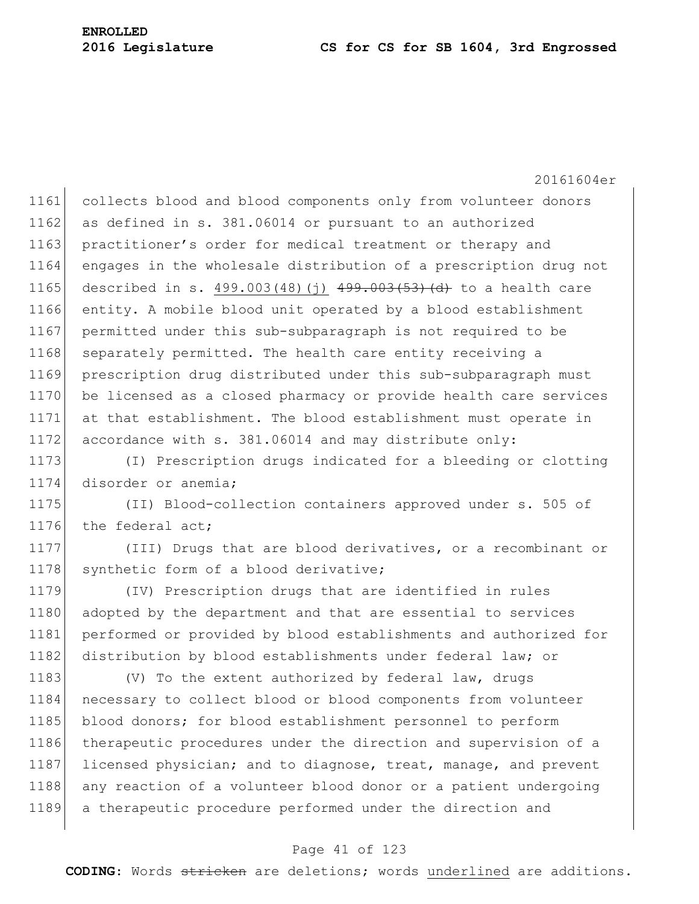collects blood and blood components only from volunteer donors as defined in s. 381.06014 or pursuant to an authorized practitioner's order for medical treatment or therapy and engages in the wholesale distribution of a prescription drug not described in s. 499.003(48)(j) ~~499.003(53)(d)~~ to a health care entity. A mobile blood unit operated by a blood establishment permitted under this sub-subparagraph is not required to be separately permitted. The health care entity receiving a prescription drug distributed under this sub-subparagraph must be licensed as a closed pharmacy or provide health care services at that establishment. The blood establishment must operate in accordance with s. 381.06014 and may distribute only:

(I) Prescription drugs indicated for a bleeding or clotting disorder or anemia;

(II) Blood-collection containers approved under s. 505 of the federal act;

(III) Drugs that are blood derivatives, or a recombinant or synthetic form of a blood derivative;

(IV) Prescription drugs that are identified in rules adopted by the department and that are essential to services performed or provided by blood establishments and authorized for distribution by blood establishments under federal law; or

(V) To the extent authorized by federal law, drugs necessary to collect blood or blood components from volunteer blood donors; for blood establishment personnel to perform therapeutic procedures under the direction and supervision of a licensed physician; and to diagnose, treat, manage, and prevent any reaction of a volunteer blood donor or a patient undergoing a therapeutic procedure performed under the direction and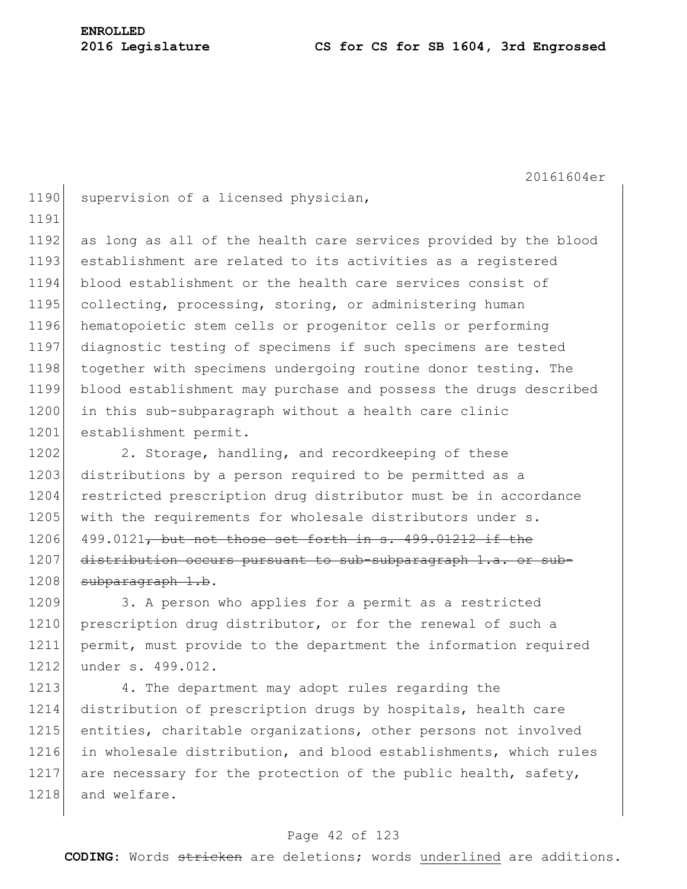supervision of a licensed physician,

as long as all of the health care services provided by the blood establishment are related to its activities as a registered blood establishment or the health care services consist of collecting, processing, storing, or administering human hematopoietic stem cells or progenitor cells or performing diagnostic testing of specimens if such specimens are tested together with specimens undergoing routine donor testing. The blood establishment may purchase and possess the drugs described in this sub-subparagraph without a health care clinic establishment permit.

2. Storage, handling, and recordkeeping of these distributions by a person required to be permitted as a restricted prescription drug distributor must be in accordance with the requirements for wholesale distributors under s. 499.0121~~, but not those set forth in s. 499.01212 if the distribution occurs pursuant to sub-subparagraph 1.a. or sub-subparagraph 1.b~~.

3. A person who applies for a permit as a restricted prescription drug distributor, or for the renewal of such a permit, must provide to the department the information required under s. 499.012.

4. The department may adopt rules regarding the distribution of prescription drugs by hospitals, health care entities, charitable organizations, other persons not involved in wholesale distribution, and blood establishments, which rules are necessary for the protection of the public health, safety, and welfare.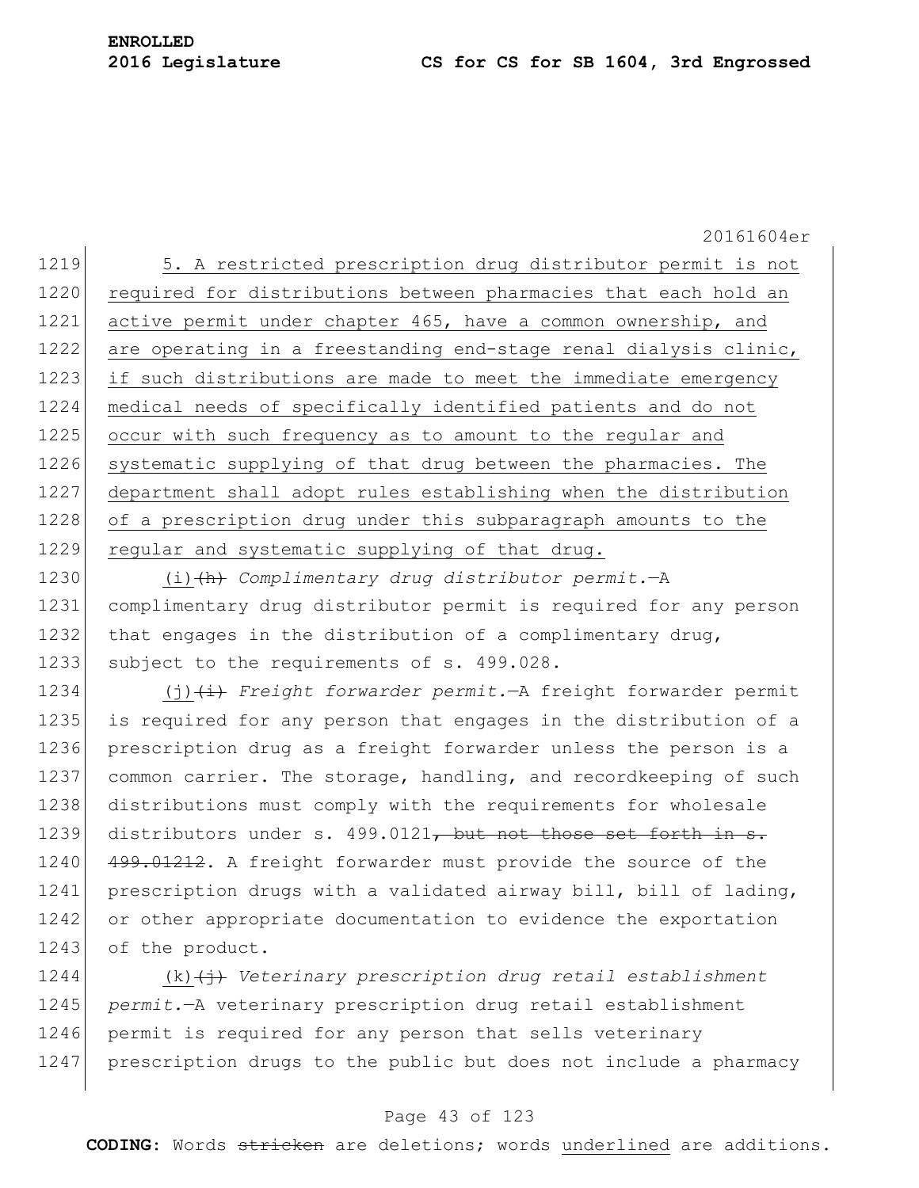5. A restricted prescription drug distributor permit is not required for distributions between pharmacies that each hold an active permit under chapter 465, have a common ownership, and are operating in a freestanding end-stage renal dialysis clinic, if such distributions are made to meet the immediate emergency medical needs of specifically identified patients and do not occur with such frequency as to amount to the regular and systematic supplying of that drug between the pharmacies. The department shall adopt rules establishing when the distribution of a prescription drug under this subparagraph amounts to the regular and systematic supplying of that drug.

(i) ~~(h)~~ *Complimentary drug distributor permit.*—A complimentary drug distributor permit is required for any person that engages in the distribution of a complimentary drug, subject to the requirements of s. 499.028.

(j) ~~(i)~~ *Freight forwarder permit.*—A freight forwarder permit is required for any person that engages in the distribution of a prescription drug as a freight forwarder unless the person is a common carrier. The storage, handling, and recordkeeping of such distributions must comply with the requirements for wholesale distributors under s. 499.0121~~, but not those set forth in s. 499.01212~~. A freight forwarder must provide the source of the prescription drugs with a validated airway bill, bill of lading, or other appropriate documentation to evidence the exportation of the product.

(k) ~~(j)~~ *Veterinary prescription drug retail establishment permit.*—A veterinary prescription drug retail establishment permit is required for any person that sells veterinary prescription drugs to the public but does not include a pharmacy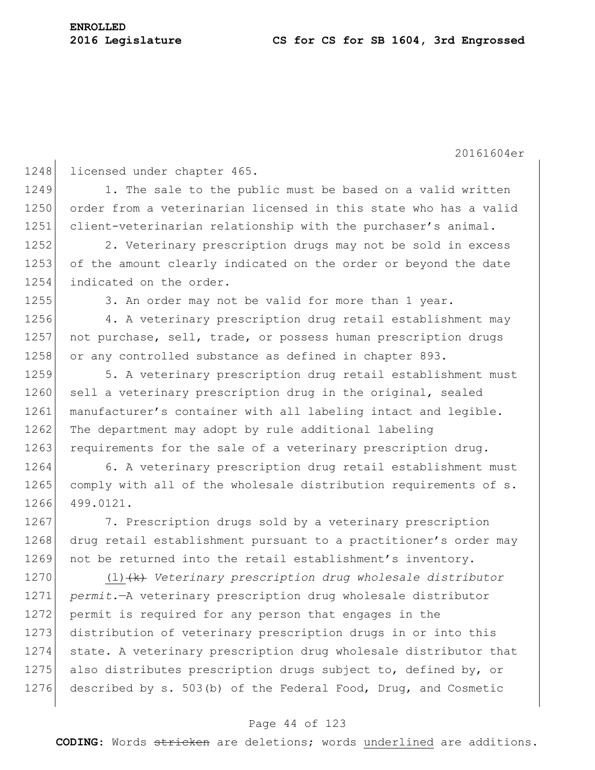licensed under chapter 465.

1. The sale to the public must be based on a valid written order from a veterinarian licensed in this state who has a valid client-veterinarian relationship with the purchaser's animal.

2. Veterinary prescription drugs may not be sold in excess of the amount clearly indicated on the order or beyond the date indicated on the order.

3. An order may not be valid for more than 1 year.

4. A veterinary prescription drug retail establishment may not purchase, sell, trade, or possess human prescription drugs or any controlled substance as defined in chapter 893.

5. A veterinary prescription drug retail establishment must sell a veterinary prescription drug in the original, sealed manufacturer's container with all labeling intact and legible. The department may adopt by rule additional labeling requirements for the sale of a veterinary prescription drug.

6. A veterinary prescription drug retail establishment must comply with all of the wholesale distribution requirements of s. 499.0121.

7. Prescription drugs sold by a veterinary prescription drug retail establishment pursuant to a practitioner's order may not be returned into the retail establishment's inventory.

<u>(l)</u>~~(k)~~ *Veterinary prescription drug wholesale distributor permit.*—A veterinary prescription drug wholesale distributor permit is required for any person that engages in the distribution of veterinary prescription drugs in or into this state. A veterinary prescription drug wholesale distributor that also distributes prescription drugs subject to, defined by, or described by s. 503(b) of the Federal Food, Drug, and Cosmetic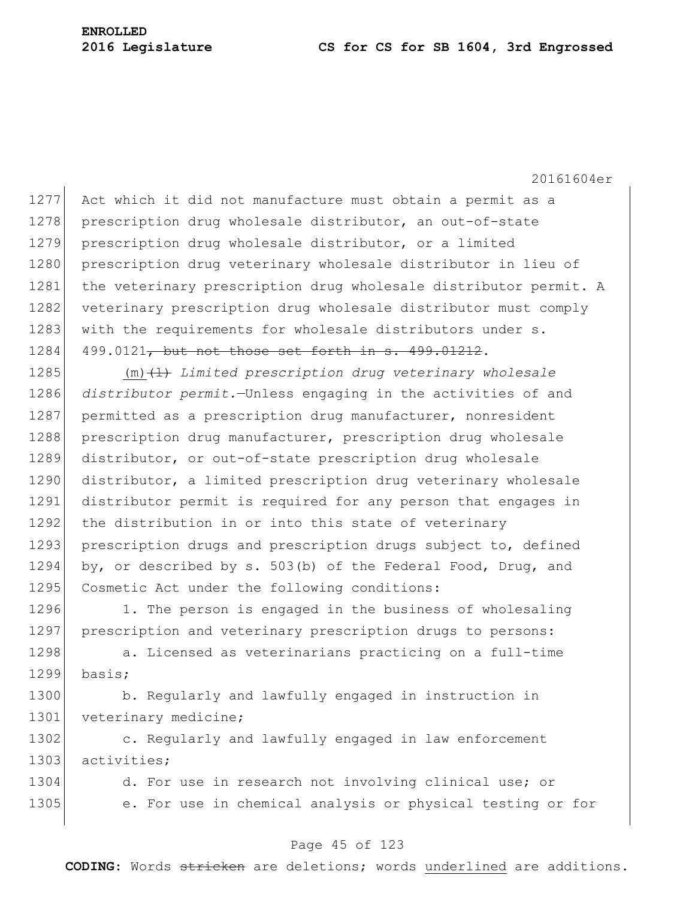Act which it did not manufacture must obtain a permit as a prescription drug wholesale distributor, an out-of-state prescription drug wholesale distributor, or a limited prescription drug veterinary wholesale distributor in lieu of the veterinary prescription drug wholesale distributor permit. A veterinary prescription drug wholesale distributor must comply with the requirements for wholesale distributors under s. 499.0121~~, but not those set forth in s. 499.01212~~.

<u>(m)</u>~~(l)~~ *Limited prescription drug veterinary wholesale distributor permit.*—Unless engaging in the activities of and permitted as a prescription drug manufacturer, nonresident prescription drug manufacturer, prescription drug wholesale distributor, or out-of-state prescription drug wholesale distributor, a limited prescription drug veterinary wholesale distributor permit is required for any person that engages in the distribution in or into this state of veterinary prescription drugs and prescription drugs subject to, defined by, or described by s. 503(b) of the Federal Food, Drug, and Cosmetic Act under the following conditions:

1. The person is engaged in the business of wholesaling prescription and veterinary prescription drugs to persons:

a. Licensed as veterinarians practicing on a full-time basis;

b. Regularly and lawfully engaged in instruction in veterinary medicine;

c. Regularly and lawfully engaged in law enforcement activities;

d. For use in research not involving clinical use; or

e. For use in chemical analysis or physical testing or for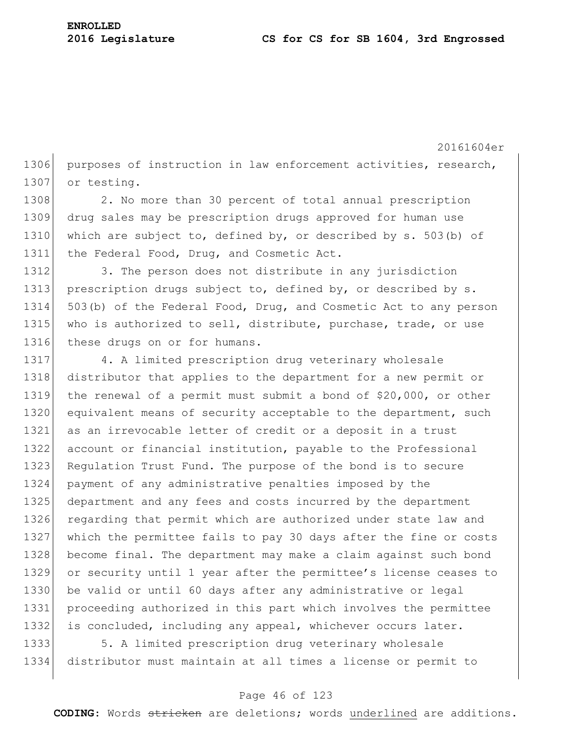purposes of instruction in law enforcement activities, research, or testing.

2. No more than 30 percent of total annual prescription drug sales may be prescription drugs approved for human use which are subject to, defined by, or described by s. 503(b) of the Federal Food, Drug, and Cosmetic Act.

3. The person does not distribute in any jurisdiction prescription drugs subject to, defined by, or described by s. 503(b) of the Federal Food, Drug, and Cosmetic Act to any person who is authorized to sell, distribute, purchase, trade, or use these drugs on or for humans.

4. A limited prescription drug veterinary wholesale distributor that applies to the department for a new permit or the renewal of a permit must submit a bond of $20,000, or other equivalent means of security acceptable to the department, such as an irrevocable letter of credit or a deposit in a trust account or financial institution, payable to the Professional Regulation Trust Fund. The purpose of the bond is to secure payment of any administrative penalties imposed by the department and any fees and costs incurred by the department regarding that permit which are authorized under state law and which the permittee fails to pay 30 days after the fine or costs become final. The department may make a claim against such bond or security until 1 year after the permittee's license ceases to be valid or until 60 days after any administrative or legal proceeding authorized in this part which involves the permittee is concluded, including any appeal, whichever occurs later.

5. A limited prescription drug veterinary wholesale distributor must maintain at all times a license or permit to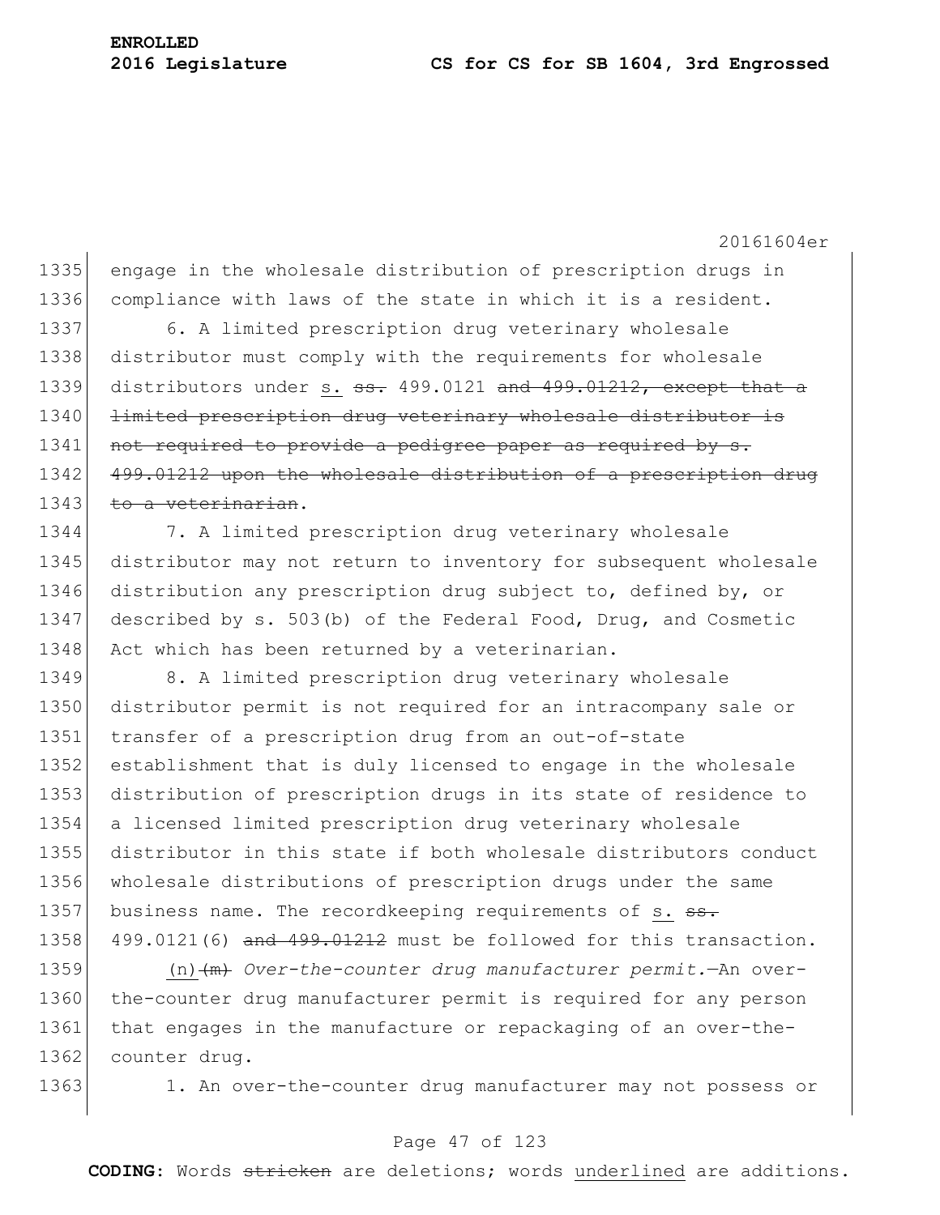engage in the wholesale distribution of prescription drugs in compliance with laws of the state in which it is a resident.

6. A limited prescription drug veterinary wholesale distributor must comply with the requirements for wholesale distributors under <u>s.</u> ~~ss.~~ 499.0121 ~~and 499.01212, except that a limited prescription drug veterinary wholesale distributor is not required to provide a pedigree paper as required by s. 499.01212 upon the wholesale distribution of a prescription drug to a veterinarian~~.

7. A limited prescription drug veterinary wholesale distributor may not return to inventory for subsequent wholesale distribution any prescription drug subject to, defined by, or described by s. 503(b) of the Federal Food, Drug, and Cosmetic Act which has been returned by a veterinarian.

8. A limited prescription drug veterinary wholesale distributor permit is not required for an intracompany sale or transfer of a prescription drug from an out-of-state establishment that is duly licensed to engage in the wholesale distribution of prescription drugs in its state of residence to a licensed limited prescription drug veterinary wholesale distributor in this state if both wholesale distributors conduct wholesale distributions of prescription drugs under the same business name. The recordkeeping requirements of <u>s.</u> ~~ss.~~ 499.0121(6) ~~and 499.01212~~ must be followed for this transaction.

<u>(n)</u>~~(m)~~ *Over-the-counter drug manufacturer permit.*—An over-the-counter drug manufacturer permit is required for any person that engages in the manufacture or repackaging of an over-the-counter drug.

1. An over-the-counter drug manufacturer may not possess or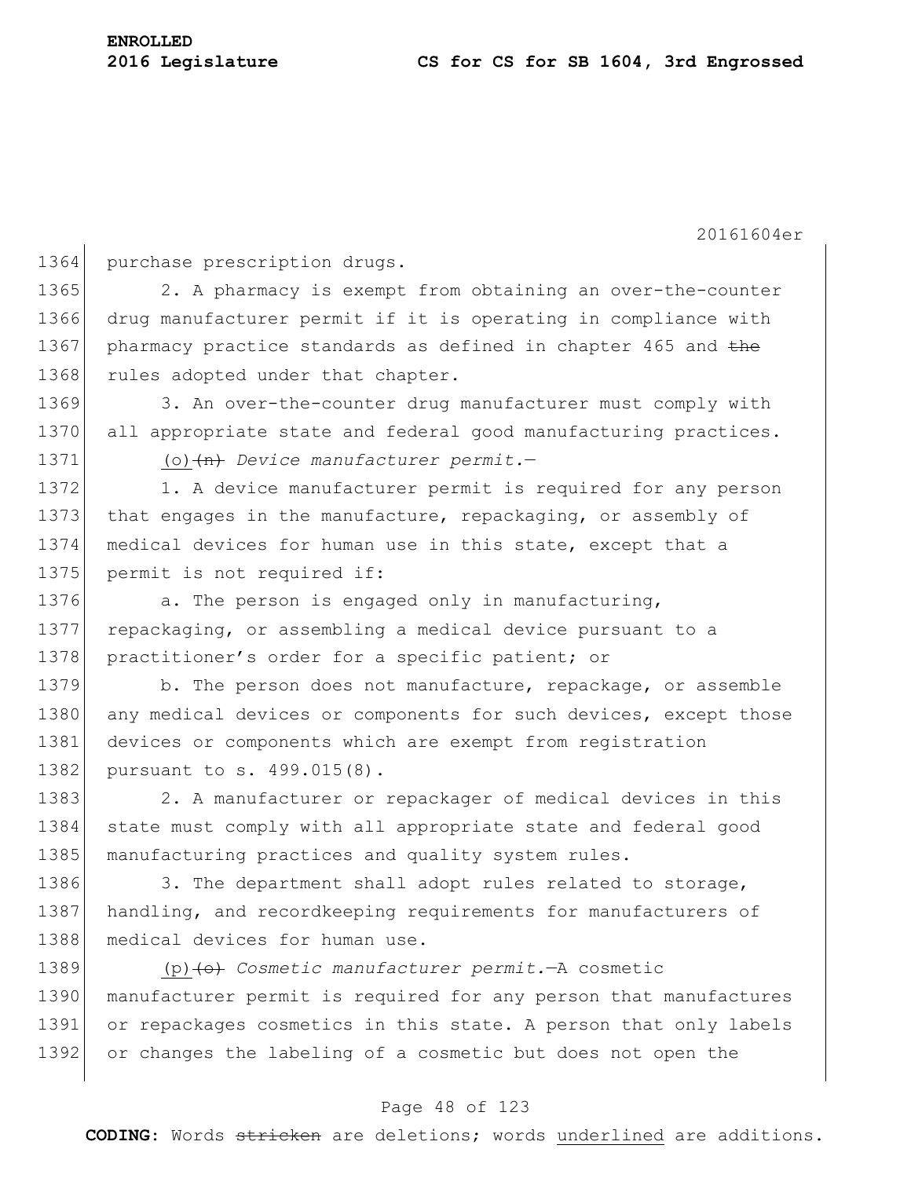purchase prescription drugs.

2. A pharmacy is exempt from obtaining an over-the-counter drug manufacturer permit if it is operating in compliance with pharmacy practice standards as defined in chapter 465 and ~~the~~ rules adopted under that chapter.

3. An over-the-counter drug manufacturer must comply with all appropriate state and federal good manufacturing practices.

<u>(o)</u>~~(n)~~ *Device manufacturer permit.*—

1. A device manufacturer permit is required for any person that engages in the manufacture, repackaging, or assembly of medical devices for human use in this state, except that a permit is not required if:

a. The person is engaged only in manufacturing, repackaging, or assembling a medical device pursuant to a practitioner's order for a specific patient; or

b. The person does not manufacture, repackage, or assemble any medical devices or components for such devices, except those devices or components which are exempt from registration pursuant to s. 499.015(8).

2. A manufacturer or repackager of medical devices in this state must comply with all appropriate state and federal good manufacturing practices and quality system rules.

3. The department shall adopt rules related to storage, handling, and recordkeeping requirements for manufacturers of medical devices for human use.

<u>(p)</u>~~(o)~~ *Cosmetic manufacturer permit.*—A cosmetic manufacturer permit is required for any person that manufactures or repackages cosmetics in this state. A person that only labels or changes the labeling of a cosmetic but does not open the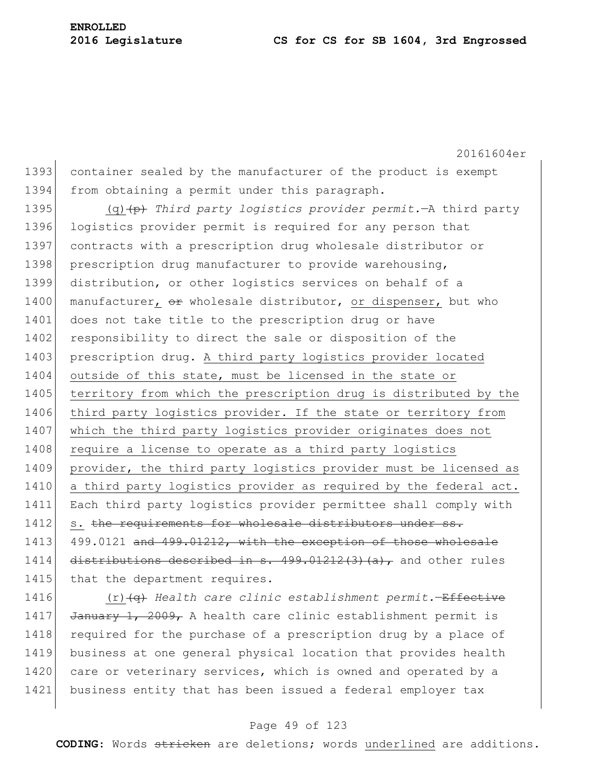container sealed by the manufacturer of the product is exempt from obtaining a permit under this paragraph.

(q)~~(p)~~ *Third party logistics provider permit.*—A third party logistics provider permit is required for any person that contracts with a prescription drug wholesale distributor or prescription drug manufacturer to provide warehousing, distribution, or other logistics services on behalf of a manufacturer, ~~or~~ wholesale distributor, or dispenser, but who does not take title to the prescription drug or have responsibility to direct the sale or disposition of the prescription drug. A third party logistics provider located outside of this state, must be licensed in the state or territory from which the prescription drug is distributed by the third party logistics provider. If the state or territory from which the third party logistics provider originates does not require a license to operate as a third party logistics provider, the third party logistics provider must be licensed as a third party logistics provider as required by the federal act. Each third party logistics provider permittee shall comply with s. ~~the requirements for wholesale distributors under ss.~~ 499.0121 ~~and 499.01212, with the exception of those wholesale distributions described in s. 499.01212(3)(a),~~ and other rules that the department requires.

(r)~~(q)~~ *Health care clinic establishment permit.*—~~Effective January 1, 2009,~~ A health care clinic establishment permit is required for the purchase of a prescription drug by a place of business at one general physical location that provides health care or veterinary services, which is owned and operated by a business entity that has been issued a federal employer tax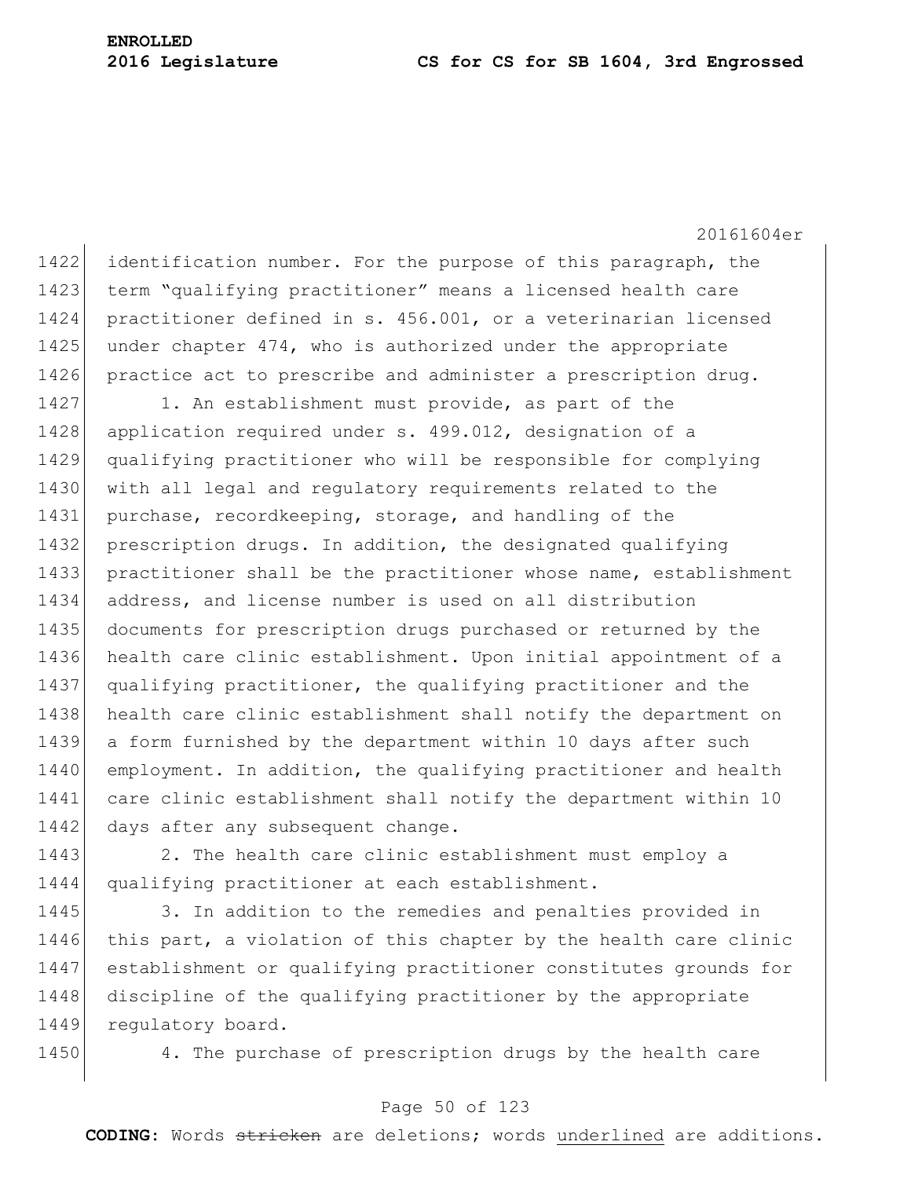identification number. For the purpose of this paragraph, the term "qualifying practitioner" means a licensed health care practitioner defined in s. 456.001, or a veterinarian licensed under chapter 474, who is authorized under the appropriate practice act to prescribe and administer a prescription drug.

1. An establishment must provide, as part of the application required under s. 499.012, designation of a qualifying practitioner who will be responsible for complying with all legal and regulatory requirements related to the purchase, recordkeeping, storage, and handling of the prescription drugs. In addition, the designated qualifying practitioner shall be the practitioner whose name, establishment address, and license number is used on all distribution documents for prescription drugs purchased or returned by the health care clinic establishment. Upon initial appointment of a qualifying practitioner, the qualifying practitioner and the health care clinic establishment shall notify the department on a form furnished by the department within 10 days after such employment. In addition, the qualifying practitioner and health care clinic establishment shall notify the department within 10 days after any subsequent change.

2. The health care clinic establishment must employ a qualifying practitioner at each establishment.

3. In addition to the remedies and penalties provided in this part, a violation of this chapter by the health care clinic establishment or qualifying practitioner constitutes grounds for discipline of the qualifying practitioner by the appropriate regulatory board.

4. The purchase of prescription drugs by the health care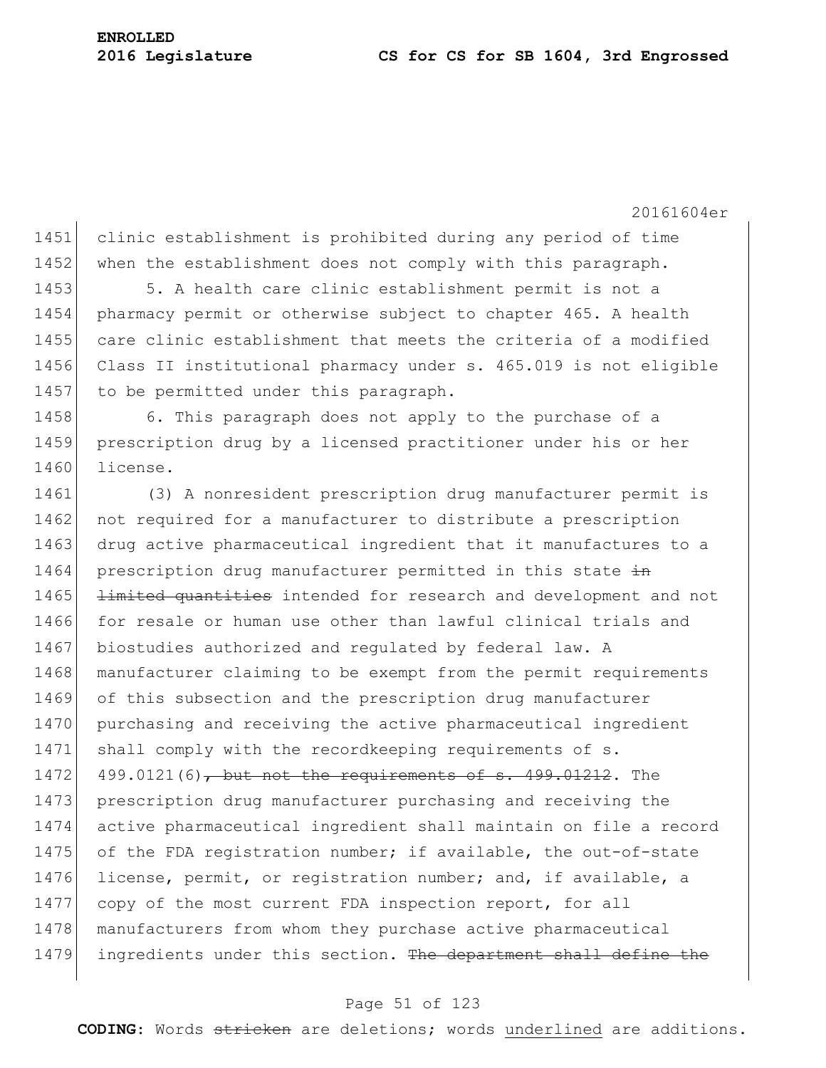clinic establishment is prohibited during any period of time when the establishment does not comply with this paragraph.

5. A health care clinic establishment permit is not a pharmacy permit or otherwise subject to chapter 465. A health care clinic establishment that meets the criteria of a modified Class II institutional pharmacy under s. 465.019 is not eligible to be permitted under this paragraph.

6. This paragraph does not apply to the purchase of a prescription drug by a licensed practitioner under his or her license.

(3) A nonresident prescription drug manufacturer permit is not required for a manufacturer to distribute a prescription drug active pharmaceutical ingredient that it manufactures to a prescription drug manufacturer permitted in this state ~~in limited quantities~~ intended for research and development and not for resale or human use other than lawful clinical trials and biostudies authorized and regulated by federal law. A manufacturer claiming to be exempt from the permit requirements of this subsection and the prescription drug manufacturer purchasing and receiving the active pharmaceutical ingredient shall comply with the recordkeeping requirements of s. 499.0121(6)~~, but not the requirements of s. 499.01212~~. The prescription drug manufacturer purchasing and receiving the active pharmaceutical ingredient shall maintain on file a record of the FDA registration number; if available, the out-of-state license, permit, or registration number; and, if available, a copy of the most current FDA inspection report, for all manufacturers from whom they purchase active pharmaceutical ingredients under this section. ~~The department shall define the~~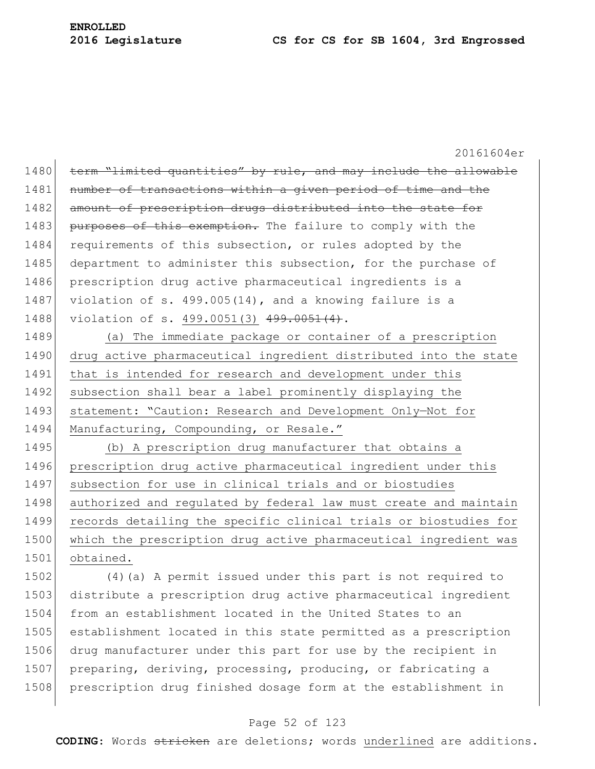~~term "limited quantities" by rule, and may include the allowable number of transactions within a given period of time and the amount of prescription drugs distributed into the state for purposes of this exemption.~~ The failure to comply with the requirements of this subsection, or rules adopted by the department to administer this subsection, for the purchase of prescription drug active pharmaceutical ingredients is a violation of s. 499.005(14), and a knowing failure is a violation of s. <u>499.0051(3)</u> ~~499.0051(4)~~.

<u>(a) The immediate package or container of a prescription drug active pharmaceutical ingredient distributed into the state that is intended for research and development under this subsection shall bear a label prominently displaying the statement: "Caution: Research and Development Only—Not for Manufacturing, Compounding, or Resale."</u>

<u>(b) A prescription drug manufacturer that obtains a prescription drug active pharmaceutical ingredient under this subsection for use in clinical trials and or biostudies authorized and regulated by federal law must create and maintain records detailing the specific clinical trials or biostudies for which the prescription drug active pharmaceutical ingredient was obtained.</u>

(4)(a) A permit issued under this part is not required to distribute a prescription drug active pharmaceutical ingredient from an establishment located in the United States to an establishment located in this state permitted as a prescription drug manufacturer under this part for use by the recipient in preparing, deriving, processing, producing, or fabricating a prescription drug finished dosage form at the establishment in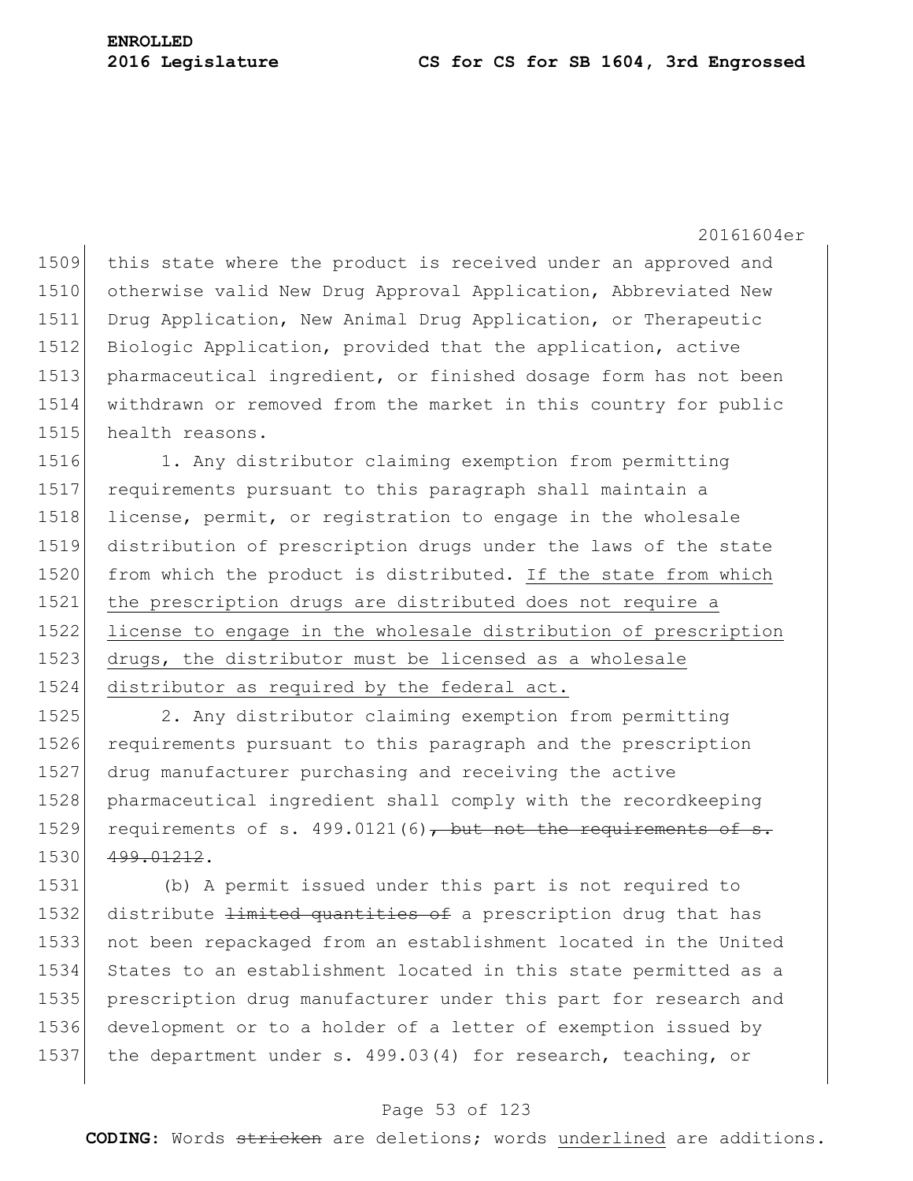this state where the product is received under an approved and otherwise valid New Drug Approval Application, Abbreviated New Drug Application, New Animal Drug Application, or Therapeutic Biologic Application, provided that the application, active pharmaceutical ingredient, or finished dosage form has not been withdrawn or removed from the market in this country for public health reasons.

1. Any distributor claiming exemption from permitting requirements pursuant to this paragraph shall maintain a license, permit, or registration to engage in the wholesale distribution of prescription drugs under the laws of the state from which the product is distributed. <u>If the state from which the prescription drugs are distributed does not require a license to engage in the wholesale distribution of prescription drugs, the distributor must be licensed as a wholesale distributor as required by the federal act.</u>

2. Any distributor claiming exemption from permitting requirements pursuant to this paragraph and the prescription drug manufacturer purchasing and receiving the active pharmaceutical ingredient shall comply with the recordkeeping requirements of s. 499.0121(6)~~, but not the requirements of s. 499.01212~~.

(b) A permit issued under this part is not required to distribute ~~limited quantities of~~ a prescription drug that has not been repackaged from an establishment located in the United States to an establishment located in this state permitted as a prescription drug manufacturer under this part for research and development or to a holder of a letter of exemption issued by the department under s. 499.03(4) for research, teaching, or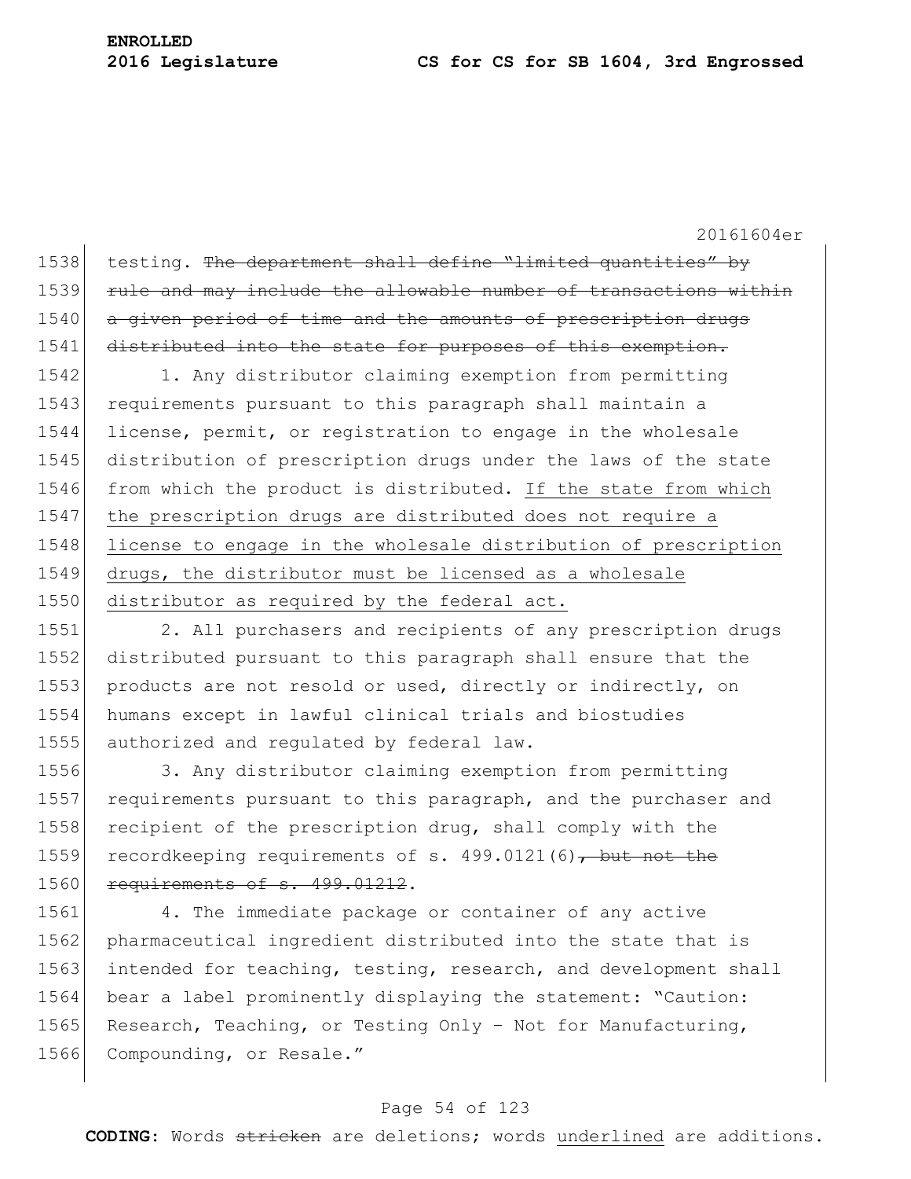testing. ~~The department shall define "limited quantities" by rule and may include the allowable number of transactions within a given period of time and the amounts of prescription drugs distributed into the state for purposes of this exemption.~~

1. Any distributor claiming exemption from permitting requirements pursuant to this paragraph shall maintain a license, permit, or registration to engage in the wholesale distribution of prescription drugs under the laws of the state from which the product is distributed. <u>If the state from which the prescription drugs are distributed does not require a license to engage in the wholesale distribution of prescription drugs, the distributor must be licensed as a wholesale distributor as required by the federal act.</u>

2. All purchasers and recipients of any prescription drugs distributed pursuant to this paragraph shall ensure that the products are not resold or used, directly or indirectly, on humans except in lawful clinical trials and biostudies authorized and regulated by federal law.

3. Any distributor claiming exemption from permitting requirements pursuant to this paragraph, and the purchaser and recipient of the prescription drug, shall comply with the recordkeeping requirements of s. 499.0121(6)~~, but not the requirements of s. 499.01212~~.

4. The immediate package or container of any active pharmaceutical ingredient distributed into the state that is intended for teaching, testing, research, and development shall bear a label prominently displaying the statement: "Caution: Research, Teaching, or Testing Only – Not for Manufacturing, Compounding, or Resale."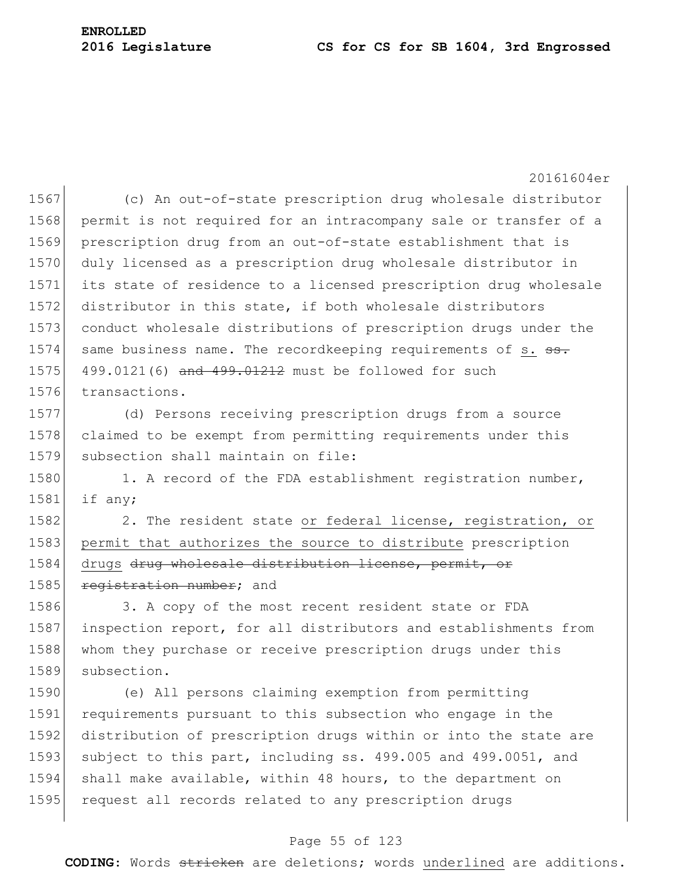(c) An out-of-state prescription drug wholesale distributor permit is not required for an intracompany sale or transfer of a prescription drug from an out-of-state establishment that is duly licensed as a prescription drug wholesale distributor in its state of residence to a licensed prescription drug wholesale distributor in this state, if both wholesale distributors conduct wholesale distributions of prescription drugs under the same business name. The recordkeeping requirements of <u>s.</u> ~~ss.~~ 499.0121(6) ~~and 499.01212~~ must be followed for such transactions.

(d) Persons receiving prescription drugs from a source claimed to be exempt from permitting requirements under this subsection shall maintain on file:

1. A record of the FDA establishment registration number, if any;

2. The resident state <u>or federal license, registration, or permit that authorizes the source to distribute</u> prescription <u>drugs</u> ~~drug wholesale distribution license, permit, or registration number~~; and

3. A copy of the most recent resident state or FDA inspection report, for all distributors and establishments from whom they purchase or receive prescription drugs under this subsection.

(e) All persons claiming exemption from permitting requirements pursuant to this subsection who engage in the distribution of prescription drugs within or into the state are subject to this part, including ss. 499.005 and 499.0051, and shall make available, within 48 hours, to the department on request all records related to any prescription drugs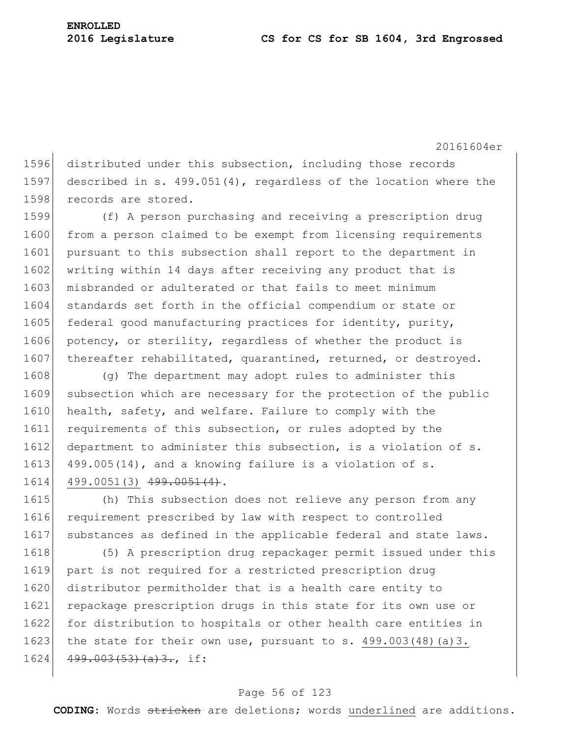distributed under this subsection, including those records described in s. 499.051(4), regardless of the location where the records are stored.

(f) A person purchasing and receiving a prescription drug from a person claimed to be exempt from licensing requirements pursuant to this subsection shall report to the department in writing within 14 days after receiving any product that is misbranded or adulterated or that fails to meet minimum standards set forth in the official compendium or state or federal good manufacturing practices for identity, purity, potency, or sterility, regardless of whether the product is thereafter rehabilitated, quarantined, returned, or destroyed.

(g) The department may adopt rules to administer this subsection which are necessary for the protection of the public health, safety, and welfare. Failure to comply with the requirements of this subsection, or rules adopted by the department to administer this subsection, is a violation of s. 499.005(14), and a knowing failure is a violation of s. <u>499.0051(3)</u> ~~499.0051(4)~~.

(h) This subsection does not relieve any person from any requirement prescribed by law with respect to controlled substances as defined in the applicable federal and state laws.

(5) A prescription drug repackager permit issued under this part is not required for a restricted prescription drug distributor permitholder that is a health care entity to repackage prescription drugs in this state for its own use or for distribution to hospitals or other health care entities in the state for their own use, pursuant to s. <u>499.003(48)(a)3.</u> ~~499.003(53)(a)3.~~, if: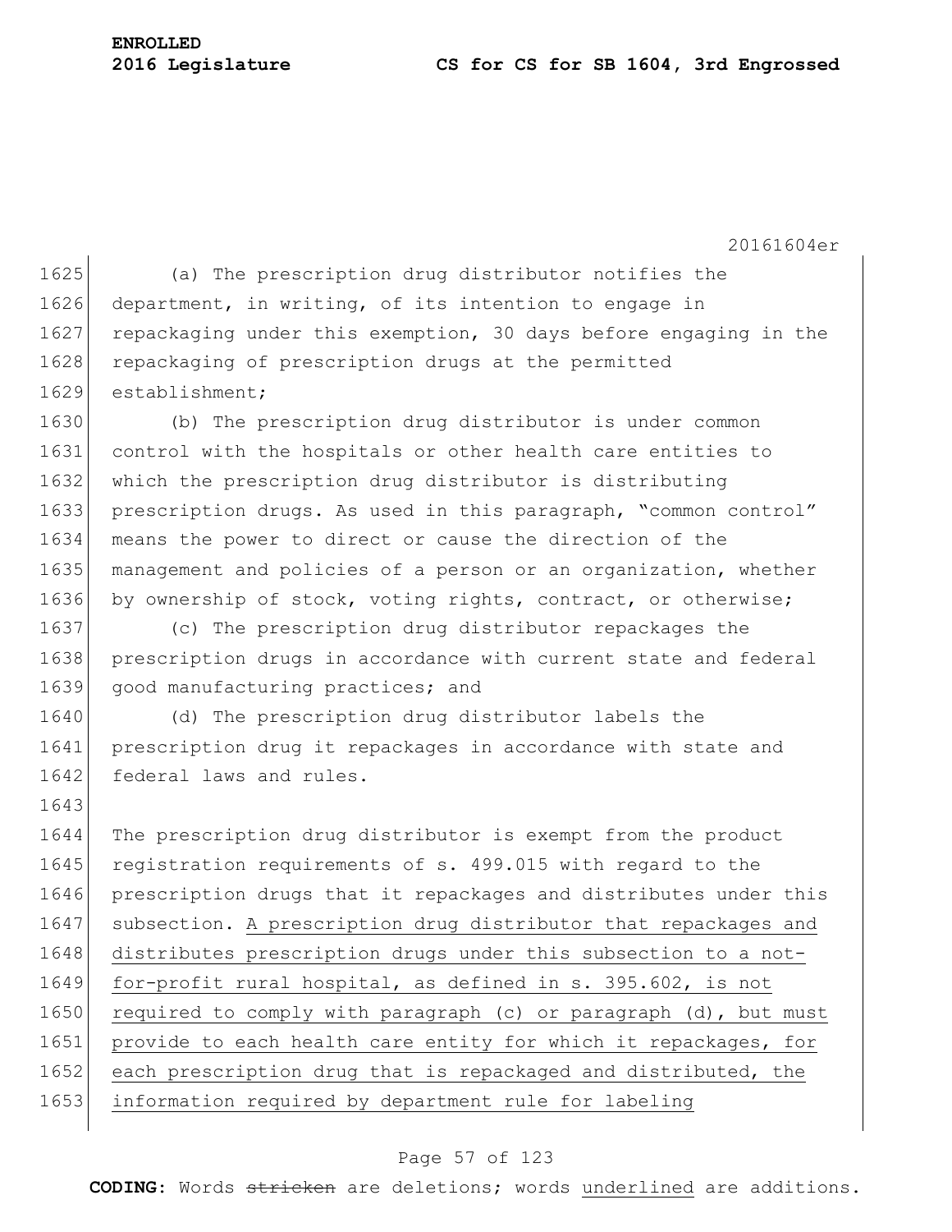(a) The prescription drug distributor notifies the department, in writing, of its intention to engage in repackaging under this exemption, 30 days before engaging in the repackaging of prescription drugs at the permitted establishment;

(b) The prescription drug distributor is under common control with the hospitals or other health care entities to which the prescription drug distributor is distributing prescription drugs. As used in this paragraph, "common control" means the power to direct or cause the direction of the management and policies of a person or an organization, whether by ownership of stock, voting rights, contract, or otherwise;

(c) The prescription drug distributor repackages the prescription drugs in accordance with current state and federal good manufacturing practices; and

(d) The prescription drug distributor labels the prescription drug it repackages in accordance with state and federal laws and rules.

The prescription drug distributor is exempt from the product registration requirements of s. 499.015 with regard to the prescription drugs that it repackages and distributes under this subsection. A prescription drug distributor that repackages and distributes prescription drugs under this subsection to a not-for-profit rural hospital, as defined in s. 395.602, is not required to comply with paragraph (c) or paragraph (d), but must provide to each health care entity for which it repackages, for each prescription drug that is repackaged and distributed, the information required by department rule for labeling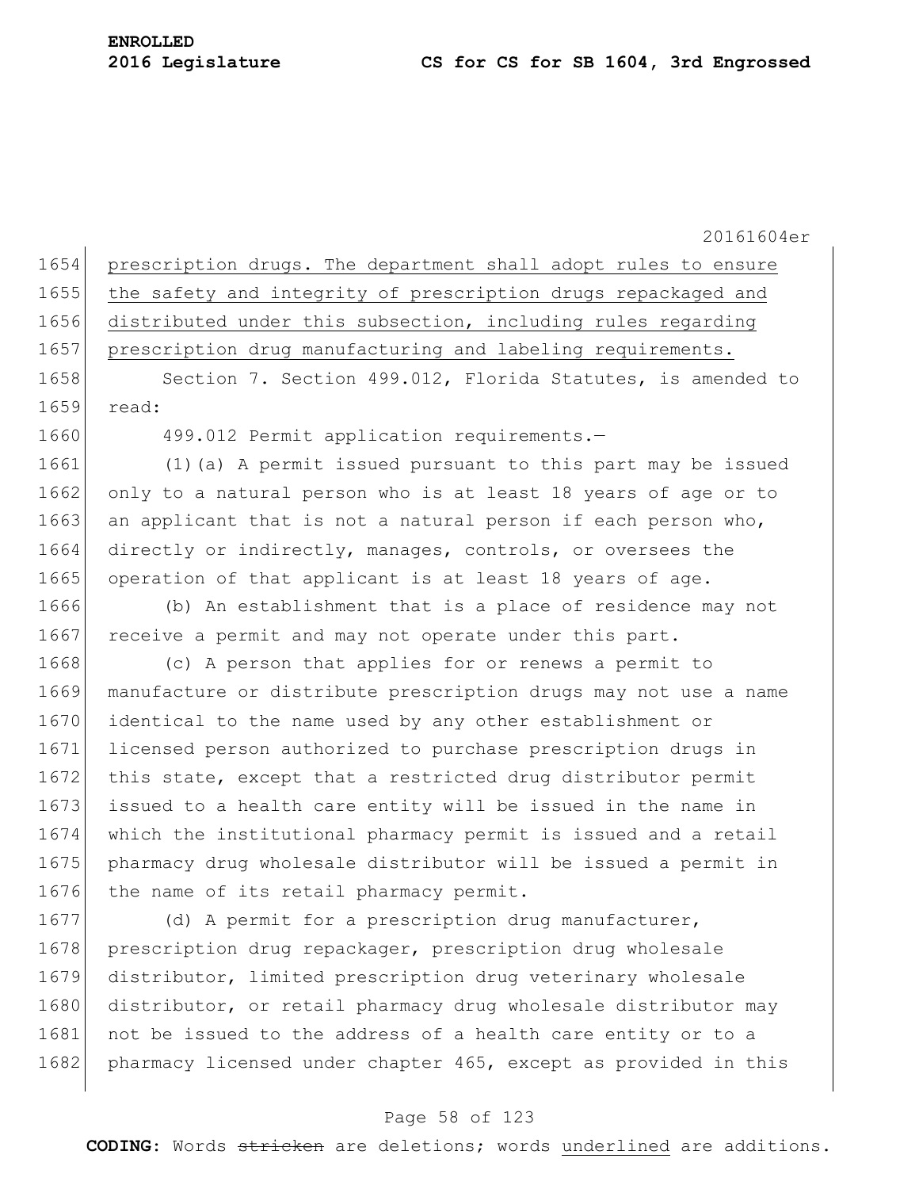prescription drugs. The department shall adopt rules to ensure the safety and integrity of prescription drugs repackaged and distributed under this subsection, including rules regarding prescription drug manufacturing and labeling requirements.

Section 7. Section 499.012, Florida Statutes, is amended to read:

499.012 Permit application requirements.—

(1)(a) A permit issued pursuant to this part may be issued only to a natural person who is at least 18 years of age or to an applicant that is not a natural person if each person who, directly or indirectly, manages, controls, or oversees the operation of that applicant is at least 18 years of age.

(b) An establishment that is a place of residence may not receive a permit and may not operate under this part.

(c) A person that applies for or renews a permit to manufacture or distribute prescription drugs may not use a name identical to the name used by any other establishment or licensed person authorized to purchase prescription drugs in this state, except that a restricted drug distributor permit issued to a health care entity will be issued in the name in which the institutional pharmacy permit is issued and a retail pharmacy drug wholesale distributor will be issued a permit in the name of its retail pharmacy permit.

(d) A permit for a prescription drug manufacturer, prescription drug repackager, prescription drug wholesale distributor, limited prescription drug veterinary wholesale distributor, or retail pharmacy drug wholesale distributor may not be issued to the address of a health care entity or to a pharmacy licensed under chapter 465, except as provided in this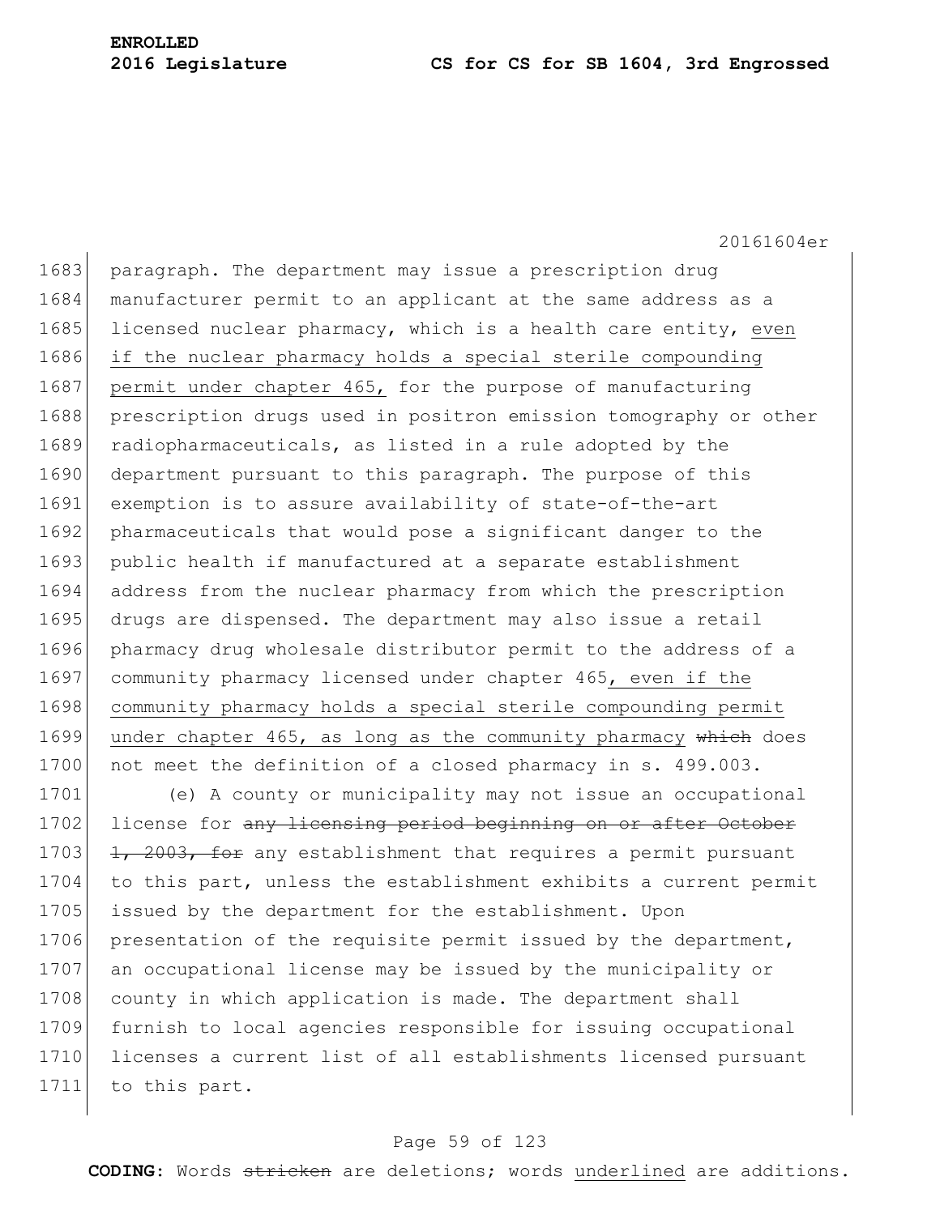paragraph. The department may issue a prescription drug manufacturer permit to an applicant at the same address as a licensed nuclear pharmacy, which is a health care entity, <u>even if the nuclear pharmacy holds a special sterile compounding permit under chapter 465,</u> for the purpose of manufacturing prescription drugs used in positron emission tomography or other radiopharmaceuticals, as listed in a rule adopted by the department pursuant to this paragraph. The purpose of this exemption is to assure availability of state-of-the-art pharmaceuticals that would pose a significant danger to the public health if manufactured at a separate establishment address from the nuclear pharmacy from which the prescription drugs are dispensed. The department may also issue a retail pharmacy drug wholesale distributor permit to the address of a community pharmacy licensed under chapter 465<u>, even if the community pharmacy holds a special sterile compounding permit under chapter 465, as long as the community pharmacy</u> ~~which~~ does not meet the definition of a closed pharmacy in s. 499.003.

(e) A county or municipality may not issue an occupational license for ~~any licensing period beginning on or after October 1, 2003, for~~ any establishment that requires a permit pursuant to this part, unless the establishment exhibits a current permit issued by the department for the establishment. Upon presentation of the requisite permit issued by the department, an occupational license may be issued by the municipality or county in which application is made. The department shall furnish to local agencies responsible for issuing occupational licenses a current list of all establishments licensed pursuant to this part.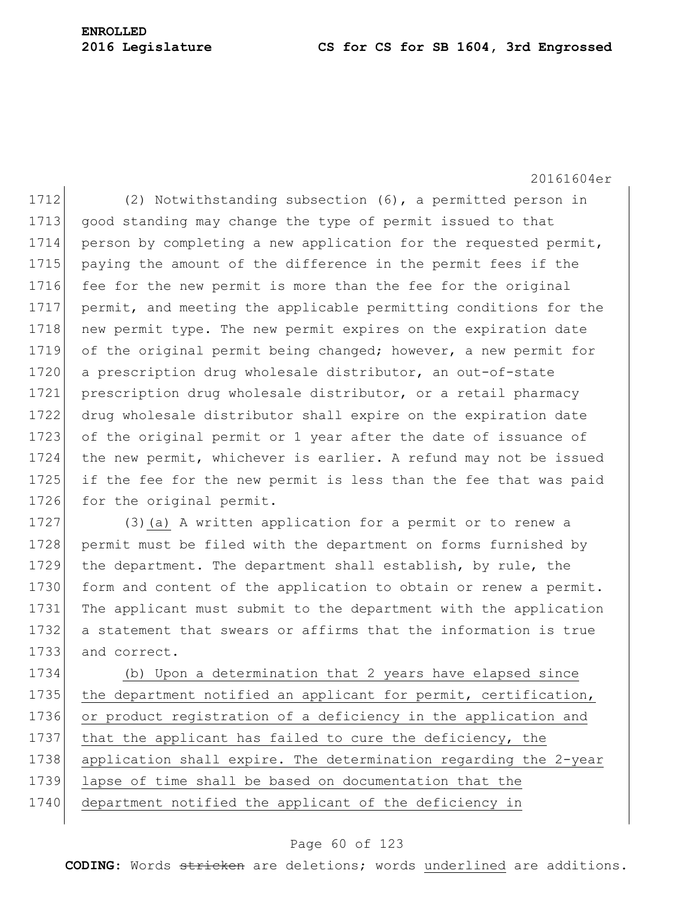(2) Notwithstanding subsection (6), a permitted person in good standing may change the type of permit issued to that person by completing a new application for the requested permit, paying the amount of the difference in the permit fees if the fee for the new permit is more than the fee for the original permit, and meeting the applicable permitting conditions for the new permit type. The new permit expires on the expiration date of the original permit being changed; however, a new permit for a prescription drug wholesale distributor, an out-of-state prescription drug wholesale distributor, or a retail pharmacy drug wholesale distributor shall expire on the expiration date of the original permit or 1 year after the date of issuance of the new permit, whichever is earlier. A refund may not be issued if the fee for the new permit is less than the fee that was paid for the original permit.

(3)<u>(a)</u> A written application for a permit or to renew a permit must be filed with the department on forms furnished by the department. The department shall establish, by rule, the form and content of the application to obtain or renew a permit. The applicant must submit to the department with the application a statement that swears or affirms that the information is true and correct.

<u>(b) Upon a determination that 2 years have elapsed since the department notified an applicant for permit, certification, or product registration of a deficiency in the application and that the applicant has failed to cure the deficiency, the application shall expire. The determination regarding the 2-year lapse of time shall be based on documentation that the department notified the applicant of the deficiency in</u>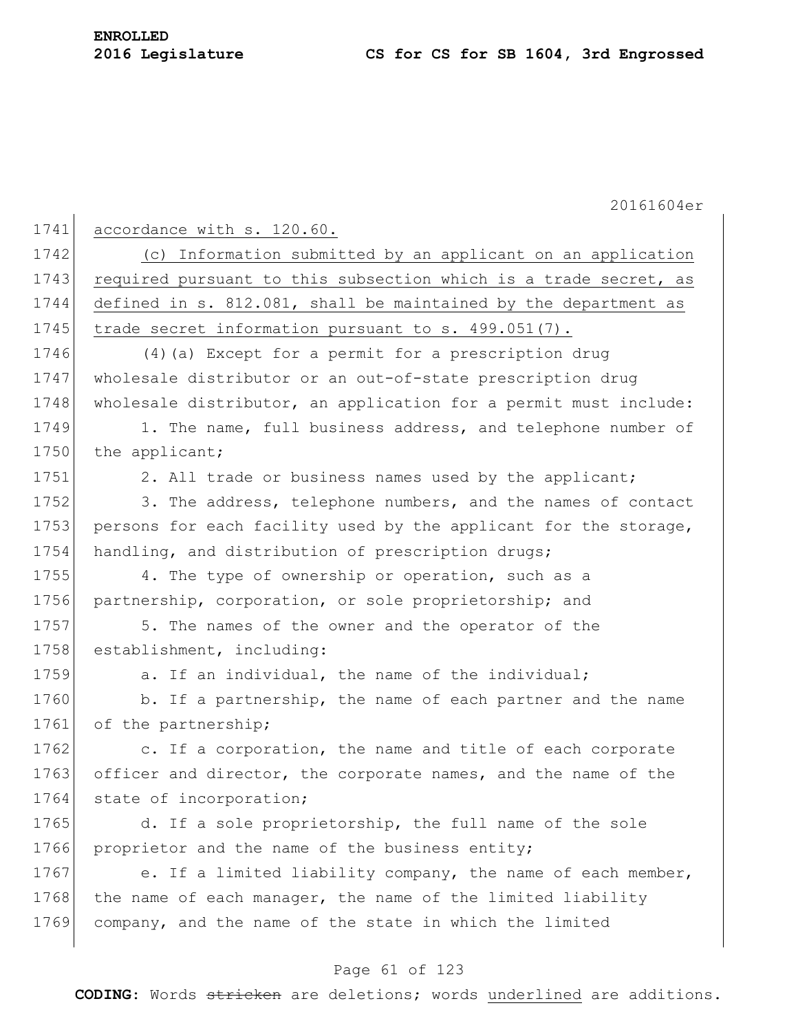accordance with s. 120.60.

<u>(c) Information submitted by an applicant on an application required pursuant to this subsection which is a trade secret, as defined in s. 812.081, shall be maintained by the department as trade secret information pursuant to s. 499.051(7).</u>

(4)(a) Except for a permit for a prescription drug wholesale distributor or an out-of-state prescription drug wholesale distributor, an application for a permit must include:

1. The name, full business address, and telephone number of the applicant;

2. All trade or business names used by the applicant;

3. The address, telephone numbers, and the names of contact persons for each facility used by the applicant for the storage, handling, and distribution of prescription drugs;

4. The type of ownership or operation, such as a partnership, corporation, or sole proprietorship; and

5. The names of the owner and the operator of the establishment, including:

a. If an individual, the name of the individual;

b. If a partnership, the name of each partner and the name of the partnership;

c. If a corporation, the name and title of each corporate officer and director, the corporate names, and the name of the state of incorporation;

d. If a sole proprietorship, the full name of the sole proprietor and the name of the business entity;

e. If a limited liability company, the name of each member, the name of each manager, the name of the limited liability company, and the name of the state in which the limited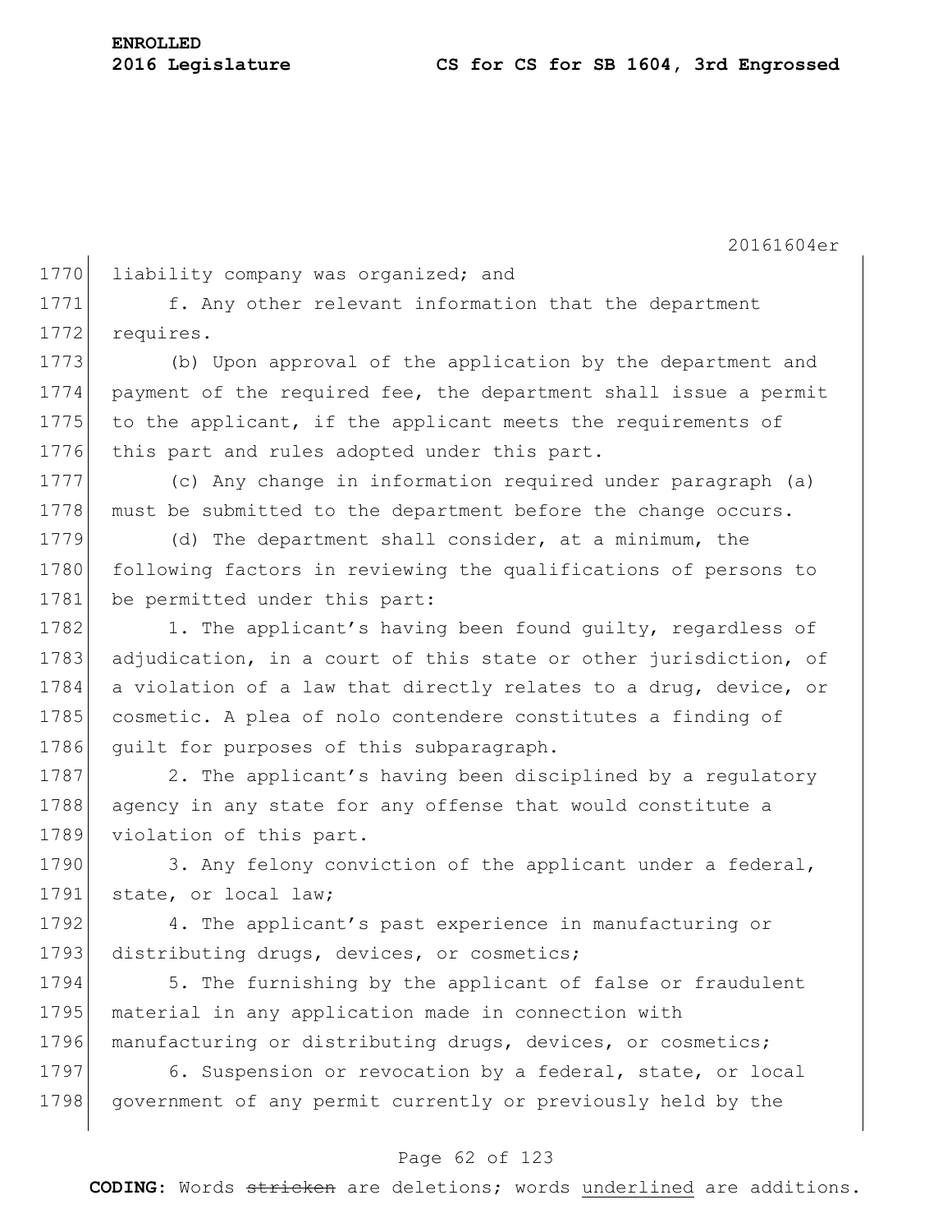liability company was organized; and

f. Any other relevant information that the department requires.

(b) Upon approval of the application by the department and payment of the required fee, the department shall issue a permit to the applicant, if the applicant meets the requirements of this part and rules adopted under this part.

(c) Any change in information required under paragraph (a) must be submitted to the department before the change occurs.

(d) The department shall consider, at a minimum, the following factors in reviewing the qualifications of persons to be permitted under this part:

1. The applicant's having been found guilty, regardless of adjudication, in a court of this state or other jurisdiction, of a violation of a law that directly relates to a drug, device, or cosmetic. A plea of nolo contendere constitutes a finding of guilt for purposes of this subparagraph.

2. The applicant's having been disciplined by a regulatory agency in any state for any offense that would constitute a violation of this part.

3. Any felony conviction of the applicant under a federal, state, or local law;

4. The applicant's past experience in manufacturing or distributing drugs, devices, or cosmetics;

5. The furnishing by the applicant of false or fraudulent material in any application made in connection with manufacturing or distributing drugs, devices, or cosmetics;

6. Suspension or revocation by a federal, state, or local government of any permit currently or previously held by the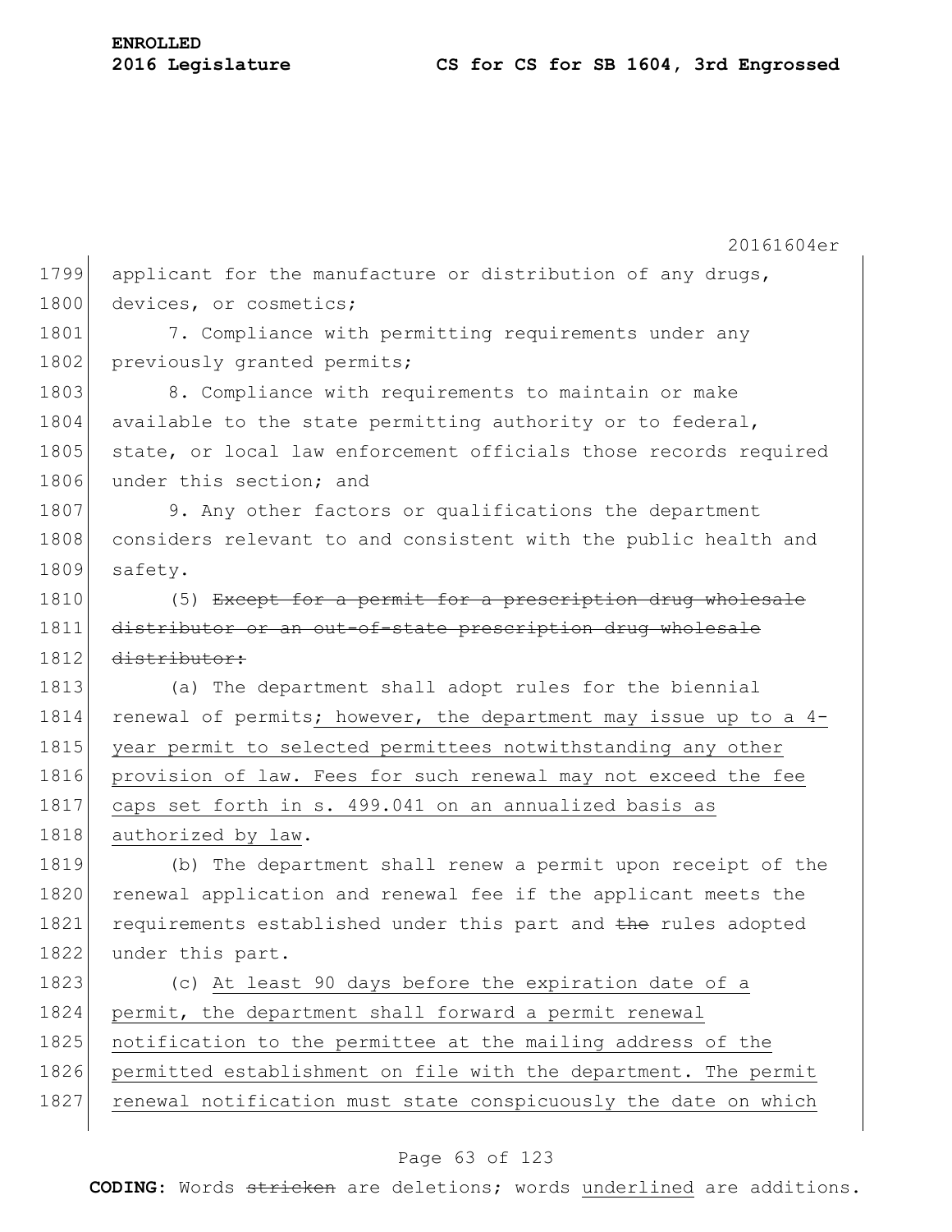applicant for the manufacture or distribution of any drugs, devices, or cosmetics;

7. Compliance with permitting requirements under any previously granted permits;

8. Compliance with requirements to maintain or make available to the state permitting authority or to federal, state, or local law enforcement officials those records required under this section; and

9. Any other factors or qualifications the department considers relevant to and consistent with the public health and safety.

(5) ~~Except for a permit for a prescription drug wholesale distributor or an out-of-state prescription drug wholesale distributor:~~

(a) The department shall adopt rules for the biennial renewal of permits<u>; however, the department may issue up to a 4-year permit to selected permittees notwithstanding any other provision of law. Fees for such renewal may not exceed the fee caps set forth in s. 499.041 on an annualized basis as authorized by law</u>.

(b) The department shall renew a permit upon receipt of the renewal application and renewal fee if the applicant meets the requirements established under this part and ~~the~~ rules adopted under this part.

(c) <u>At least 90 days before the expiration date of a permit, the department shall forward a permit renewal notification to the permittee at the mailing address of the permitted establishment on file with the department. The permit renewal notification must state conspicuously the date on which</u>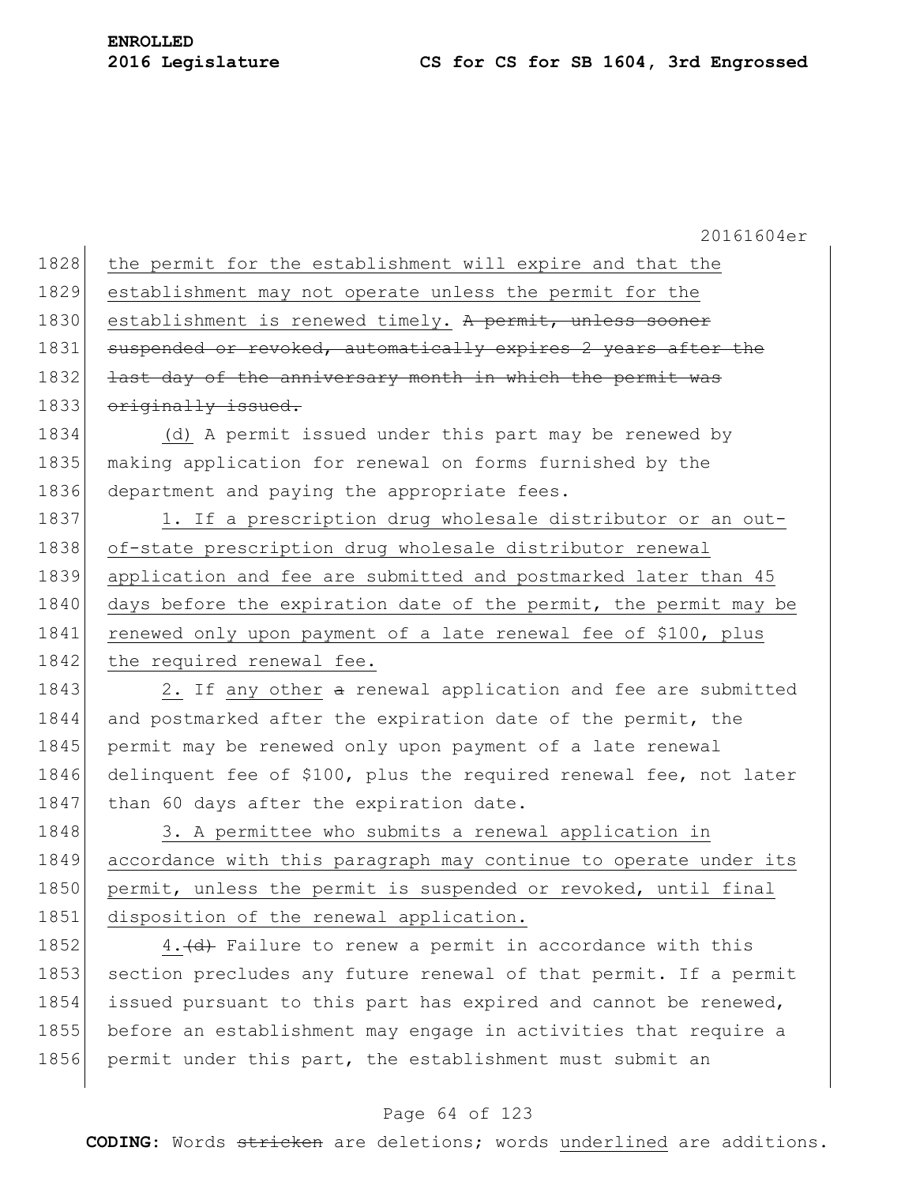the permit for the establishment will expire and that the establishment may not operate unless the permit for the establishment is renewed timely. ~~A permit, unless sooner suspended or revoked, automatically expires 2 years after the last day of the anniversary month in which the permit was originally issued.~~

(d) A permit issued under this part may be renewed by making application for renewal on forms furnished by the department and paying the appropriate fees.

1. If a prescription drug wholesale distributor or an out-of-state prescription drug wholesale distributor renewal application and fee are submitted and postmarked later than 45 days before the expiration date of the permit, the permit may be renewed only upon payment of a late renewal fee of $100, plus the required renewal fee.

2. If any other ~~a~~ renewal application and fee are submitted and postmarked after the expiration date of the permit, the permit may be renewed only upon payment of a late renewal delinquent fee of $100, plus the required renewal fee, not later than 60 days after the expiration date.

3. A permittee who submits a renewal application in accordance with this paragraph may continue to operate under its permit, unless the permit is suspended or revoked, until final disposition of the renewal application.

4.~~(d)~~ Failure to renew a permit in accordance with this section precludes any future renewal of that permit. If a permit issued pursuant to this part has expired and cannot be renewed, before an establishment may engage in activities that require a permit under this part, the establishment must submit an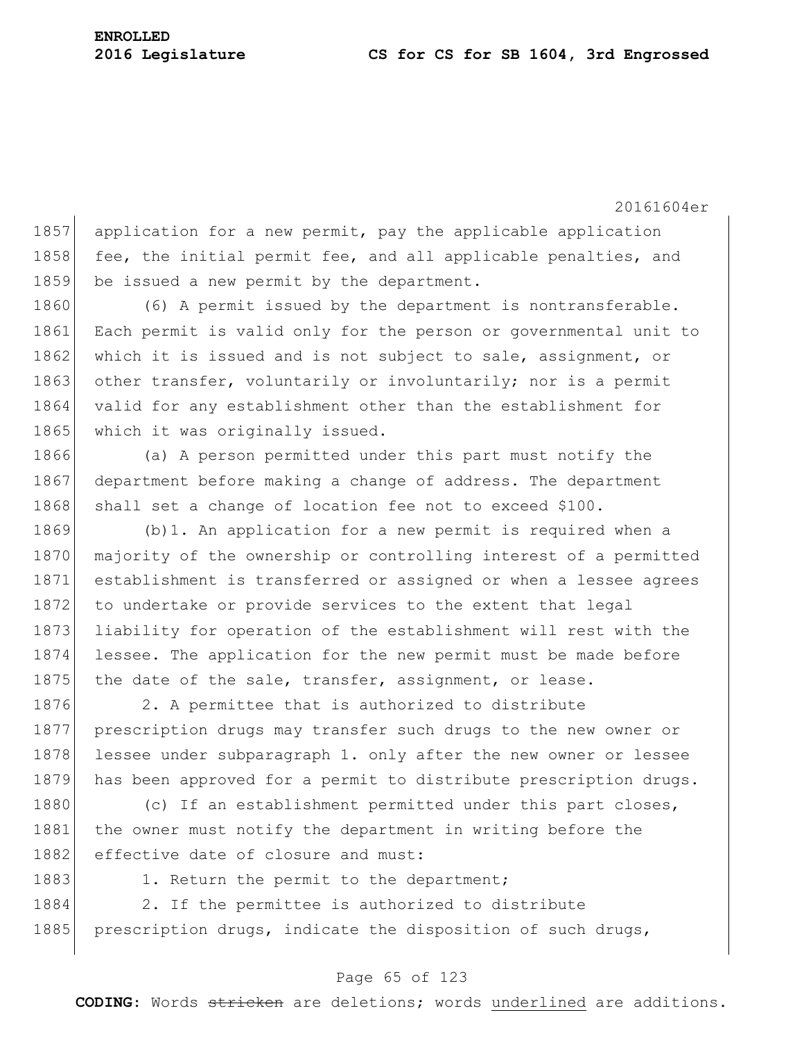application for a new permit, pay the applicable application fee, the initial permit fee, and all applicable penalties, and be issued a new permit by the department.

(6) A permit issued by the department is nontransferable. Each permit is valid only for the person or governmental unit to which it is issued and is not subject to sale, assignment, or other transfer, voluntarily or involuntarily; nor is a permit valid for any establishment other than the establishment for which it was originally issued.

(a) A person permitted under this part must notify the department before making a change of address. The department shall set a change of location fee not to exceed $100.

(b)1. An application for a new permit is required when a majority of the ownership or controlling interest of a permitted establishment is transferred or assigned or when a lessee agrees to undertake or provide services to the extent that legal liability for operation of the establishment will rest with the lessee. The application for the new permit must be made before the date of the sale, transfer, assignment, or lease.

2. A permittee that is authorized to distribute prescription drugs may transfer such drugs to the new owner or lessee under subparagraph 1. only after the new owner or lessee has been approved for a permit to distribute prescription drugs.

(c) If an establishment permitted under this part closes, the owner must notify the department in writing before the effective date of closure and must:

1. Return the permit to the department;

2. If the permittee is authorized to distribute prescription drugs, indicate the disposition of such drugs,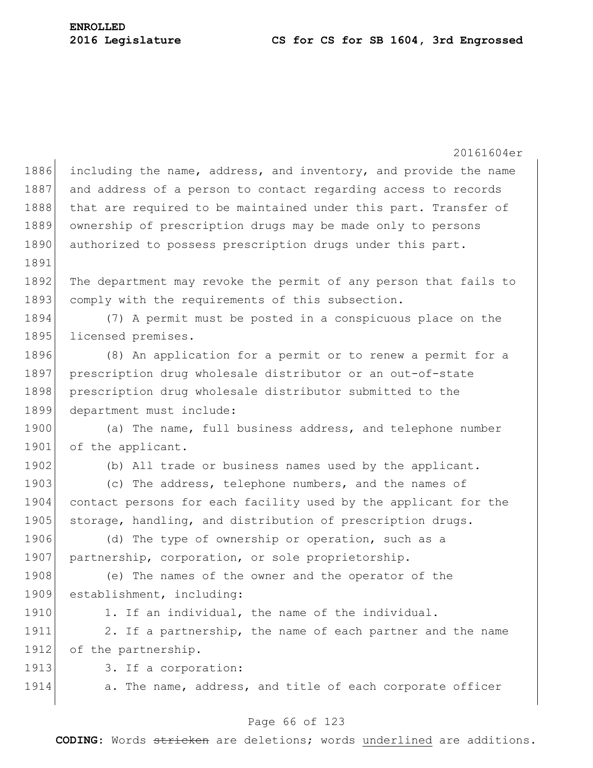including the name, address, and inventory, and provide the name and address of a person to contact regarding access to records that are required to be maintained under this part. Transfer of ownership of prescription drugs may be made only to persons authorized to possess prescription drugs under this part.

The department may revoke the permit of any person that fails to comply with the requirements of this subsection.

(7) A permit must be posted in a conspicuous place on the licensed premises.

(8) An application for a permit or to renew a permit for a prescription drug wholesale distributor or an out-of-state prescription drug wholesale distributor submitted to the department must include:

(a) The name, full business address, and telephone number of the applicant.

(b) All trade or business names used by the applicant.

(c) The address, telephone numbers, and the names of contact persons for each facility used by the applicant for the storage, handling, and distribution of prescription drugs.

(d) The type of ownership or operation, such as a partnership, corporation, or sole proprietorship.

(e) The names of the owner and the operator of the establishment, including:

1. If an individual, the name of the individual.

2. If a partnership, the name of each partner and the name of the partnership.

3. If a corporation:

a. The name, address, and title of each corporate officer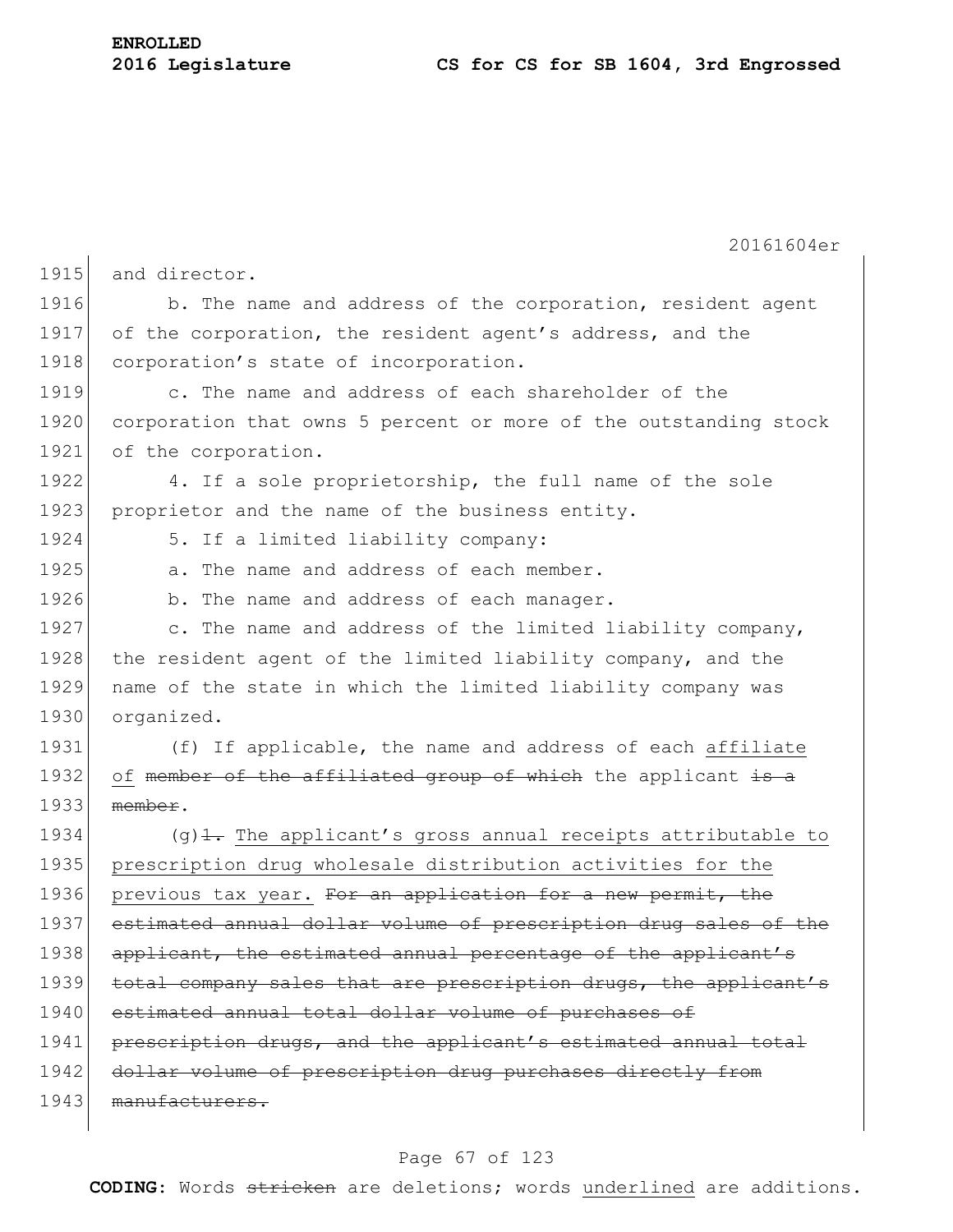and director.

b. The name and address of the corporation, resident agent of the corporation, the resident agent's address, and the corporation's state of incorporation.

c. The name and address of each shareholder of the corporation that owns 5 percent or more of the outstanding stock of the corporation.

4. If a sole proprietorship, the full name of the sole proprietor and the name of the business entity.

5. If a limited liability company:

a. The name and address of each member.

b. The name and address of each manager.

c. The name and address of the limited liability company, the resident agent of the limited liability company, and the name of the state in which the limited liability company was organized.

(f) If applicable, the name and address of each affiliate of ~~member of the affiliated group of which~~ the applicant ~~is a member~~.

(g)~~1.~~ The applicant's gross annual receipts attributable to prescription drug wholesale distribution activities for the previous tax year. ~~For an application for a new permit, the estimated annual dollar volume of prescription drug sales of the applicant, the estimated annual percentage of the applicant's total company sales that are prescription drugs, the applicant's estimated annual total dollar volume of purchases of prescription drugs, and the applicant's estimated annual total dollar volume of prescription drug purchases directly from manufacturers.~~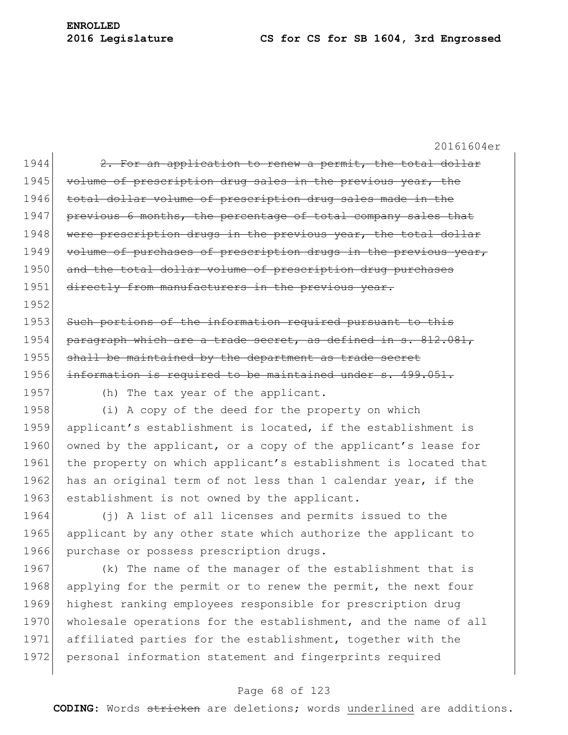~~2. For an application to renew a permit, the total dollar volume of prescription drug sales in the previous year, the total dollar volume of prescription drug sales made in the previous 6 months, the percentage of total company sales that were prescription drugs in the previous year, the total dollar volume of purchases of prescription drugs in the previous year, and the total dollar volume of prescription drug purchases directly from manufacturers in the previous year.~~

~~Such portions of the information required pursuant to this paragraph which are a trade secret, as defined in s. 812.081, shall be maintained by the department as trade secret information is required to be maintained under s. 499.051.~~

(h) The tax year of the applicant.

(i) A copy of the deed for the property on which applicant's establishment is located, if the establishment is owned by the applicant, or a copy of the applicant's lease for the property on which applicant's establishment is located that has an original term of not less than 1 calendar year, if the establishment is not owned by the applicant.

(j) A list of all licenses and permits issued to the applicant by any other state which authorize the applicant to purchase or possess prescription drugs.

(k) The name of the manager of the establishment that is applying for the permit or to renew the permit, the next four highest ranking employees responsible for prescription drug wholesale operations for the establishment, and the name of all affiliated parties for the establishment, together with the personal information statement and fingerprints required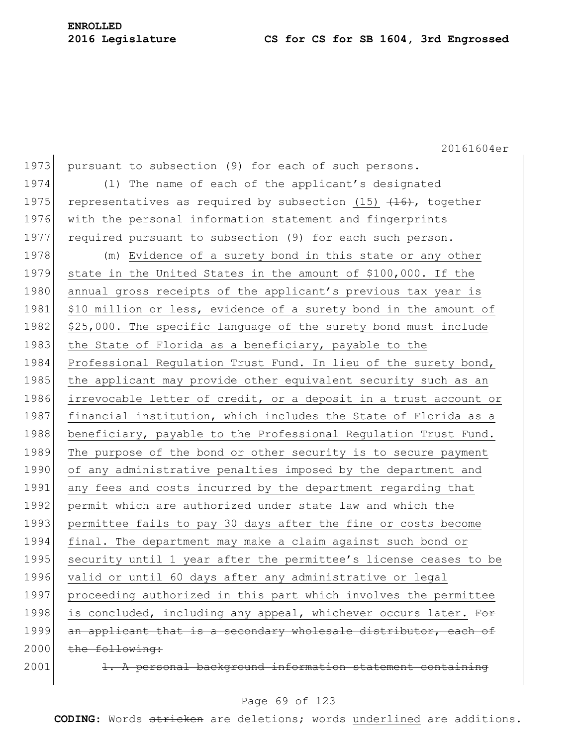pursuant to subsection (9) for each of such persons.

(l) The name of each of the applicant's designated representatives as required by subsection (15) ~~(16)~~, together with the personal information statement and fingerprints required pursuant to subsection (9) for each such person.

(m) Evidence of a surety bond in this state or any other state in the United States in the amount of $100,000. If the annual gross receipts of the applicant's previous tax year is $10 million or less, evidence of a surety bond in the amount of $25,000. The specific language of the surety bond must include the State of Florida as a beneficiary, payable to the Professional Regulation Trust Fund. In lieu of the surety bond, the applicant may provide other equivalent security such as an irrevocable letter of credit, or a deposit in a trust account or financial institution, which includes the State of Florida as a beneficiary, payable to the Professional Regulation Trust Fund. The purpose of the bond or other security is to secure payment of any administrative penalties imposed by the department and any fees and costs incurred by the department regarding that permit which are authorized under state law and which the permittee fails to pay 30 days after the fine or costs become final. The department may make a claim against such bond or security until 1 year after the permittee's license ceases to be valid or until 60 days after any administrative or legal proceeding authorized in this part which involves the permittee is concluded, including any appeal, whichever occurs later. ~~For an applicant that is a secondary wholesale distributor, each of the following:~~

~~1. A personal background information statement containing~~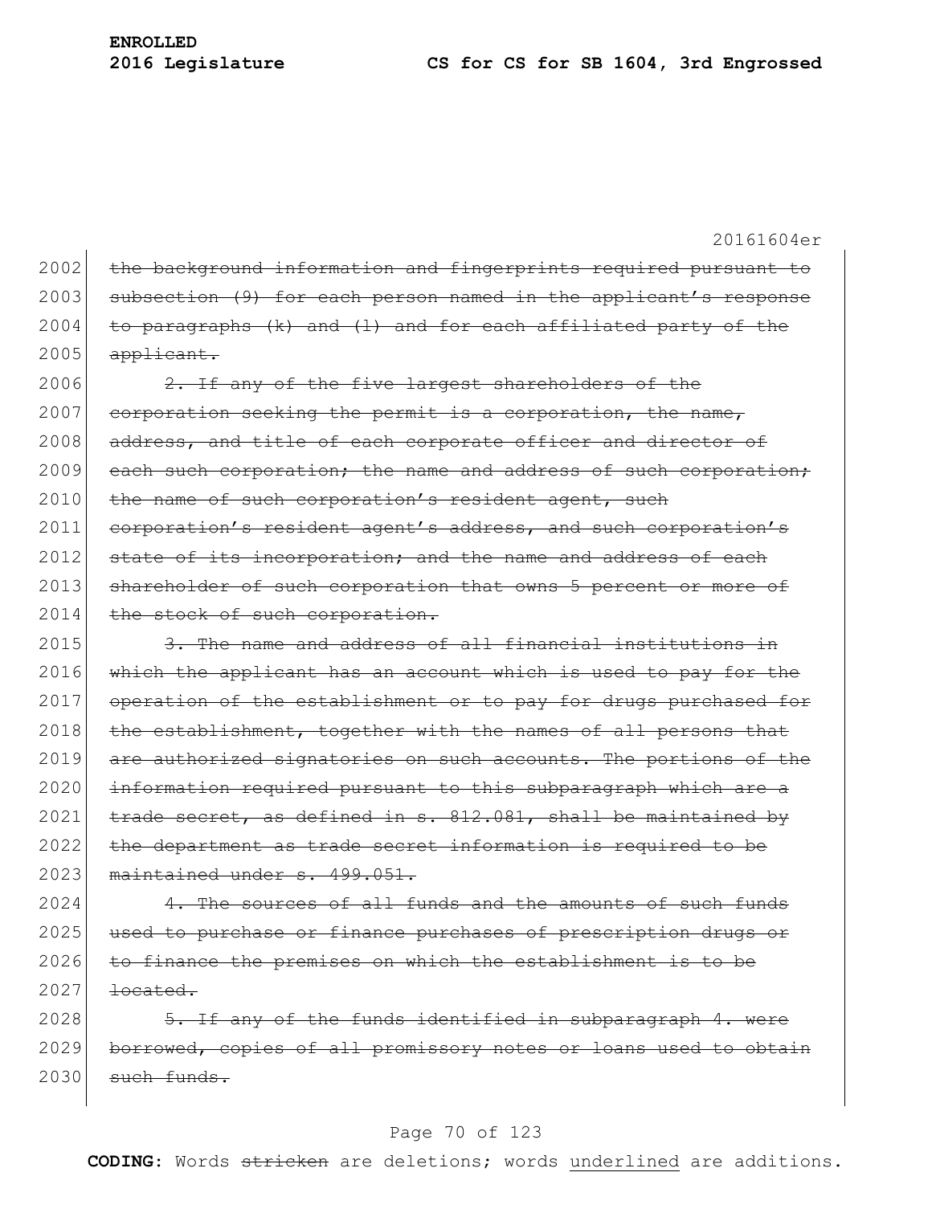ENROLLED

**2016 Legislature CS for CS for SB 1604, 3rd Engrossed**

20161604er

2002 ~~the background information and fingerprints required pursuant to~~
2003 ~~subsection (9) for each person named in the applicant's response~~
2004 ~~to paragraphs (k) and (l) and for each affiliated party of the~~
2005 ~~applicant.~~

2006 ~~2. If any of the five largest shareholders of the~~
2007 ~~corporation seeking the permit is a corporation, the name,~~
2008 ~~address, and title of each corporate officer and director of~~
2009 ~~each such corporation; the name and address of such corporation;~~
2010 ~~the name of such corporation's resident agent, such~~
2011 ~~corporation's resident agent's address, and such corporation's~~
2012 ~~state of its incorporation; and the name and address of each~~
2013 ~~shareholder of such corporation that owns 5 percent or more of~~
2014 ~~the stock of such corporation.~~

2015 ~~3. The name and address of all financial institutions in~~
2016 ~~which the applicant has an account which is used to pay for the~~
2017 ~~operation of the establishment or to pay for drugs purchased for~~
2018 ~~the establishment, together with the names of all persons that~~
2019 ~~are authorized signatories on such accounts. The portions of the~~
2020 ~~information required pursuant to this subparagraph which are a~~
2021 ~~trade secret, as defined in s. 812.081, shall be maintained by~~
2022 ~~the department as trade secret information is required to be~~
2023 ~~maintained under s. 499.051.~~

2024 ~~4. The sources of all funds and the amounts of such funds~~
2025 ~~used to purchase or finance purchases of prescription drugs or~~
2026 ~~to finance the premises on which the establishment is to be~~
2027 ~~located.~~

2028 ~~5. If any of the funds identified in subparagraph 4. were~~
2029 ~~borrowed, copies of all promissory notes or loans used to obtain~~
2030 ~~such funds.~~

**CODING:** Words ~~stricken~~ are deletions; words underlined are additions.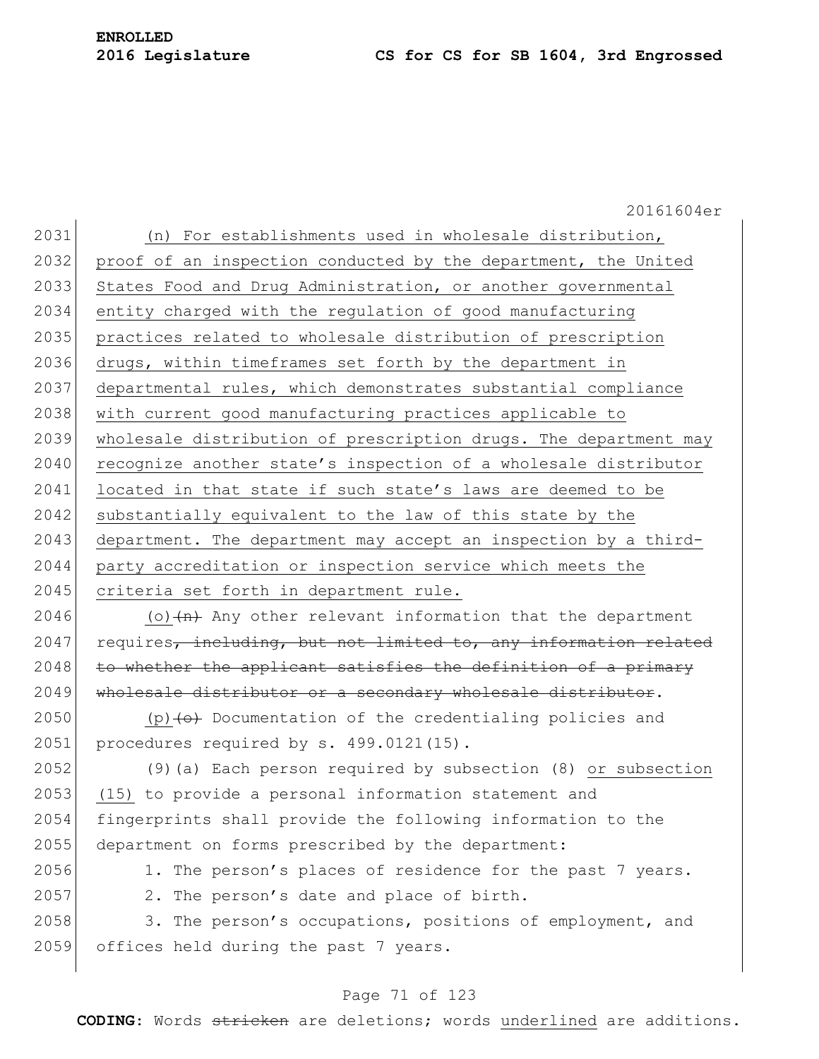(n) For establishments used in wholesale distribution, proof of an inspection conducted by the department, the United States Food and Drug Administration, or another governmental entity charged with the regulation of good manufacturing practices related to wholesale distribution of prescription drugs, within timeframes set forth by the department in departmental rules, which demonstrates substantial compliance with current good manufacturing practices applicable to wholesale distribution of prescription drugs. The department may recognize another state's inspection of a wholesale distributor located in that state if such state's laws are deemed to be substantially equivalent to the law of this state by the department. The department may accept an inspection by a third-party accreditation or inspection service which meets the criteria set forth in department rule.

(o)~~(n)~~ Any other relevant information that the department requires~~, including, but not limited to, any information related to whether the applicant satisfies the definition of a primary wholesale distributor or a secondary wholesale distributor~~.

(p)~~(o)~~ Documentation of the credentialing policies and procedures required by s. 499.0121(15).

(9)(a) Each person required by subsection (8) or subsection (15) to provide a personal information statement and fingerprints shall provide the following information to the department on forms prescribed by the department:

1. The person's places of residence for the past 7 years.

2. The person's date and place of birth.

3. The person's occupations, positions of employment, and offices held during the past 7 years.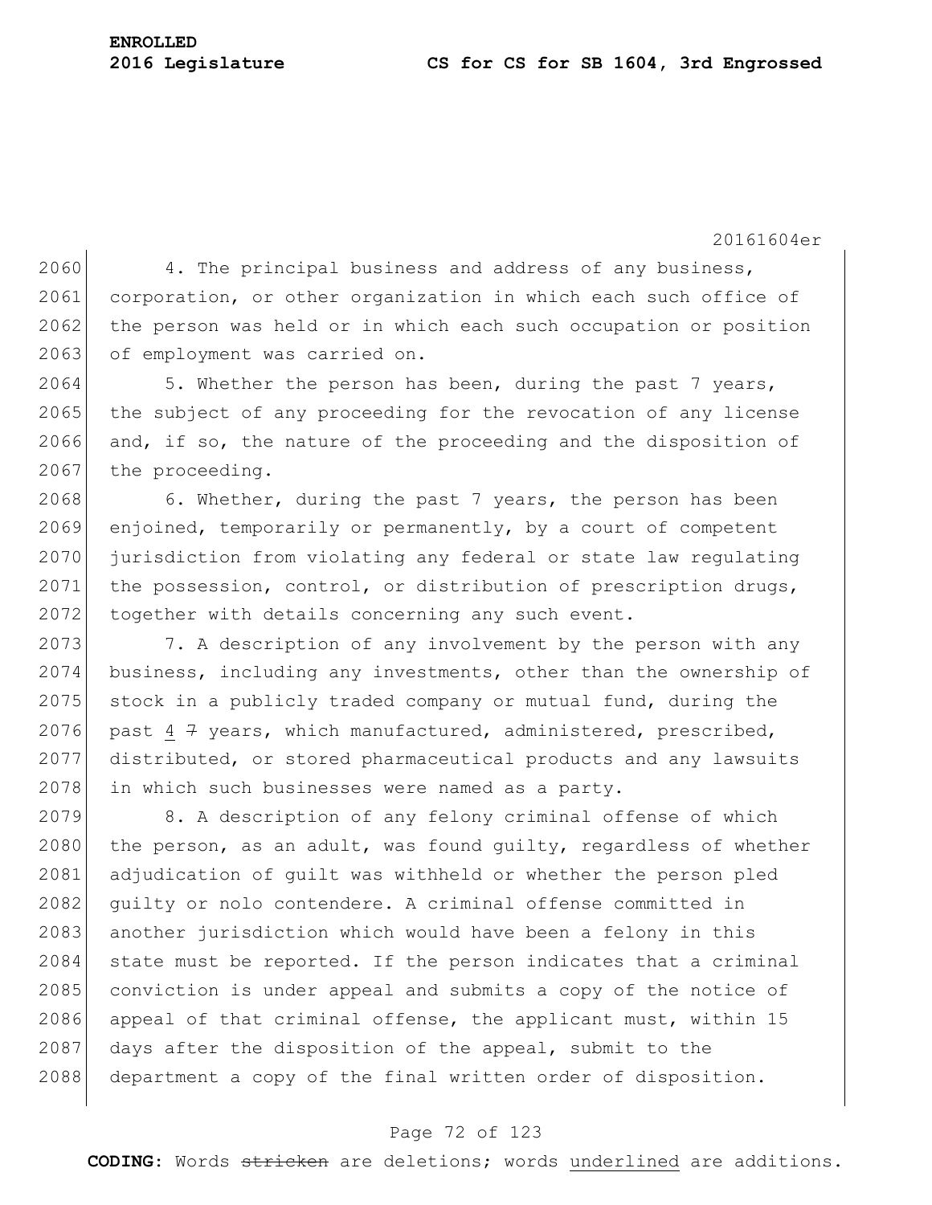4. The principal business and address of any business, corporation, or other organization in which each such office of the person was held or in which each such occupation or position of employment was carried on.

5. Whether the person has been, during the past 7 years, the subject of any proceeding for the revocation of any license and, if so, the nature of the proceeding and the disposition of the proceeding.

6. Whether, during the past 7 years, the person has been enjoined, temporarily or permanently, by a court of competent jurisdiction from violating any federal or state law regulating the possession, control, or distribution of prescription drugs, together with details concerning any such event.

7. A description of any involvement by the person with any business, including any investments, other than the ownership of stock in a publicly traded company or mutual fund, during the past <u>4</u> ~~7~~ years, which manufactured, administered, prescribed, distributed, or stored pharmaceutical products and any lawsuits in which such businesses were named as a party.

8. A description of any felony criminal offense of which the person, as an adult, was found guilty, regardless of whether adjudication of guilt was withheld or whether the person pled guilty or nolo contendere. A criminal offense committed in another jurisdiction which would have been a felony in this state must be reported. If the person indicates that a criminal conviction is under appeal and submits a copy of the notice of appeal of that criminal offense, the applicant must, within 15 days after the disposition of the appeal, submit to the department a copy of the final written order of disposition.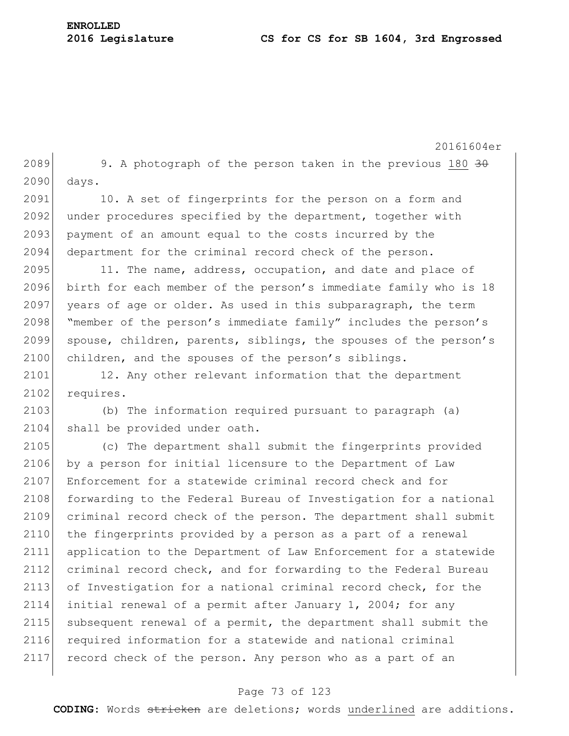9. A photograph of the person taken in the previous <u>180</u> ~~30~~ days.

10. A set of fingerprints for the person on a form and under procedures specified by the department, together with payment of an amount equal to the costs incurred by the department for the criminal record check of the person.

11. The name, address, occupation, and date and place of birth for each member of the person's immediate family who is 18 years of age or older. As used in this subparagraph, the term "member of the person's immediate family" includes the person's spouse, children, parents, siblings, the spouses of the person's children, and the spouses of the person's siblings.

12. Any other relevant information that the department requires.

(b) The information required pursuant to paragraph (a) shall be provided under oath.

(c) The department shall submit the fingerprints provided by a person for initial licensure to the Department of Law Enforcement for a statewide criminal record check and for forwarding to the Federal Bureau of Investigation for a national criminal record check of the person. The department shall submit the fingerprints provided by a person as a part of a renewal application to the Department of Law Enforcement for a statewide criminal record check, and for forwarding to the Federal Bureau of Investigation for a national criminal record check, for the initial renewal of a permit after January 1, 2004; for any subsequent renewal of a permit, the department shall submit the required information for a statewide and national criminal record check of the person. Any person who as a part of an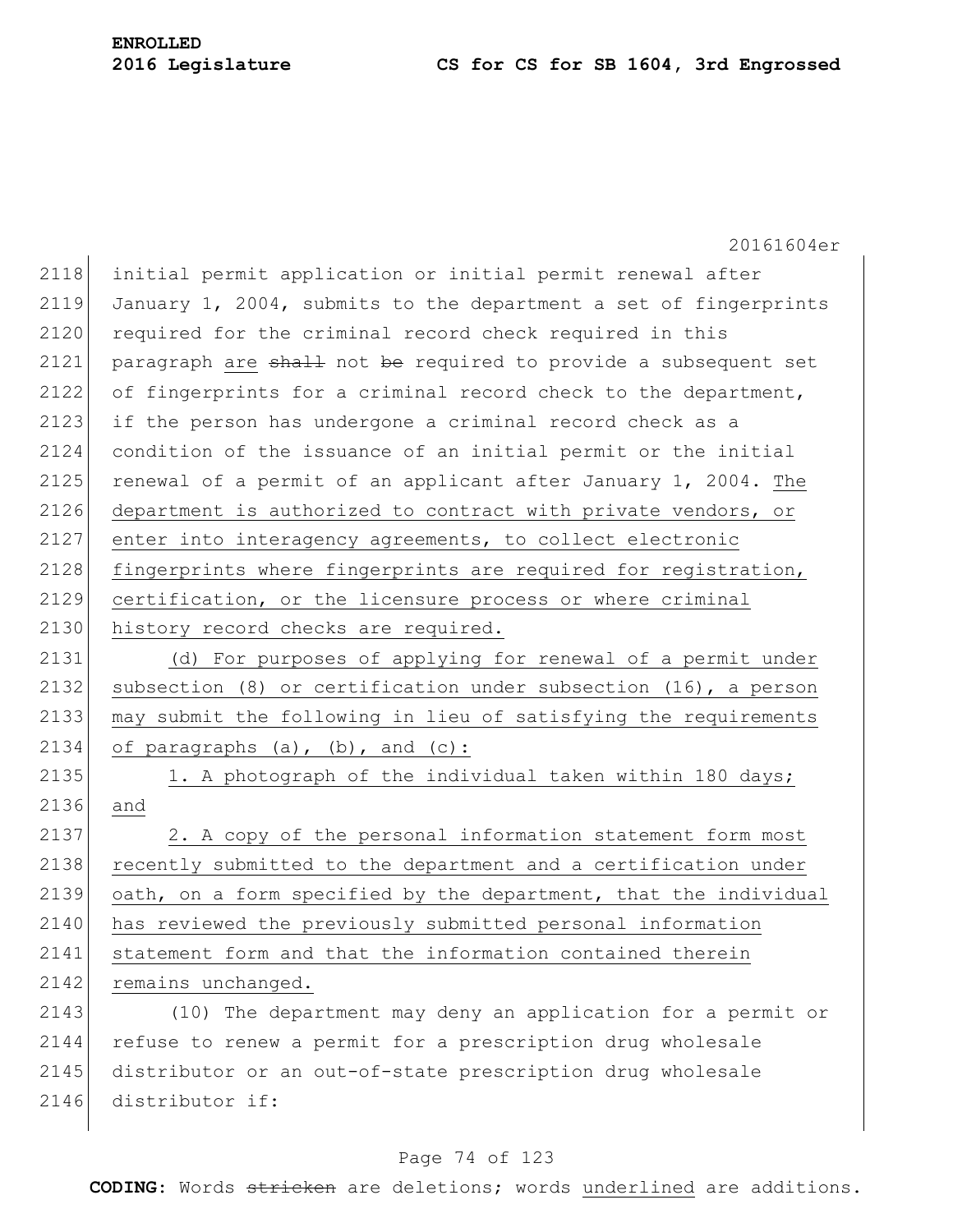initial permit application or initial permit renewal after January 1, 2004, submits to the department a set of fingerprints required for the criminal record check required in this paragraph are ~~shall~~ not ~~be~~ required to provide a subsequent set of fingerprints for a criminal record check to the department, if the person has undergone a criminal record check as a condition of the issuance of an initial permit or the initial renewal of a permit of an applicant after January 1, 2004. The department is authorized to contract with private vendors, or enter into interagency agreements, to collect electronic fingerprints where fingerprints are required for registration, certification, or the licensure process or where criminal history record checks are required.

(d) For purposes of applying for renewal of a permit under subsection (8) or certification under subsection (16), a person may submit the following in lieu of satisfying the requirements of paragraphs (a), (b), and (c):

1. A photograph of the individual taken within 180 days; and

2. A copy of the personal information statement form most recently submitted to the department and a certification under oath, on a form specified by the department, that the individual has reviewed the previously submitted personal information statement form and that the information contained therein remains unchanged.

(10) The department may deny an application for a permit or refuse to renew a permit for a prescription drug wholesale distributor or an out-of-state prescription drug wholesale distributor if: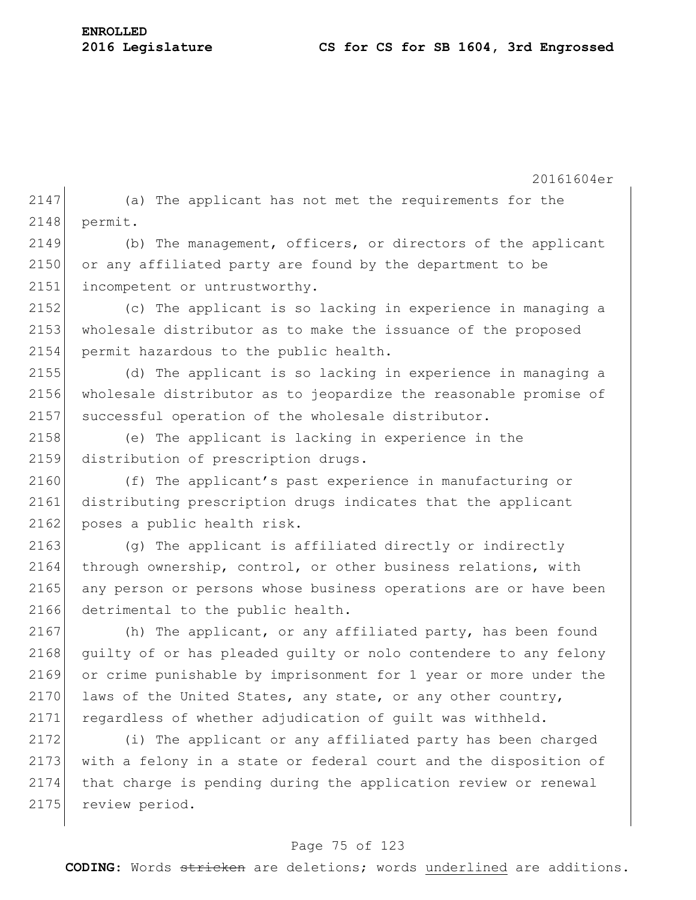(a) The applicant has not met the requirements for the permit.

(b) The management, officers, or directors of the applicant or any affiliated party are found by the department to be incompetent or untrustworthy.

(c) The applicant is so lacking in experience in managing a wholesale distributor as to make the issuance of the proposed permit hazardous to the public health.

(d) The applicant is so lacking in experience in managing a wholesale distributor as to jeopardize the reasonable promise of successful operation of the wholesale distributor.

(e) The applicant is lacking in experience in the distribution of prescription drugs.

(f) The applicant's past experience in manufacturing or distributing prescription drugs indicates that the applicant poses a public health risk.

(g) The applicant is affiliated directly or indirectly through ownership, control, or other business relations, with any person or persons whose business operations are or have been detrimental to the public health.

(h) The applicant, or any affiliated party, has been found guilty of or has pleaded guilty or nolo contendere to any felony or crime punishable by imprisonment for 1 year or more under the laws of the United States, any state, or any other country, regardless of whether adjudication of guilt was withheld.

(i) The applicant or any affiliated party has been charged with a felony in a state or federal court and the disposition of that charge is pending during the application review or renewal review period.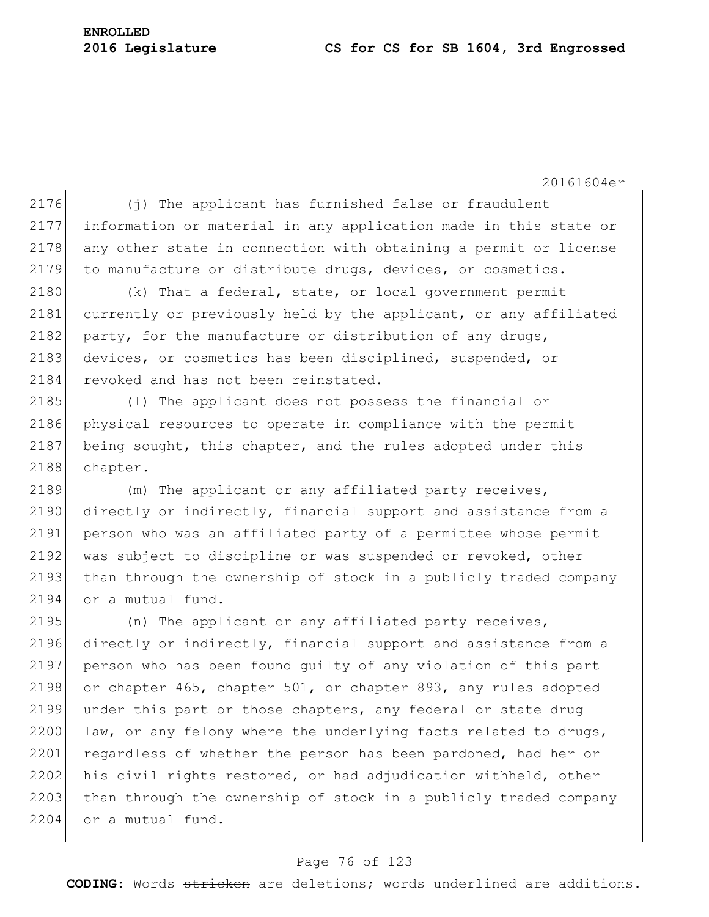(j) The applicant has furnished false or fraudulent information or material in any application made in this state or any other state in connection with obtaining a permit or license to manufacture or distribute drugs, devices, or cosmetics.

(k) That a federal, state, or local government permit currently or previously held by the applicant, or any affiliated party, for the manufacture or distribution of any drugs, devices, or cosmetics has been disciplined, suspended, or revoked and has not been reinstated.

(l) The applicant does not possess the financial or physical resources to operate in compliance with the permit being sought, this chapter, and the rules adopted under this chapter.

(m) The applicant or any affiliated party receives, directly or indirectly, financial support and assistance from a person who was an affiliated party of a permittee whose permit was subject to discipline or was suspended or revoked, other than through the ownership of stock in a publicly traded company or a mutual fund.

(n) The applicant or any affiliated party receives, directly or indirectly, financial support and assistance from a person who has been found guilty of any violation of this part or chapter 465, chapter 501, or chapter 893, any rules adopted under this part or those chapters, any federal or state drug law, or any felony where the underlying facts related to drugs, regardless of whether the person has been pardoned, had her or his civil rights restored, or had adjudication withheld, other than through the ownership of stock in a publicly traded company or a mutual fund.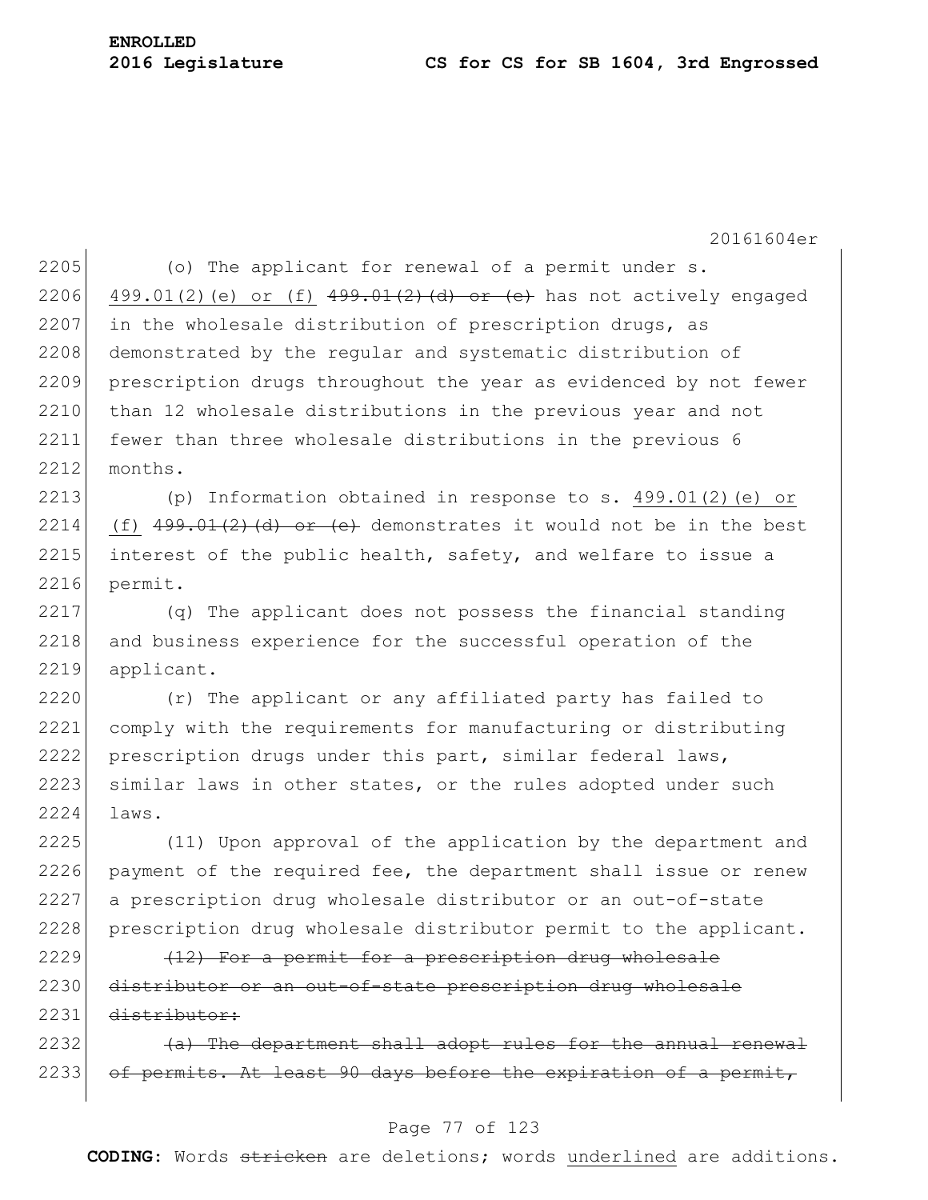(o) The applicant for renewal of a permit under s. 499.01(2)(e) or (f) ~~499.01(2)(d) or (e)~~ has not actively engaged in the wholesale distribution of prescription drugs, as demonstrated by the regular and systematic distribution of prescription drugs throughout the year as evidenced by not fewer than 12 wholesale distributions in the previous year and not fewer than three wholesale distributions in the previous 6 months.

(p) Information obtained in response to s. 499.01(2)(e) or (f) ~~499.01(2)(d) or (e)~~ demonstrates it would not be in the best interest of the public health, safety, and welfare to issue a permit.

(q) The applicant does not possess the financial standing and business experience for the successful operation of the applicant.

(r) The applicant or any affiliated party has failed to comply with the requirements for manufacturing or distributing prescription drugs under this part, similar federal laws, similar laws in other states, or the rules adopted under such laws.

(11) Upon approval of the application by the department and payment of the required fee, the department shall issue or renew a prescription drug wholesale distributor or an out-of-state prescription drug wholesale distributor permit to the applicant.

~~(12) For a permit for a prescription drug wholesale distributor or an out-of-state prescription drug wholesale distributor:~~

~~(a) The department shall adopt rules for the annual renewal of permits. At least 90 days before the expiration of a permit,~~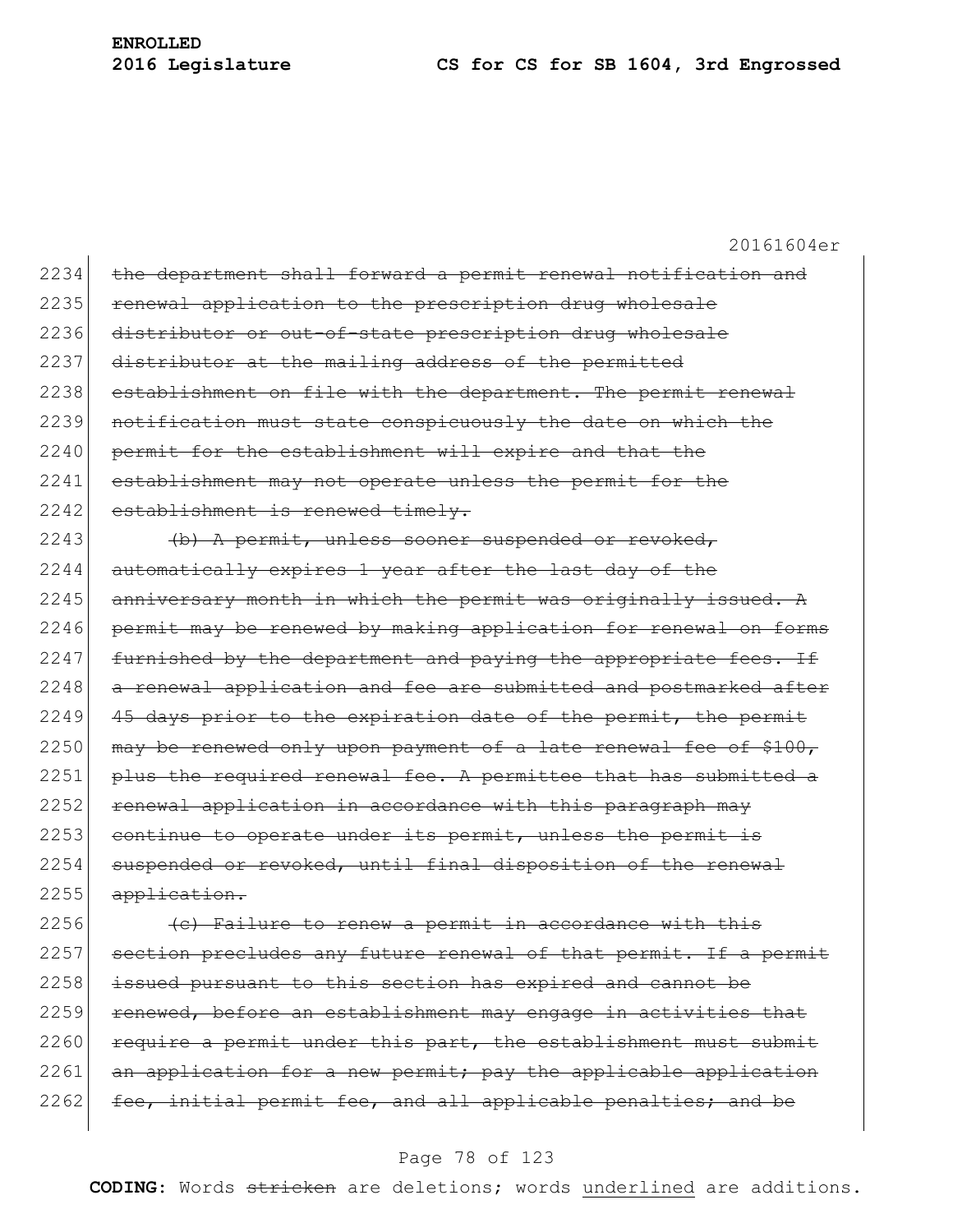20161604er

2234 ~~the department shall forward a permit renewal notification and~~
2235 ~~renewal application to the prescription drug wholesale~~
2236 ~~distributor or out-of-state prescription drug wholesale~~
2237 ~~distributor at the mailing address of the permitted~~
2238 ~~establishment on file with the department. The permit renewal~~
2239 ~~notification must state conspicuously the date on which the~~
2240 ~~permit for the establishment will expire and that the~~
2241 ~~establishment may not operate unless the permit for the~~
2242 ~~establishment is renewed timely.~~
2243 ~~(b) A permit, unless sooner suspended or revoked,~~
2244 ~~automatically expires 1 year after the last day of the~~
2245 ~~anniversary month in which the permit was originally issued. A~~
2246 ~~permit may be renewed by making application for renewal on forms~~
2247 ~~furnished by the department and paying the appropriate fees. If~~
2248 ~~a renewal application and fee are submitted and postmarked after~~
2249 ~~45 days prior to the expiration date of the permit, the permit~~
2250 ~~may be renewed only upon payment of a late renewal fee of $100,~~
2251 ~~plus the required renewal fee. A permittee that has submitted a~~
2252 ~~renewal application in accordance with this paragraph may~~
2253 ~~continue to operate under its permit, unless the permit is~~
2254 ~~suspended or revoked, until final disposition of the renewal~~
2255 ~~application.~~
2256 ~~(c) Failure to renew a permit in accordance with this~~
2257 ~~section precludes any future renewal of that permit. If a permit~~
2258 ~~issued pursuant to this section has expired and cannot be~~
2259 ~~renewed, before an establishment may engage in activities that~~
2260 ~~require a permit under this part, the establishment must submit~~
2261 ~~an application for a new permit; pay the applicable application~~
2262 ~~fee, initial permit fee, and all applicable penalties; and be~~

**CODING:** Words ~~stricken~~ are deletions; words <u>underlined</u> are additions.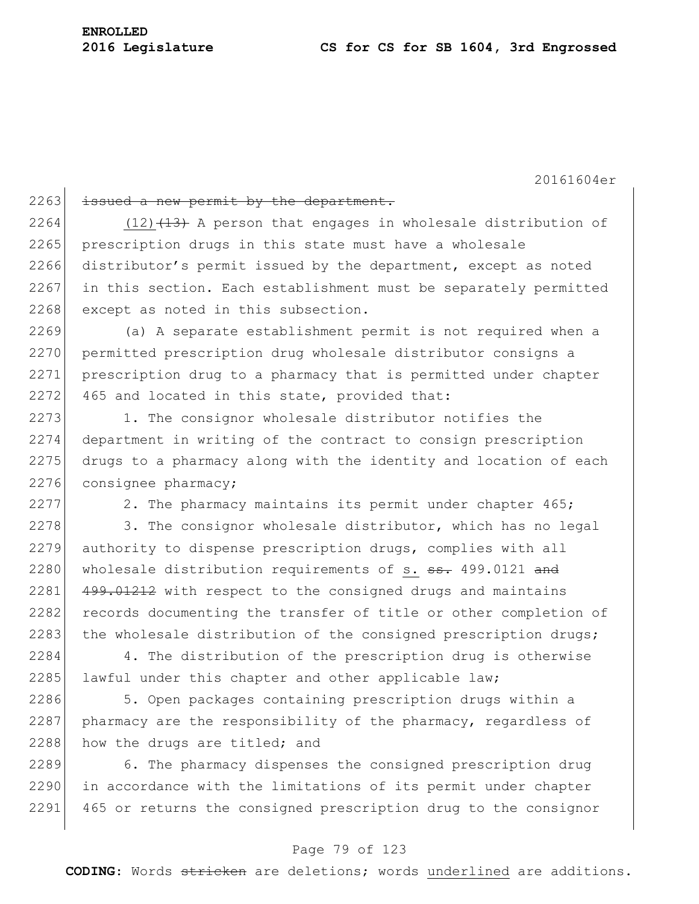issued a new permit by the department.

(12)(13) A person that engages in wholesale distribution of prescription drugs in this state must have a wholesale distributor's permit issued by the department, except as noted in this section. Each establishment must be separately permitted except as noted in this subsection.

(a) A separate establishment permit is not required when a permitted prescription drug wholesale distributor consigns a prescription drug to a pharmacy that is permitted under chapter 465 and located in this state, provided that:

1. The consignor wholesale distributor notifies the department in writing of the contract to consign prescription drugs to a pharmacy along with the identity and location of each consignee pharmacy;

2. The pharmacy maintains its permit under chapter 465;

3. The consignor wholesale distributor, which has no legal authority to dispense prescription drugs, complies with all wholesale distribution requirements of s. ss. 499.0121 and 499.01212 with respect to the consigned drugs and maintains records documenting the transfer of title or other completion of the wholesale distribution of the consigned prescription drugs;

4. The distribution of the prescription drug is otherwise lawful under this chapter and other applicable law;

5. Open packages containing prescription drugs within a pharmacy are the responsibility of the pharmacy, regardless of how the drugs are titled; and

6. The pharmacy dispenses the consigned prescription drug in accordance with the limitations of its permit under chapter 465 or returns the consigned prescription drug to the consignor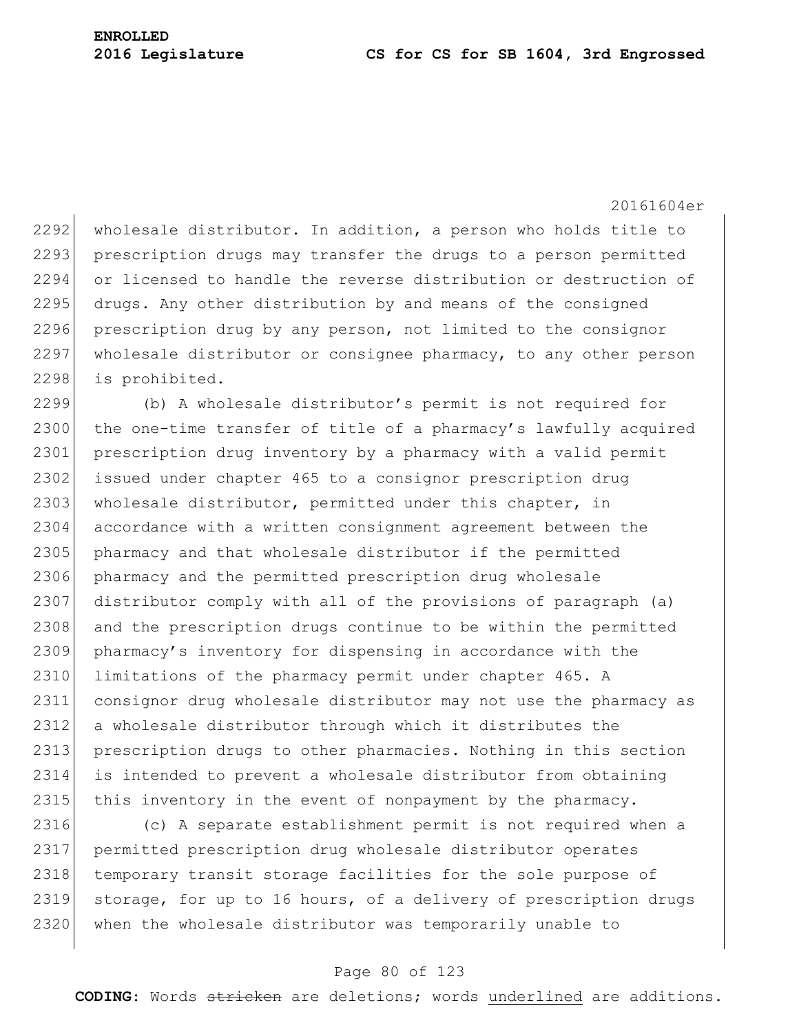wholesale distributor. In addition, a person who holds title to prescription drugs may transfer the drugs to a person permitted or licensed to handle the reverse distribution or destruction of drugs. Any other distribution by and means of the consigned prescription drug by any person, not limited to the consignor wholesale distributor or consignee pharmacy, to any other person is prohibited.

(b) A wholesale distributor's permit is not required for the one-time transfer of title of a pharmacy's lawfully acquired prescription drug inventory by a pharmacy with a valid permit issued under chapter 465 to a consignor prescription drug wholesale distributor, permitted under this chapter, in accordance with a written consignment agreement between the pharmacy and that wholesale distributor if the permitted pharmacy and the permitted prescription drug wholesale distributor comply with all of the provisions of paragraph (a) and the prescription drugs continue to be within the permitted pharmacy's inventory for dispensing in accordance with the limitations of the pharmacy permit under chapter 465. A consignor drug wholesale distributor may not use the pharmacy as a wholesale distributor through which it distributes the prescription drugs to other pharmacies. Nothing in this section is intended to prevent a wholesale distributor from obtaining this inventory in the event of nonpayment by the pharmacy.

(c) A separate establishment permit is not required when a permitted prescription drug wholesale distributor operates temporary transit storage facilities for the sole purpose of storage, for up to 16 hours, of a delivery of prescription drugs when the wholesale distributor was temporarily unable to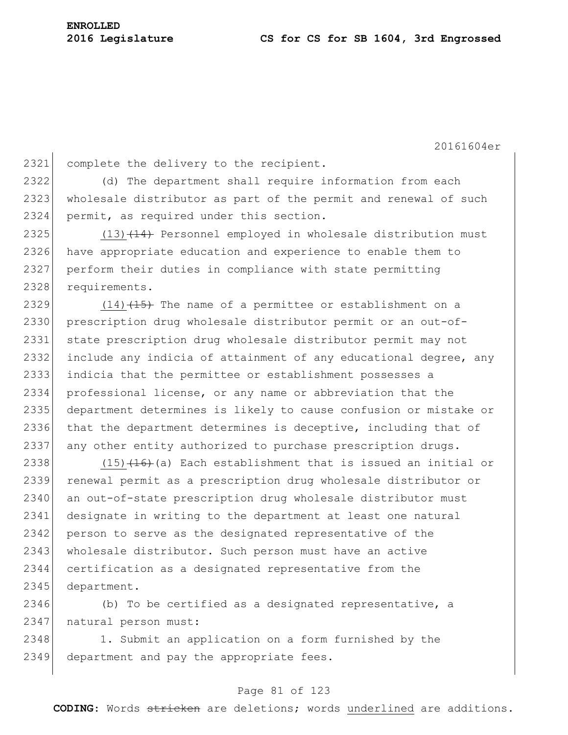complete the delivery to the recipient.

(d) The department shall require information from each wholesale distributor as part of the permit and renewal of such permit, as required under this section.

<u>(13)</u>~~(14)~~ Personnel employed in wholesale distribution must have appropriate education and experience to enable them to perform their duties in compliance with state permitting requirements.

<u>(14)</u>~~(15)~~ The name of a permittee or establishment on a prescription drug wholesale distributor permit or an out-of-state prescription drug wholesale distributor permit may not include any indicia of attainment of any educational degree, any indicia that the permittee or establishment possesses a professional license, or any name or abbreviation that the department determines is likely to cause confusion or mistake or that the department determines is deceptive, including that of any other entity authorized to purchase prescription drugs.

<u>(15)</u>~~(16)~~(a) Each establishment that is issued an initial or renewal permit as a prescription drug wholesale distributor or an out-of-state prescription drug wholesale distributor must designate in writing to the department at least one natural person to serve as the designated representative of the wholesale distributor. Such person must have an active certification as a designated representative from the department.

(b) To be certified as a designated representative, a natural person must:

1. Submit an application on a form furnished by the department and pay the appropriate fees.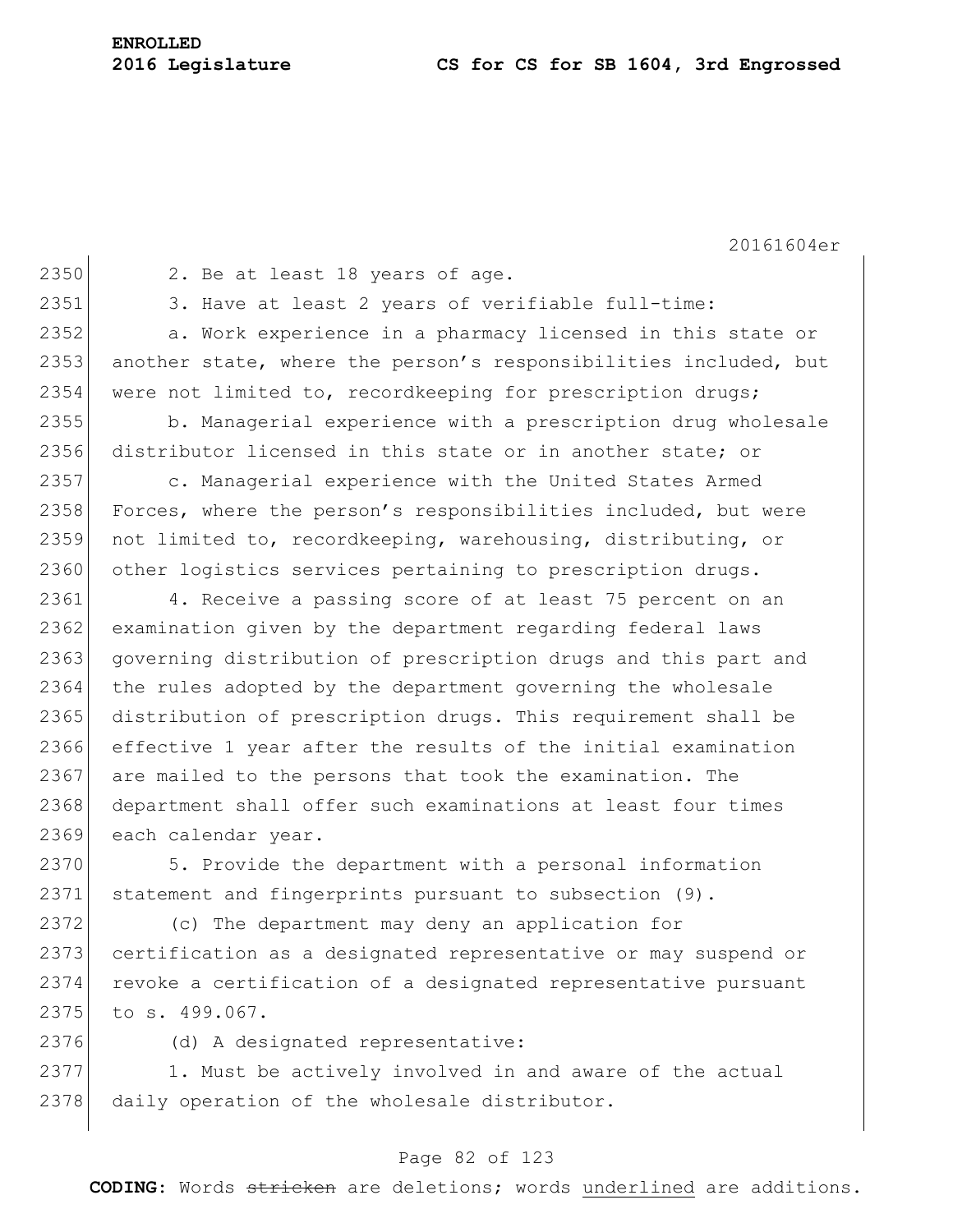2. Be at least 18 years of age.

3. Have at least 2 years of verifiable full-time:

a. Work experience in a pharmacy licensed in this state or another state, where the person's responsibilities included, but were not limited to, recordkeeping for prescription drugs;

b. Managerial experience with a prescription drug wholesale distributor licensed in this state or in another state; or

c. Managerial experience with the United States Armed Forces, where the person's responsibilities included, but were not limited to, recordkeeping, warehousing, distributing, or other logistics services pertaining to prescription drugs.

4. Receive a passing score of at least 75 percent on an examination given by the department regarding federal laws governing distribution of prescription drugs and this part and the rules adopted by the department governing the wholesale distribution of prescription drugs. This requirement shall be effective 1 year after the results of the initial examination are mailed to the persons that took the examination. The department shall offer such examinations at least four times each calendar year.

5. Provide the department with a personal information statement and fingerprints pursuant to subsection (9).

(c) The department may deny an application for certification as a designated representative or may suspend or revoke a certification of a designated representative pursuant to s. 499.067.

(d) A designated representative:

1. Must be actively involved in and aware of the actual daily operation of the wholesale distributor.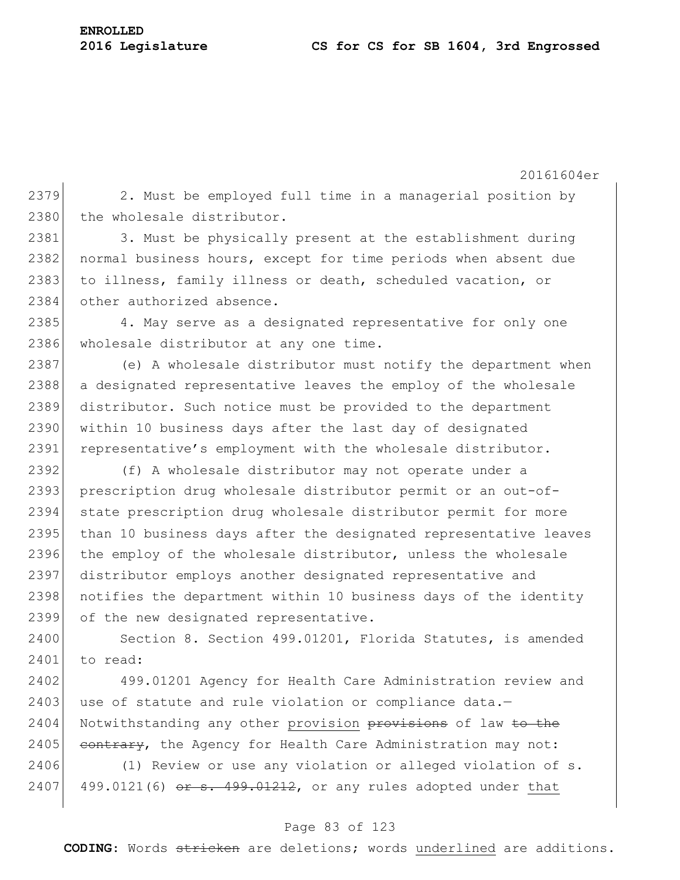2. Must be employed full time in a managerial position by the wholesale distributor.

3. Must be physically present at the establishment during normal business hours, except for time periods when absent due to illness, family illness or death, scheduled vacation, or other authorized absence.

4. May serve as a designated representative for only one wholesale distributor at any one time.

(e) A wholesale distributor must notify the department when a designated representative leaves the employ of the wholesale distributor. Such notice must be provided to the department within 10 business days after the last day of designated representative's employment with the wholesale distributor.

(f) A wholesale distributor may not operate under a prescription drug wholesale distributor permit or an out-of-state prescription drug wholesale distributor permit for more than 10 business days after the designated representative leaves the employ of the wholesale distributor, unless the wholesale distributor employs another designated representative and notifies the department within 10 business days of the identity of the new designated representative.

Section 8. Section 499.01201, Florida Statutes, is amended to read:

499.01201 Agency for Health Care Administration review and use of statute and rule violation or compliance data.—Notwithstanding any other <u>provision</u> ~~provisions~~ of law ~~to the contrary~~, the Agency for Health Care Administration may not:

(1) Review or use any violation or alleged violation of s. 499.0121(6) ~~or s. 499.01212~~, or any rules adopted under <u>that</u>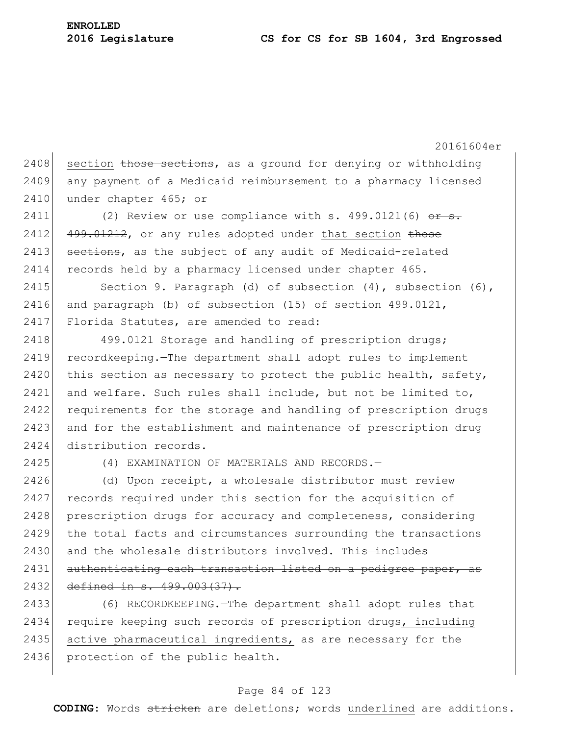section ~~those sections~~, as a ground for denying or withholding any payment of a Medicaid reimbursement to a pharmacy licensed under chapter 465; or

(2) Review or use compliance with s. 499.0121(6) ~~or s. 499.01212~~, or any rules adopted under <u>that section</u> ~~those sections~~, as the subject of any audit of Medicaid-related records held by a pharmacy licensed under chapter 465.

Section 9. Paragraph (d) of subsection (4), subsection (6), and paragraph (b) of subsection (15) of section 499.0121, Florida Statutes, are amended to read:

499.0121 Storage and handling of prescription drugs; recordkeeping.—The department shall adopt rules to implement this section as necessary to protect the public health, safety, and welfare. Such rules shall include, but not be limited to, requirements for the storage and handling of prescription drugs and for the establishment and maintenance of prescription drug distribution records.

(4) EXAMINATION OF MATERIALS AND RECORDS.—

(d) Upon receipt, a wholesale distributor must review records required under this section for the acquisition of prescription drugs for accuracy and completeness, considering the total facts and circumstances surrounding the transactions and the wholesale distributors involved. ~~This includes authenticating each transaction listed on a pedigree paper, as defined in s. 499.003(37).~~

(6) RECORDKEEPING.—The department shall adopt rules that require keeping such records of prescription drugs<u>, including active pharmaceutical ingredients,</u> as are necessary for the protection of the public health.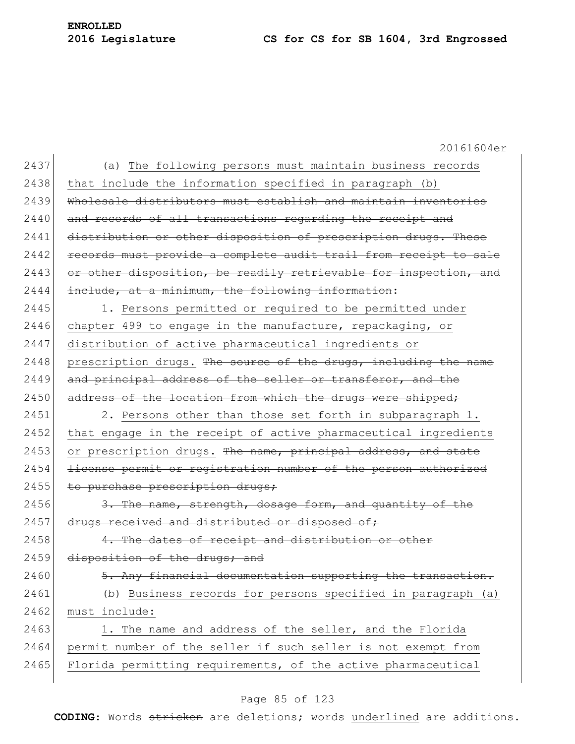(a) <u>The following persons must maintain business records that include the information specified in paragraph (b)</u> ~~Wholesale distributors must establish and maintain inventories and records of all transactions regarding the receipt and distribution or other disposition of prescription drugs. These records must provide a complete audit trail from receipt to sale or other disposition, be readily retrievable for inspection, and include, at a minimum, the following information~~:

1. <u>Persons permitted or required to be permitted under chapter 499 to engage in the manufacture, repackaging, or distribution of active pharmaceutical ingredients or prescription drugs.</u> ~~The source of the drugs, including the name and principal address of the seller or transferor, and the address of the location from which the drugs were shipped;~~

2. <u>Persons other than those set forth in subparagraph 1. that engage in the receipt of active pharmaceutical ingredients or prescription drugs.</u> ~~The name, principal address, and state license permit or registration number of the person authorized to purchase prescription drugs;~~

~~3. The name, strength, dosage form, and quantity of the drugs received and distributed or disposed of;~~

~~4. The dates of receipt and distribution or other disposition of the drugs; and~~

~~5. Any financial documentation supporting the transaction.~~

<u>(b) Business records for persons specified in paragraph (a) must include:</u>

<u>1. The name and address of the seller, and the Florida permit number of the seller if such seller is not exempt from Florida permitting requirements, of the active pharmaceutical</u>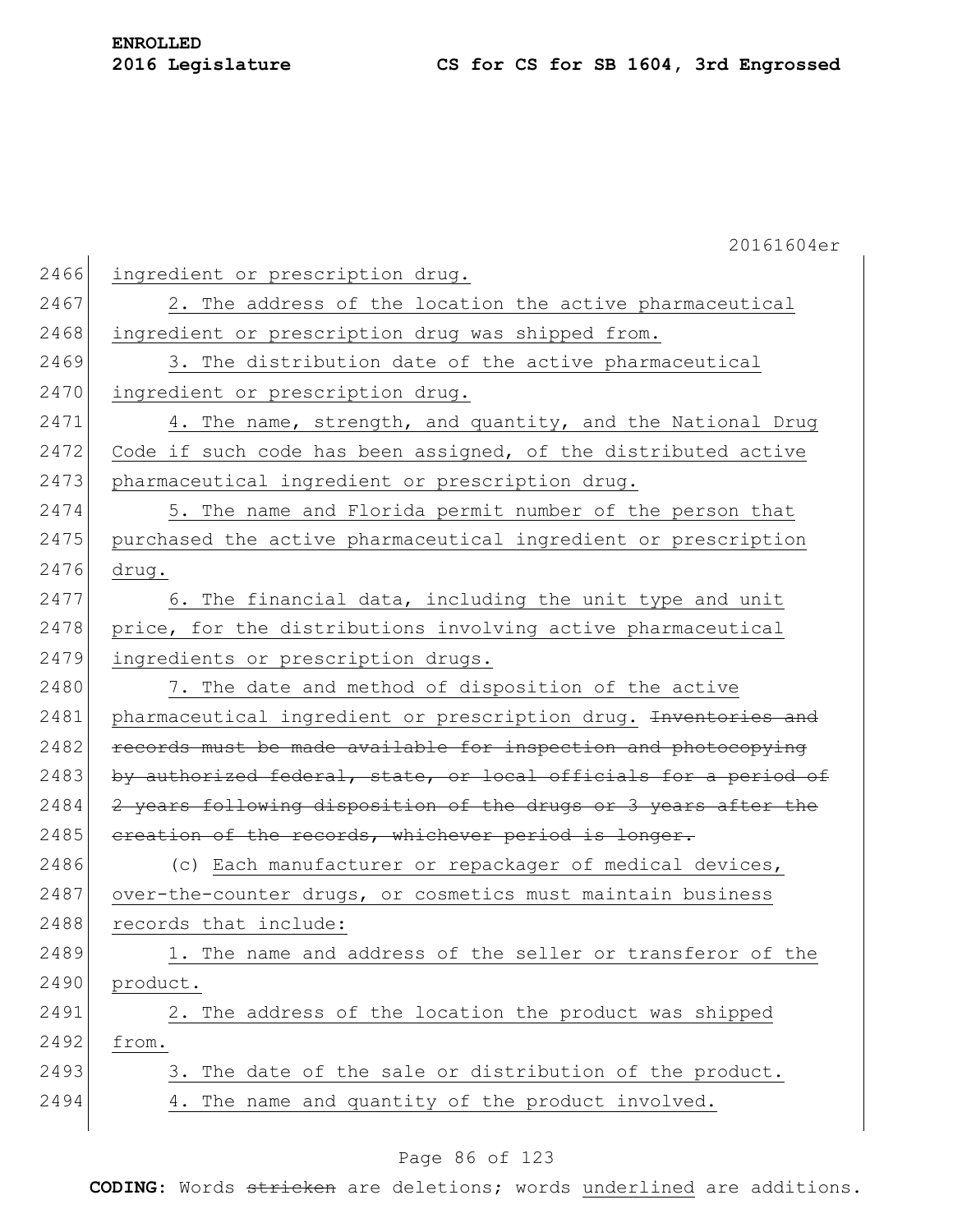ingredient or prescription drug.

2. The address of the location the active pharmaceutical ingredient or prescription drug was shipped from.

3. The distribution date of the active pharmaceutical ingredient or prescription drug.

4. The name, strength, and quantity, and the National Drug Code if such code has been assigned, of the distributed active pharmaceutical ingredient or prescription drug.

5. The name and Florida permit number of the person that purchased the active pharmaceutical ingredient or prescription drug.

6. The financial data, including the unit type and unit price, for the distributions involving active pharmaceutical ingredients or prescription drugs.

7. The date and method of disposition of the active pharmaceutical ingredient or prescription drug. ~~Inventories and records must be made available for inspection and photocopying by authorized federal, state, or local officials for a period of 2 years following disposition of the drugs or 3 years after the creation of the records, whichever period is longer.~~

(c) Each manufacturer or repackager of medical devices, over-the-counter drugs, or cosmetics must maintain business records that include:

1. The name and address of the seller or transferor of the product.

2. The address of the location the product was shipped from.

3. The date of the sale or distribution of the product.

4. The name and quantity of the product involved.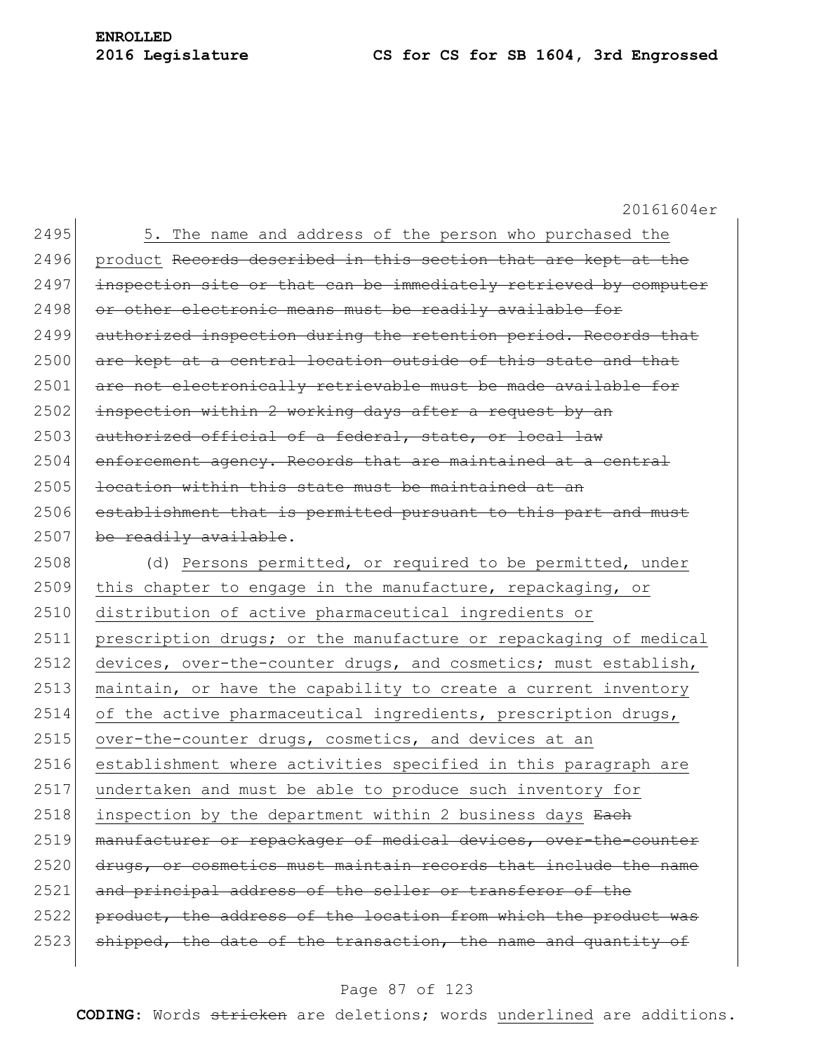5. The name and address of the person who purchased the product ~~Records described in this section that are kept at the inspection site or that can be immediately retrieved by computer or other electronic means must be readily available for authorized inspection during the retention period. Records that are kept at a central location outside of this state and that are not electronically retrievable must be made available for inspection within 2 working days after a request by an authorized official of a federal, state, or local law enforcement agency. Records that are maintained at a central location within this state must be maintained at an establishment that is permitted pursuant to this part and must be readily available~~.

(d) Persons permitted, or required to be permitted, under this chapter to engage in the manufacture, repackaging, or distribution of active pharmaceutical ingredients or prescription drugs; or the manufacture or repackaging of medical devices, over-the-counter drugs, and cosmetics; must establish, maintain, or have the capability to create a current inventory of the active pharmaceutical ingredients, prescription drugs, over-the-counter drugs, cosmetics, and devices at an establishment where activities specified in this paragraph are undertaken and must be able to produce such inventory for inspection by the department within 2 business days ~~Each manufacturer or repackager of medical devices, over-the-counter drugs, or cosmetics must maintain records that include the name and principal address of the seller or transferor of the product, the address of the location from which the product was shipped, the date of the transaction, the name and quantity of~~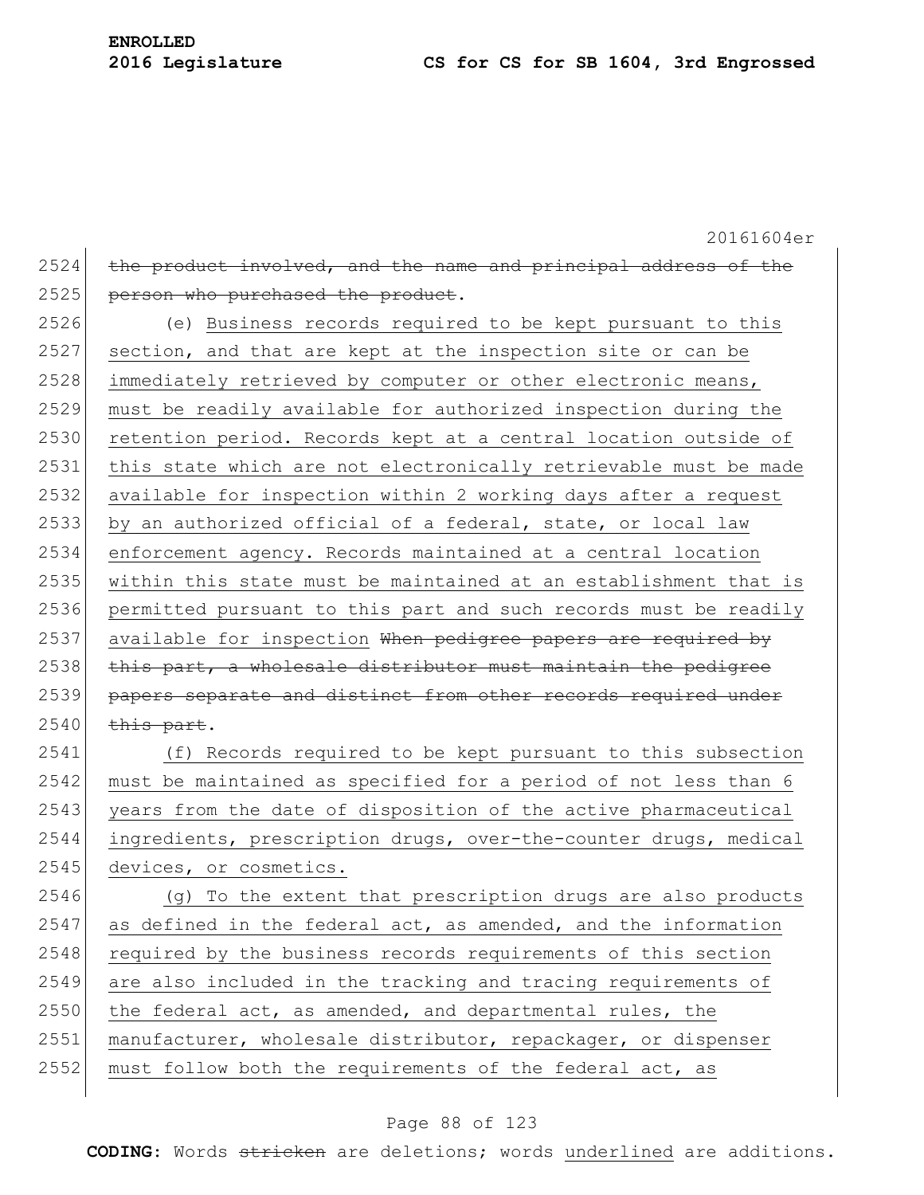~~the product involved, and the name and principal address of the person who purchased the product~~.

(e) <u>Business records required to be kept pursuant to this section, and that are kept at the inspection site or can be immediately retrieved by computer or other electronic means, must be readily available for authorized inspection during the retention period. Records kept at a central location outside of this state which are not electronically retrievable must be made available for inspection within 2 working days after a request by an authorized official of a federal, state, or local law enforcement agency. Records maintained at a central location within this state must be maintained at an establishment that is permitted pursuant to this part and such records must be readily available for inspection</u> ~~When pedigree papers are required by this part, a wholesale distributor must maintain the pedigree papers separate and distinct from other records required under this part~~.

<u>(f) Records required to be kept pursuant to this subsection must be maintained as specified for a period of not less than 6 years from the date of disposition of the active pharmaceutical ingredients, prescription drugs, over-the-counter drugs, medical devices, or cosmetics.</u>

<u>(g) To the extent that prescription drugs are also products as defined in the federal act, as amended, and the information required by the business records requirements of this section are also included in the tracking and tracing requirements of the federal act, as amended, and departmental rules, the manufacturer, wholesale distributor, repackager, or dispenser must follow both the requirements of the federal act, as</u>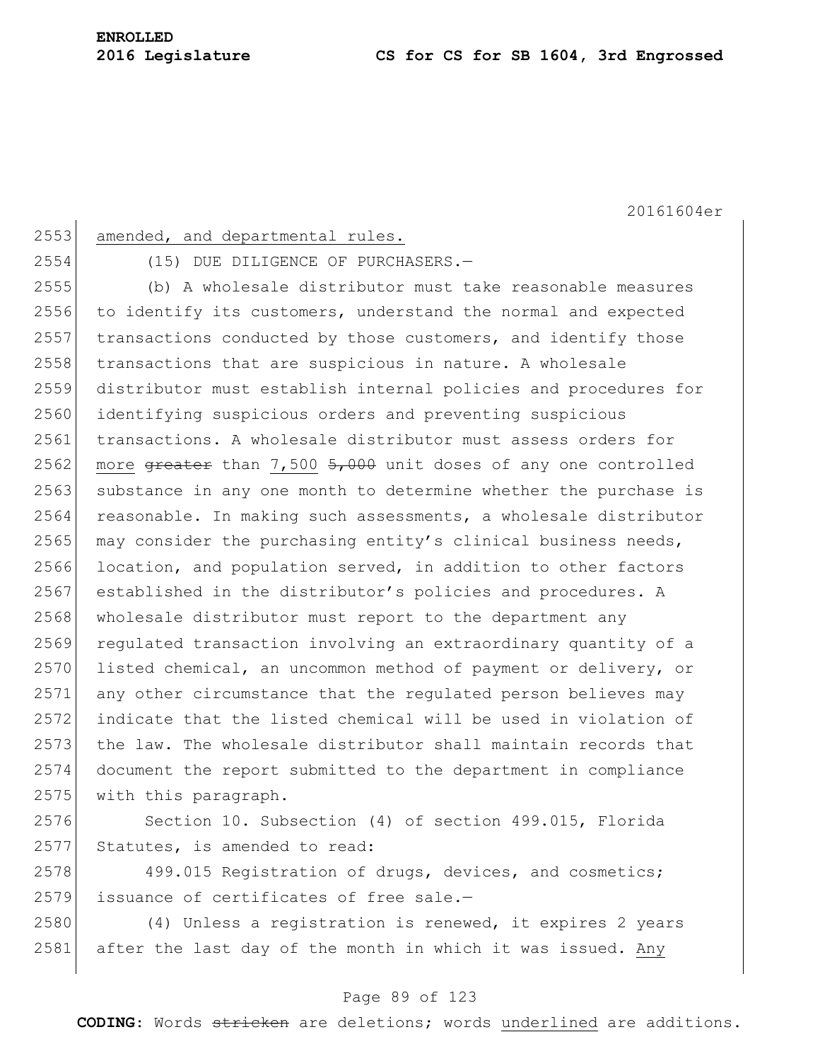amended, and departmental rules.

(15) DUE DILIGENCE OF PURCHASERS.—

(b) A wholesale distributor must take reasonable measures to identify its customers, understand the normal and expected transactions conducted by those customers, and identify those transactions that are suspicious in nature. A wholesale distributor must establish internal policies and procedures for identifying suspicious orders and preventing suspicious transactions. A wholesale distributor must assess orders for <u>more</u> ~~greater~~ than <u>7,500</u> ~~5,000~~ unit doses of any one controlled substance in any one month to determine whether the purchase is reasonable. In making such assessments, a wholesale distributor may consider the purchasing entity's clinical business needs, location, and population served, in addition to other factors established in the distributor's policies and procedures. A wholesale distributor must report to the department any regulated transaction involving an extraordinary quantity of a listed chemical, an uncommon method of payment or delivery, or any other circumstance that the regulated person believes may indicate that the listed chemical will be used in violation of the law. The wholesale distributor shall maintain records that document the report submitted to the department in compliance with this paragraph.

Section 10. Subsection (4) of section 499.015, Florida Statutes, is amended to read:

499.015 Registration of drugs, devices, and cosmetics; issuance of certificates of free sale.—

(4) Unless a registration is renewed, it expires 2 years after the last day of the month in which it was issued. <u>Any</u>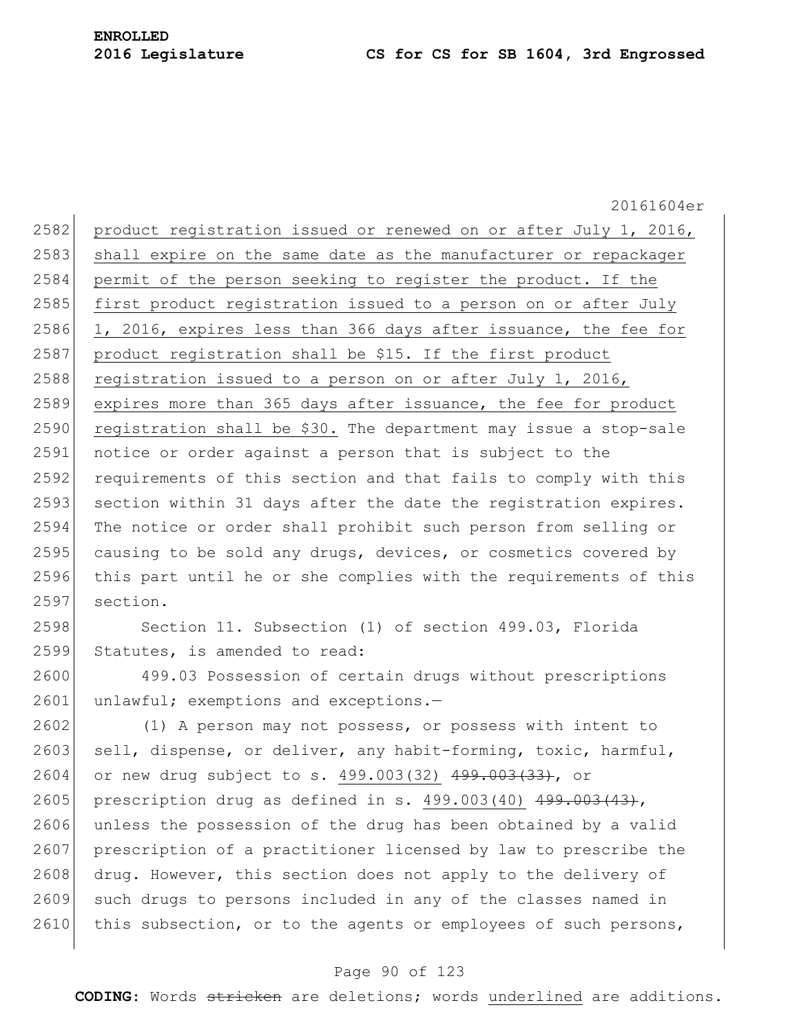product registration issued or renewed on or after July 1, 2016, shall expire on the same date as the manufacturer or repackager permit of the person seeking to register the product. If the first product registration issued to a person on or after July 1, 2016, expires less than 366 days after issuance, the fee for product registration shall be $15. If the first product registration issued to a person on or after July 1, 2016, expires more than 365 days after issuance, the fee for product registration shall be $30. The department may issue a stop-sale notice or order against a person that is subject to the requirements of this section and that fails to comply with this section within 31 days after the date the registration expires. The notice or order shall prohibit such person from selling or causing to be sold any drugs, devices, or cosmetics covered by this part until he or she complies with the requirements of this section.

Section 11. Subsection (1) of section 499.03, Florida Statutes, is amended to read:

499.03 Possession of certain drugs without prescriptions unlawful; exemptions and exceptions.—

(1) A person may not possess, or possess with intent to sell, dispense, or deliver, any habit-forming, toxic, harmful, or new drug subject to s. 499.003(32) ~~499.003(33)~~, or prescription drug as defined in s. 499.003(40) ~~499.003(43)~~, unless the possession of the drug has been obtained by a valid prescription of a practitioner licensed by law to prescribe the drug. However, this section does not apply to the delivery of such drugs to persons included in any of the classes named in this subsection, or to the agents or employees of such persons,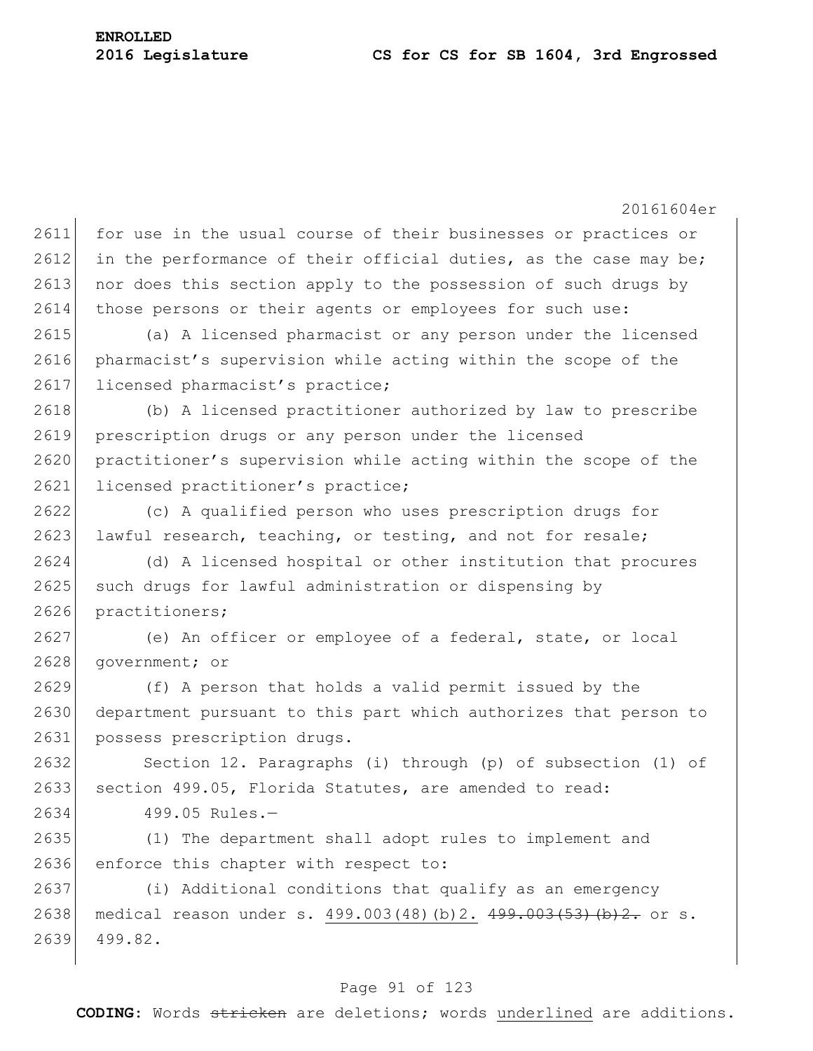for use in the usual course of their businesses or practices or in the performance of their official duties, as the case may be; nor does this section apply to the possession of such drugs by those persons or their agents or employees for such use:

(a) A licensed pharmacist or any person under the licensed pharmacist's supervision while acting within the scope of the licensed pharmacist's practice;

(b) A licensed practitioner authorized by law to prescribe prescription drugs or any person under the licensed practitioner's supervision while acting within the scope of the licensed practitioner's practice;

(c) A qualified person who uses prescription drugs for lawful research, teaching, or testing, and not for resale;

(d) A licensed hospital or other institution that procures such drugs for lawful administration or dispensing by practitioners;

(e) An officer or employee of a federal, state, or local government; or

(f) A person that holds a valid permit issued by the department pursuant to this part which authorizes that person to possess prescription drugs.

Section 12. Paragraphs (i) through (p) of subsection (1) of section 499.05, Florida Statutes, are amended to read:

499.05 Rules.—

(1) The department shall adopt rules to implement and enforce this chapter with respect to:

(i) Additional conditions that qualify as an emergency medical reason under s. <u>499.003(48)(b)2.</u> ~~499.003(53)(b)2.~~ or s. 499.82.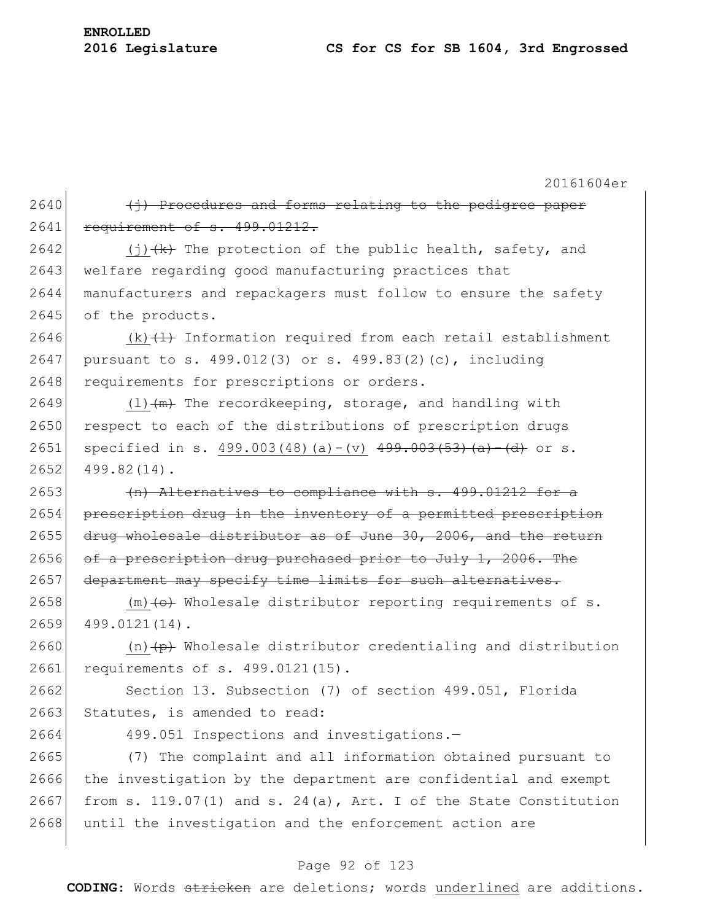~~(j) Procedures and forms relating to the pedigree paper requirement of s. 499.01212.~~

(j) ~~(k)~~ The protection of the public health, safety, and welfare regarding good manufacturing practices that manufacturers and repackagers must follow to ensure the safety of the products.

(k) ~~(l)~~ Information required from each retail establishment pursuant to s. 499.012(3) or s. 499.83(2)(c), including requirements for prescriptions or orders.

(l) ~~(m)~~ The recordkeeping, storage, and handling with respect to each of the distributions of prescription drugs specified in s. 499.003(48)(a)-(v) ~~499.003(53)(a)-(d)~~ or s. 499.82(14).

~~(n) Alternatives to compliance with s. 499.01212 for a prescription drug in the inventory of a permitted prescription drug wholesale distributor as of June 30, 2006, and the return of a prescription drug purchased prior to July 1, 2006. The department may specify time limits for such alternatives.~~

(m) ~~(o)~~ Wholesale distributor reporting requirements of s. 499.0121(14).

(n) ~~(p)~~ Wholesale distributor credentialing and distribution requirements of s. 499.0121(15).

Section 13. Subsection (7) of section 499.051, Florida Statutes, is amended to read:

499.051 Inspections and investigations.—

(7) The complaint and all information obtained pursuant to the investigation by the department are confidential and exempt from s. 119.07(1) and s. 24(a), Art. I of the State Constitution until the investigation and the enforcement action are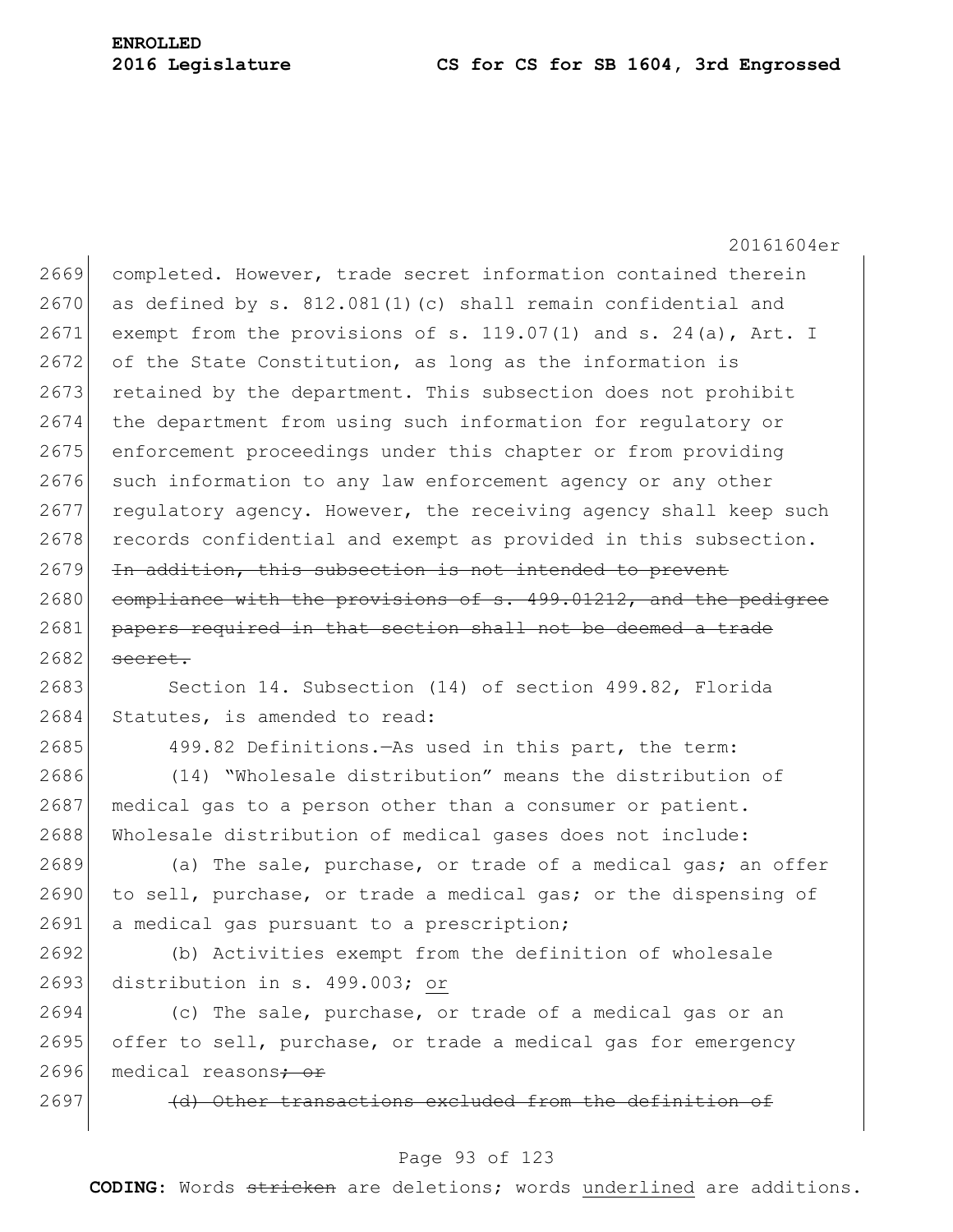completed. However, trade secret information contained therein as defined by s. 812.081(1)(c) shall remain confidential and exempt from the provisions of s. 119.07(1) and s. 24(a), Art. I of the State Constitution, as long as the information is retained by the department. This subsection does not prohibit the department from using such information for regulatory or enforcement proceedings under this chapter or from providing such information to any law enforcement agency or any other regulatory agency. However, the receiving agency shall keep such records confidential and exempt as provided in this subsection. ~~In addition, this subsection is not intended to prevent compliance with the provisions of s. 499.01212, and the pedigree papers required in that section shall not be deemed a trade secret.~~

Section 14. Subsection (14) of section 499.82, Florida Statutes, is amended to read:

499.82 Definitions.—As used in this part, the term:

(14) "Wholesale distribution" means the distribution of medical gas to a person other than a consumer or patient. Wholesale distribution of medical gases does not include:

(a) The sale, purchase, or trade of a medical gas; an offer to sell, purchase, or trade a medical gas; or the dispensing of a medical gas pursuant to a prescription;

(b) Activities exempt from the definition of wholesale distribution in s. 499.003; <u>or</u>

(c) The sale, purchase, or trade of a medical gas or an offer to sell, purchase, or trade a medical gas for emergency medical reasons~~; or~~

~~(d) Other transactions excluded from the definition of~~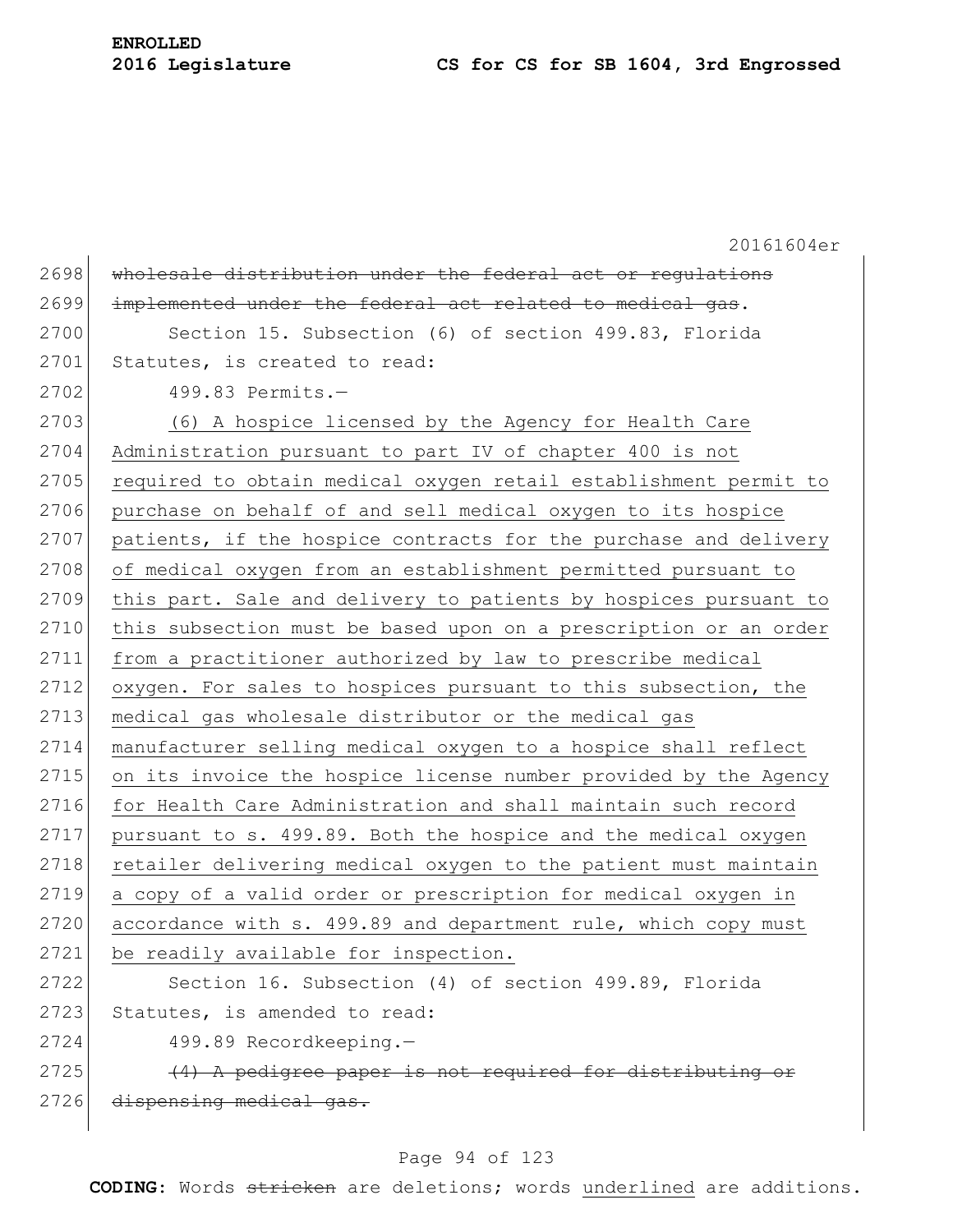2698 ~~wholesale distribution under the federal act or regulations~~
2699 ~~implemented under the federal act related to medical gas~~.

2700 Section 15. Subsection (6) of section 499.83, Florida
2701 Statutes, is created to read:

2702 499.83 Permits.—

2703 <u>(6) A hospice licensed by the Agency for Health Care</u>
2704 <u>Administration pursuant to part IV of chapter 400 is not</u>
2705 <u>required to obtain medical oxygen retail establishment permit to</u>
2706 <u>purchase on behalf of and sell medical oxygen to its hospice</u>
2707 <u>patients, if the hospice contracts for the purchase and delivery</u>
2708 <u>of medical oxygen from an establishment permitted pursuant to</u>
2709 <u>this part. Sale and delivery to patients by hospices pursuant to</u>
2710 <u>this subsection must be based upon on a prescription or an order</u>
2711 <u>from a practitioner authorized by law to prescribe medical</u>
2712 <u>oxygen. For sales to hospices pursuant to this subsection, the</u>
2713 <u>medical gas wholesale distributor or the medical gas</u>
2714 <u>manufacturer selling medical oxygen to a hospice shall reflect</u>
2715 <u>on its invoice the hospice license number provided by the Agency</u>
2716 <u>for Health Care Administration and shall maintain such record</u>
2717 <u>pursuant to s. 499.89. Both the hospice and the medical oxygen</u>
2718 <u>retailer delivering medical oxygen to the patient must maintain</u>
2719 <u>a copy of a valid order or prescription for medical oxygen in</u>
2720 <u>accordance with s. 499.89 and department rule, which copy must</u>
2721 <u>be readily available for inspection.</u>

2722 Section 16. Subsection (4) of section 499.89, Florida
2723 Statutes, is amended to read:

2724 499.89 Recordkeeping.—

2725 ~~(4) A pedigree paper is not required for distributing or~~
2726 ~~dispensing medical gas.~~

**CODING:** Words ~~stricken~~ are deletions; words <u>underlined</u> are additions.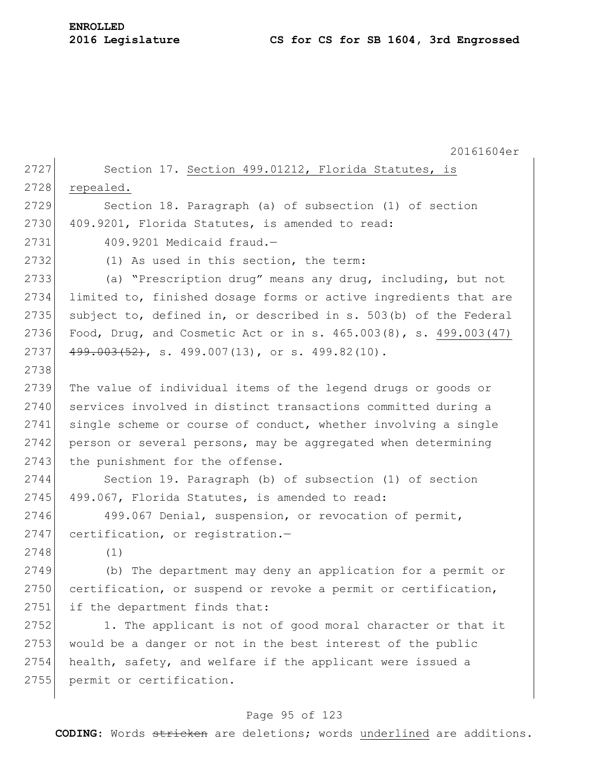Section 17. Section 499.01212, Florida Statutes, is repealed.

Section 18. Paragraph (a) of subsection (1) of section 409.9201, Florida Statutes, is amended to read:

409.9201 Medicaid fraud.—

(1) As used in this section, the term:

(a) "Prescription drug" means any drug, including, but not limited to, finished dosage forms or active ingredients that are subject to, defined in, or described in s. 503(b) of the Federal Food, Drug, and Cosmetic Act or in s. 465.003(8), s. 499.003(47) ~~499.003(52)~~, s. 499.007(13), or s. 499.82(10).

The value of individual items of the legend drugs or goods or services involved in distinct transactions committed during a single scheme or course of conduct, whether involving a single person or several persons, may be aggregated when determining the punishment for the offense.

Section 19. Paragraph (b) of subsection (1) of section 499.067, Florida Statutes, is amended to read:

499.067 Denial, suspension, or revocation of permit, certification, or registration.—

(1)

(b) The department may deny an application for a permit or certification, or suspend or revoke a permit or certification, if the department finds that:

1. The applicant is not of good moral character or that it would be a danger or not in the best interest of the public health, safety, and welfare if the applicant were issued a permit or certification.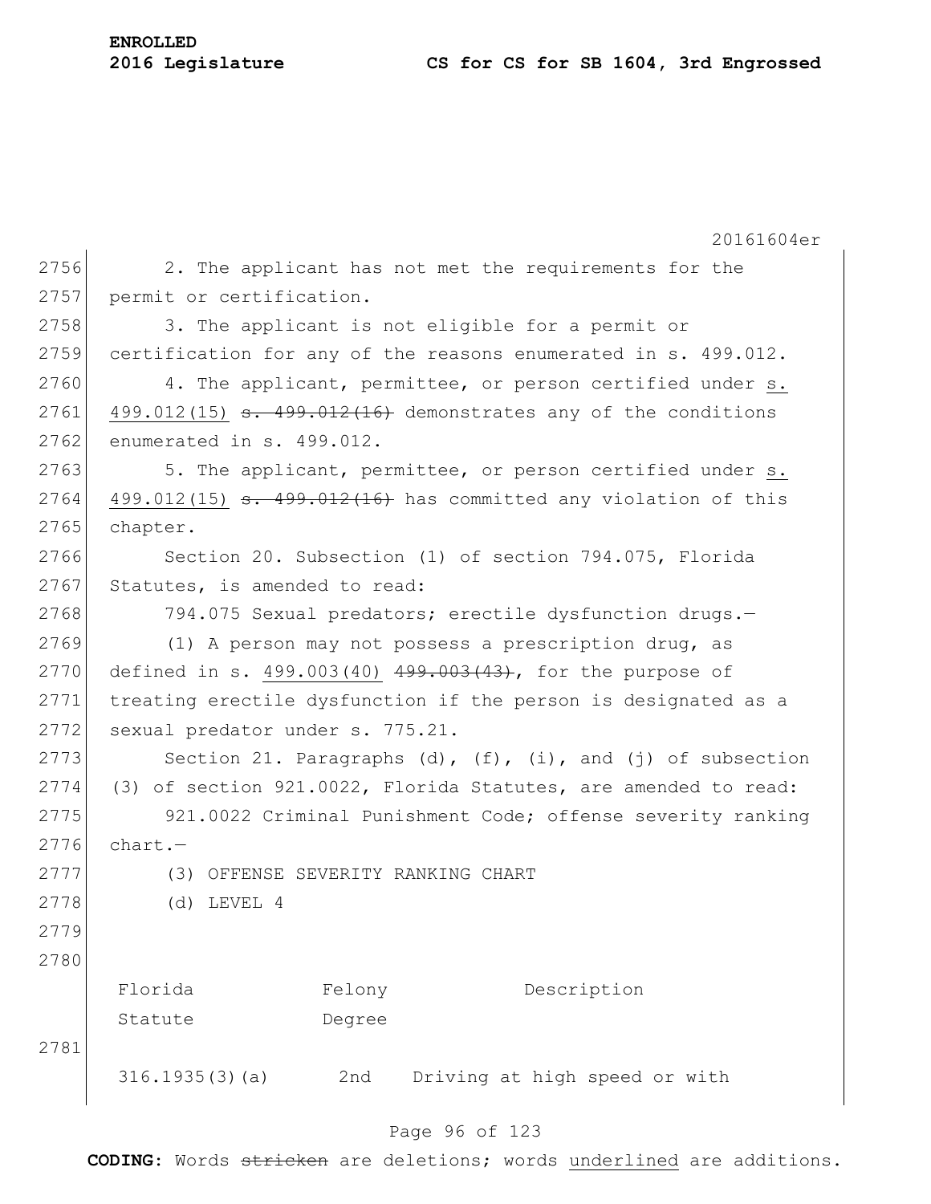2. The applicant has not met the requirements for the permit or certification.

3. The applicant is not eligible for a permit or certification for any of the reasons enumerated in s. 499.012.

4. The applicant, permittee, or person certified under s. 499.012(15) ~~s. 499.012(16)~~ demonstrates any of the conditions enumerated in s. 499.012.

5. The applicant, permittee, or person certified under s. 499.012(15) ~~s. 499.012(16)~~ has committed any violation of this chapter.

Section 20. Subsection (1) of section 794.075, Florida Statutes, is amended to read:

794.075 Sexual predators; erectile dysfunction drugs.—

(1) A person may not possess a prescription drug, as defined in s. 499.003(40) ~~499.003(43)~~, for the purpose of treating erectile dysfunction if the person is designated as a sexual predator under s. 775.21.

Section 21. Paragraphs (d), (f), (i), and (j) of subsection (3) of section 921.0022, Florida Statutes, are amended to read:

921.0022 Criminal Punishment Code; offense severity ranking chart.—

(3) OFFENSE SEVERITY RANKING CHART

(d) LEVEL 4

| Florida Statute | Felony Degree | Description |
|---|---|---|
| 316.1935(3)(a) | 2nd | Driving at high speed or with |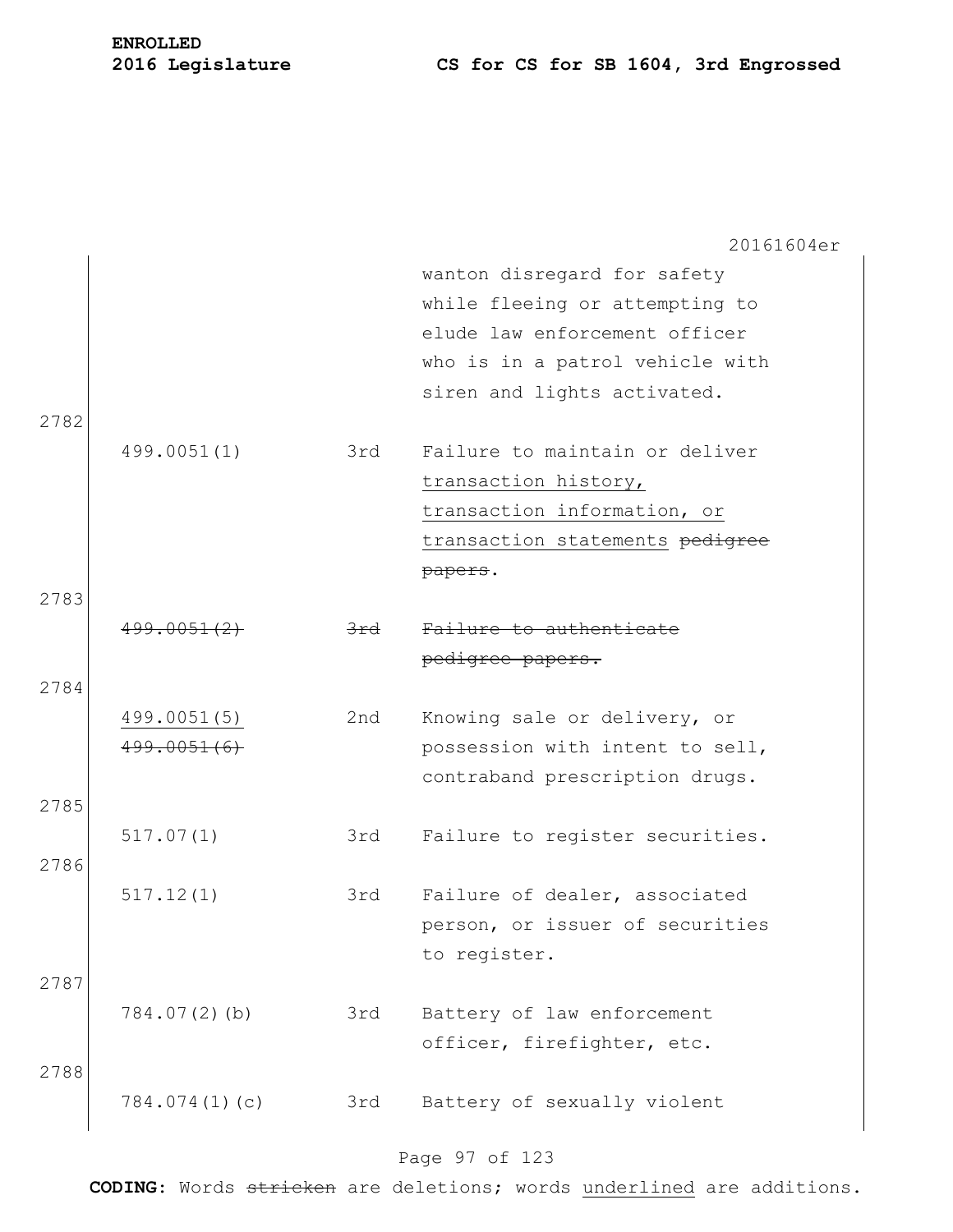20161604er

| | | | |
|---|---|---|---|
| | | | wanton disregard for safety while fleeing or attempting to elude law enforcement officer who is in a patrol vehicle with siren and lights activated. |
| 2782 | 499.0051(1) | 3rd | Failure to maintain or deliver transaction history, transaction information, or transaction statements ~~pedigree papers~~. |
| 2783 | ~~499.0051(2)~~ | ~~3rd~~ | ~~Failure to authenticate pedigree papers.~~ |
| 2784 | 499.0051(5) ~~499.0051(6)~~ | 2nd | Knowing sale or delivery, or possession with intent to sell, contraband prescription drugs. |
| 2785 | 517.07(1) | 3rd | Failure to register securities. |
| 2786 | 517.12(1) | 3rd | Failure of dealer, associated person, or issuer of securities to register. |
| 2787 | 784.07(2)(b) | 3rd | Battery of law enforcement officer, firefighter, etc. |
| 2788 | 784.074(1)(c) | 3rd | Battery of sexually violent |

**CODING:** Words ~~stricken~~ are deletions; words underlined are additions.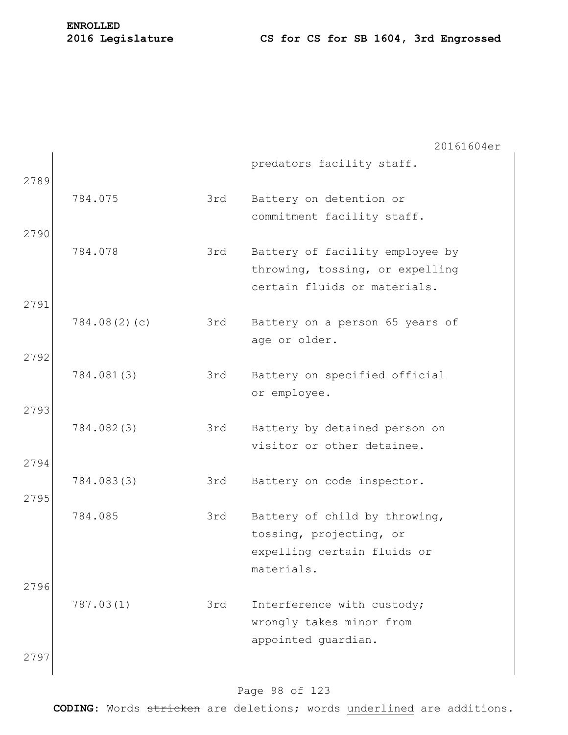| | | | |
|---|---|---|---|
| | | | predators facility staff. |
| 2789 | 784.075 | 3rd | Battery on detention or commitment facility staff. |
| 2790 | 784.078 | 3rd | Battery of facility employee by throwing, tossing, or expelling certain fluids or materials. |
| 2791 | 784.08(2)(c) | 3rd | Battery on a person 65 years of age or older. |
| 2792 | 784.081(3) | 3rd | Battery on specified official or employee. |
| 2793 | 784.082(3) | 3rd | Battery by detained person on visitor or other detainee. |
| 2794 | 784.083(3) | 3rd | Battery on code inspector. |
| 2795 | 784.085 | 3rd | Battery of child by throwing, tossing, projecting, or expelling certain fluids or materials. |
| 2796 | 787.03(1) | 3rd | Interference with custody; wrongly takes minor from appointed guardian. |
| 2797 | | | |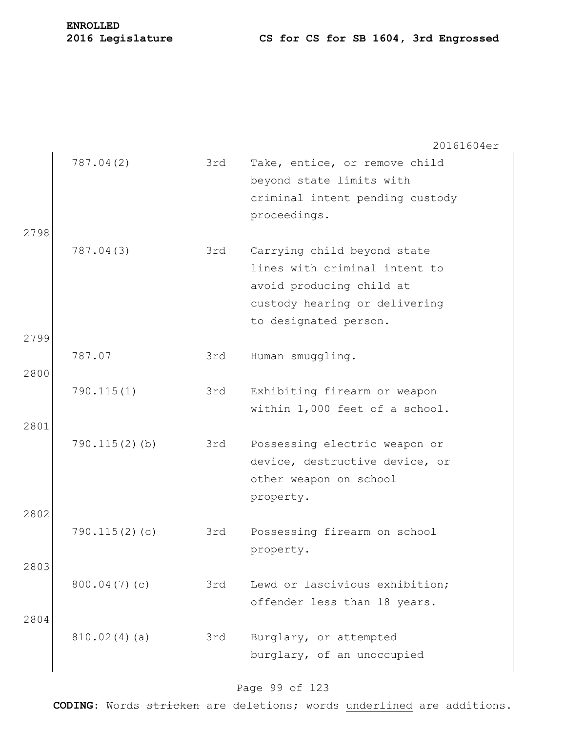| | | | |
|---|---|---|---|
| | 787.04(2) | 3rd | Take, entice, or remove child beyond state limits with criminal intent pending custody proceedings. |
| 2798 | 787.04(3) | 3rd | Carrying child beyond state lines with criminal intent to avoid producing child at custody hearing or delivering to designated person. |
| 2799 | 787.07 | 3rd | Human smuggling. |
| 2800 | 790.115(1) | 3rd | Exhibiting firearm or weapon within 1,000 feet of a school. |
| 2801 | 790.115(2)(b) | 3rd | Possessing electric weapon or device, destructive device, or other weapon on school property. |
| 2802 | 790.115(2)(c) | 3rd | Possessing firearm on school property. |
| 2803 | 800.04(7)(c) | 3rd | Lewd or lascivious exhibition; offender less than 18 years. |
| 2804 | 810.02(4)(a) | 3rd | Burglary, or attempted burglary, of an unoccupied |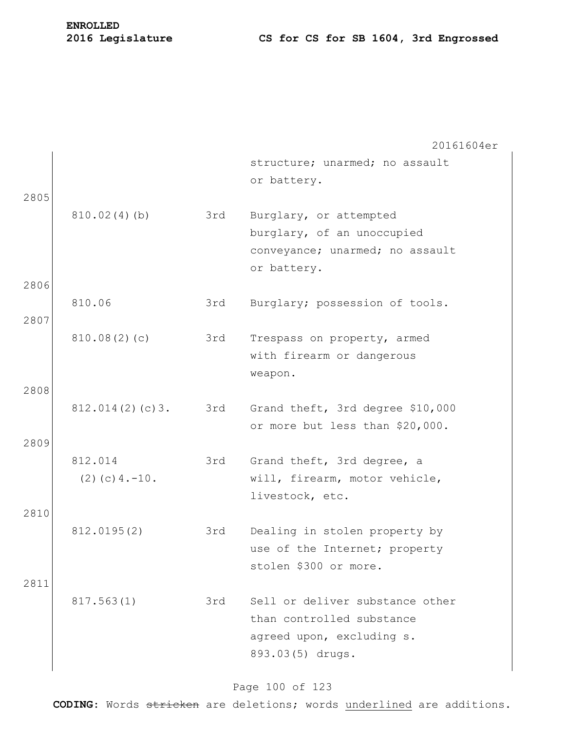| Line | Statute | Degree | Description |
|---|---|---|---|
| | | | structure; unarmed; no assault or battery. |
| 2805 | | | |
| | 810.02(4)(b) | 3rd | Burglary, or attempted burglary, of an unoccupied conveyance; unarmed; no assault or battery. |
| 2806 | | | |
| | 810.06 | 3rd | Burglary; possession of tools. |
| 2807 | | | |
| | 810.08(2)(c) | 3rd | Trespass on property, armed with firearm or dangerous weapon. |
| 2808 | | | |
| | 812.014(2)(c)3. | 3rd | Grand theft, 3rd degree $10,000 or more but less than $20,000. |
| 2809 | | | |
| | 812.014 (2)(c)4.-10. | 3rd | Grand theft, 3rd degree, a will, firearm, motor vehicle, livestock, etc. |
| 2810 | | | |
| | 812.0195(2) | 3rd | Dealing in stolen property by use of the Internet; property stolen $300 or more. |
| 2811 | | | |
| | 817.563(1) | 3rd | Sell or deliver substance other than controlled substance agreed upon, excluding s. 893.03(5) drugs. |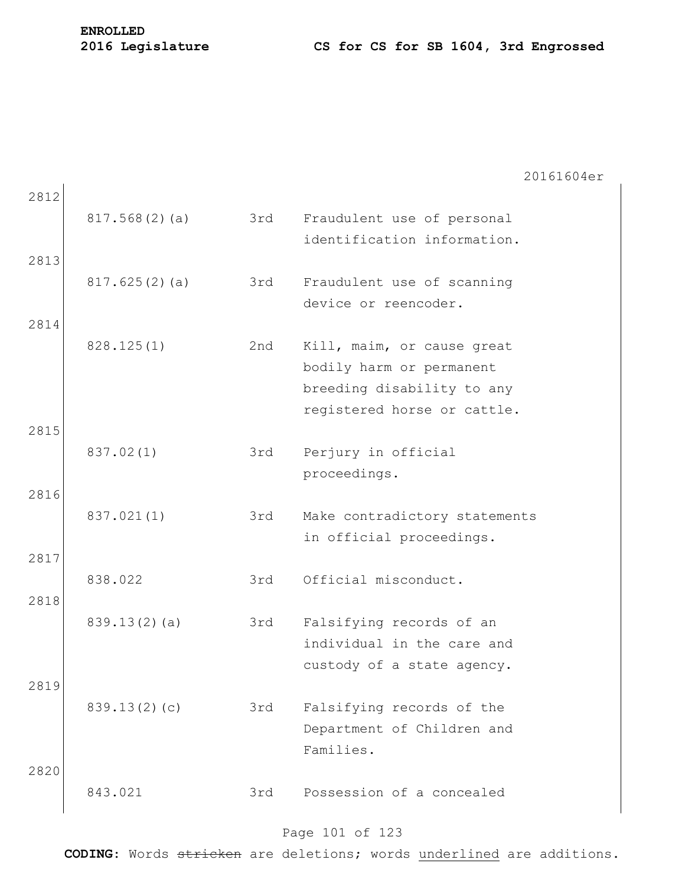2812

| | | |
|---|---|---|
| 817.568(2)(a) | 3rd | Fraudulent use of personal identification information. |

2813

| | | |
|---|---|---|
| 817.625(2)(a) | 3rd | Fraudulent use of scanning device or reencoder. |

2814

| | | |
|---|---|---|
| 828.125(1) | 2nd | Kill, maim, or cause great bodily harm or permanent breeding disability to any registered horse or cattle. |

2815

| | | |
|---|---|---|
| 837.02(1) | 3rd | Perjury in official proceedings. |

2816

| | | |
|---|---|---|
| 837.021(1) | 3rd | Make contradictory statements in official proceedings. |

2817

| | | |
|---|---|---|
| 838.022 | 3rd | Official misconduct. |

2818

| | | |
|---|---|---|
| 839.13(2)(a) | 3rd | Falsifying records of an individual in the care and custody of a state agency. |

2819

| | | |
|---|---|---|
| 839.13(2)(c) | 3rd | Falsifying records of the Department of Children and Families. |

2820

| | | |
|---|---|---|
| 843.021 | 3rd | Possession of a concealed |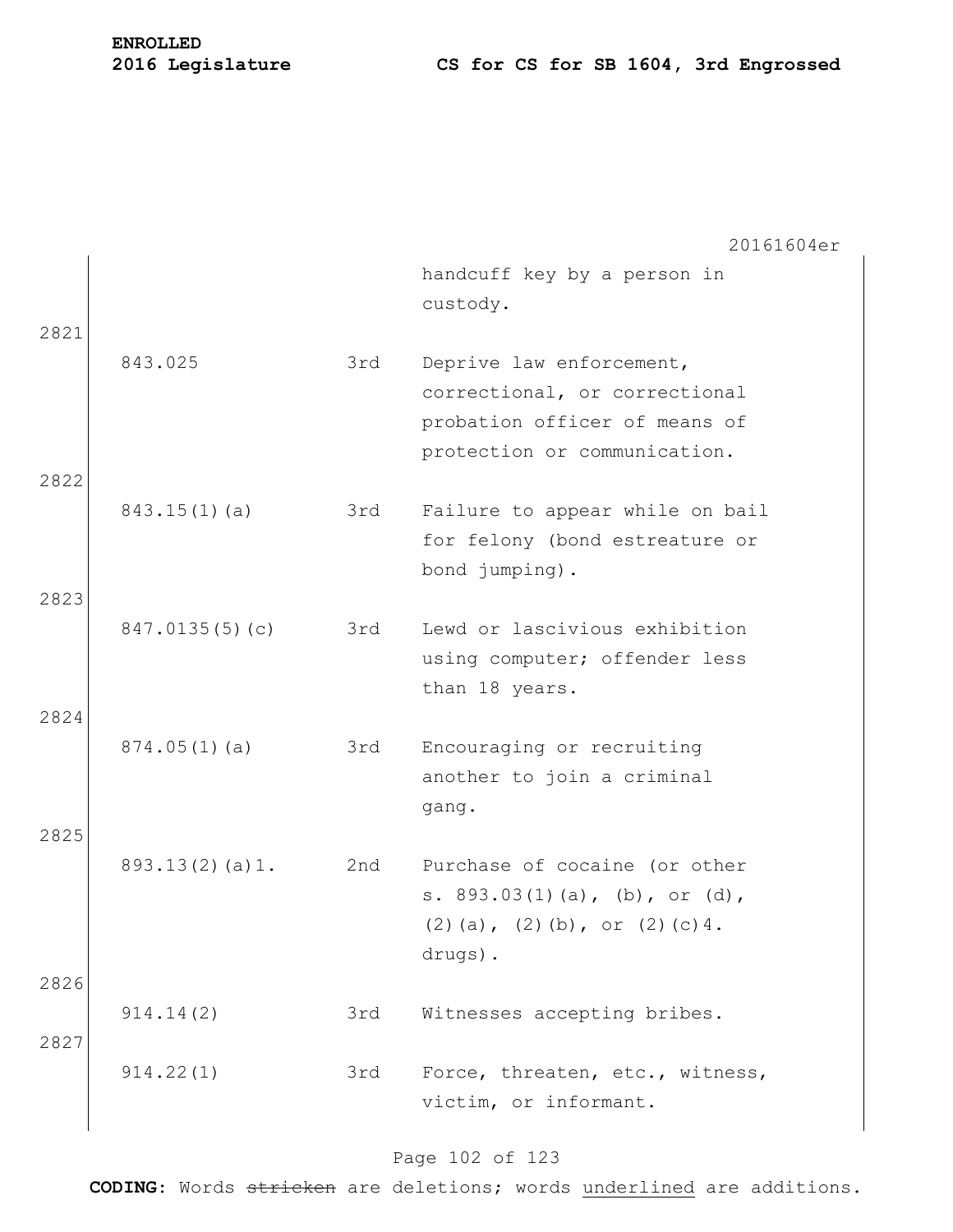| | | |
|---|---|---|
| | | handcuff key by a person in custody. |
| 843.025 | 3rd | Deprive law enforcement, correctional, or correctional probation officer of means of protection or communication. |
| 843.15(1)(a) | 3rd | Failure to appear while on bail for felony (bond estreature or bond jumping). |
| 847.0135(5)(c) | 3rd | Lewd or lascivious exhibition using computer; offender less than 18 years. |
| 874.05(1)(a) | 3rd | Encouraging or recruiting another to join a criminal gang. |
| 893.13(2)(a)1. | 2nd | Purchase of cocaine (or other s. 893.03(1)(a), (b), or (d), (2)(a), (2)(b), or (2)(c)4. drugs). |
| 914.14(2) | 3rd | Witnesses accepting bribes. |
| 914.22(1) | 3rd | Force, threaten, etc., witness, victim, or informant. |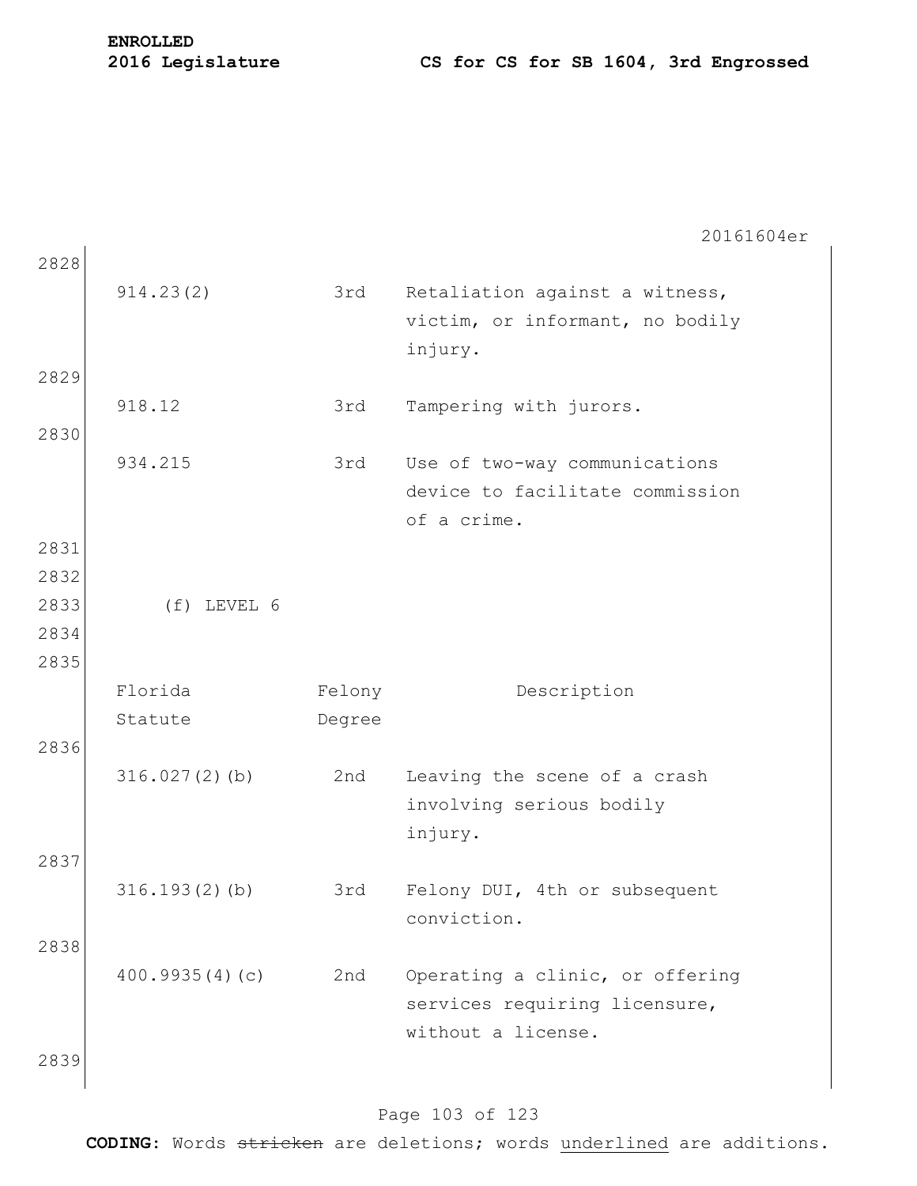| | | |
|---|---|---|
| 914.23(2) | 3rd | Retaliation against a witness, victim, or informant, no bodily injury. |
| 918.12 | 3rd | Tampering with jurors. |
| 934.215 | 3rd | Use of two-way communications device to facilitate commission of a crime. |

(f) LEVEL 6

| Florida Statute | Felony Degree | Description |
|---|---|---|
| 316.027(2)(b) | 2nd | Leaving the scene of a crash involving serious bodily injury. |
| 316.193(2)(b) | 3rd | Felony DUI, 4th or subsequent conviction. |
| 400.9935(4)(c) | 2nd | Operating a clinic, or offering services requiring licensure, without a license. |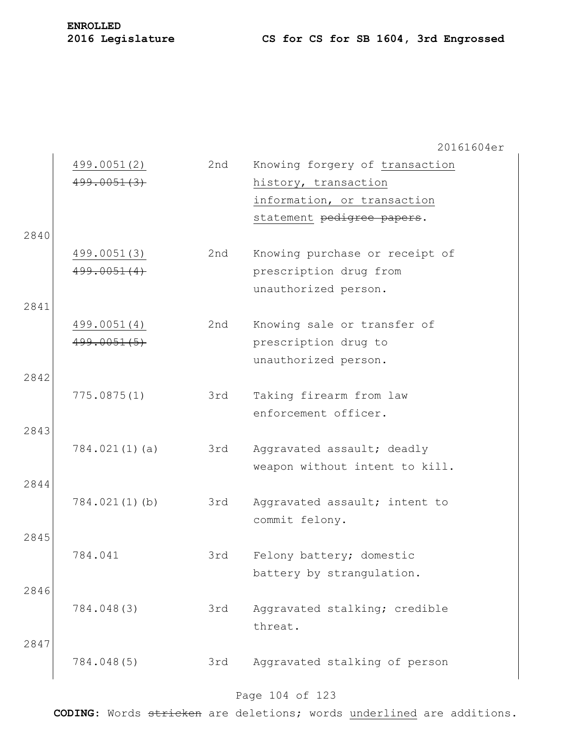20161604er

| | | | |
|---|---|---|---|
| | <u>499.0051(2)</u> ~~499.0051(3)~~ | 2nd | Knowing forgery of <u>transaction history, transaction information, or transaction statement</u> ~~pedigree papers~~. |
| 2840 | | | |
| | <u>499.0051(3)</u> ~~499.0051(4)~~ | 2nd | Knowing purchase or receipt of prescription drug from unauthorized person. |
| 2841 | | | |
| | <u>499.0051(4)</u> ~~499.0051(5)~~ | 2nd | Knowing sale or transfer of prescription drug to unauthorized person. |
| 2842 | | | |
| | 775.0875(1) | 3rd | Taking firearm from law enforcement officer. |
| 2843 | | | |
| | 784.021(1)(a) | 3rd | Aggravated assault; deadly weapon without intent to kill. |
| 2844 | | | |
| | 784.021(1)(b) | 3rd | Aggravated assault; intent to commit felony. |
| 2845 | | | |
| | 784.041 | 3rd | Felony battery; domestic battery by strangulation. |
| 2846 | | | |
| | 784.048(3) | 3rd | Aggravated stalking; credible threat. |
| 2847 | | | |
| | 784.048(5) | 3rd | Aggravated stalking of person |

**CODING:** Words ~~stricken~~ are deletions; words <u>underlined</u> are additions.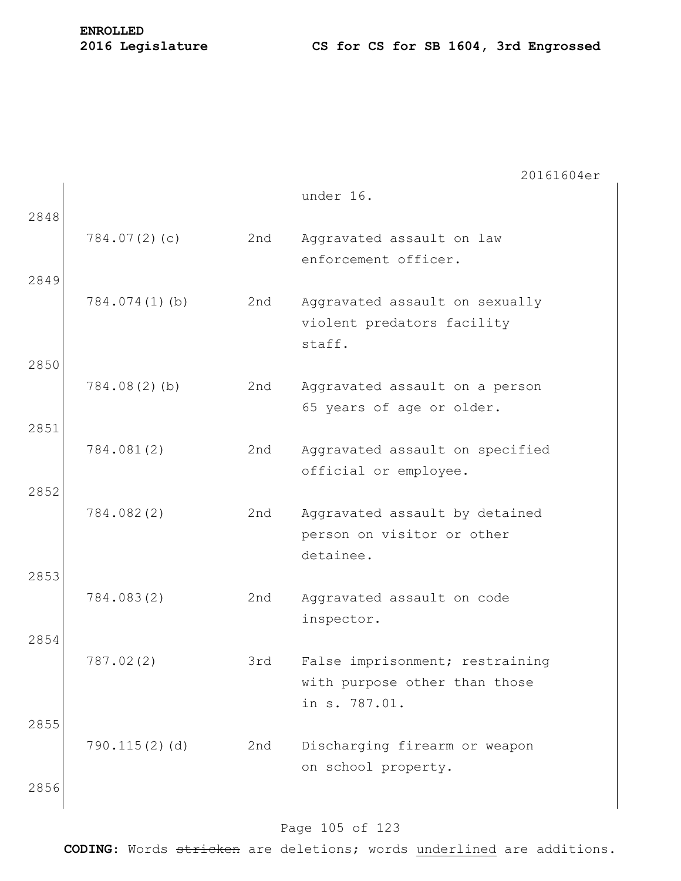under 16.

2848

| | | |
|---|---|---|
| 784.07(2)(c) | 2nd | Aggravated assault on law enforcement officer. |

2849

| | | |
|---|---|---|
| 784.074(1)(b) | 2nd | Aggravated assault on sexually violent predators facility staff. |

2850

| | | |
|---|---|---|
| 784.08(2)(b) | 2nd | Aggravated assault on a person 65 years of age or older. |

2851

| | | |
|---|---|---|
| 784.081(2) | 2nd | Aggravated assault on specified official or employee. |

2852

| | | |
|---|---|---|
| 784.082(2) | 2nd | Aggravated assault by detained person on visitor or other detainee. |

2853

| | | |
|---|---|---|
| 784.083(2) | 2nd | Aggravated assault on code inspector. |

2854

| | | |
|---|---|---|
| 787.02(2) | 3rd | False imprisonment; restraining with purpose other than those in s. 787.01. |

2855

| | | |
|---|---|---|
| 790.115(2)(d) | 2nd | Discharging firearm or weapon on school property. |

2856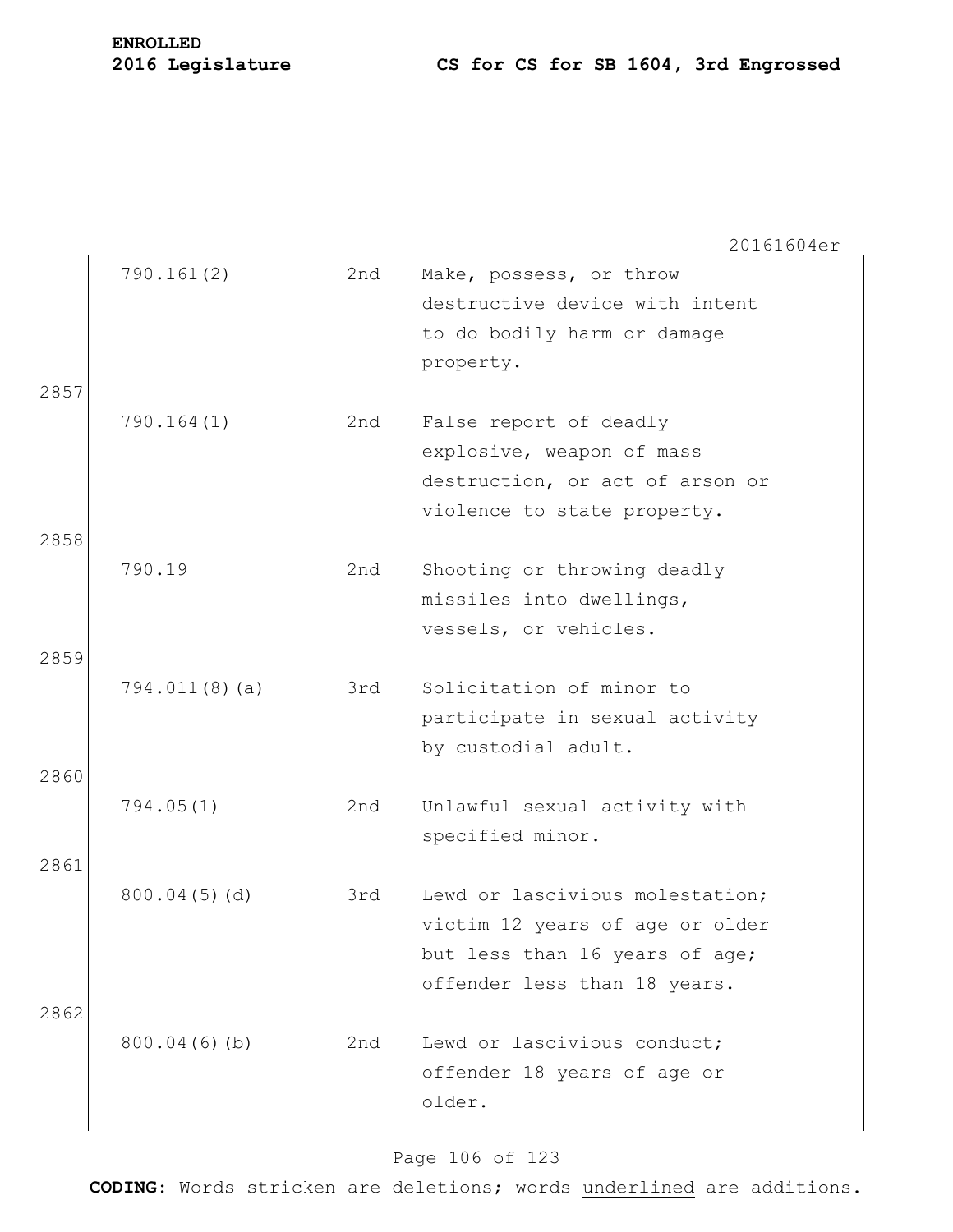| | | | |
|---|---|---|---|
| | 790.161(2) | 2nd | Make, possess, or throw destructive device with intent to do bodily harm or damage property. |
| 2857 | 790.164(1) | 2nd | False report of deadly explosive, weapon of mass destruction, or act of arson or violence to state property. |
| 2858 | 790.19 | 2nd | Shooting or throwing deadly missiles into dwellings, vessels, or vehicles. |
| 2859 | 794.011(8)(a) | 3rd | Solicitation of minor to participate in sexual activity by custodial adult. |
| 2860 | 794.05(1) | 2nd | Unlawful sexual activity with specified minor. |
| 2861 | 800.04(5)(d) | 3rd | Lewd or lascivious molestation; victim 12 years of age or older but less than 16 years of age; offender less than 18 years. |
| 2862 | 800.04(6)(b) | 2nd | Lewd or lascivious conduct; offender 18 years of age or older. |

**CODING:** Words ~~stricken~~ are deletions; words <u>underlined</u> are additions.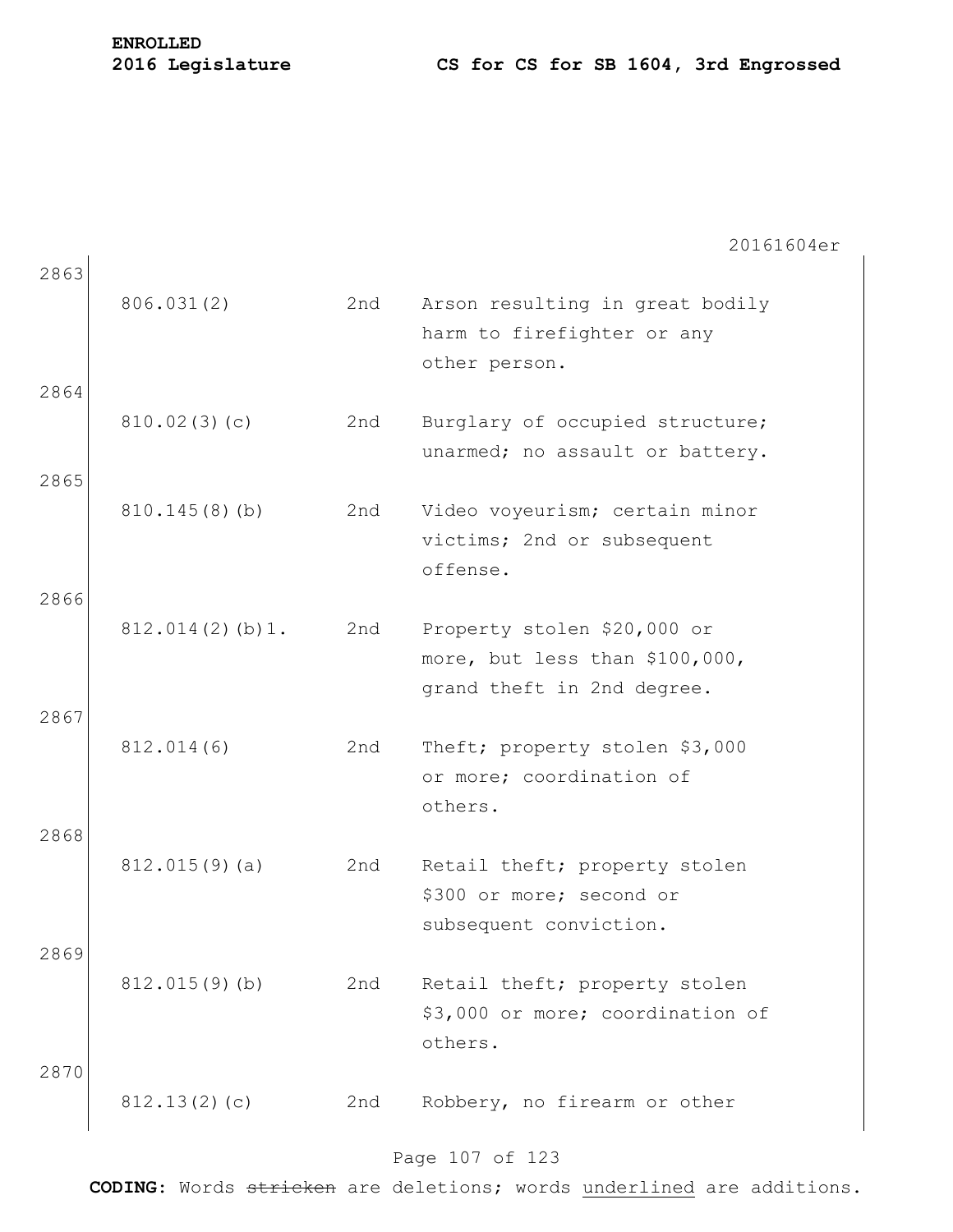| | | | |
|---|---|---|---|
| 2863 | 806.031(2) | 2nd | Arson resulting in great bodily harm to firefighter or any other person. |
| 2864 | 810.02(3)(c) | 2nd | Burglary of occupied structure; unarmed; no assault or battery. |
| 2865 | 810.145(8)(b) | 2nd | Video voyeurism; certain minor victims; 2nd or subsequent offense. |
| 2866 | 812.014(2)(b)1. | 2nd | Property stolen $20,000 or more, but less than $100,000, grand theft in 2nd degree. |
| 2867 | 812.014(6) | 2nd | Theft; property stolen $3,000 or more; coordination of others. |
| 2868 | 812.015(9)(a) | 2nd | Retail theft; property stolen $300 or more; second or subsequent conviction. |
| 2869 | 812.015(9)(b) | 2nd | Retail theft; property stolen $3,000 or more; coordination of others. |
| 2870 | 812.13(2)(c) | 2nd | Robbery, no firearm or other |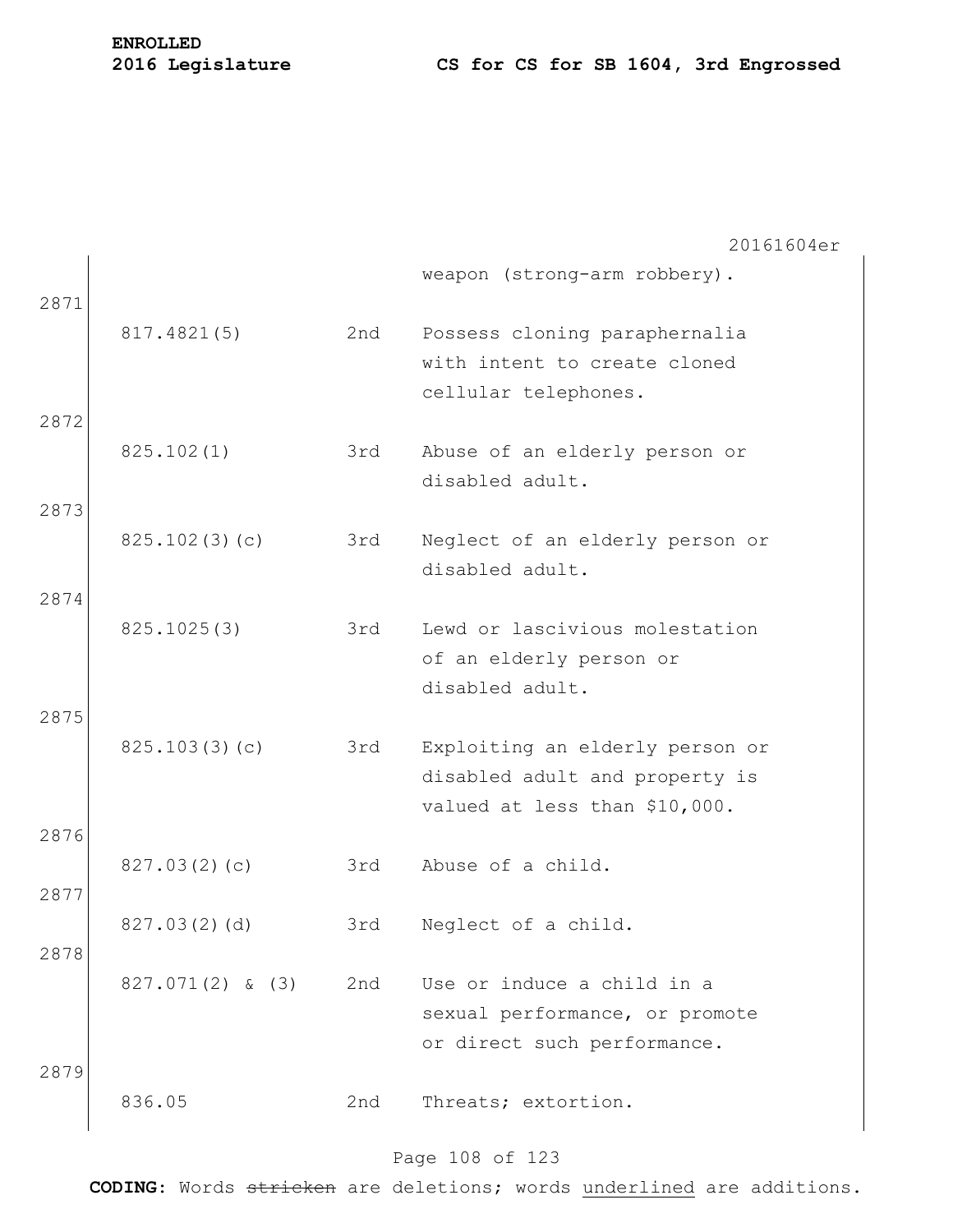weapon (strong-arm robbery).

2871

| | | |
|---|---|---|
| 817.4821(5) | 2nd | Possess cloning paraphernalia with intent to create cloned cellular telephones. |

2872

| | | |
|---|---|---|
| 825.102(1) | 3rd | Abuse of an elderly person or disabled adult. |

2873

| | | |
|---|---|---|
| 825.102(3)(c) | 3rd | Neglect of an elderly person or disabled adult. |

2874

| | | |
|---|---|---|
| 825.1025(3) | 3rd | Lewd or lascivious molestation of an elderly person or disabled adult. |

2875

| | | |
|---|---|---|
| 825.103(3)(c) | 3rd | Exploiting an elderly person or disabled adult and property is valued at less than $10,000. |

2876

| | | |
|---|---|---|
| 827.03(2)(c) | 3rd | Abuse of a child. |

2877

| | | |
|---|---|---|
| 827.03(2)(d) | 3rd | Neglect of a child. |

2878

| | | |
|---|---|---|
| 827.071(2) & (3) | 2nd | Use or induce a child in a sexual performance, or promote or direct such performance. |

2879

| | | |
|---|---|---|
| 836.05 | 2nd | Threats; extortion. |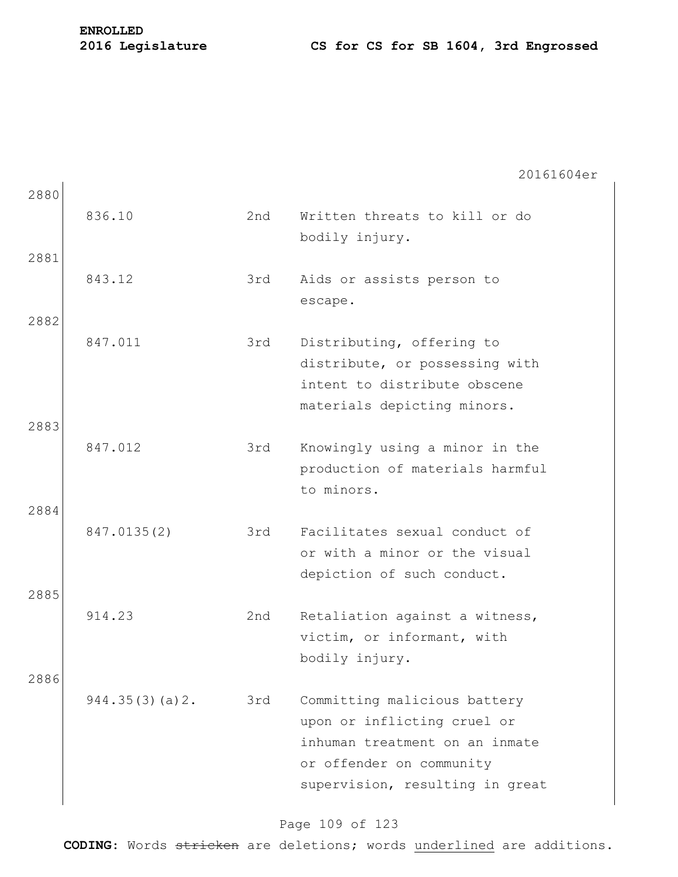| Line | Statute | Degree | Description |
|---|---|---|---|
| 2880 | 836.10 | 2nd | Written threats to kill or do bodily injury. |
| 2881 | 843.12 | 3rd | Aids or assists person to escape. |
| 2882 | 847.011 | 3rd | Distributing, offering to distribute, or possessing with intent to distribute obscene materials depicting minors. |
| 2883 | 847.012 | 3rd | Knowingly using a minor in the production of materials harmful to minors. |
| 2884 | 847.0135(2) | 3rd | Facilitates sexual conduct of or with a minor or the visual depiction of such conduct. |
| 2885 | 914.23 | 2nd | Retaliation against a witness, victim, or informant, with bodily injury. |
| 2886 | 944.35(3)(a)2. | 3rd | Committing malicious battery upon or inflicting cruel or inhuman treatment on an inmate or offender on community supervision, resulting in great |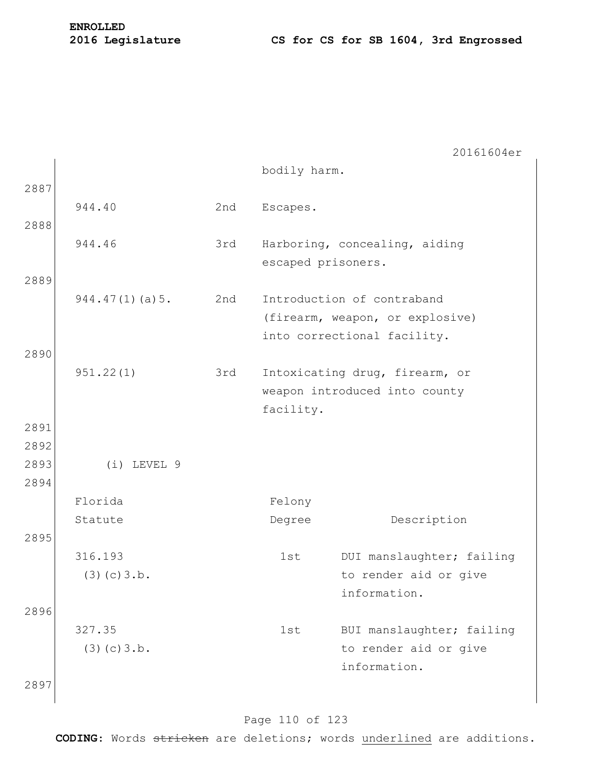| | | bodily harm. |
|---|---|---|
| 944.40 | 2nd | Escapes. |
| 944.46 | 3rd | Harboring, concealing, aiding escaped prisoners. |
| 944.47(1)(a)5. | 2nd | Introduction of contraband (firearm, weapon, or explosive) into correctional facility. |
| 951.22(1) | 3rd | Intoxicating drug, firearm, or weapon introduced into county facility. |

(i) LEVEL 9

| Florida Statute | Felony Degree | Description |
|---|---|---|
| 316.193(3)(c)3.b. | 1st | DUI manslaughter; failing to render aid or give information. |
| 327.35(3)(c)3.b. | 1st | BUI manslaughter; failing to render aid or give information. |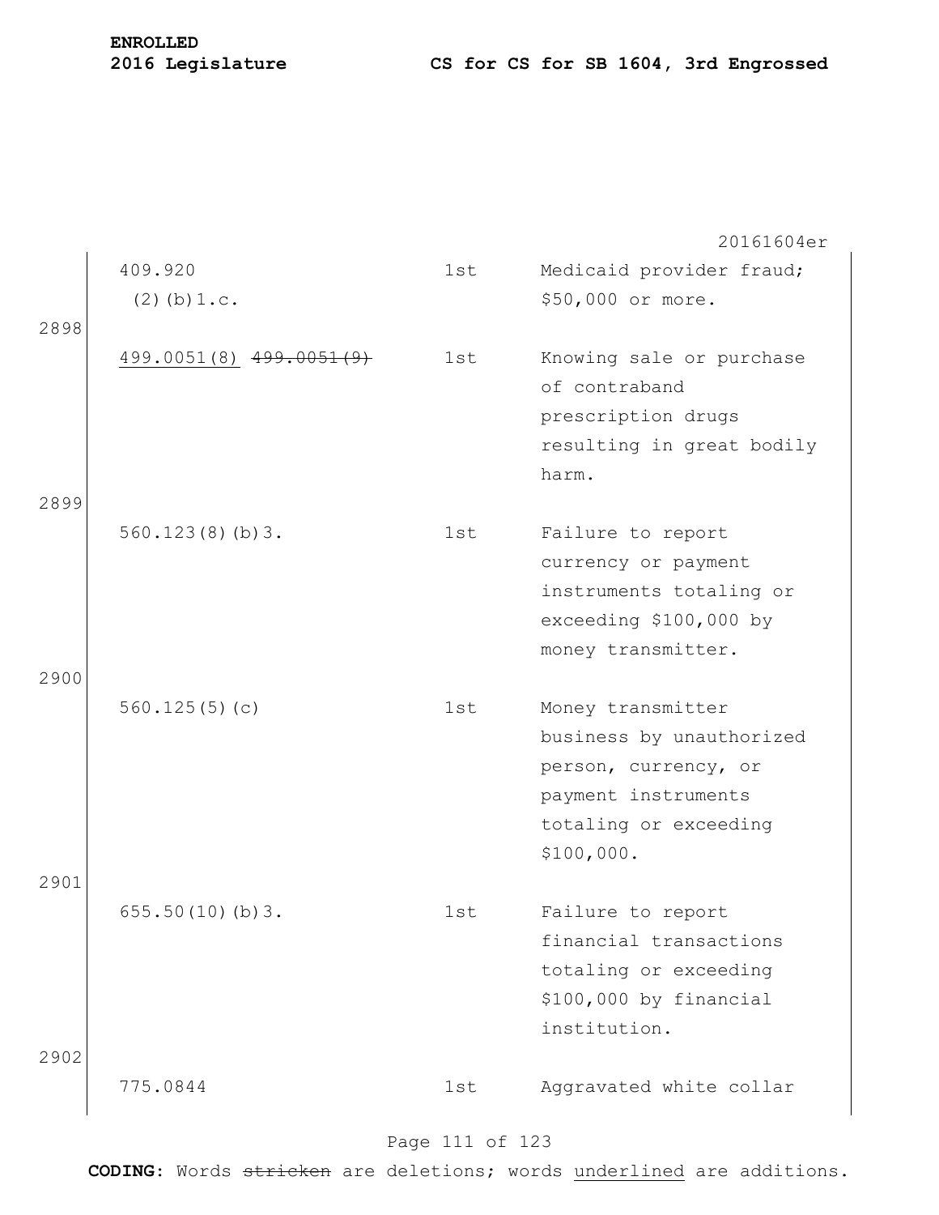20161604er

| | | | |
|---|---|---|---|
| | 409.920 (2)(b)1.c. | 1st | Medicaid provider fraud; $50,000 or more. |
| 2898 | | | |
| | <u>499.0051(8)</u> ~~499.0051(9)~~ | 1st | Knowing sale or purchase of contraband prescription drugs resulting in great bodily harm. |
| 2899 | | | |
| | 560.123(8)(b)3. | 1st | Failure to report currency or payment instruments totaling or exceeding $100,000 by money transmitter. |
| 2900 | | | |
| | 560.125(5)(c) | 1st | Money transmitter business by unauthorized person, currency, or payment instruments totaling or exceeding $100,000. |
| 2901 | | | |
| | 655.50(10)(b)3. | 1st | Failure to report financial transactions totaling or exceeding $100,000 by financial institution. |
| 2902 | | | |
| | 775.0844 | 1st | Aggravated white collar |

**CODING:** Words ~~stricken~~ are deletions; words <u>underlined</u> are additions.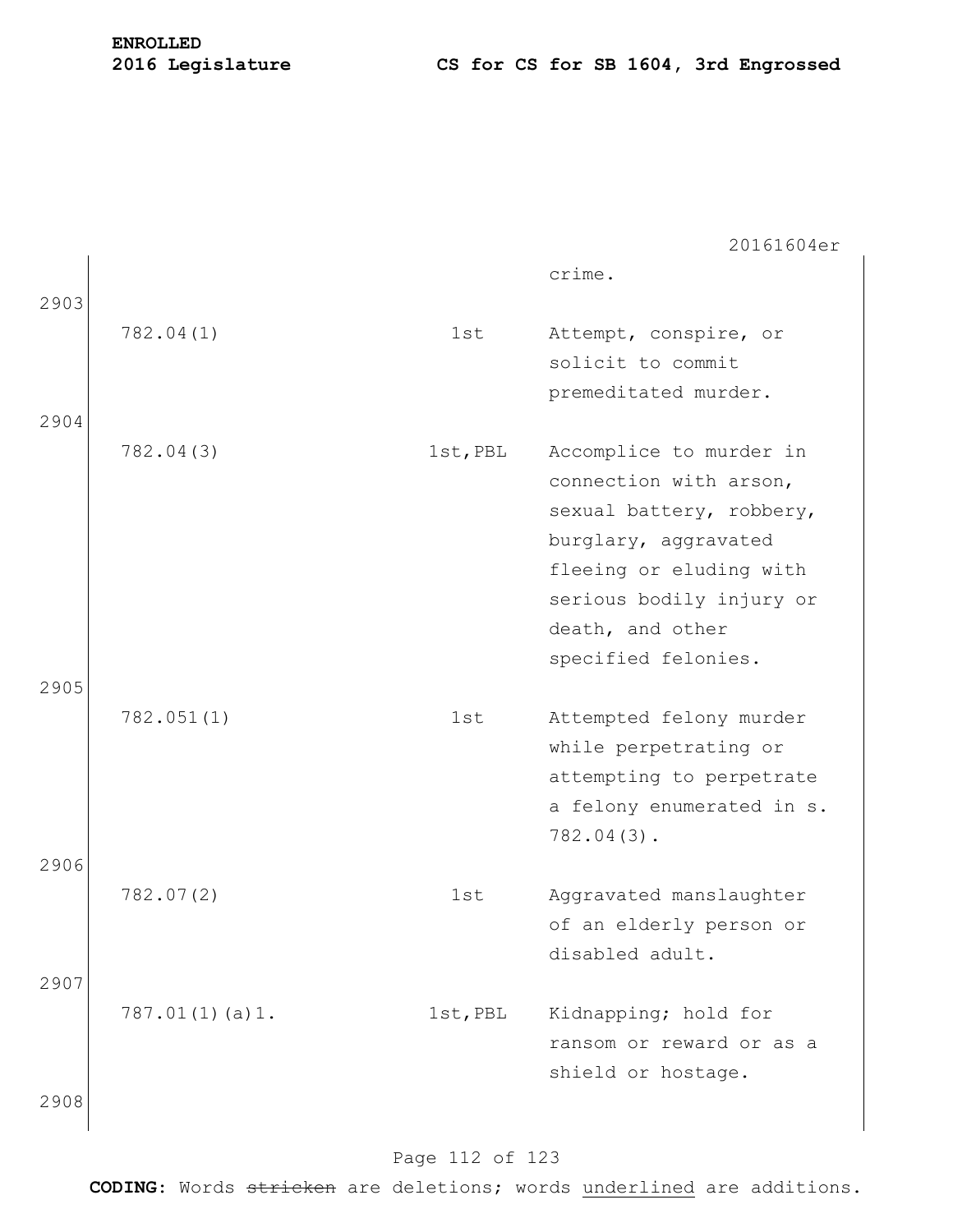crime.

2903

| | | |
|---|---|---|
| 782.04(1) | 1st | Attempt, conspire, or solicit to commit premeditated murder. |

2904

| | | |
|---|---|---|
| 782.04(3) | 1st,PBL | Accomplice to murder in connection with arson, sexual battery, robbery, burglary, aggravated fleeing or eluding with serious bodily injury or death, and other specified felonies. |

2905

| | | |
|---|---|---|
| 782.051(1) | 1st | Attempted felony murder while perpetrating or attempting to perpetrate a felony enumerated in s. 782.04(3). |

2906

| | | |
|---|---|---|
| 782.07(2) | 1st | Aggravated manslaughter of an elderly person or disabled adult. |

2907

| | | |
|---|---|---|
| 787.01(1)(a)1. | 1st,PBL | Kidnapping; hold for ransom or reward or as a shield or hostage. |

2908

**CODING:** Words ~~stricken~~ are deletions; words <u>underlined</u> are additions.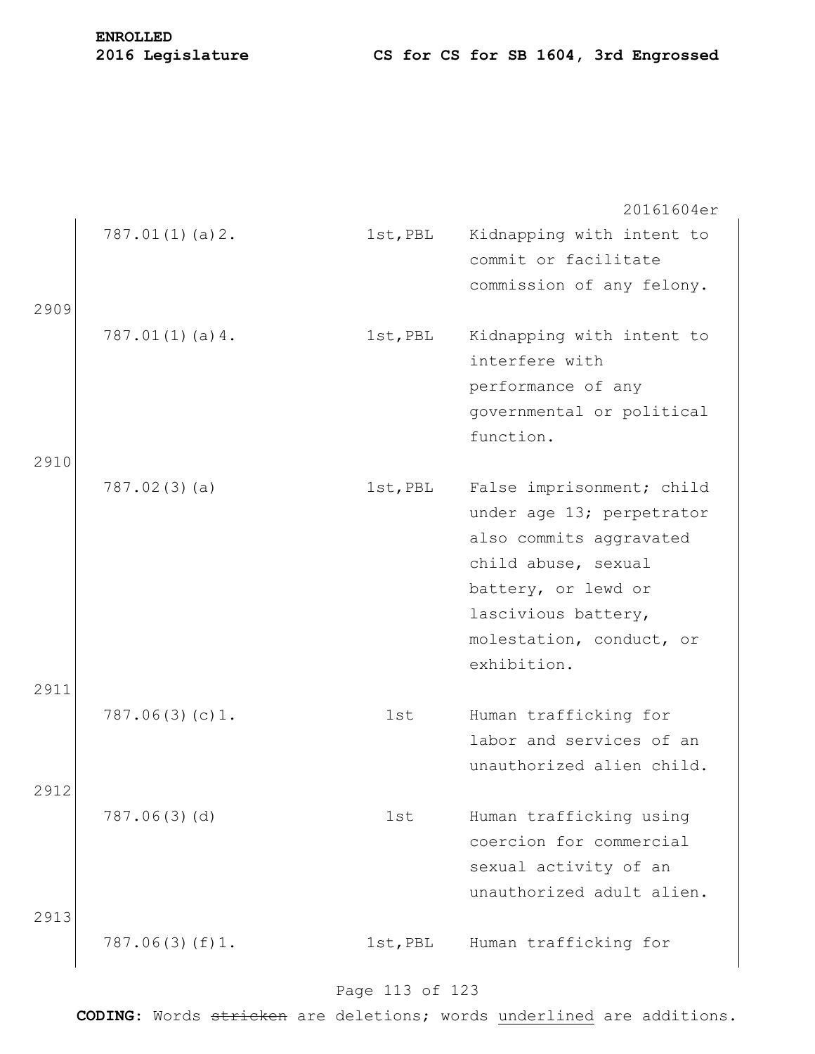| | | | |
|---|---|---|---|
| | 787.01(1)(a)2. | 1st,PBL | Kidnapping with intent to commit or facilitate commission of any felony. |
| 2909 | 787.01(1)(a)4. | 1st,PBL | Kidnapping with intent to interfere with performance of any governmental or political function. |
| 2910 | 787.02(3)(a) | 1st,PBL | False imprisonment; child under age 13; perpetrator also commits aggravated child abuse, sexual battery, or lewd or lascivious battery, molestation, conduct, or exhibition. |
| 2911 | 787.06(3)(c)1. | 1st | Human trafficking for labor and services of an unauthorized alien child. |
| 2912 | 787.06(3)(d) | 1st | Human trafficking using coercion for commercial sexual activity of an unauthorized adult alien. |
| 2913 | 787.06(3)(f)1. | 1st,PBL | Human trafficking for |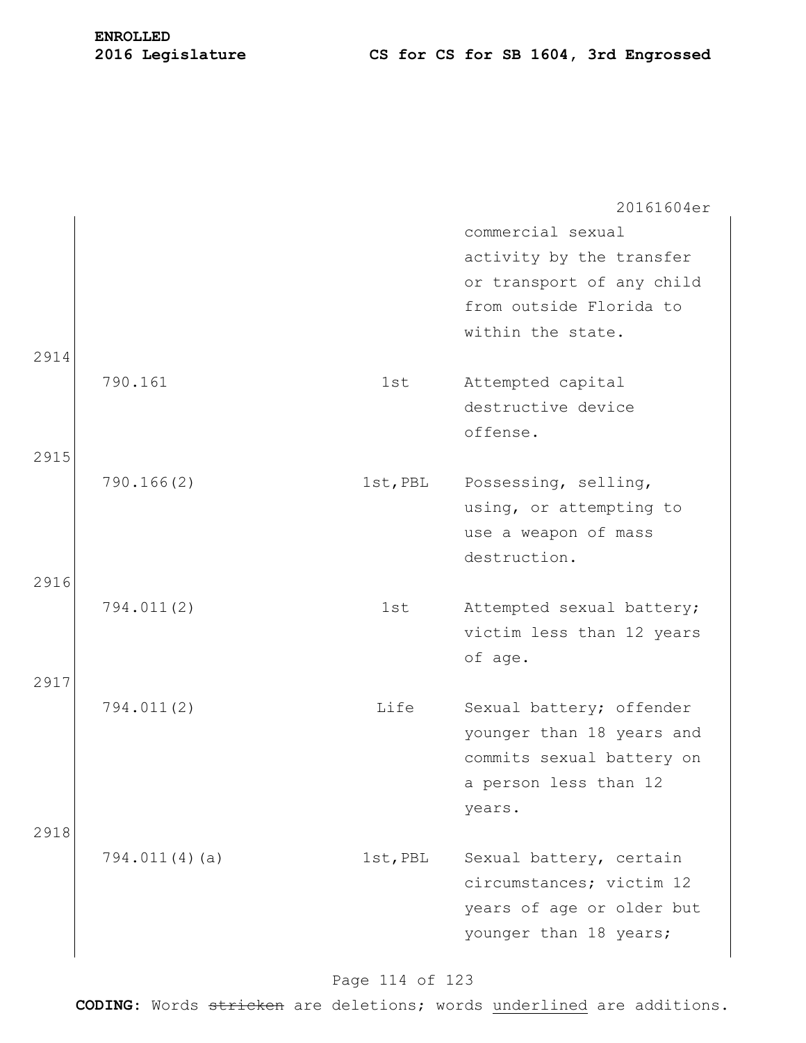| | | | |
|---|---|---|---|
| | | | commercial sexual activity by the transfer or transport of any child from outside Florida to within the state. |
| 2914 | 790.161 | 1st | Attempted capital destructive device offense. |
| 2915 | 790.166(2) | 1st,PBL | Possessing, selling, using, or attempting to use a weapon of mass destruction. |
| 2916 | 794.011(2) | 1st | Attempted sexual battery; victim less than 12 years of age. |
| 2917 | 794.011(2) | Life | Sexual battery; offender younger than 18 years and commits sexual battery on a person less than 12 years. |
| 2918 | 794.011(4)(a) | 1st,PBL | Sexual battery, certain circumstances; victim 12 years of age or older but younger than 18 years; |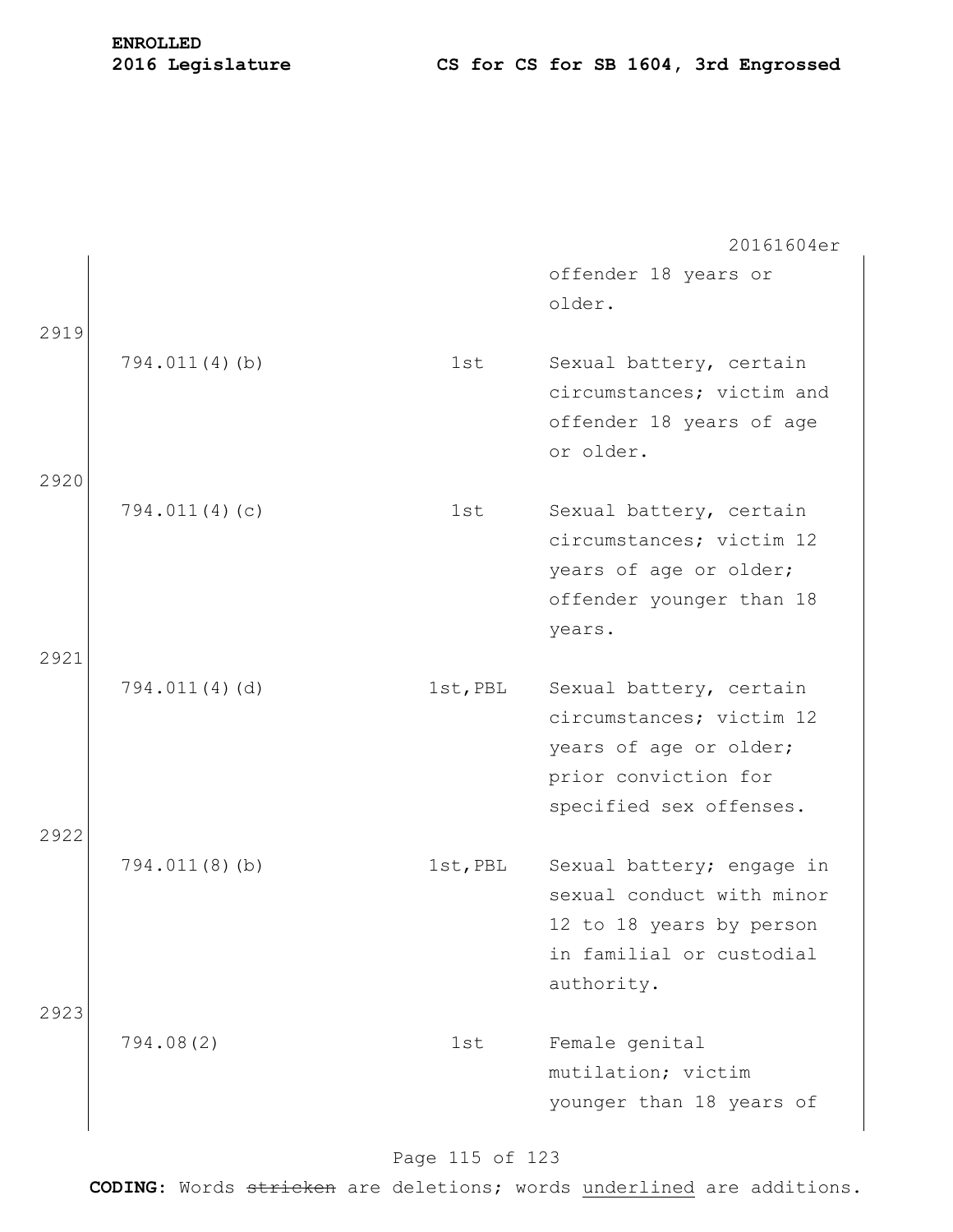| | | |
|---|---|---|
| | | offender 18 years or older. |
| 794.011(4)(b) | 1st | Sexual battery, certain circumstances; victim and offender 18 years of age or older. |
| 794.011(4)(c) | 1st | Sexual battery, certain circumstances; victim 12 years of age or older; offender younger than 18 years. |
| 794.011(4)(d) | 1st,PBL | Sexual battery, certain circumstances; victim 12 years of age or older; prior conviction for specified sex offenses. |
| 794.011(8)(b) | 1st,PBL | Sexual battery; engage in sexual conduct with minor 12 to 18 years by person in familial or custodial authority. |
| 794.08(2) | 1st | Female genital mutilation; victim younger than 18 years of |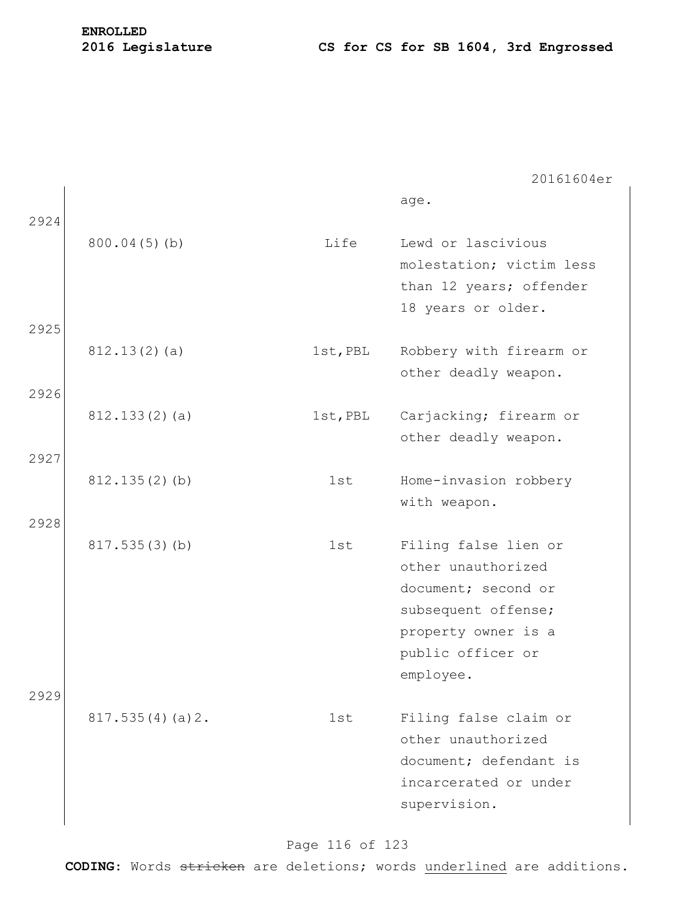| | | | |
|---|---|---|---|
| | | | age. |
| 2924 | 800.04(5)(b) | Life | Lewd or lascivious molestation; victim less than 12 years; offender 18 years or older. |
| 2925 | 812.13(2)(a) | 1st,PBL | Robbery with firearm or other deadly weapon. |
| 2926 | 812.133(2)(a) | 1st,PBL | Carjacking; firearm or other deadly weapon. |
| 2927 | 812.135(2)(b) | 1st | Home-invasion robbery with weapon. |
| 2928 | 817.535(3)(b) | 1st | Filing false lien or other unauthorized document; second or subsequent offense; property owner is a public officer or employee. |
| 2929 | 817.535(4)(a)2. | 1st | Filing false claim or other unauthorized document; defendant is incarcerated or under supervision. |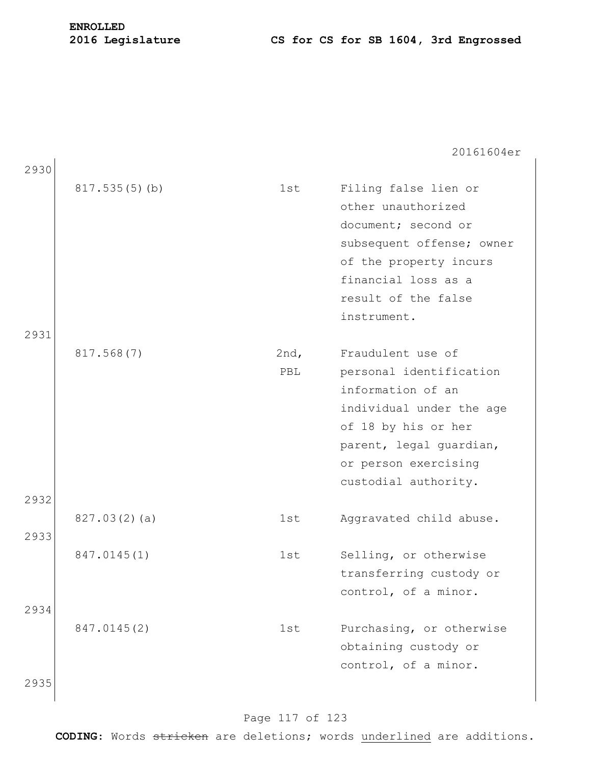20161604er

2930

| | | |
|---|---|---|
| 817.535(5)(b) | 1st | Filing false lien or other unauthorized document; second or subsequent offense; owner of the property incurs financial loss as a result of the false instrument. |

2931

| | | |
|---|---|---|
| 817.568(7) | 2nd, PBL | Fraudulent use of personal identification information of an individual under the age of 18 by his or her parent, legal guardian, or person exercising custodial authority. |

2932

| | | |
|---|---|---|
| 827.03(2)(a) | 1st | Aggravated child abuse. |

2933

| | | |
|---|---|---|
| 847.0145(1) | 1st | Selling, or otherwise transferring custody or control, of a minor. |

2934

| | | |
|---|---|---|
| 847.0145(2) | 1st | Purchasing, or otherwise obtaining custody or control, of a minor. |

2935

**CODING:** Words ~~stricken~~ are deletions; words underlined are additions.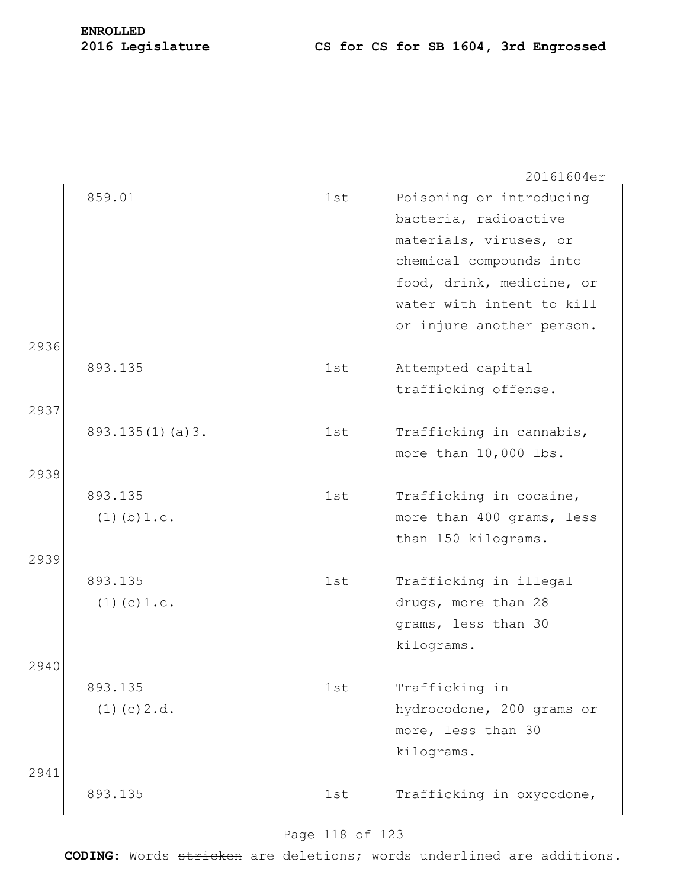20161604er

| | | | |
|---|---|---|---|
| | 859.01 | 1st | Poisoning or introducing bacteria, radioactive materials, viruses, or chemical compounds into food, drink, medicine, or water with intent to kill or injure another person. |
| 2936 | 893.135 | 1st | Attempted capital trafficking offense. |
| 2937 | 893.135(1)(a)3. | 1st | Trafficking in cannabis, more than 10,000 lbs. |
| 2938 | 893.135 (1)(b)1.c. | 1st | Trafficking in cocaine, more than 400 grams, less than 150 kilograms. |
| 2939 | 893.135 (1)(c)1.c. | 1st | Trafficking in illegal drugs, more than 28 grams, less than 30 kilograms. |
| 2940 | 893.135 (1)(c)2.d. | 1st | Trafficking in hydrocodone, 200 grams or more, less than 30 kilograms. |
| 2941 | 893.135 | 1st | Trafficking in oxycodone, |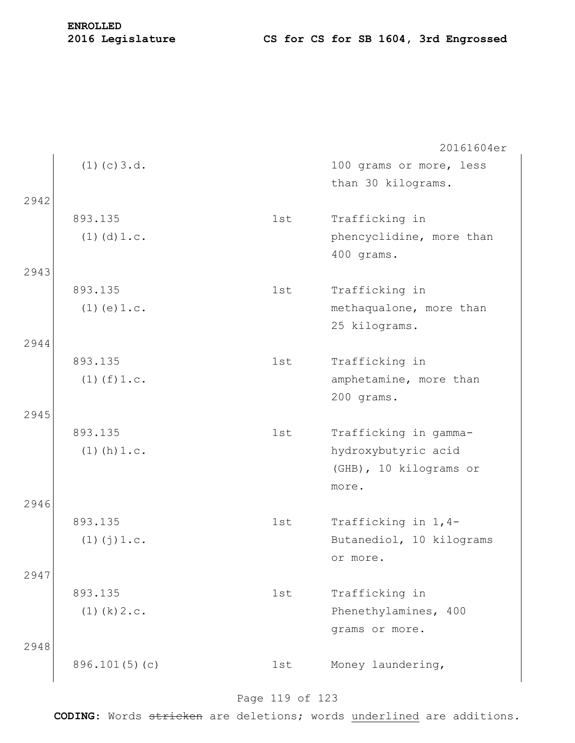| | | | |
|---|---|---|---|
| | (1)(c)3.d. | | 100 grams or more, less than 30 kilograms. |
| 2942 | 893.135 (1)(d)1.c. | 1st | Trafficking in phencyclidine, more than 400 grams. |
| 2943 | 893.135 (1)(e)1.c. | 1st | Trafficking in methaqualone, more than 25 kilograms. |
| 2944 | 893.135 (1)(f)1.c. | 1st | Trafficking in amphetamine, more than 200 grams. |
| 2945 | 893.135 (1)(h)1.c. | 1st | Trafficking in gamma-hydroxybutyric acid (GHB), 10 kilograms or more. |
| 2946 | 893.135 (1)(j)1.c. | 1st | Trafficking in 1,4-Butanediol, 10 kilograms or more. |
| 2947 | 893.135 (1)(k)2.c. | 1st | Trafficking in Phenethylamines, 400 grams or more. |
| 2948 | 896.101(5)(c) | 1st | Money laundering, |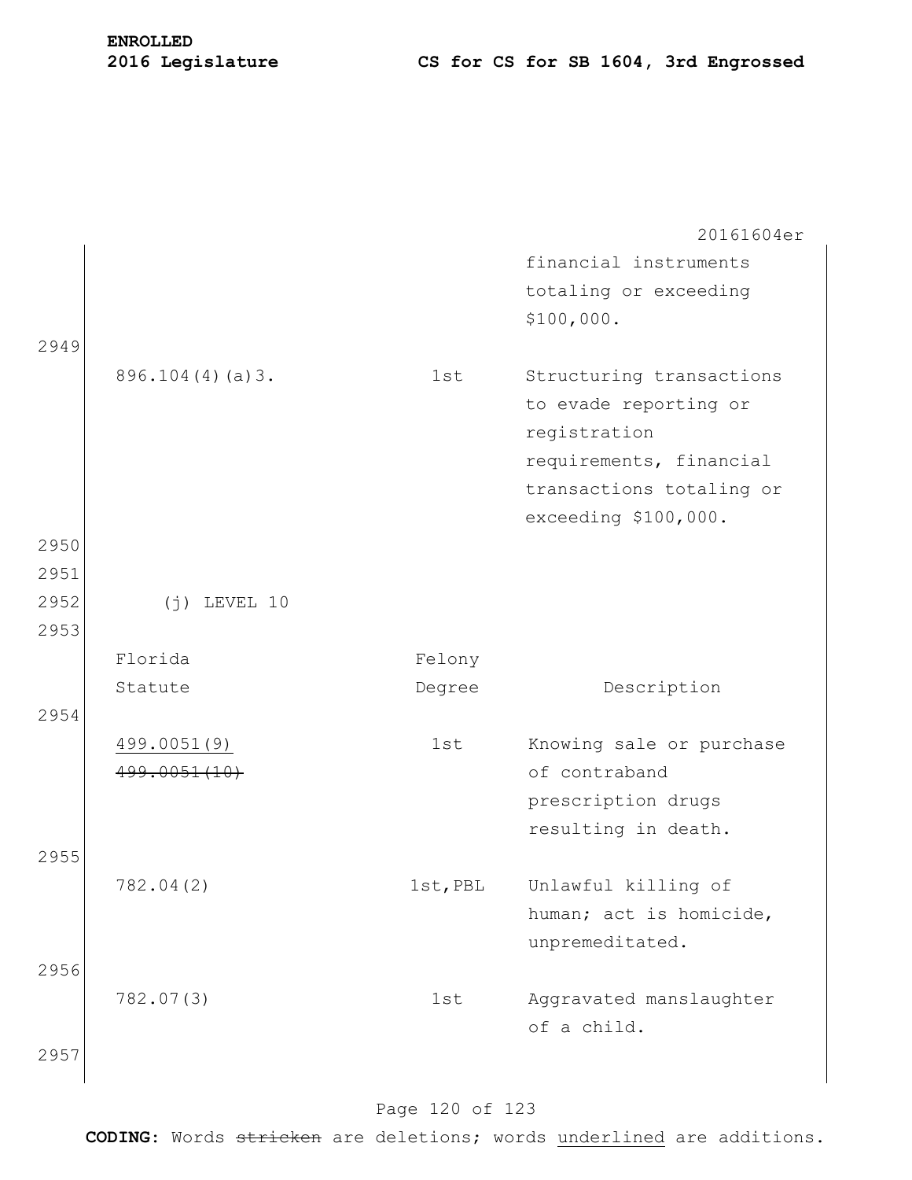| | | |
|---|---|---|
| | | financial instruments totaling or exceeding $100,000. |
| 896.104(4)(a)3. | 1st | Structuring transactions to evade reporting or registration requirements, financial transactions totaling or exceeding $100,000. |

(j) LEVEL 10

| Florida Statute | Felony Degree | Description |
|---|---|---|
| <u>499.0051(9)</u> ~~499.0051(10)~~ | 1st | Knowing sale or purchase of contraband prescription drugs resulting in death. |
| 782.04(2) | 1st,PBL | Unlawful killing of human; act is homicide, unpremeditated. |
| 782.07(3) | 1st | Aggravated manslaughter of a child. |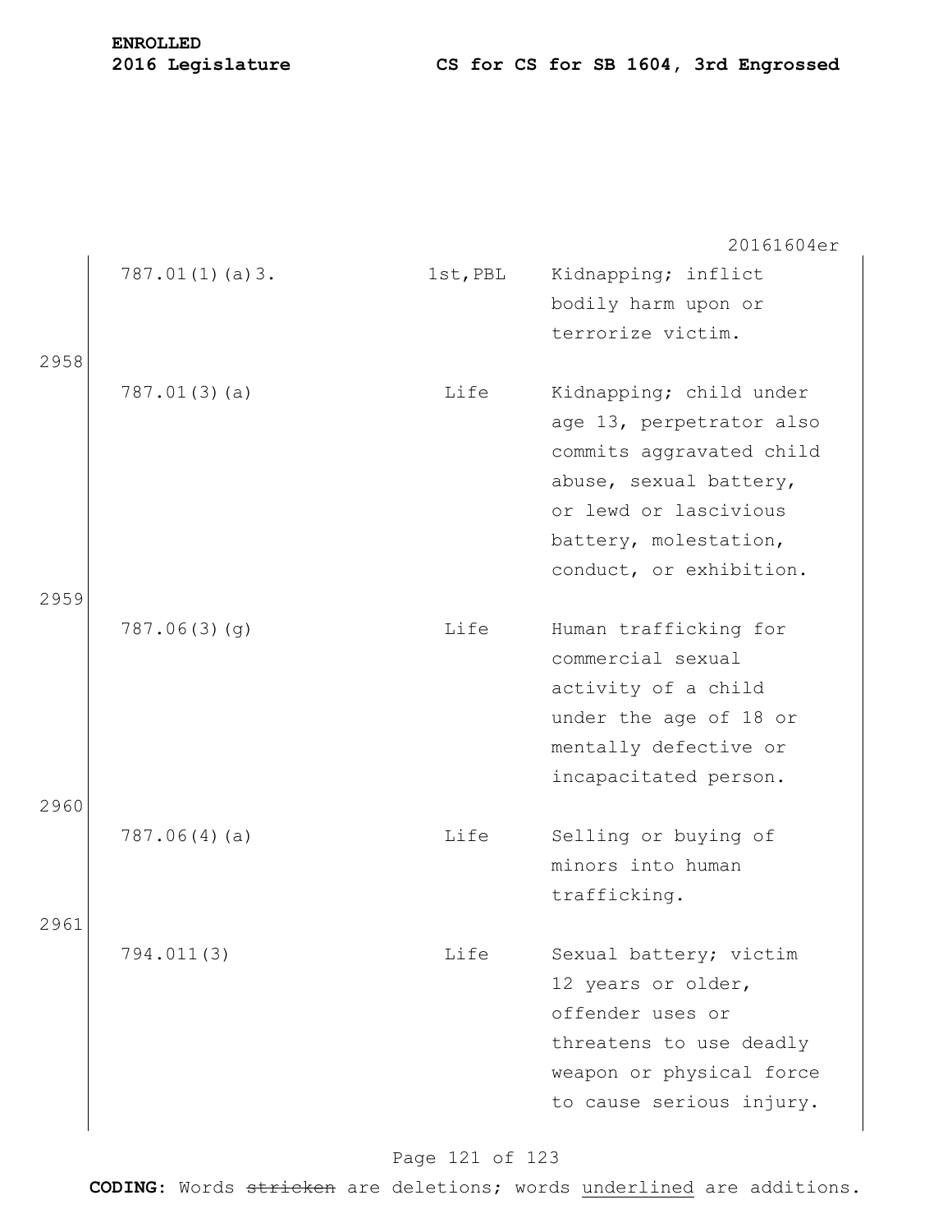| | | | |
|---|---|---|---|
| | 787.01(1)(a)3. | 1st,PBL | Kidnapping; inflict bodily harm upon or terrorize victim. |
| 2958 | 787.01(3)(a) | Life | Kidnapping; child under age 13, perpetrator also commits aggravated child abuse, sexual battery, or lewd or lascivious battery, molestation, conduct, or exhibition. |
| 2959 | 787.06(3)(g) | Life | Human trafficking for commercial sexual activity of a child under the age of 18 or mentally defective or incapacitated person. |
| 2960 | 787.06(4)(a) | Life | Selling or buying of minors into human trafficking. |
| 2961 | 794.011(3) | Life | Sexual battery; victim 12 years or older, offender uses or threatens to use deadly weapon or physical force to cause serious injury. |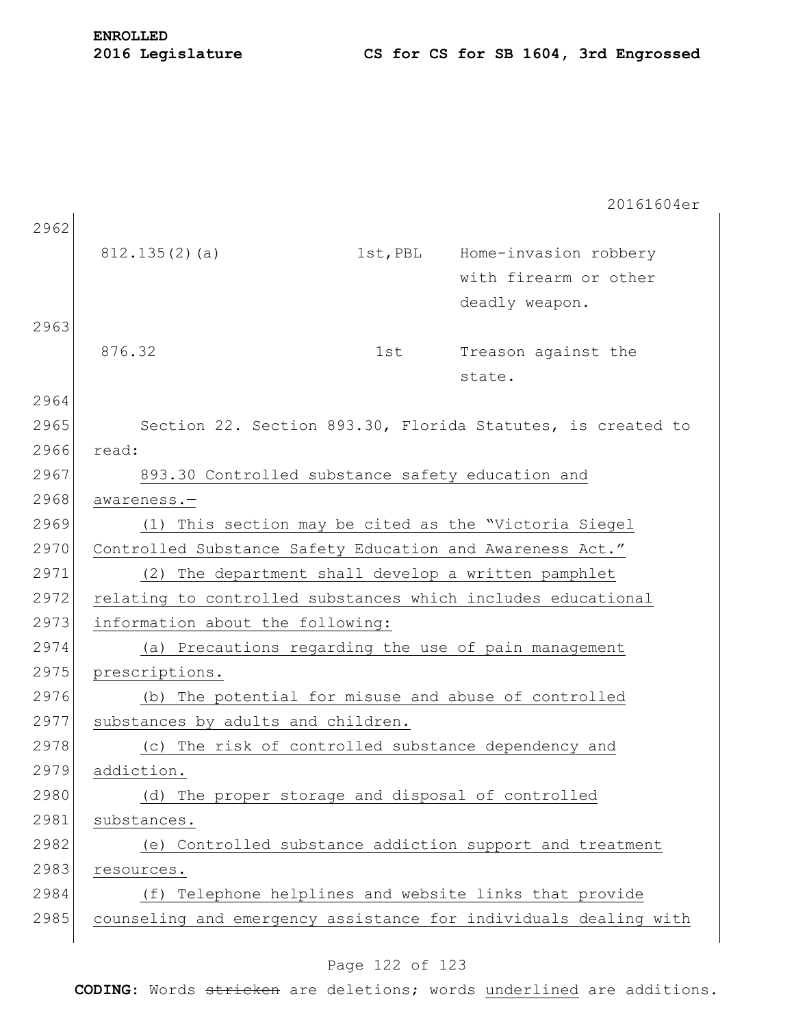| | | |
|---|---|---|
| 812.135(2)(a) | 1st,PBL | Home-invasion robbery with firearm or other deadly weapon. |
| 876.32 | 1st | Treason against the state. |

Section 22. Section 893.30, Florida Statutes, is created to read:

893.30 Controlled substance safety education and awareness.—

(1) This section may be cited as the "Victoria Siegel Controlled Substance Safety Education and Awareness Act."

(2) The department shall develop a written pamphlet relating to controlled substances which includes educational information about the following:

(a) Precautions regarding the use of pain management prescriptions.

(b) The potential for misuse and abuse of controlled substances by adults and children.

(c) The risk of controlled substance dependency and addiction.

(d) The proper storage and disposal of controlled substances.

(e) Controlled substance addiction support and treatment resources.

(f) Telephone helplines and website links that provide counseling and emergency assistance for individuals dealing with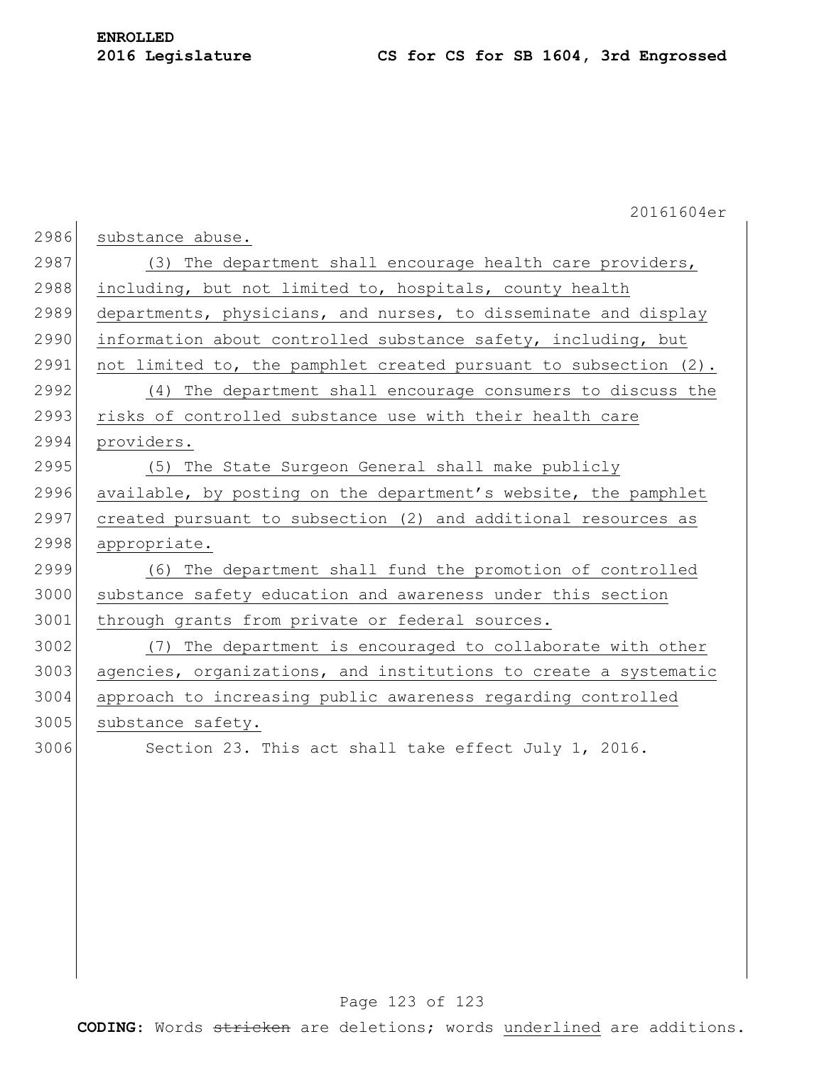substance abuse.

(3) The department shall encourage health care providers, including, but not limited to, hospitals, county health departments, physicians, and nurses, to disseminate and display information about controlled substance safety, including, but not limited to, the pamphlet created pursuant to subsection (2).

(4) The department shall encourage consumers to discuss the risks of controlled substance use with their health care providers.

(5) The State Surgeon General shall make publicly available, by posting on the department's website, the pamphlet created pursuant to subsection (2) and additional resources as appropriate.

(6) The department shall fund the promotion of controlled substance safety education and awareness under this section through grants from private or federal sources.

(7) The department is encouraged to collaborate with other agencies, organizations, and institutions to create a systematic approach to increasing public awareness regarding controlled substance safety.

Section 23. This act shall take effect July 1, 2016.